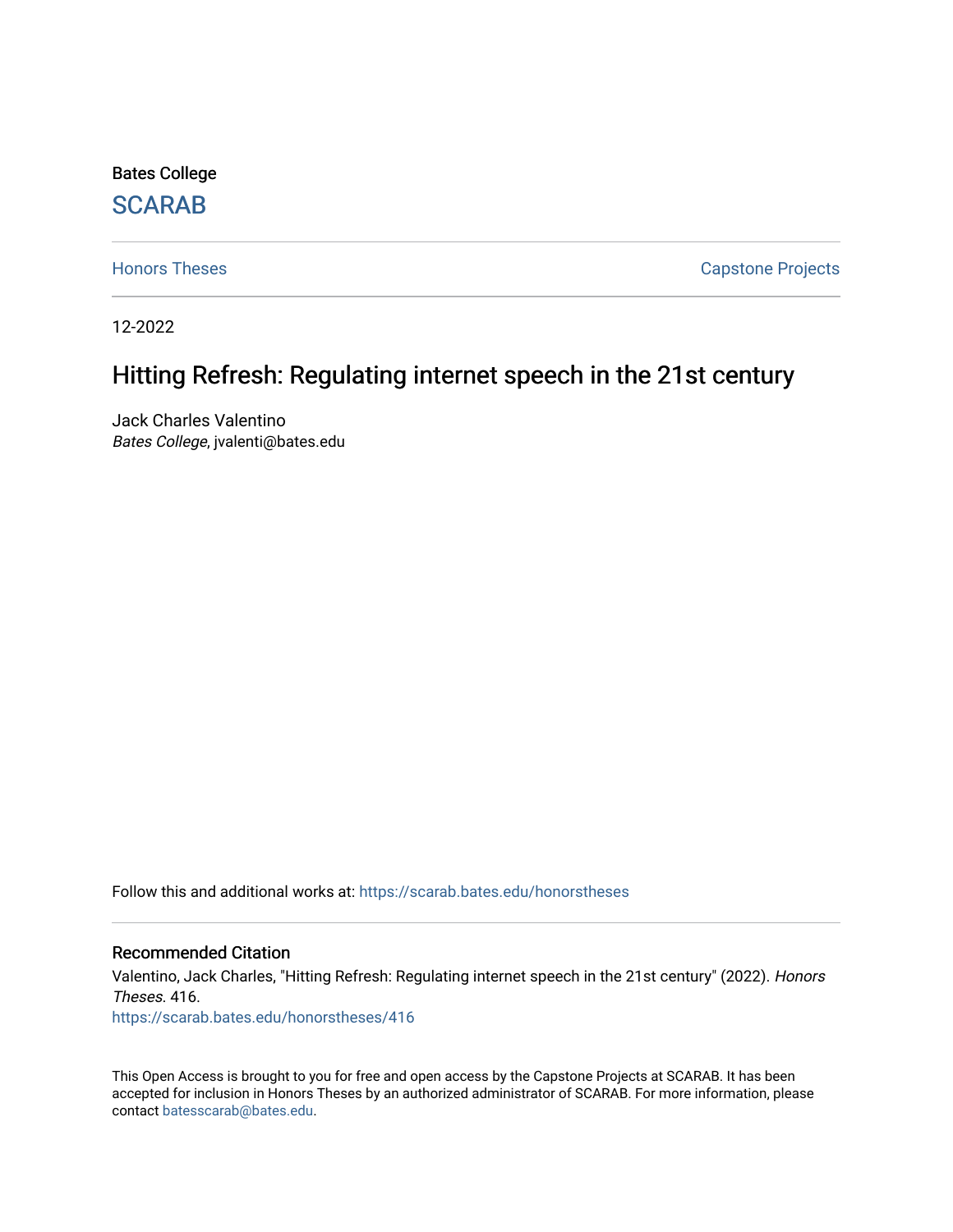Bates College

SCARAB

Honors Theses

Capstone Projects

12-2022

# Hitting Refresh: Regulating internet speech in the 21st century

Jack Charles Valentino
*Bates College*, jvalenti@bates.edu

Follow this and additional works at: https://scarab.bates.edu/honorstheses

## Recommended Citation

Valentino, Jack Charles, "Hitting Refresh: Regulating internet speech in the 21st century" (2022). *Honors Theses*. 416.
https://scarab.bates.edu/honorstheses/416

This Open Access is brought to you for free and open access by the Capstone Projects at SCARAB. It has been accepted for inclusion in Honors Theses by an authorized administrator of SCARAB. For more information, please contact batesscarab@bates.edu.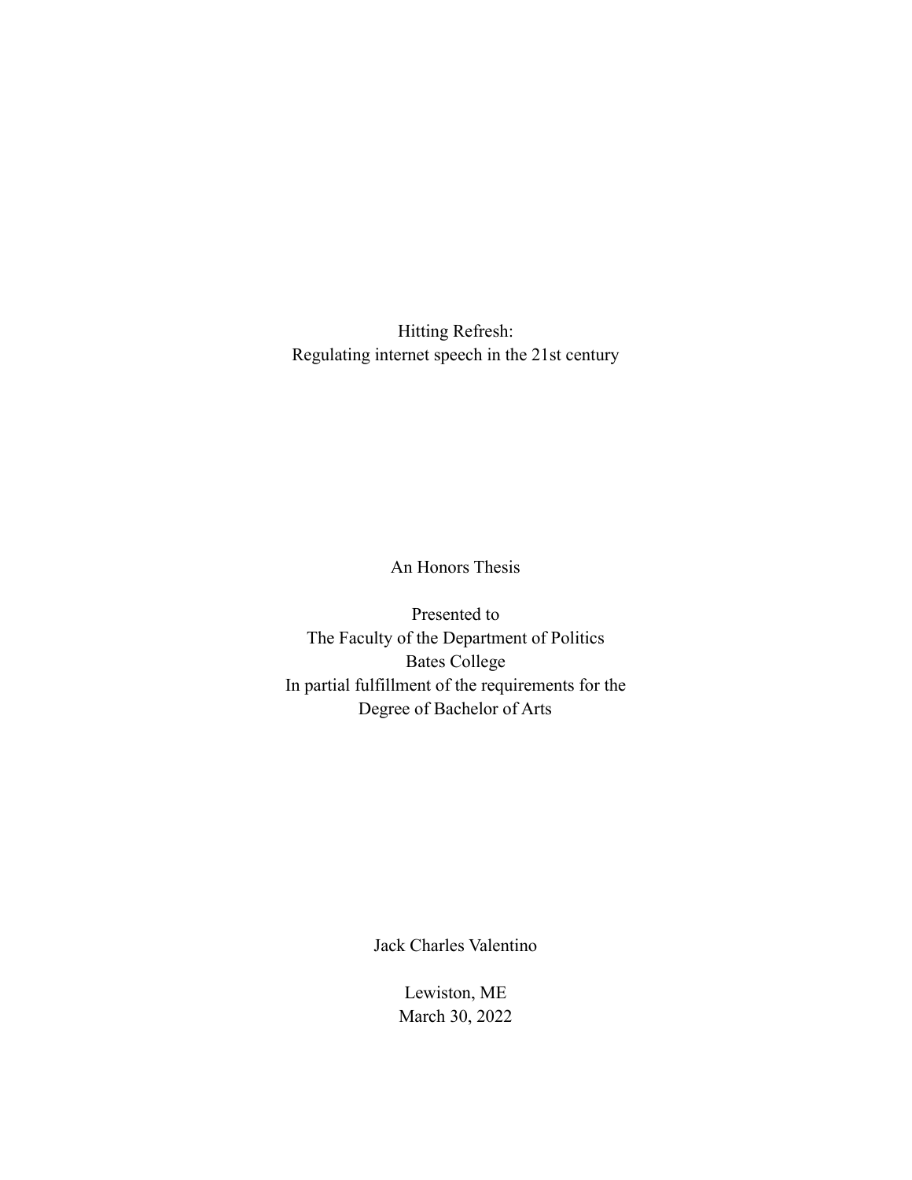# Hitting Refresh:
## Regulating internet speech in the 21st century

An Honors Thesis

Presented to
The Faculty of the Department of Politics
Bates College
In partial fulfillment of the requirements for the
Degree of Bachelor of Arts

Jack Charles Valentino

Lewiston, ME
March 30, 2022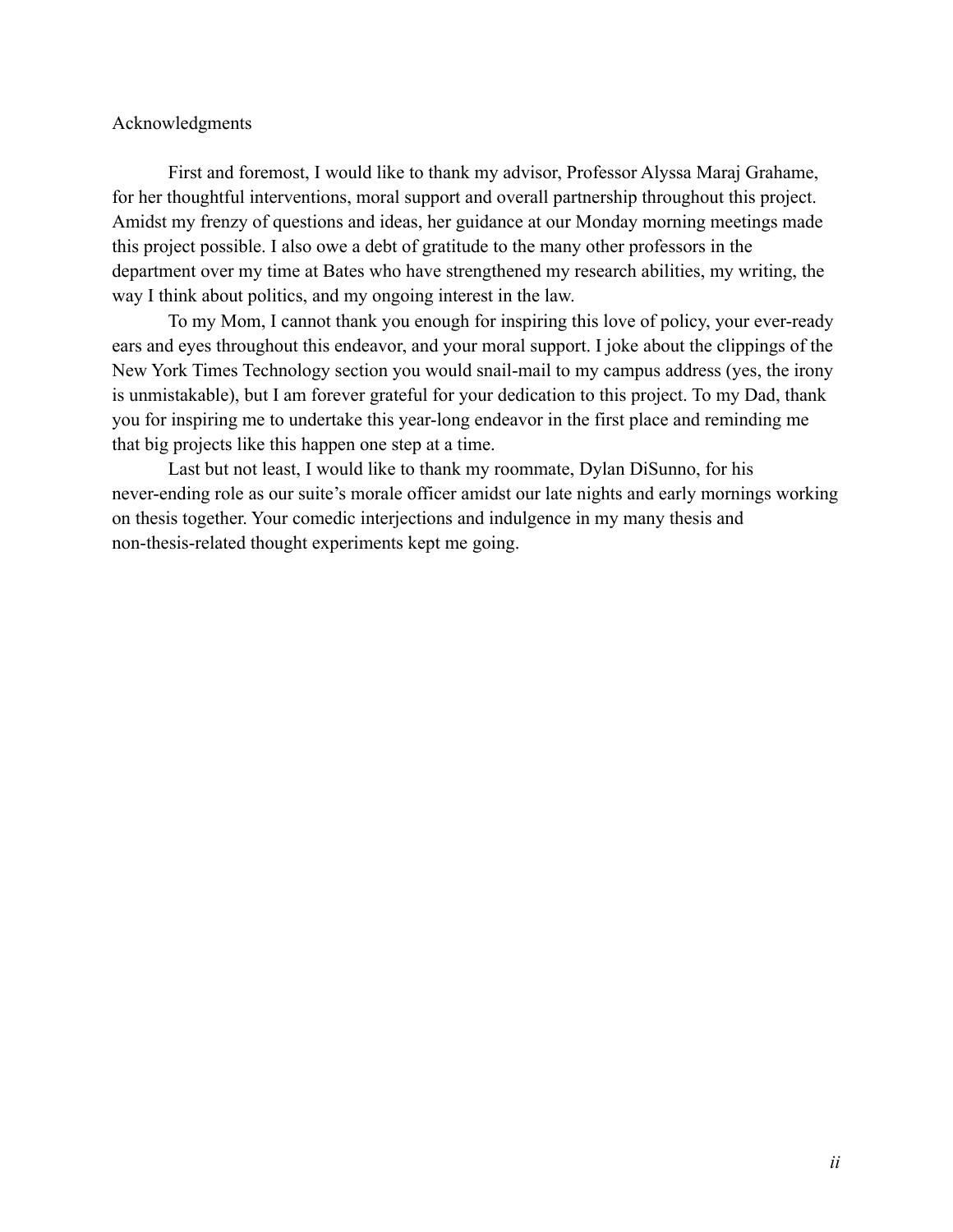# Acknowledgments

First and foremost, I would like to thank my advisor, Professor Alyssa Maraj Grahame, for her thoughtful interventions, moral support and overall partnership throughout this project. Amidst my frenzy of questions and ideas, her guidance at our Monday morning meetings made this project possible. I also owe a debt of gratitude to the many other professors in the department over my time at Bates who have strengthened my research abilities, my writing, the way I think about politics, and my ongoing interest in the law.

To my Mom, I cannot thank you enough for inspiring this love of policy, your ever-ready ears and eyes throughout this endeavor, and your moral support. I joke about the clippings of the New York Times Technology section you would snail-mail to my campus address (yes, the irony is unmistakable), but I am forever grateful for your dedication to this project. To my Dad, thank you for inspiring me to undertake this year-long endeavor in the first place and reminding me that big projects like this happen one step at a time.

Last but not least, I would like to thank my roommate, Dylan DiSunno, for his never-ending role as our suite's morale officer amidst our late nights and early mornings working on thesis together. Your comedic interjections and indulgence in my many thesis and non-thesis-related thought experiments kept me going.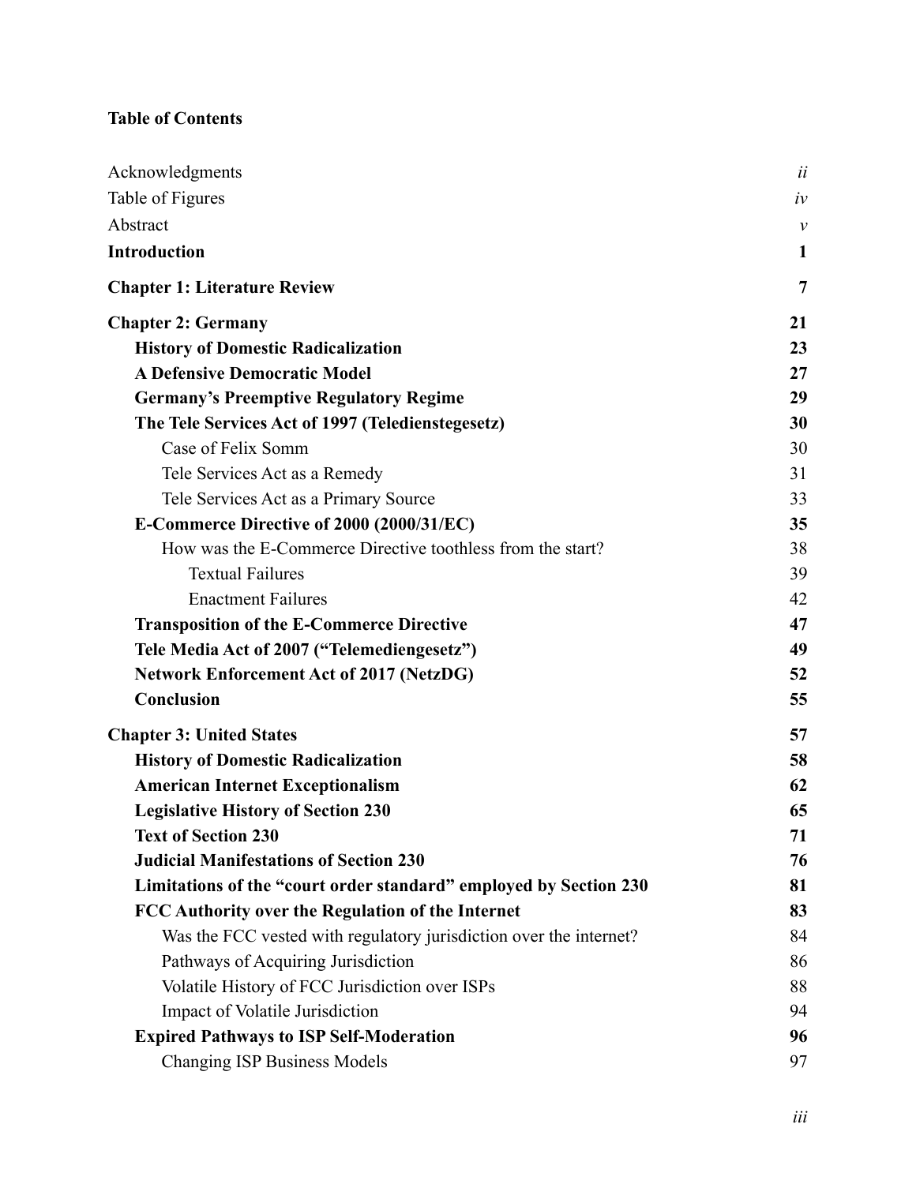**Table of Contents**

| | |
|---|---|
| Acknowledgments | *ii* |
| Table of Figures | *iv* |
| Abstract | *v* |
| **Introduction** | **1** |
| **Chapter 1: Literature Review** | **7** |
| **Chapter 2: Germany** | **21** |
| **History of Domestic Radicalization** | **23** |
| **A Defensive Democratic Model** | **27** |
| **Germany's Preemptive Regulatory Regime** | **29** |
| **The Tele Services Act of 1997 (Teledienstegesetz)** | **30** |
| Case of Felix Somm | 30 |
| Tele Services Act as a Remedy | 31 |
| Tele Services Act as a Primary Source | 33 |
| **E-Commerce Directive of 2000 (2000/31/EC)** | **35** |
| How was the E-Commerce Directive toothless from the start? | 38 |
| Textual Failures | 39 |
| Enactment Failures | 42 |
| **Transposition of the E-Commerce Directive** | **47** |
| **Tele Media Act of 2007 ("Telemediengesetz")** | **49** |
| **Network Enforcement Act of 2017 (NetzDG)** | **52** |
| **Conclusion** | **55** |
| **Chapter 3: United States** | **57** |
| **History of Domestic Radicalization** | **58** |
| **American Internet Exceptionalism** | **62** |
| **Legislative History of Section 230** | **65** |
| **Text of Section 230** | **71** |
| **Judicial Manifestations of Section 230** | **76** |
| **Limitations of the "court order standard" employed by Section 230** | **81** |
| **FCC Authority over the Regulation of the Internet** | **83** |
| Was the FCC vested with regulatory jurisdiction over the internet? | 84 |
| Pathways of Acquiring Jurisdiction | 86 |
| Volatile History of FCC Jurisdiction over ISPs | 88 |
| Impact of Volatile Jurisdiction | 94 |
| **Expired Pathways to ISP Self-Moderation** | **96** |
| Changing ISP Business Models | 97 |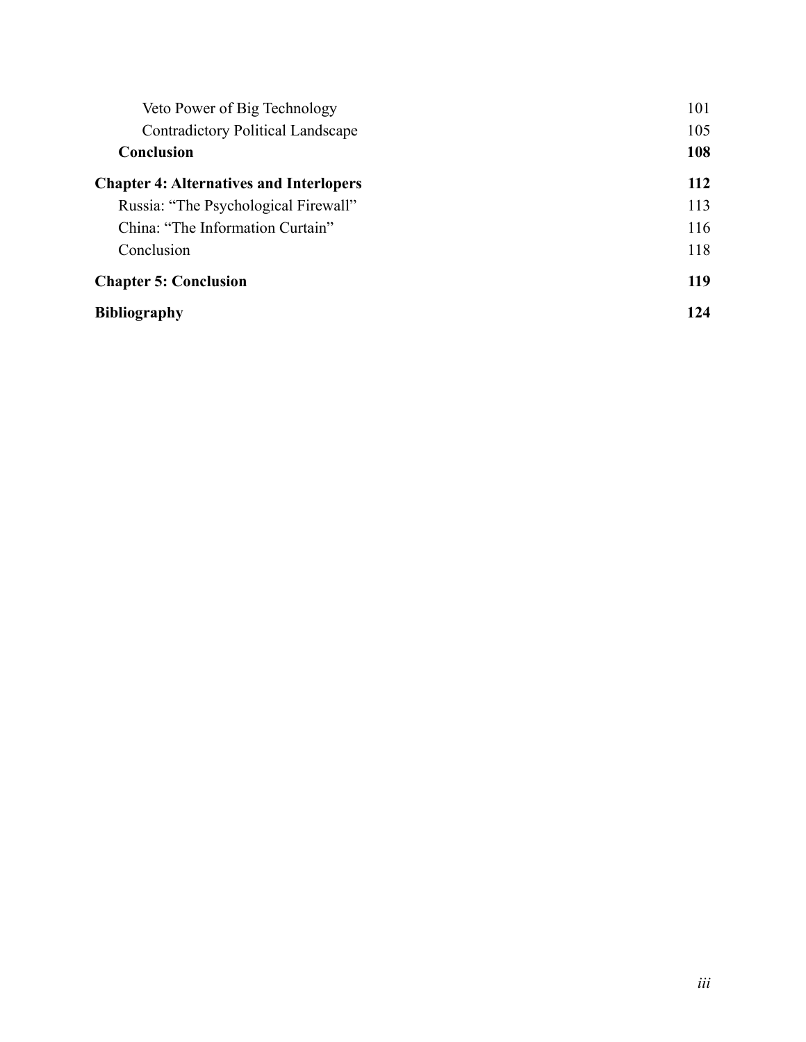Veto Power of Big Technology 101
Contradictory Political Landscape 105
**Conclusion** **108**

**Chapter 4: Alternatives and Interlopers** **112**
Russia: "The Psychological Firewall" 113
China: "The Information Curtain" 116
Conclusion 118

**Chapter 5: Conclusion** **119**

**Bibliography** **124**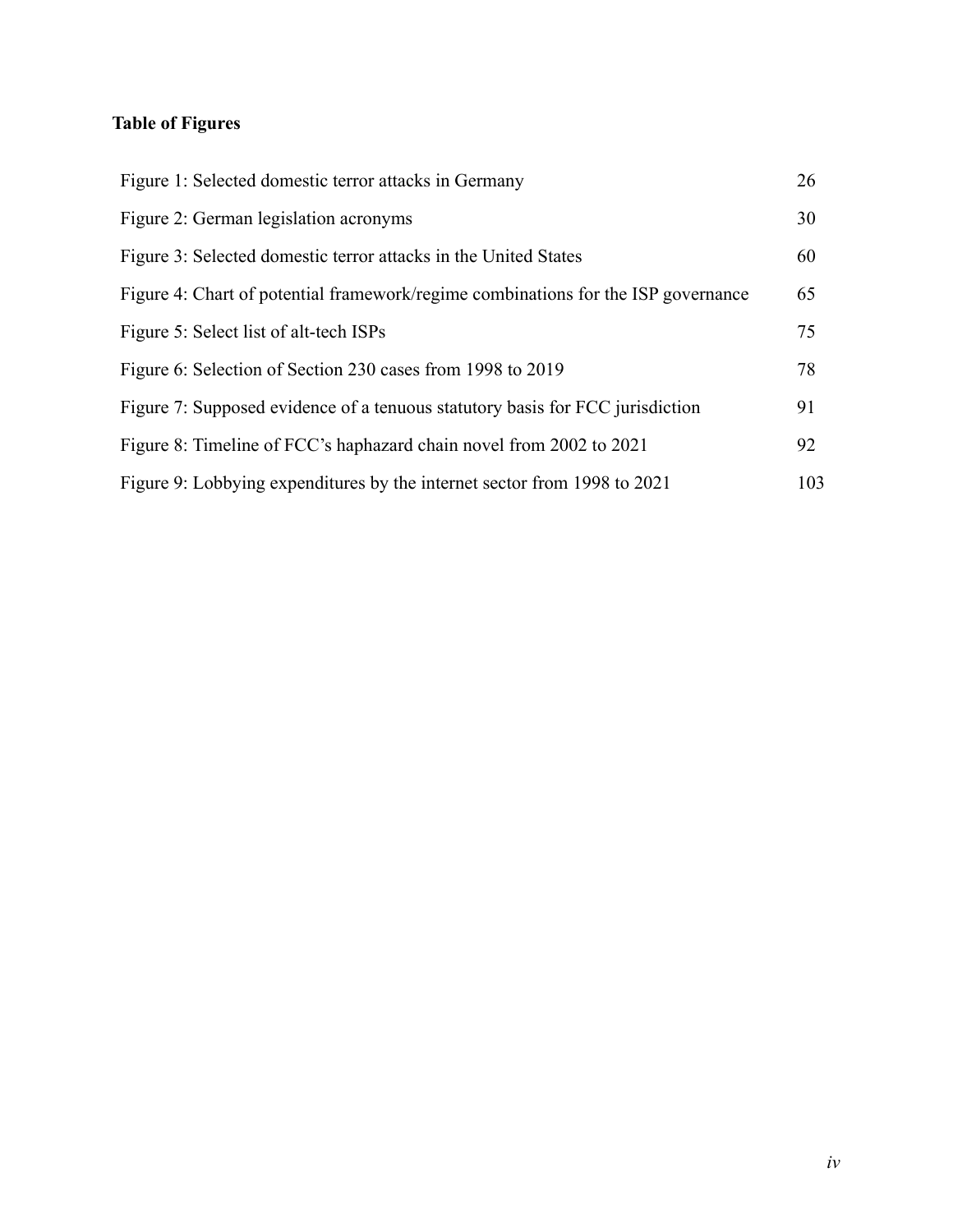## Table of Figures

| | |
|---|---|
| Figure 1: Selected domestic terror attacks in Germany | 26 |
| Figure 2: German legislation acronyms | 30 |
| Figure 3: Selected domestic terror attacks in the United States | 60 |
| Figure 4: Chart of potential framework/regime combinations for the ISP governance | 65 |
| Figure 5: Select list of alt-tech ISPs | 75 |
| Figure 6: Selection of Section 230 cases from 1998 to 2019 | 78 |
| Figure 7: Supposed evidence of a tenuous statutory basis for FCC jurisdiction | 91 |
| Figure 8: Timeline of FCC's haphazard chain novel from 2002 to 2021 | 92 |
| Figure 9: Lobbying expenditures by the internet sector from 1998 to 2021 | 103 |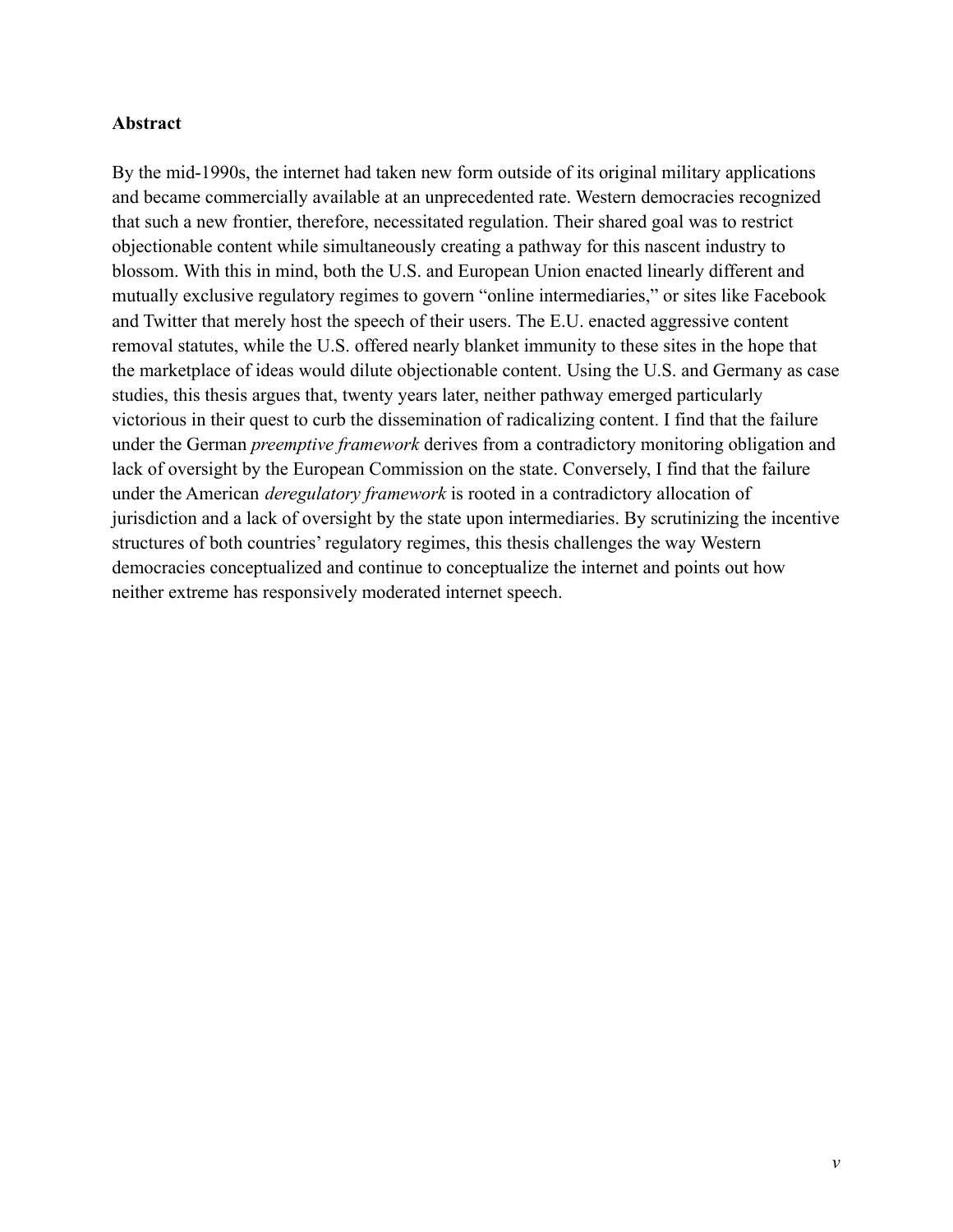**Abstract**

By the mid-1990s, the internet had taken new form outside of its original military applications and became commercially available at an unprecedented rate. Western democracies recognized that such a new frontier, therefore, necessitated regulation. Their shared goal was to restrict objectionable content while simultaneously creating a pathway for this nascent industry to blossom. With this in mind, both the U.S. and European Union enacted linearly different and mutually exclusive regulatory regimes to govern "online intermediaries," or sites like Facebook and Twitter that merely host the speech of their users. The E.U. enacted aggressive content removal statutes, while the U.S. offered nearly blanket immunity to these sites in the hope that the marketplace of ideas would dilute objectionable content. Using the U.S. and Germany as case studies, this thesis argues that, twenty years later, neither pathway emerged particularly victorious in their quest to curb the dissemination of radicalizing content. I find that the failure under the German *preemptive framework* derives from a contradictory monitoring obligation and lack of oversight by the European Commission on the state. Conversely, I find that the failure under the American *deregulatory framework* is rooted in a contradictory allocation of jurisdiction and a lack of oversight by the state upon intermediaries. By scrutinizing the incentive structures of both countries' regulatory regimes, this thesis challenges the way Western democracies conceptualized and continue to conceptualize the internet and points out how neither extreme has responsively moderated internet speech.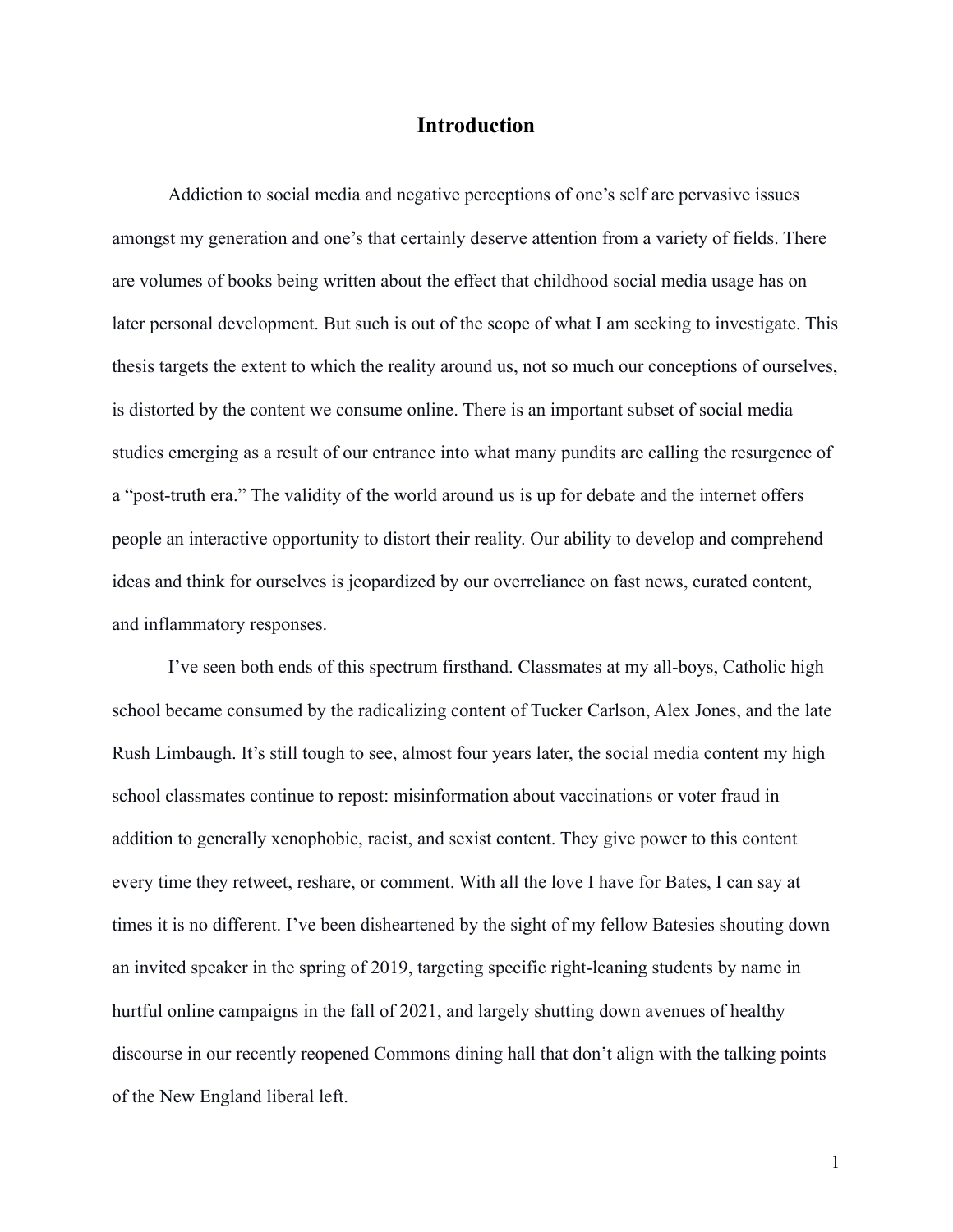# Introduction

Addiction to social media and negative perceptions of one's self are pervasive issues amongst my generation and one's that certainly deserve attention from a variety of fields. There are volumes of books being written about the effect that childhood social media usage has on later personal development. But such is out of the scope of what I am seeking to investigate. This thesis targets the extent to which the reality around us, not so much our conceptions of ourselves, is distorted by the content we consume online. There is an important subset of social media studies emerging as a result of our entrance into what many pundits are calling the resurgence of a "post-truth era." The validity of the world around us is up for debate and the internet offers people an interactive opportunity to distort their reality. Our ability to develop and comprehend ideas and think for ourselves is jeopardized by our overreliance on fast news, curated content, and inflammatory responses.

I've seen both ends of this spectrum firsthand. Classmates at my all-boys, Catholic high school became consumed by the radicalizing content of Tucker Carlson, Alex Jones, and the late Rush Limbaugh. It's still tough to see, almost four years later, the social media content my high school classmates continue to repost: misinformation about vaccinations or voter fraud in addition to generally xenophobic, racist, and sexist content. They give power to this content every time they retweet, reshare, or comment. With all the love I have for Bates, I can say at times it is no different. I've been disheartened by the sight of my fellow Batesies shouting down an invited speaker in the spring of 2019, targeting specific right-leaning students by name in hurtful online campaigns in the fall of 2021, and largely shutting down avenues of healthy discourse in our recently reopened Commons dining hall that don't align with the talking points of the New England liberal left.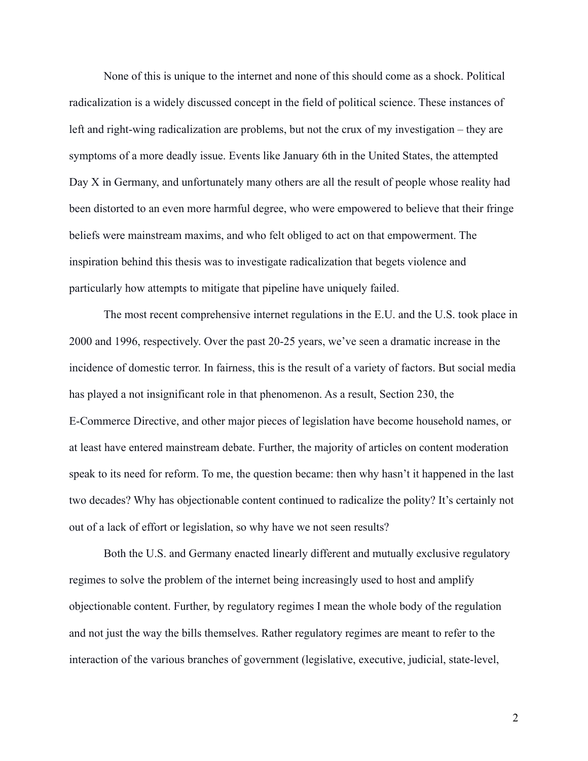None of this is unique to the internet and none of this should come as a shock. Political radicalization is a widely discussed concept in the field of political science. These instances of left and right-wing radicalization are problems, but not the crux of my investigation – they are symptoms of a more deadly issue. Events like January 6th in the United States, the attempted Day X in Germany, and unfortunately many others are all the result of people whose reality had been distorted to an even more harmful degree, who were empowered to believe that their fringe beliefs were mainstream maxims, and who felt obliged to act on that empowerment. The inspiration behind this thesis was to investigate radicalization that begets violence and particularly how attempts to mitigate that pipeline have uniquely failed.

The most recent comprehensive internet regulations in the E.U. and the U.S. took place in 2000 and 1996, respectively. Over the past 20-25 years, we've seen a dramatic increase in the incidence of domestic terror. In fairness, this is the result of a variety of factors. But social media has played a not insignificant role in that phenomenon. As a result, Section 230, the E-Commerce Directive, and other major pieces of legislation have become household names, or at least have entered mainstream debate. Further, the majority of articles on content moderation speak to its need for reform. To me, the question became: then why hasn't it happened in the last two decades? Why has objectionable content continued to radicalize the polity? It's certainly not out of a lack of effort or legislation, so why have we not seen results?

Both the U.S. and Germany enacted linearly different and mutually exclusive regulatory regimes to solve the problem of the internet being increasingly used to host and amplify objectionable content. Further, by regulatory regimes I mean the whole body of the regulation and not just the way the bills themselves. Rather regulatory regimes are meant to refer to the interaction of the various branches of government (legislative, executive, judicial, state-level,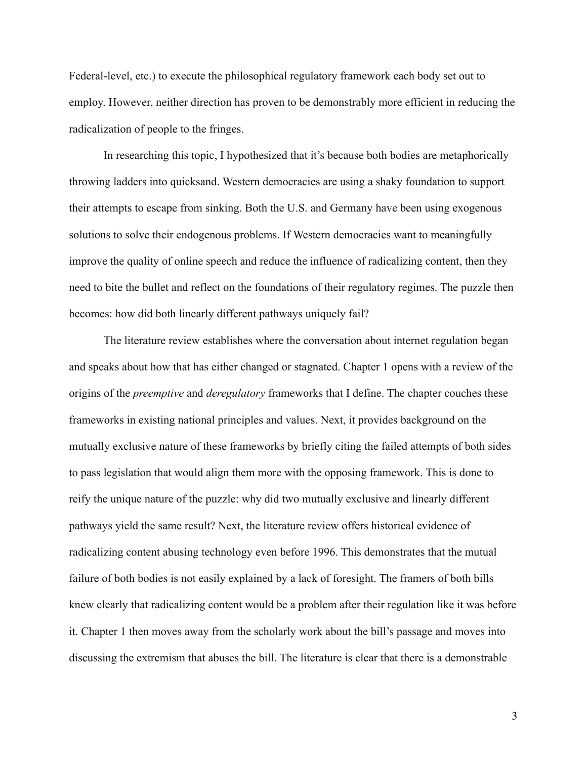Federal-level, etc.) to execute the philosophical regulatory framework each body set out to employ. However, neither direction has proven to be demonstrably more efficient in reducing the radicalization of people to the fringes.

In researching this topic, I hypothesized that it's because both bodies are metaphorically throwing ladders into quicksand. Western democracies are using a shaky foundation to support their attempts to escape from sinking. Both the U.S. and Germany have been using exogenous solutions to solve their endogenous problems. If Western democracies want to meaningfully improve the quality of online speech and reduce the influence of radicalizing content, then they need to bite the bullet and reflect on the foundations of their regulatory regimes. The puzzle then becomes: how did both linearly different pathways uniquely fail?

The literature review establishes where the conversation about internet regulation began and speaks about how that has either changed or stagnated. Chapter 1 opens with a review of the origins of the *preemptive* and *deregulatory* frameworks that I define. The chapter couches these frameworks in existing national principles and values. Next, it provides background on the mutually exclusive nature of these frameworks by briefly citing the failed attempts of both sides to pass legislation that would align them more with the opposing framework. This is done to reify the unique nature of the puzzle: why did two mutually exclusive and linearly different pathways yield the same result? Next, the literature review offers historical evidence of radicalizing content abusing technology even before 1996. This demonstrates that the mutual failure of both bodies is not easily explained by a lack of foresight. The framers of both bills knew clearly that radicalizing content would be a problem after their regulation like it was before it. Chapter 1 then moves away from the scholarly work about the bill's passage and moves into discussing the extremism that abuses the bill. The literature is clear that there is a demonstrable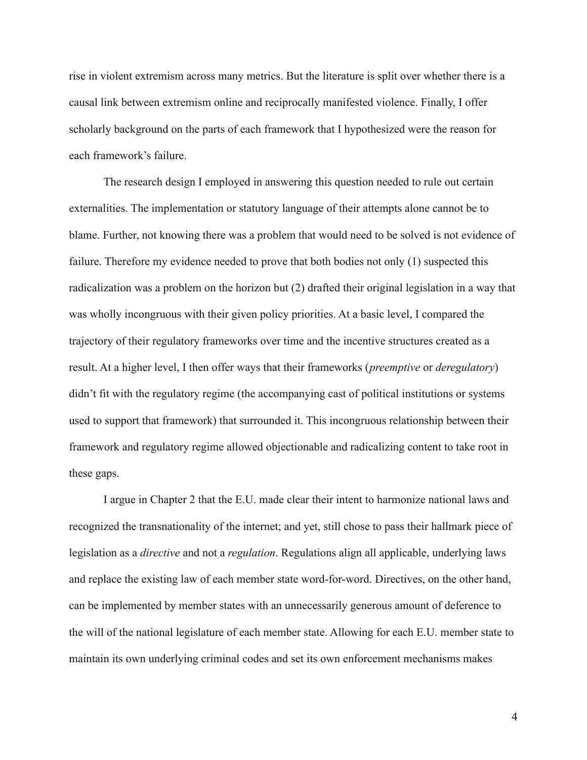rise in violent extremism across many metrics. But the literature is split over whether there is a causal link between extremism online and reciprocally manifested violence. Finally, I offer scholarly background on the parts of each framework that I hypothesized were the reason for each framework's failure.

The research design I employed in answering this question needed to rule out certain externalities. The implementation or statutory language of their attempts alone cannot be to blame. Further, not knowing there was a problem that would need to be solved is not evidence of failure. Therefore my evidence needed to prove that both bodies not only (1) suspected this radicalization was a problem on the horizon but (2) drafted their original legislation in a way that was wholly incongruous with their given policy priorities. At a basic level, I compared the trajectory of their regulatory frameworks over time and the incentive structures created as a result. At a higher level, I then offer ways that their frameworks (*preemptive* or *deregulatory*) didn't fit with the regulatory regime (the accompanying cast of political institutions or systems used to support that framework) that surrounded it. This incongruous relationship between their framework and regulatory regime allowed objectionable and radicalizing content to take root in these gaps.

I argue in Chapter 2 that the E.U. made clear their intent to harmonize national laws and recognized the transnationality of the internet; and yet, still chose to pass their hallmark piece of legislation as a *directive* and not a *regulation*. Regulations align all applicable, underlying laws and replace the existing law of each member state word-for-word. Directives, on the other hand, can be implemented by member states with an unnecessarily generous amount of deference to the will of the national legislature of each member state. Allowing for each E.U. member state to maintain its own underlying criminal codes and set its own enforcement mechanisms makes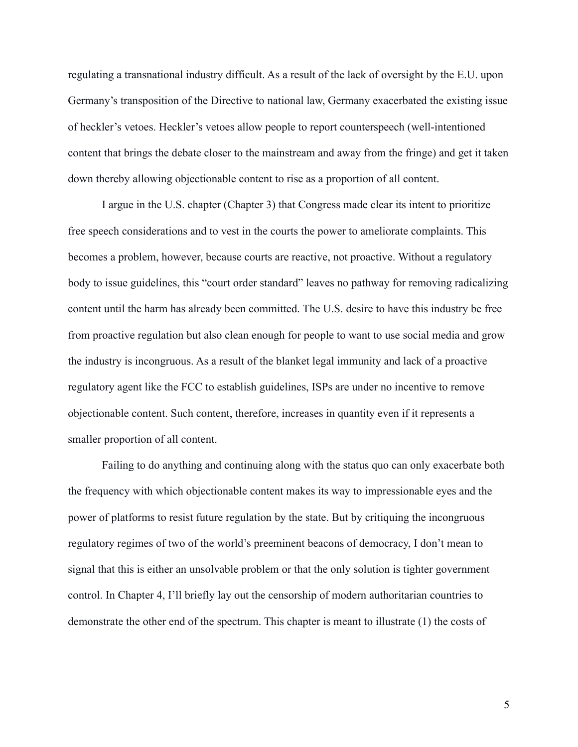regulating a transnational industry difficult. As a result of the lack of oversight by the E.U. upon Germany's transposition of the Directive to national law, Germany exacerbated the existing issue of heckler's vetoes. Heckler's vetoes allow people to report counterspeech (well-intentioned content that brings the debate closer to the mainstream and away from the fringe) and get it taken down thereby allowing objectionable content to rise as a proportion of all content.

I argue in the U.S. chapter (Chapter 3) that Congress made clear its intent to prioritize free speech considerations and to vest in the courts the power to ameliorate complaints. This becomes a problem, however, because courts are reactive, not proactive. Without a regulatory body to issue guidelines, this "court order standard" leaves no pathway for removing radicalizing content until the harm has already been committed. The U.S. desire to have this industry be free from proactive regulation but also clean enough for people to want to use social media and grow the industry is incongruous. As a result of the blanket legal immunity and lack of a proactive regulatory agent like the FCC to establish guidelines, ISPs are under no incentive to remove objectionable content. Such content, therefore, increases in quantity even if it represents a smaller proportion of all content.

Failing to do anything and continuing along with the status quo can only exacerbate both the frequency with which objectionable content makes its way to impressionable eyes and the power of platforms to resist future regulation by the state. But by critiquing the incongruous regulatory regimes of two of the world's preeminent beacons of democracy, I don't mean to signal that this is either an unsolvable problem or that the only solution is tighter government control. In Chapter 4, I'll briefly lay out the censorship of modern authoritarian countries to demonstrate the other end of the spectrum. This chapter is meant to illustrate (1) the costs of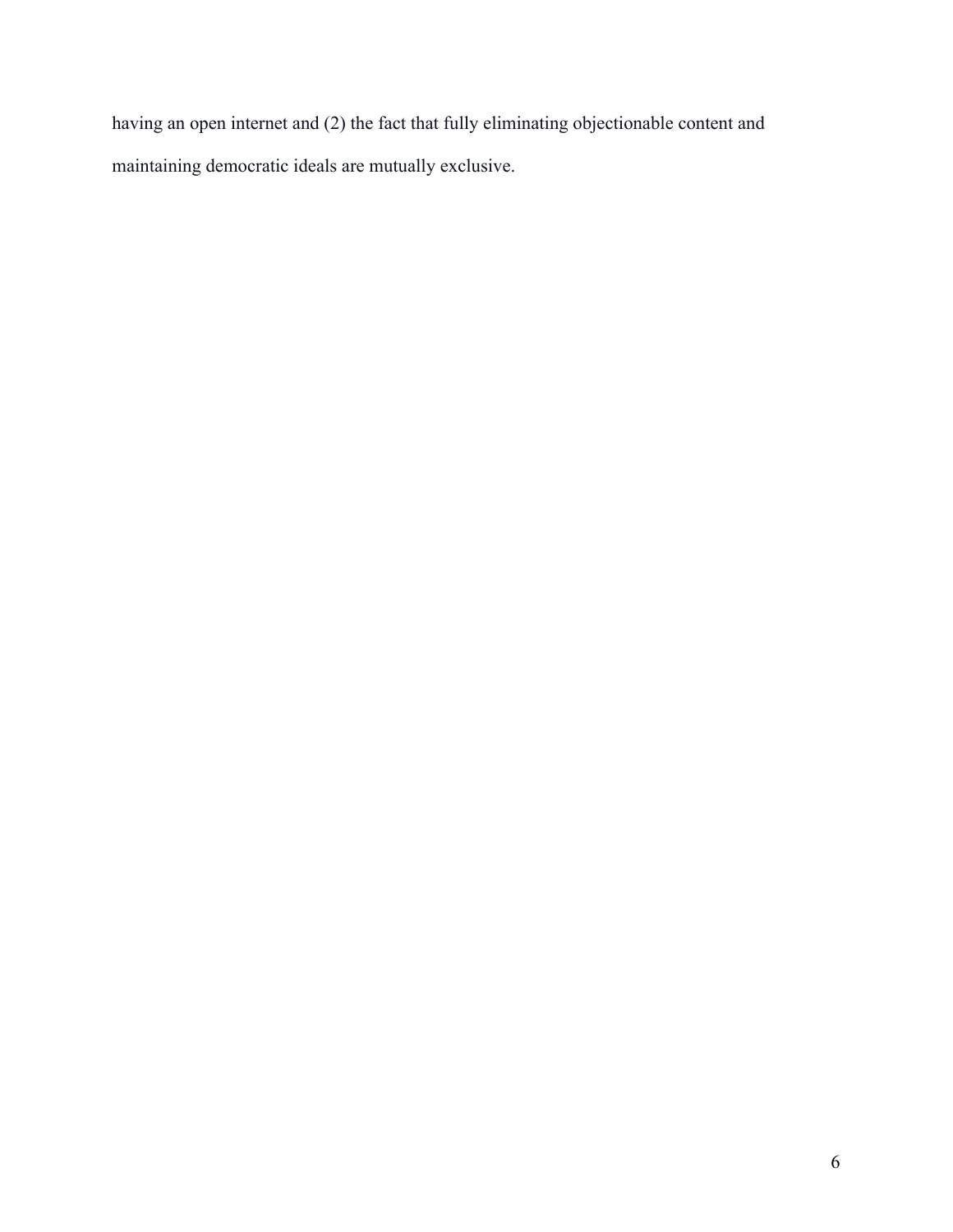having an open internet and (2) the fact that fully eliminating objectionable content and maintaining democratic ideals are mutually exclusive.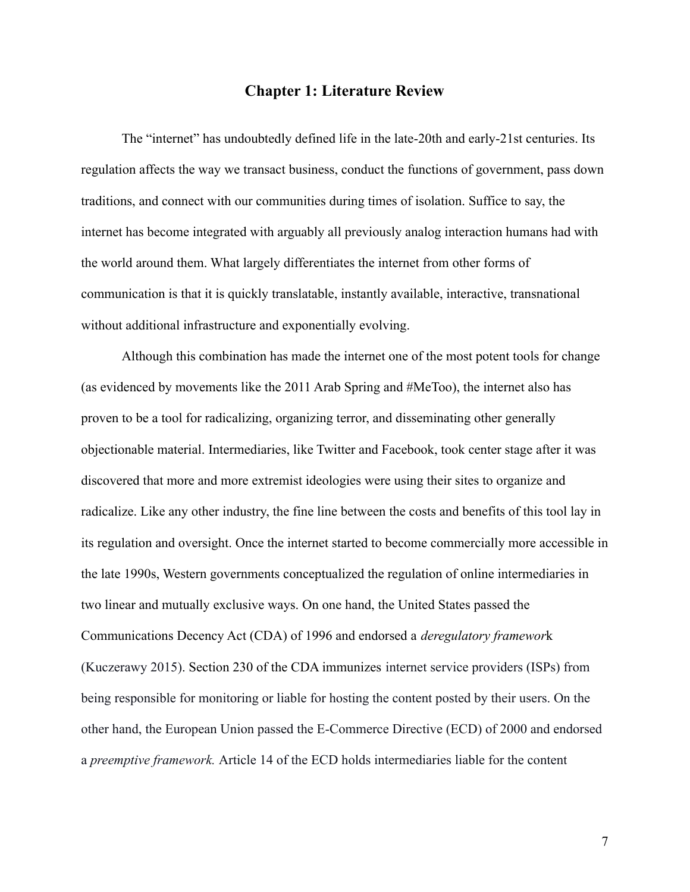# Chapter 1: Literature Review

The "internet" has undoubtedly defined life in the late-20th and early-21st centuries. Its regulation affects the way we transact business, conduct the functions of government, pass down traditions, and connect with our communities during times of isolation. Suffice to say, the internet has become integrated with arguably all previously analog interaction humans had with the world around them. What largely differentiates the internet from other forms of communication is that it is quickly translatable, instantly available, interactive, transnational without additional infrastructure and exponentially evolving.

Although this combination has made the internet one of the most potent tools for change (as evidenced by movements like the 2011 Arab Spring and #MeToo), the internet also has proven to be a tool for radicalizing, organizing terror, and disseminating other generally objectionable material. Intermediaries, like Twitter and Facebook, took center stage after it was discovered that more and more extremist ideologies were using their sites to organize and radicalize. Like any other industry, the fine line between the costs and benefits of this tool lay in its regulation and oversight. Once the internet started to become commercially more accessible in the late 1990s, Western governments conceptualized the regulation of online intermediaries in two linear and mutually exclusive ways. On one hand, the United States passed the Communications Decency Act (CDA) of 1996 and endorsed a *deregulatory framework* (Kuczerawy 2015). Section 230 of the CDA immunizes internet service providers (ISPs) from being responsible for monitoring or liable for hosting the content posted by their users. On the other hand, the European Union passed the E-Commerce Directive (ECD) of 2000 and endorsed a *preemptive framework.* Article 14 of the ECD holds intermediaries liable for the content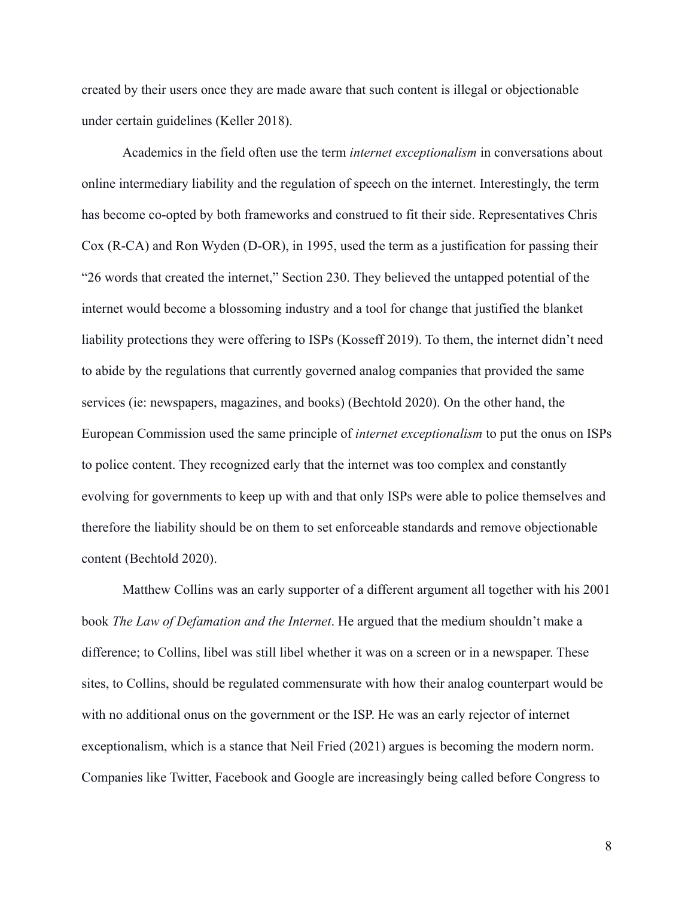created by their users once they are made aware that such content is illegal or objectionable under certain guidelines (Keller 2018).

Academics in the field often use the term *internet exceptionalism* in conversations about online intermediary liability and the regulation of speech on the internet. Interestingly, the term has become co-opted by both frameworks and construed to fit their side. Representatives Chris Cox (R-CA) and Ron Wyden (D-OR), in 1995, used the term as a justification for passing their "26 words that created the internet," Section 230. They believed the untapped potential of the internet would become a blossoming industry and a tool for change that justified the blanket liability protections they were offering to ISPs (Kosseff 2019). To them, the internet didn't need to abide by the regulations that currently governed analog companies that provided the same services (ie: newspapers, magazines, and books) (Bechtold 2020). On the other hand, the European Commission used the same principle of *internet exceptionalism* to put the onus on ISPs to police content. They recognized early that the internet was too complex and constantly evolving for governments to keep up with and that only ISPs were able to police themselves and therefore the liability should be on them to set enforceable standards and remove objectionable content (Bechtold 2020).

Matthew Collins was an early supporter of a different argument all together with his 2001 book *The Law of Defamation and the Internet*. He argued that the medium shouldn't make a difference; to Collins, libel was still libel whether it was on a screen or in a newspaper. These sites, to Collins, should be regulated commensurate with how their analog counterpart would be with no additional onus on the government or the ISP. He was an early rejector of internet exceptionalism, which is a stance that Neil Fried (2021) argues is becoming the modern norm. Companies like Twitter, Facebook and Google are increasingly being called before Congress to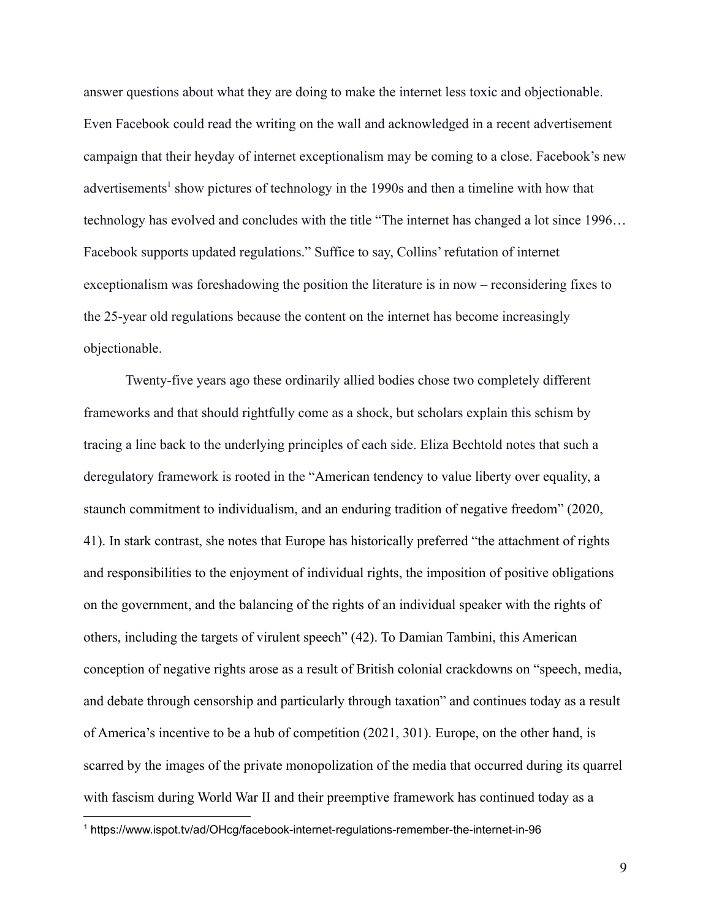answer questions about what they are doing to make the internet less toxic and objectionable. Even Facebook could read the writing on the wall and acknowledged in a recent advertisement campaign that their heyday of internet exceptionalism may be coming to a close. Facebook's new advertisements[1] show pictures of technology in the 1990s and then a timeline with how that technology has evolved and concludes with the title "The internet has changed a lot since 1996… Facebook supports updated regulations." Suffice to say, Collins' refutation of internet exceptionalism was foreshadowing the position the literature is in now – reconsidering fixes to the 25-year old regulations because the content on the internet has become increasingly objectionable.

Twenty-five years ago these ordinarily allied bodies chose two completely different frameworks and that should rightfully come as a shock, but scholars explain this schism by tracing a line back to the underlying principles of each side. Eliza Bechtold notes that such a deregulatory framework is rooted in the "American tendency to value liberty over equality, a staunch commitment to individualism, and an enduring tradition of negative freedom" (2020, 41). In stark contrast, she notes that Europe has historically preferred "the attachment of rights and responsibilities to the enjoyment of individual rights, the imposition of positive obligations on the government, and the balancing of the rights of an individual speaker with the rights of others, including the targets of virulent speech" (42). To Damian Tambini, this American conception of negative rights arose as a result of British colonial crackdowns on "speech, media, and debate through censorship and particularly through taxation" and continues today as a result of America's incentive to be a hub of competition (2021, 301). Europe, on the other hand, is scarred by the images of the private monopolization of the media that occurred during its quarrel with fascism during World War II and their preemptive framework has continued today as a

[1] https://www.ispot.tv/ad/OHcg/facebook-internet-regulations-remember-the-internet-in-96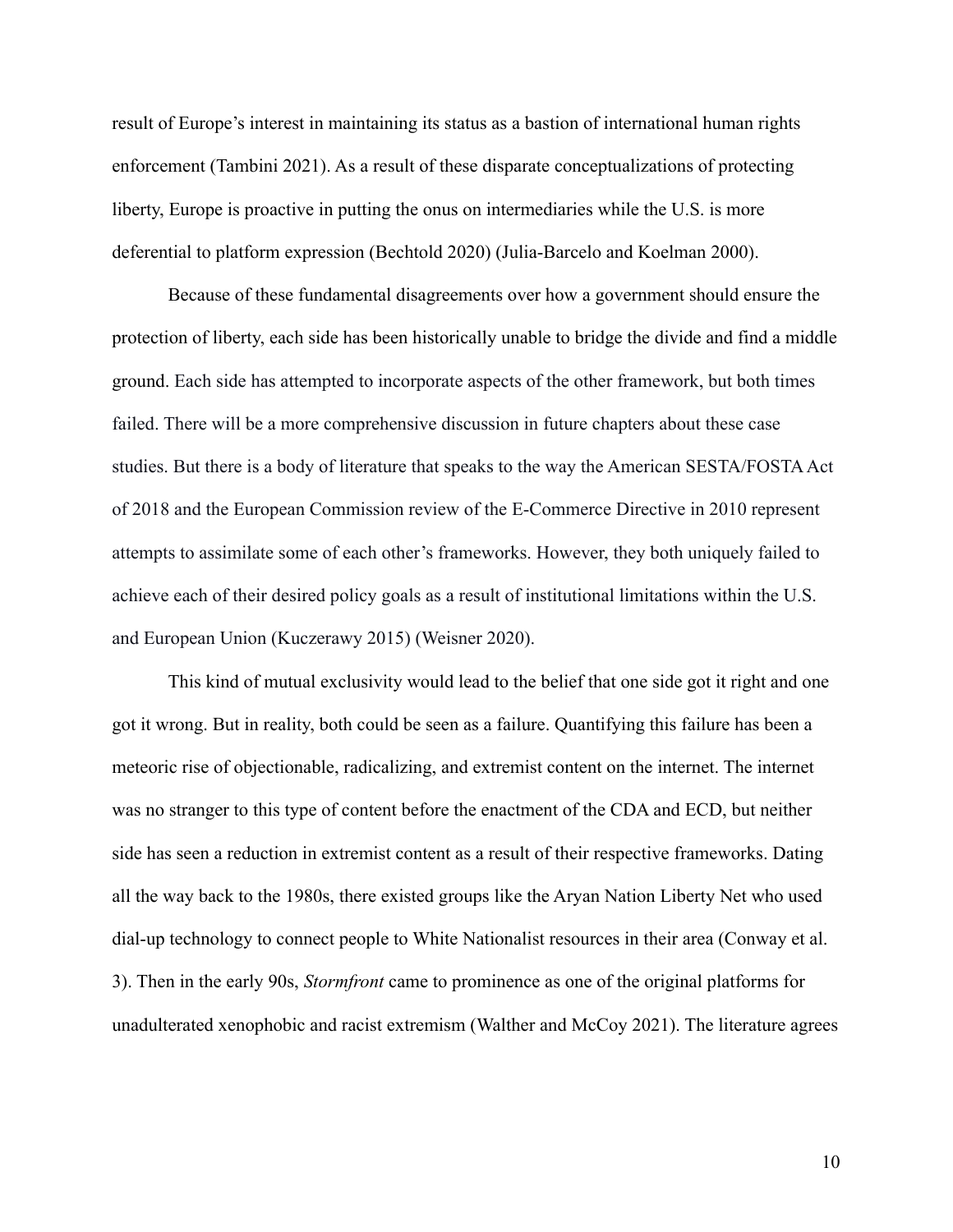result of Europe's interest in maintaining its status as a bastion of international human rights enforcement (Tambini 2021). As a result of these disparate conceptualizations of protecting liberty, Europe is proactive in putting the onus on intermediaries while the U.S. is more deferential to platform expression (Bechtold 2020) (Julia-Barcelo and Koelman 2000).

Because of these fundamental disagreements over how a government should ensure the protection of liberty, each side has been historically unable to bridge the divide and find a middle ground. Each side has attempted to incorporate aspects of the other framework, but both times failed. There will be a more comprehensive discussion in future chapters about these case studies. But there is a body of literature that speaks to the way the American SESTA/FOSTA Act of 2018 and the European Commission review of the E-Commerce Directive in 2010 represent attempts to assimilate some of each other's frameworks. However, they both uniquely failed to achieve each of their desired policy goals as a result of institutional limitations within the U.S. and European Union (Kuczerawy 2015) (Weisner 2020).

This kind of mutual exclusivity would lead to the belief that one side got it right and one got it wrong. But in reality, both could be seen as a failure. Quantifying this failure has been a meteoric rise of objectionable, radicalizing, and extremist content on the internet. The internet was no stranger to this type of content before the enactment of the CDA and ECD, but neither side has seen a reduction in extremist content as a result of their respective frameworks. Dating all the way back to the 1980s, there existed groups like the Aryan Nation Liberty Net who used dial-up technology to connect people to White Nationalist resources in their area (Conway et al. 3). Then in the early 90s, *Stormfront* came to prominence as one of the original platforms for unadulterated xenophobic and racist extremism (Walther and McCoy 2021). The literature agrees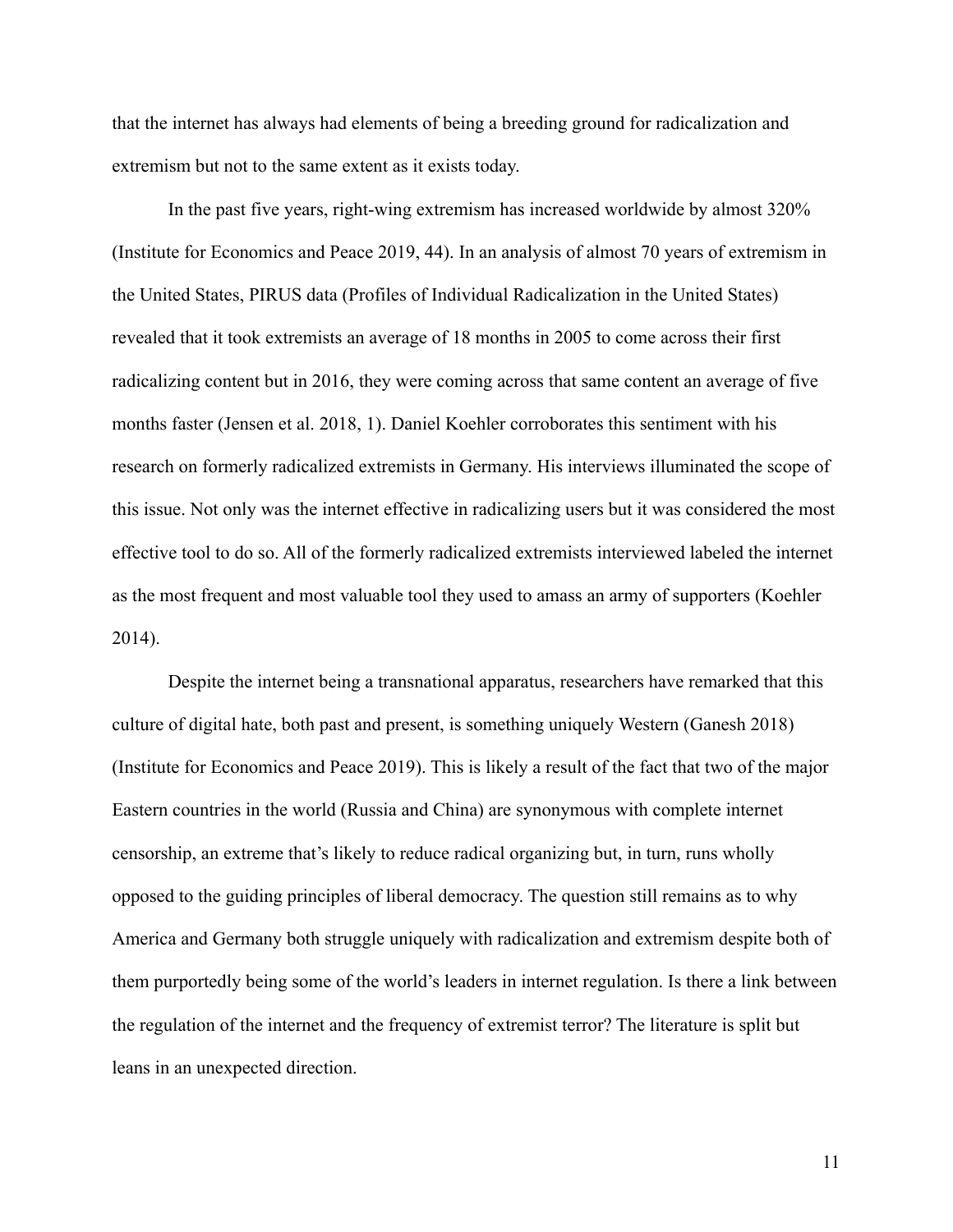that the internet has always had elements of being a breeding ground for radicalization and extremism but not to the same extent as it exists today.

In the past five years, right-wing extremism has increased worldwide by almost 320% (Institute for Economics and Peace 2019, 44). In an analysis of almost 70 years of extremism in the United States, PIRUS data (Profiles of Individual Radicalization in the United States) revealed that it took extremists an average of 18 months in 2005 to come across their first radicalizing content but in 2016, they were coming across that same content an average of five months faster (Jensen et al. 2018, 1). Daniel Koehler corroborates this sentiment with his research on formerly radicalized extremists in Germany. His interviews illuminated the scope of this issue. Not only was the internet effective in radicalizing users but it was considered the most effective tool to do so. All of the formerly radicalized extremists interviewed labeled the internet as the most frequent and most valuable tool they used to amass an army of supporters (Koehler 2014).

Despite the internet being a transnational apparatus, researchers have remarked that this culture of digital hate, both past and present, is something uniquely Western (Ganesh 2018) (Institute for Economics and Peace 2019). This is likely a result of the fact that two of the major Eastern countries in the world (Russia and China) are synonymous with complete internet censorship, an extreme that's likely to reduce radical organizing but, in turn, runs wholly opposed to the guiding principles of liberal democracy. The question still remains as to why America and Germany both struggle uniquely with radicalization and extremism despite both of them purportedly being some of the world's leaders in internet regulation. Is there a link between the regulation of the internet and the frequency of extremist terror? The literature is split but leans in an unexpected direction.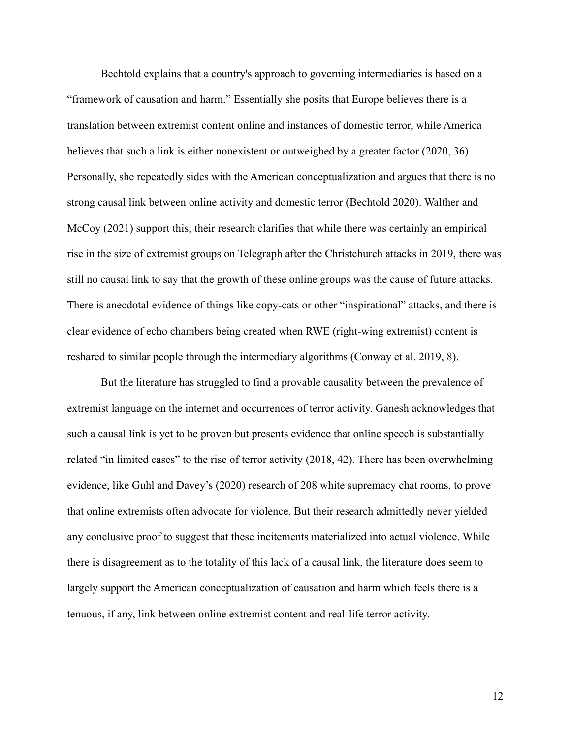Bechtold explains that a country's approach to governing intermediaries is based on a "framework of causation and harm." Essentially she posits that Europe believes there is a translation between extremist content online and instances of domestic terror, while America believes that such a link is either nonexistent or outweighed by a greater factor (2020, 36). Personally, she repeatedly sides with the American conceptualization and argues that there is no strong causal link between online activity and domestic terror (Bechtold 2020). Walther and McCoy (2021) support this; their research clarifies that while there was certainly an empirical rise in the size of extremist groups on Telegraph after the Christchurch attacks in 2019, there was still no causal link to say that the growth of these online groups was the cause of future attacks. There is anecdotal evidence of things like copy-cats or other "inspirational" attacks, and there is clear evidence of echo chambers being created when RWE (right-wing extremist) content is reshared to similar people through the intermediary algorithms (Conway et al. 2019, 8).

But the literature has struggled to find a provable causality between the prevalence of extremist language on the internet and occurrences of terror activity. Ganesh acknowledges that such a causal link is yet to be proven but presents evidence that online speech is substantially related "in limited cases" to the rise of terror activity (2018, 42). There has been overwhelming evidence, like Guhl and Davey's (2020) research of 208 white supremacy chat rooms, to prove that online extremists often advocate for violence. But their research admittedly never yielded any conclusive proof to suggest that these incitements materialized into actual violence. While there is disagreement as to the totality of this lack of a causal link, the literature does seem to largely support the American conceptualization of causation and harm which feels there is a tenuous, if any, link between online extremist content and real-life terror activity.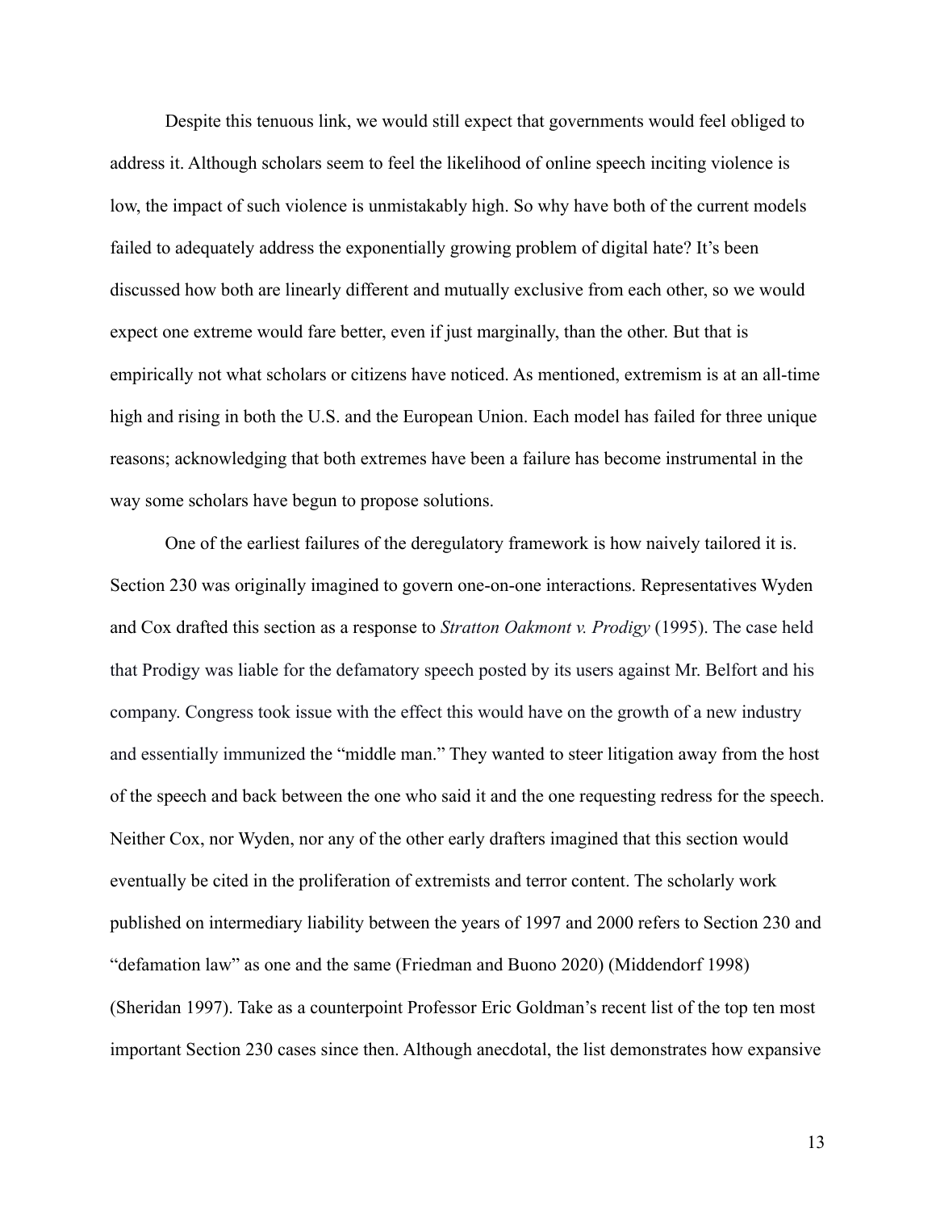Despite this tenuous link, we would still expect that governments would feel obliged to address it. Although scholars seem to feel the likelihood of online speech inciting violence is low, the impact of such violence is unmistakably high. So why have both of the current models failed to adequately address the exponentially growing problem of digital hate? It's been discussed how both are linearly different and mutually exclusive from each other, so we would expect one extreme would fare better, even if just marginally, than the other. But that is empirically not what scholars or citizens have noticed. As mentioned, extremism is at an all-time high and rising in both the U.S. and the European Union. Each model has failed for three unique reasons; acknowledging that both extremes have been a failure has become instrumental in the way some scholars have begun to propose solutions.

One of the earliest failures of the deregulatory framework is how naively tailored it is. Section 230 was originally imagined to govern one-on-one interactions. Representatives Wyden and Cox drafted this section as a response to *Stratton Oakmont v. Prodigy* (1995). The case held that Prodigy was liable for the defamatory speech posted by its users against Mr. Belfort and his company. Congress took issue with the effect this would have on the growth of a new industry and essentially immunized the "middle man." They wanted to steer litigation away from the host of the speech and back between the one who said it and the one requesting redress for the speech. Neither Cox, nor Wyden, nor any of the other early drafters imagined that this section would eventually be cited in the proliferation of extremists and terror content. The scholarly work published on intermediary liability between the years of 1997 and 2000 refers to Section 230 and "defamation law" as one and the same (Friedman and Buono 2020) (Middendorf 1998) (Sheridan 1997). Take as a counterpoint Professor Eric Goldman's recent list of the top ten most important Section 230 cases since then. Although anecdotal, the list demonstrates how expansive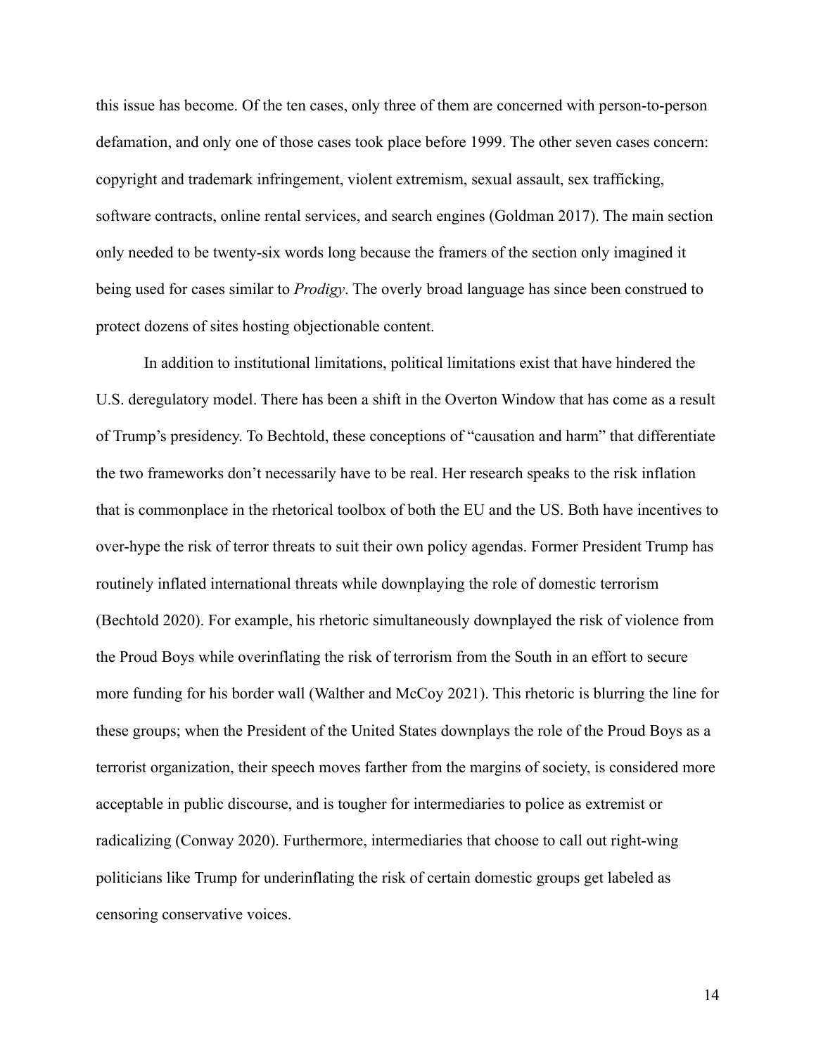this issue has become. Of the ten cases, only three of them are concerned with person-to-person defamation, and only one of those cases took place before 1999. The other seven cases concern: copyright and trademark infringement, violent extremism, sexual assault, sex trafficking, software contracts, online rental services, and search engines (Goldman 2017). The main section only needed to be twenty-six words long because the framers of the section only imagined it being used for cases similar to *Prodigy*. The overly broad language has since been construed to protect dozens of sites hosting objectionable content.

In addition to institutional limitations, political limitations exist that have hindered the U.S. deregulatory model. There has been a shift in the Overton Window that has come as a result of Trump's presidency. To Bechtold, these conceptions of "causation and harm" that differentiate the two frameworks don't necessarily have to be real. Her research speaks to the risk inflation that is commonplace in the rhetorical toolbox of both the EU and the US. Both have incentives to over-hype the risk of terror threats to suit their own policy agendas. Former President Trump has routinely inflated international threats while downplaying the role of domestic terrorism (Bechtold 2020). For example, his rhetoric simultaneously downplayed the risk of violence from the Proud Boys while overinflating the risk of terrorism from the South in an effort to secure more funding for his border wall (Walther and McCoy 2021). This rhetoric is blurring the line for these groups; when the President of the United States downplays the role of the Proud Boys as a terrorist organization, their speech moves farther from the margins of society, is considered more acceptable in public discourse, and is tougher for intermediaries to police as extremist or radicalizing (Conway 2020). Furthermore, intermediaries that choose to call out right-wing politicians like Trump for underinflating the risk of certain domestic groups get labeled as censoring conservative voices.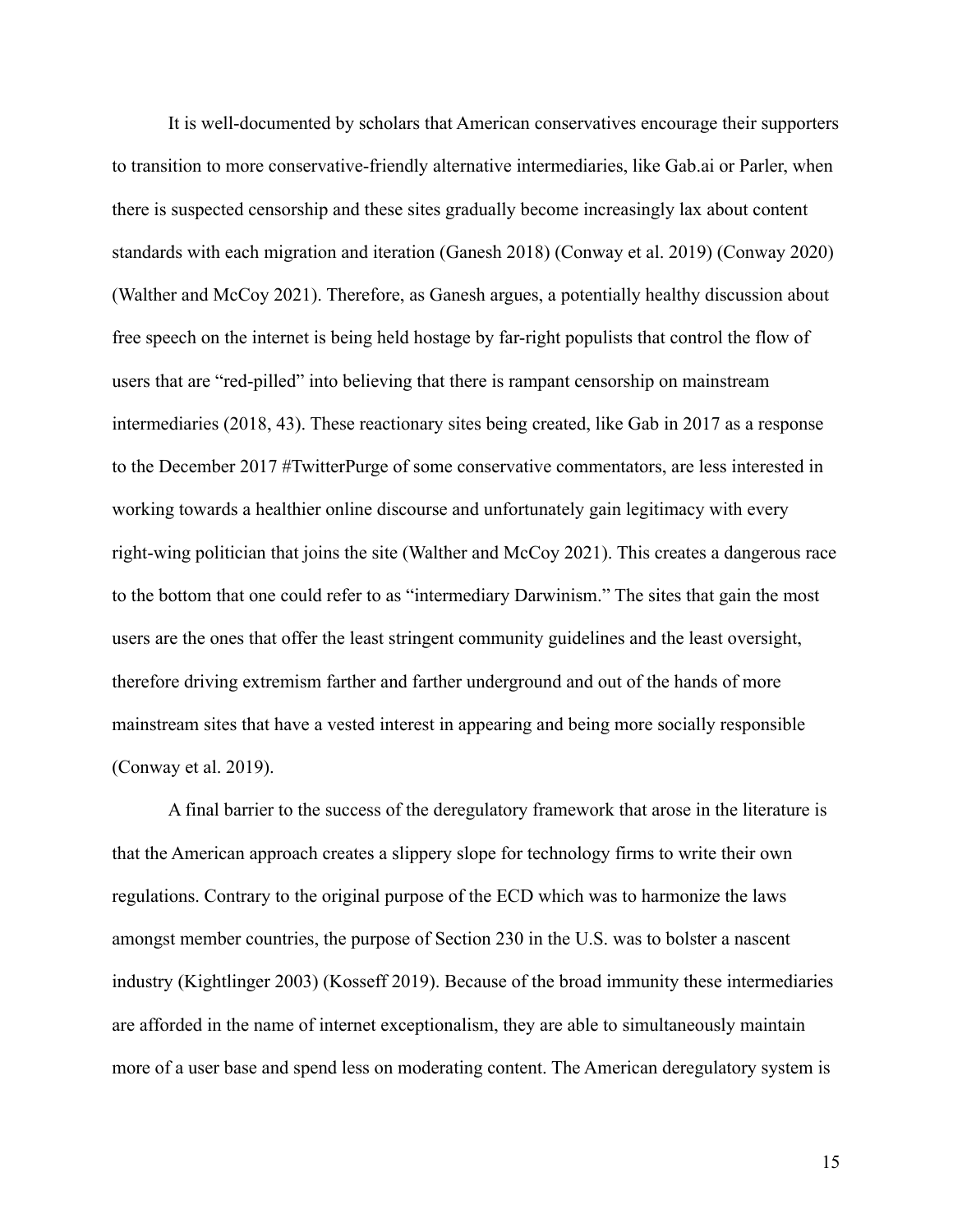It is well-documented by scholars that American conservatives encourage their supporters to transition to more conservative-friendly alternative intermediaries, like Gab.ai or Parler, when there is suspected censorship and these sites gradually become increasingly lax about content standards with each migration and iteration (Ganesh 2018) (Conway et al. 2019) (Conway 2020) (Walther and McCoy 2021). Therefore, as Ganesh argues, a potentially healthy discussion about free speech on the internet is being held hostage by far-right populists that control the flow of users that are "red-pilled" into believing that there is rampant censorship on mainstream intermediaries (2018, 43). These reactionary sites being created, like Gab in 2017 as a response to the December 2017 #TwitterPurge of some conservative commentators, are less interested in working towards a healthier online discourse and unfortunately gain legitimacy with every right-wing politician that joins the site (Walther and McCoy 2021). This creates a dangerous race to the bottom that one could refer to as "intermediary Darwinism." The sites that gain the most users are the ones that offer the least stringent community guidelines and the least oversight, therefore driving extremism farther and farther underground and out of the hands of more mainstream sites that have a vested interest in appearing and being more socially responsible (Conway et al. 2019).

A final barrier to the success of the deregulatory framework that arose in the literature is that the American approach creates a slippery slope for technology firms to write their own regulations. Contrary to the original purpose of the ECD which was to harmonize the laws amongst member countries, the purpose of Section 230 in the U.S. was to bolster a nascent industry (Kightlinger 2003) (Kosseff 2019). Because of the broad immunity these intermediaries are afforded in the name of internet exceptionalism, they are able to simultaneously maintain more of a user base and spend less on moderating content. The American deregulatory system is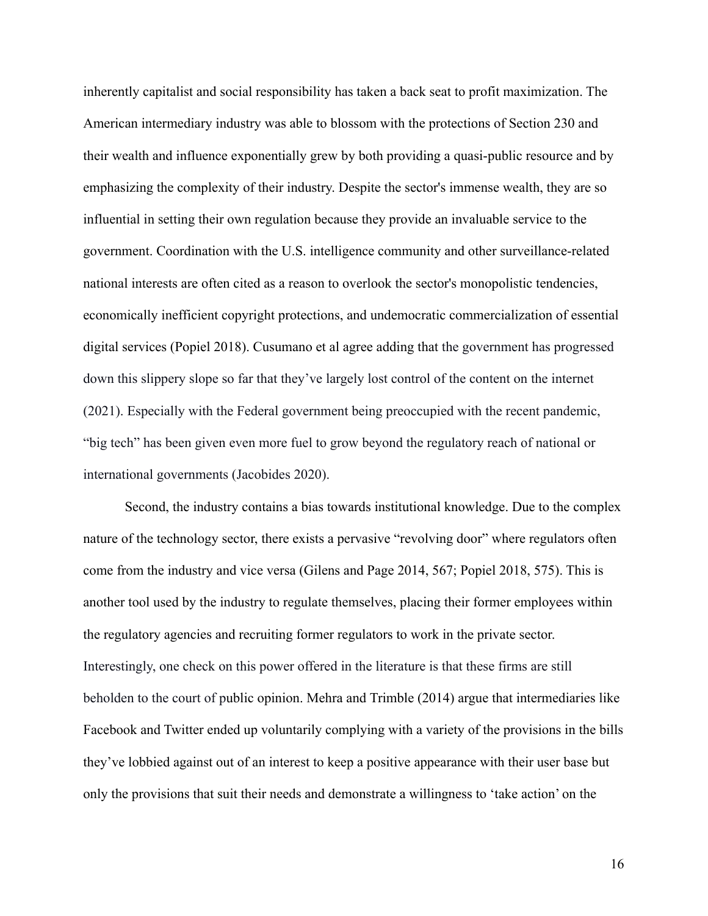inherently capitalist and social responsibility has taken a back seat to profit maximization. The American intermediary industry was able to blossom with the protections of Section 230 and their wealth and influence exponentially grew by both providing a quasi-public resource and by emphasizing the complexity of their industry. Despite the sector's immense wealth, they are so influential in setting their own regulation because they provide an invaluable service to the government. Coordination with the U.S. intelligence community and other surveillance-related national interests are often cited as a reason to overlook the sector's monopolistic tendencies, economically inefficient copyright protections, and undemocratic commercialization of essential digital services (Popiel 2018). Cusumano et al agree adding that the government has progressed down this slippery slope so far that they've largely lost control of the content on the internet (2021). Especially with the Federal government being preoccupied with the recent pandemic, "big tech" has been given even more fuel to grow beyond the regulatory reach of national or international governments (Jacobides 2020).

Second, the industry contains a bias towards institutional knowledge. Due to the complex nature of the technology sector, there exists a pervasive "revolving door" where regulators often come from the industry and vice versa (Gilens and Page 2014, 567; Popiel 2018, 575). This is another tool used by the industry to regulate themselves, placing their former employees within the regulatory agencies and recruiting former regulators to work in the private sector. Interestingly, one check on this power offered in the literature is that these firms are still beholden to the court of public opinion. Mehra and Trimble (2014) argue that intermediaries like Facebook and Twitter ended up voluntarily complying with a variety of the provisions in the bills they've lobbied against out of an interest to keep a positive appearance with their user base but only the provisions that suit their needs and demonstrate a willingness to 'take action' on the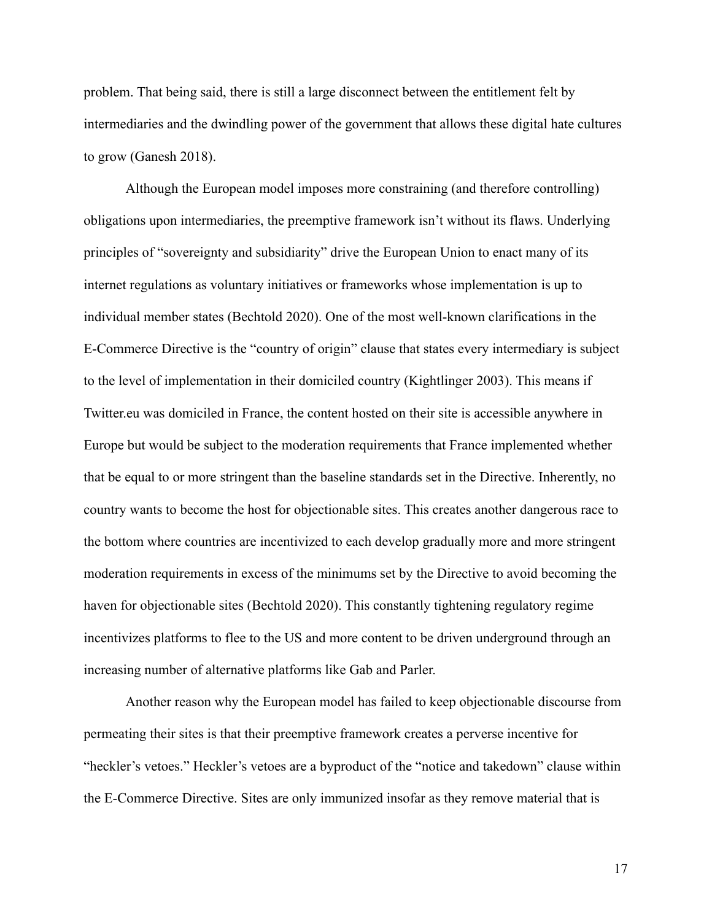problem. That being said, there is still a large disconnect between the entitlement felt by intermediaries and the dwindling power of the government that allows these digital hate cultures to grow (Ganesh 2018).

Although the European model imposes more constraining (and therefore controlling) obligations upon intermediaries, the preemptive framework isn't without its flaws. Underlying principles of "sovereignty and subsidiarity" drive the European Union to enact many of its internet regulations as voluntary initiatives or frameworks whose implementation is up to individual member states (Bechtold 2020). One of the most well-known clarifications in the E-Commerce Directive is the "country of origin" clause that states every intermediary is subject to the level of implementation in their domiciled country (Kightlinger 2003). This means if Twitter.eu was domiciled in France, the content hosted on their site is accessible anywhere in Europe but would be subject to the moderation requirements that France implemented whether that be equal to or more stringent than the baseline standards set in the Directive. Inherently, no country wants to become the host for objectionable sites. This creates another dangerous race to the bottom where countries are incentivized to each develop gradually more and more stringent moderation requirements in excess of the minimums set by the Directive to avoid becoming the haven for objectionable sites (Bechtold 2020). This constantly tightening regulatory regime incentivizes platforms to flee to the US and more content to be driven underground through an increasing number of alternative platforms like Gab and Parler.

Another reason why the European model has failed to keep objectionable discourse from permeating their sites is that their preemptive framework creates a perverse incentive for "heckler's vetoes." Heckler's vetoes are a byproduct of the "notice and takedown" clause within the E-Commerce Directive. Sites are only immunized insofar as they remove material that is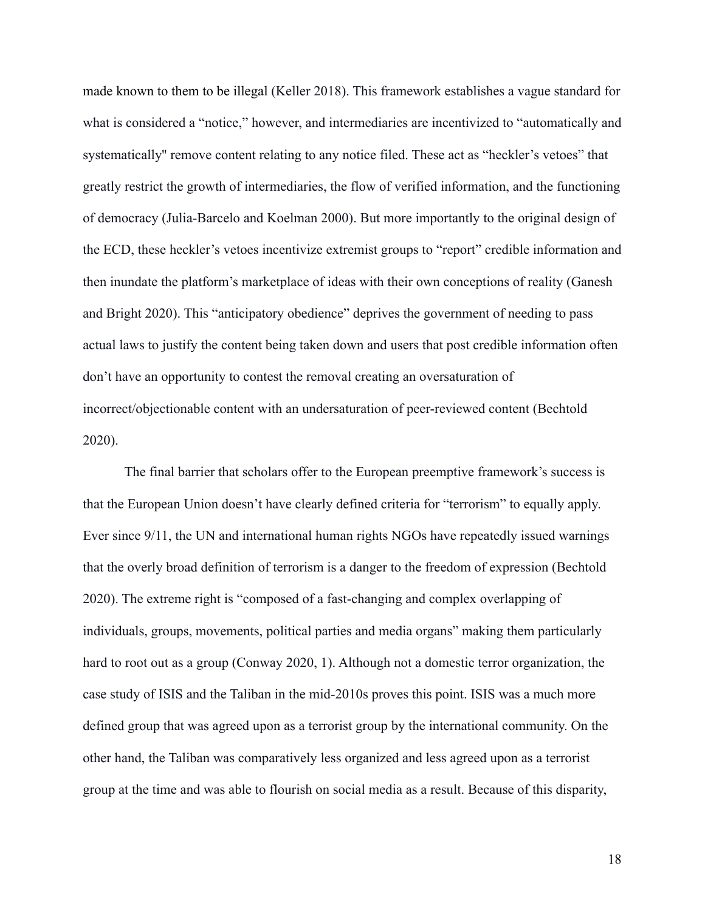made known to them to be illegal (Keller 2018). This framework establishes a vague standard for what is considered a "notice," however, and intermediaries are incentivized to "automatically and systematically" remove content relating to any notice filed. These act as "heckler's vetoes" that greatly restrict the growth of intermediaries, the flow of verified information, and the functioning of democracy (Julia-Barcelo and Koelman 2000). But more importantly to the original design of the ECD, these heckler's vetoes incentivize extremist groups to "report" credible information and then inundate the platform's marketplace of ideas with their own conceptions of reality (Ganesh and Bright 2020). This "anticipatory obedience" deprives the government of needing to pass actual laws to justify the content being taken down and users that post credible information often don't have an opportunity to contest the removal creating an oversaturation of incorrect/objectionable content with an undersaturation of peer-reviewed content (Bechtold 2020).

The final barrier that scholars offer to the European preemptive framework's success is that the European Union doesn't have clearly defined criteria for "terrorism" to equally apply. Ever since 9/11, the UN and international human rights NGOs have repeatedly issued warnings that the overly broad definition of terrorism is a danger to the freedom of expression (Bechtold 2020). The extreme right is "composed of a fast-changing and complex overlapping of individuals, groups, movements, political parties and media organs" making them particularly hard to root out as a group (Conway 2020, 1). Although not a domestic terror organization, the case study of ISIS and the Taliban in the mid-2010s proves this point. ISIS was a much more defined group that was agreed upon as a terrorist group by the international community. On the other hand, the Taliban was comparatively less organized and less agreed upon as a terrorist group at the time and was able to flourish on social media as a result. Because of this disparity,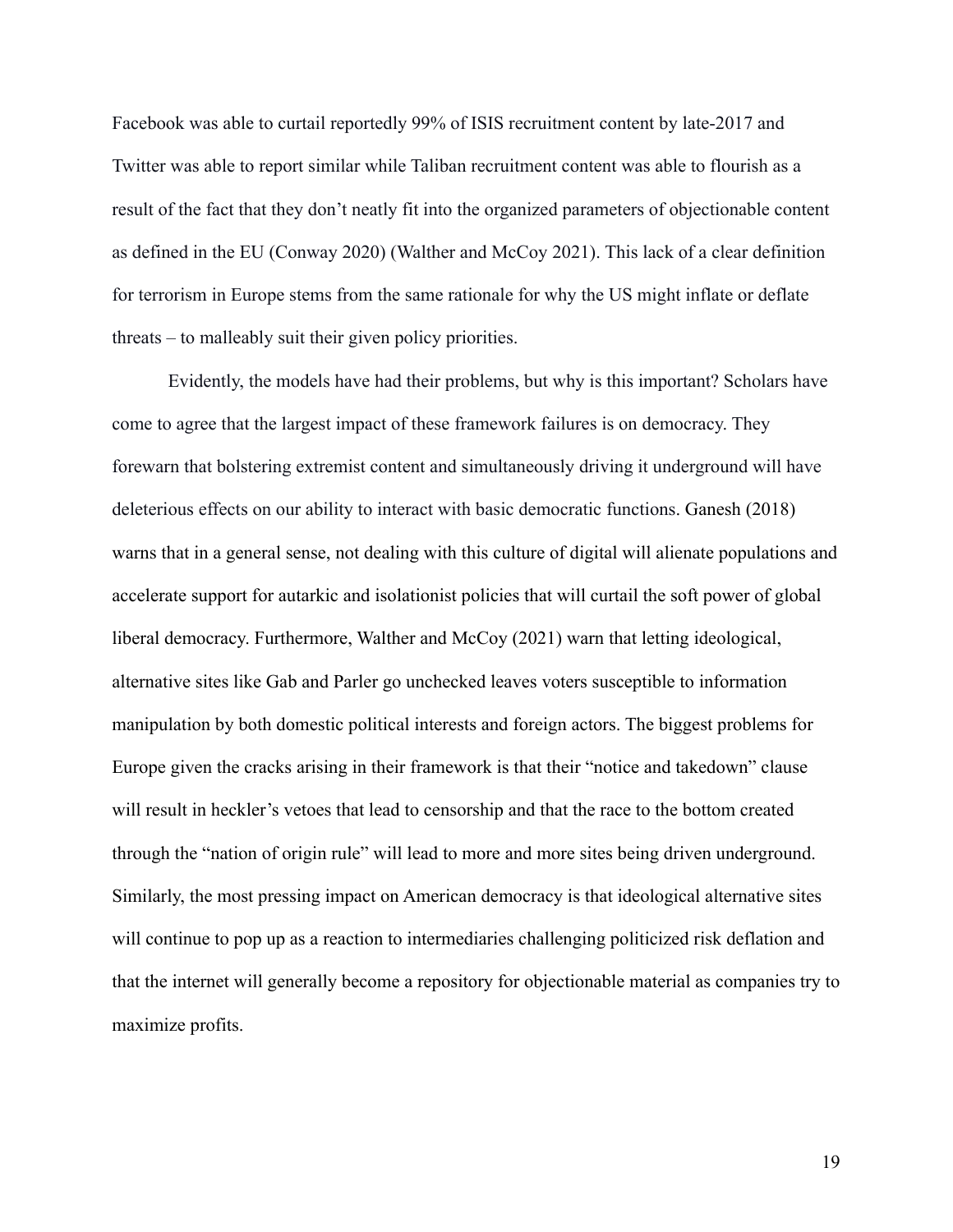Facebook was able to curtail reportedly 99% of ISIS recruitment content by late-2017 and Twitter was able to report similar while Taliban recruitment content was able to flourish as a result of the fact that they don't neatly fit into the organized parameters of objectionable content as defined in the EU (Conway 2020) (Walther and McCoy 2021). This lack of a clear definition for terrorism in Europe stems from the same rationale for why the US might inflate or deflate threats – to malleably suit their given policy priorities.

Evidently, the models have had their problems, but why is this important? Scholars have come to agree that the largest impact of these framework failures is on democracy. They forewarn that bolstering extremist content and simultaneously driving it underground will have deleterious effects on our ability to interact with basic democratic functions. Ganesh (2018) warns that in a general sense, not dealing with this culture of digital will alienate populations and accelerate support for autarkic and isolationist policies that will curtail the soft power of global liberal democracy. Furthermore, Walther and McCoy (2021) warn that letting ideological, alternative sites like Gab and Parler go unchecked leaves voters susceptible to information manipulation by both domestic political interests and foreign actors. The biggest problems for Europe given the cracks arising in their framework is that their "notice and takedown" clause will result in heckler's vetoes that lead to censorship and that the race to the bottom created through the "nation of origin rule" will lead to more and more sites being driven underground. Similarly, the most pressing impact on American democracy is that ideological alternative sites will continue to pop up as a reaction to intermediaries challenging politicized risk deflation and that the internet will generally become a repository for objectionable material as companies try to maximize profits.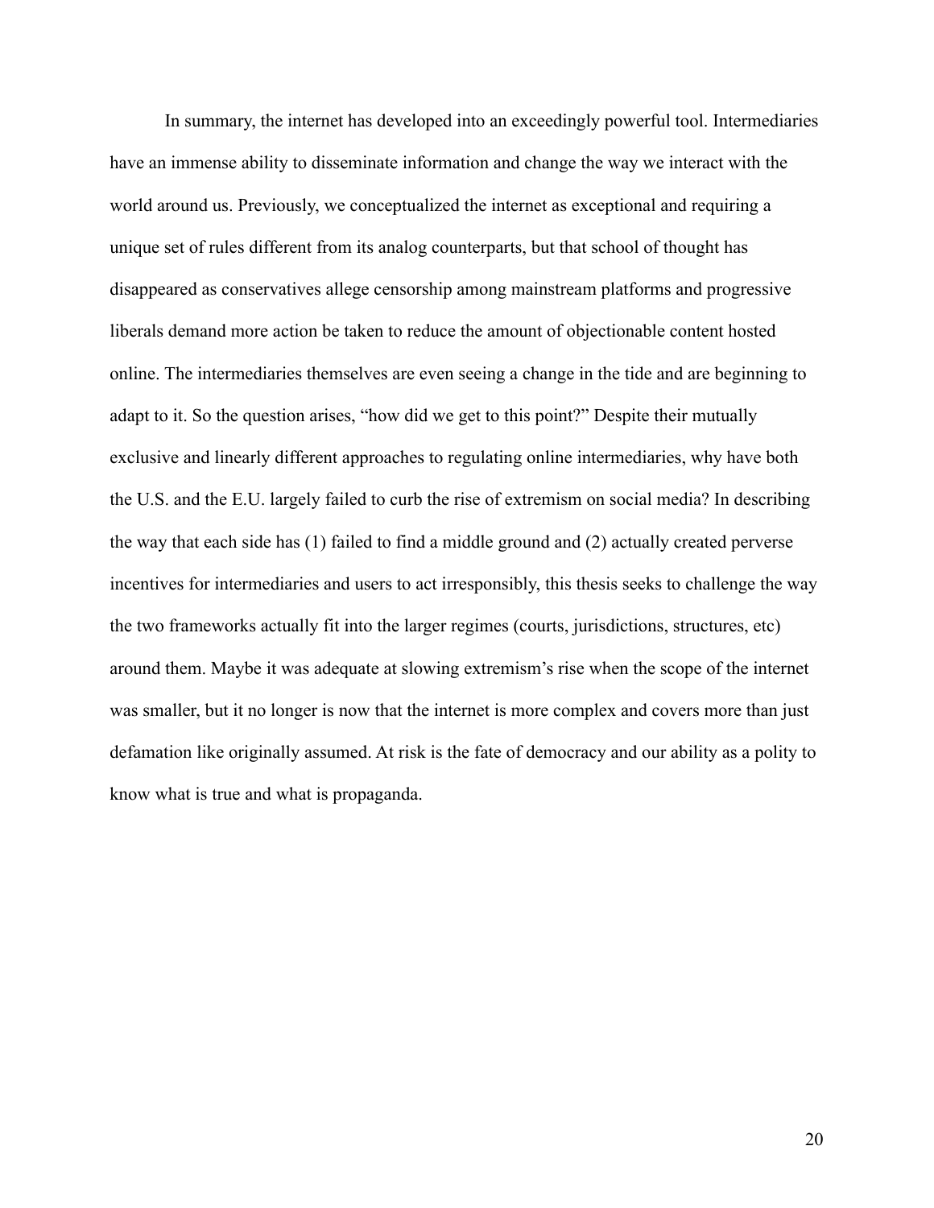In summary, the internet has developed into an exceedingly powerful tool. Intermediaries have an immense ability to disseminate information and change the way we interact with the world around us. Previously, we conceptualized the internet as exceptional and requiring a unique set of rules different from its analog counterparts, but that school of thought has disappeared as conservatives allege censorship among mainstream platforms and progressive liberals demand more action be taken to reduce the amount of objectionable content hosted online. The intermediaries themselves are even seeing a change in the tide and are beginning to adapt to it. So the question arises, "how did we get to this point?" Despite their mutually exclusive and linearly different approaches to regulating online intermediaries, why have both the U.S. and the E.U. largely failed to curb the rise of extremism on social media? In describing the way that each side has (1) failed to find a middle ground and (2) actually created perverse incentives for intermediaries and users to act irresponsibly, this thesis seeks to challenge the way the two frameworks actually fit into the larger regimes (courts, jurisdictions, structures, etc) around them. Maybe it was adequate at slowing extremism's rise when the scope of the internet was smaller, but it no longer is now that the internet is more complex and covers more than just defamation like originally assumed. At risk is the fate of democracy and our ability as a polity to know what is true and what is propaganda.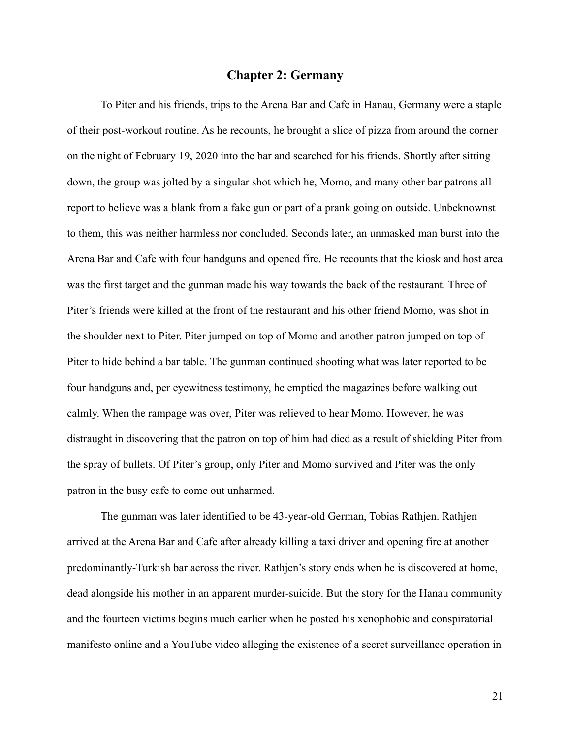## Chapter 2: Germany

To Piter and his friends, trips to the Arena Bar and Cafe in Hanau, Germany were a staple of their post-workout routine. As he recounts, he brought a slice of pizza from around the corner on the night of February 19, 2020 into the bar and searched for his friends. Shortly after sitting down, the group was jolted by a singular shot which he, Momo, and many other bar patrons all report to believe was a blank from a fake gun or part of a prank going on outside. Unbeknownst to them, this was neither harmless nor concluded. Seconds later, an unmasked man burst into the Arena Bar and Cafe with four handguns and opened fire. He recounts that the kiosk and host area was the first target and the gunman made his way towards the back of the restaurant. Three of Piter's friends were killed at the front of the restaurant and his other friend Momo, was shot in the shoulder next to Piter. Piter jumped on top of Momo and another patron jumped on top of Piter to hide behind a bar table. The gunman continued shooting what was later reported to be four handguns and, per eyewitness testimony, he emptied the magazines before walking out calmly. When the rampage was over, Piter was relieved to hear Momo. However, he was distraught in discovering that the patron on top of him had died as a result of shielding Piter from the spray of bullets. Of Piter's group, only Piter and Momo survived and Piter was the only patron in the busy cafe to come out unharmed.

The gunman was later identified to be 43-year-old German, Tobias Rathjen. Rathjen arrived at the Arena Bar and Cafe after already killing a taxi driver and opening fire at another predominantly-Turkish bar across the river. Rathjen's story ends when he is discovered at home, dead alongside his mother in an apparent murder-suicide. But the story for the Hanau community and the fourteen victims begins much earlier when he posted his xenophobic and conspiratorial manifesto online and a YouTube video alleging the existence of a secret surveillance operation in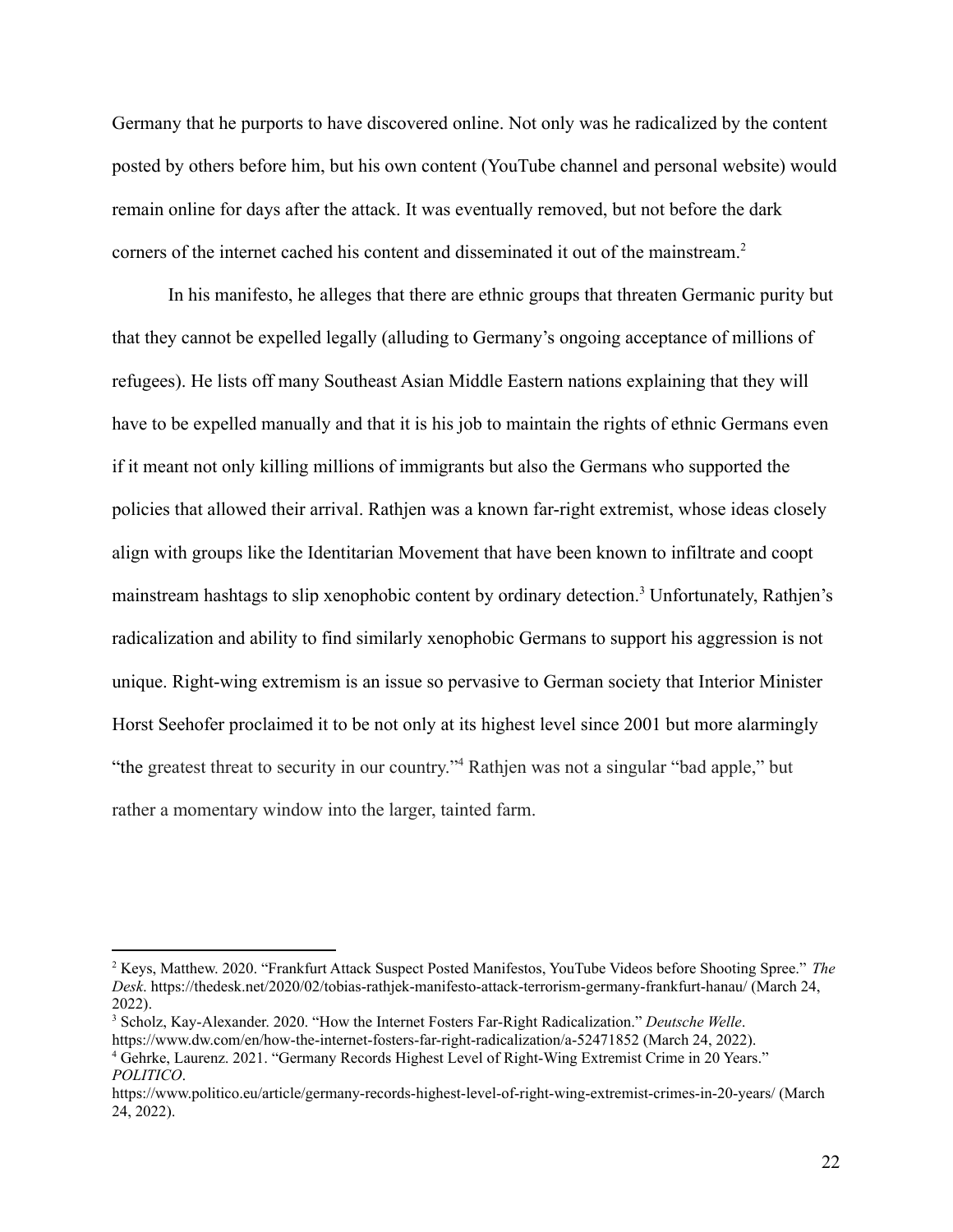Germany that he purports to have discovered online. Not only was he radicalized by the content posted by others before him, but his own content (YouTube channel and personal website) would remain online for days after the attack. It was eventually removed, but not before the dark corners of the internet cached his content and disseminated it out of the mainstream.[2]

In his manifesto, he alleges that there are ethnic groups that threaten Germanic purity but that they cannot be expelled legally (alluding to Germany's ongoing acceptance of millions of refugees). He lists off many Southeast Asian Middle Eastern nations explaining that they will have to be expelled manually and that it is his job to maintain the rights of ethnic Germans even if it meant not only killing millions of immigrants but also the Germans who supported the policies that allowed their arrival. Rathjen was a known far-right extremist, whose ideas closely align with groups like the Identitarian Movement that have been known to infiltrate and coopt mainstream hashtags to slip xenophobic content by ordinary detection.[3] Unfortunately, Rathjen's radicalization and ability to find similarly xenophobic Germans to support his aggression is not unique. Right-wing extremism is an issue so pervasive to German society that Interior Minister Horst Seehofer proclaimed it to be not only at its highest level since 2001 but more alarmingly "the greatest threat to security in our country."[4] Rathjen was not a singular "bad apple," but rather a momentary window into the larger, tainted farm.

---

[2] Keys, Matthew. 2020. "Frankfurt Attack Suspect Posted Manifestos, YouTube Videos before Shooting Spree." *The Desk*. https://thedesk.net/2020/02/tobias-rathjek-manifesto-attack-terrorism-germany-frankfurt-hanau/ (March 24, 2022).

[3] Scholz, Kay-Alexander. 2020. "How the Internet Fosters Far-Right Radicalization." *Deutsche Welle*. https://www.dw.com/en/how-the-internet-fosters-far-right-radicalization/a-52471852 (March 24, 2022).

[4] Gehrke, Laurenz. 2021. "Germany Records Highest Level of Right-Wing Extremist Crime in 20 Years." *POLITICO*. https://www.politico.eu/article/germany-records-highest-level-of-right-wing-extremist-crimes-in-20-years/ (March 24, 2022).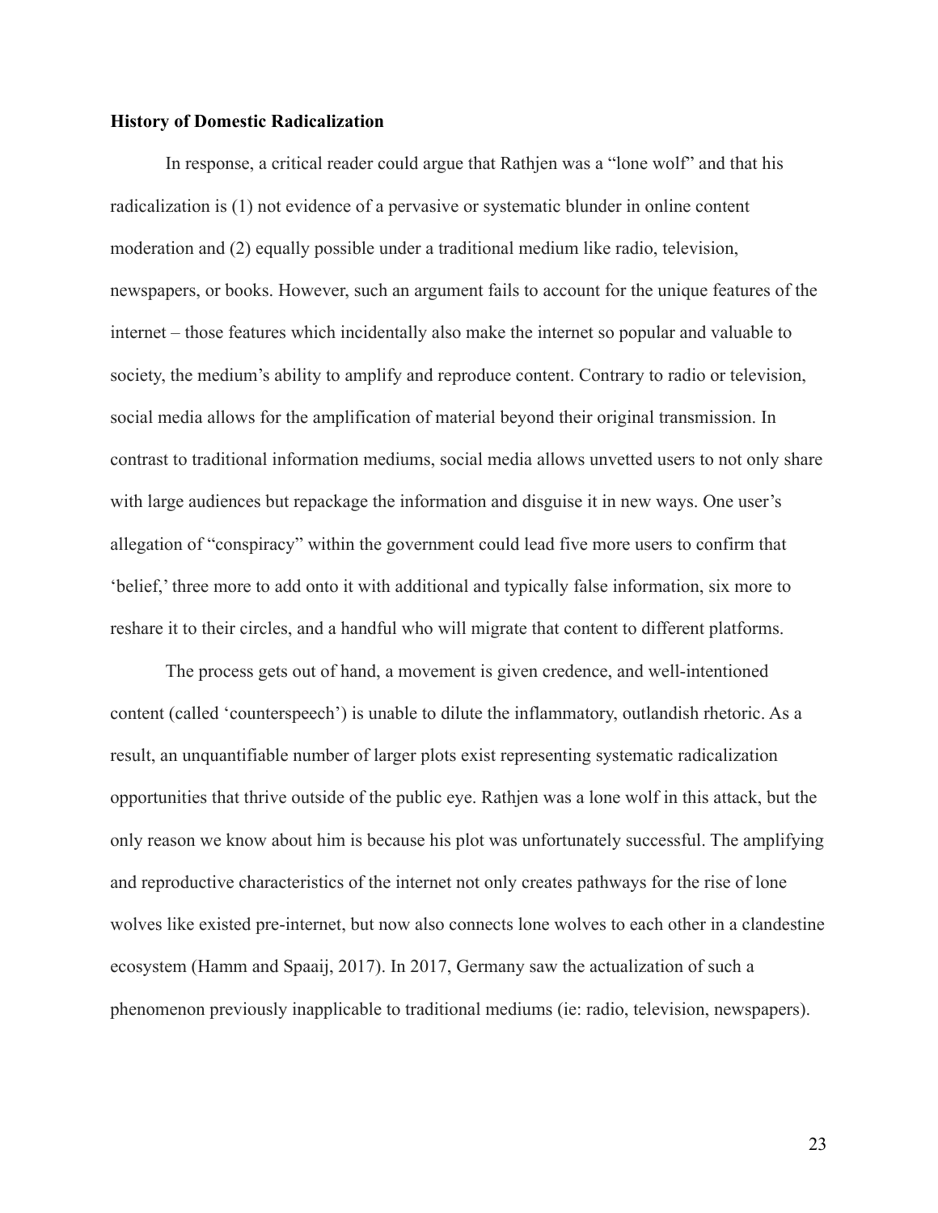**History of Domestic Radicalization**

In response, a critical reader could argue that Rathjen was a "lone wolf" and that his radicalization is (1) not evidence of a pervasive or systematic blunder in online content moderation and (2) equally possible under a traditional medium like radio, television, newspapers, or books. However, such an argument fails to account for the unique features of the internet – those features which incidentally also make the internet so popular and valuable to society, the medium's ability to amplify and reproduce content. Contrary to radio or television, social media allows for the amplification of material beyond their original transmission. In contrast to traditional information mediums, social media allows unvetted users to not only share with large audiences but repackage the information and disguise it in new ways. One user's allegation of "conspiracy" within the government could lead five more users to confirm that 'belief,' three more to add onto it with additional and typically false information, six more to reshare it to their circles, and a handful who will migrate that content to different platforms.

The process gets out of hand, a movement is given credence, and well-intentioned content (called 'counterspeech') is unable to dilute the inflammatory, outlandish rhetoric. As a result, an unquantifiable number of larger plots exist representing systematic radicalization opportunities that thrive outside of the public eye. Rathjen was a lone wolf in this attack, but the only reason we know about him is because his plot was unfortunately successful. The amplifying and reproductive characteristics of the internet not only creates pathways for the rise of lone wolves like existed pre-internet, but now also connects lone wolves to each other in a clandestine ecosystem (Hamm and Spaaij, 2017). In 2017, Germany saw the actualization of such a phenomenon previously inapplicable to traditional mediums (ie: radio, television, newspapers).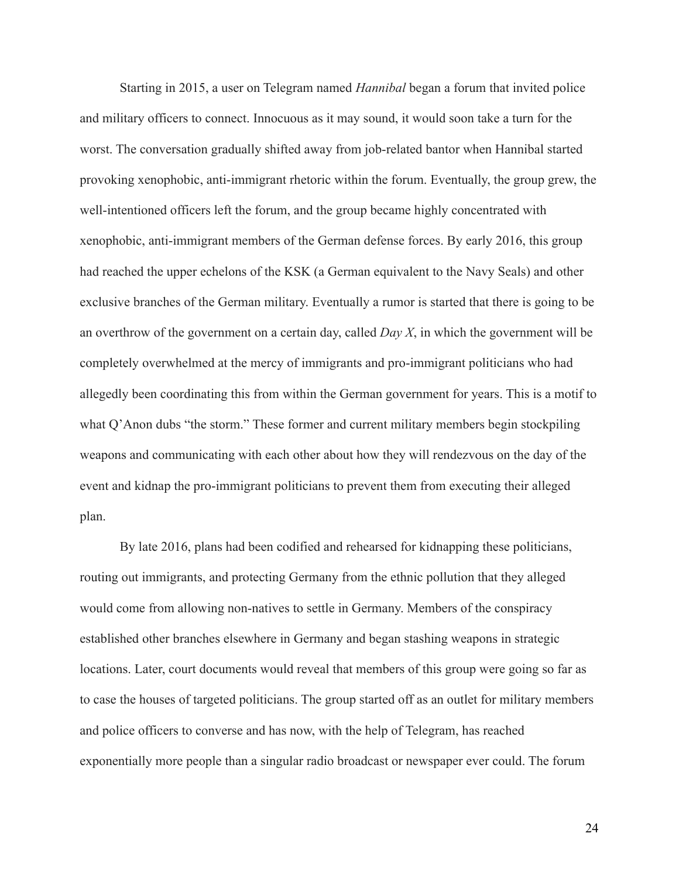Starting in 2015, a user on Telegram named *Hannibal* began a forum that invited police and military officers to connect. Innocuous as it may sound, it would soon take a turn for the worst. The conversation gradually shifted away from job-related bantor when Hannibal started provoking xenophobic, anti-immigrant rhetoric within the forum. Eventually, the group grew, the well-intentioned officers left the forum, and the group became highly concentrated with xenophobic, anti-immigrant members of the German defense forces. By early 2016, this group had reached the upper echelons of the KSK (a German equivalent to the Navy Seals) and other exclusive branches of the German military. Eventually a rumor is started that there is going to be an overthrow of the government on a certain day, called *Day X*, in which the government will be completely overwhelmed at the mercy of immigrants and pro-immigrant politicians who had allegedly been coordinating this from within the German government for years. This is a motif to what Q'Anon dubs "the storm." These former and current military members begin stockpiling weapons and communicating with each other about how they will rendezvous on the day of the event and kidnap the pro-immigrant politicians to prevent them from executing their alleged plan.

By late 2016, plans had been codified and rehearsed for kidnapping these politicians, routing out immigrants, and protecting Germany from the ethnic pollution that they alleged would come from allowing non-natives to settle in Germany. Members of the conspiracy established other branches elsewhere in Germany and began stashing weapons in strategic locations. Later, court documents would reveal that members of this group were going so far as to case the houses of targeted politicians. The group started off as an outlet for military members and police officers to converse and has now, with the help of Telegram, has reached exponentially more people than a singular radio broadcast or newspaper ever could. The forum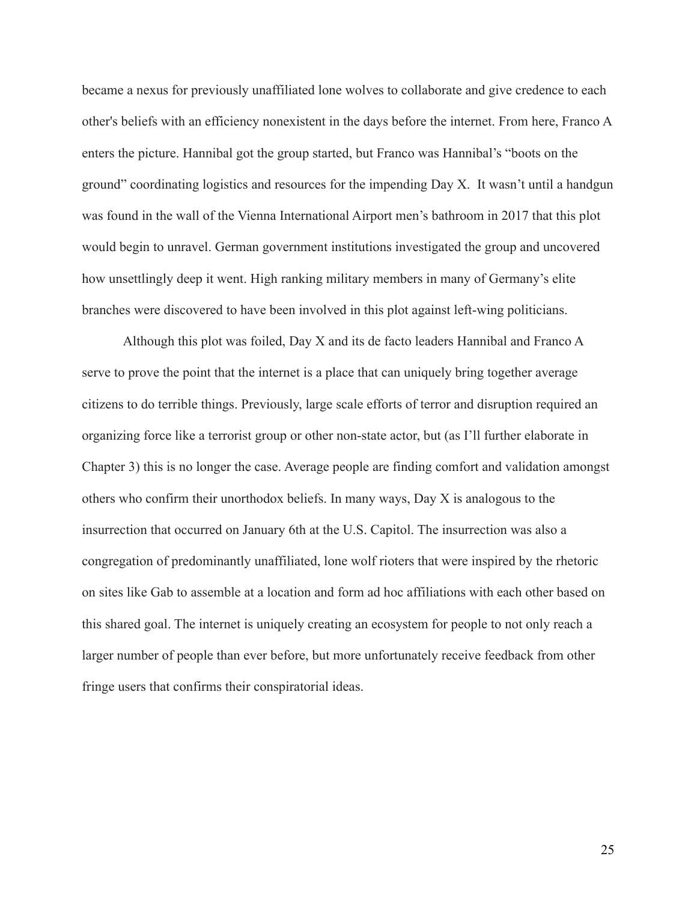became a nexus for previously unaffiliated lone wolves to collaborate and give credence to each other's beliefs with an efficiency nonexistent in the days before the internet. From here, Franco A enters the picture. Hannibal got the group started, but Franco was Hannibal's "boots on the ground" coordinating logistics and resources for the impending Day X. It wasn't until a handgun was found in the wall of the Vienna International Airport men's bathroom in 2017 that this plot would begin to unravel. German government institutions investigated the group and uncovered how unsettlingly deep it went. High ranking military members in many of Germany's elite branches were discovered to have been involved in this plot against left-wing politicians.

Although this plot was foiled, Day X and its de facto leaders Hannibal and Franco A serve to prove the point that the internet is a place that can uniquely bring together average citizens to do terrible things. Previously, large scale efforts of terror and disruption required an organizing force like a terrorist group or other non-state actor, but (as I'll further elaborate in Chapter 3) this is no longer the case. Average people are finding comfort and validation amongst others who confirm their unorthodox beliefs. In many ways, Day X is analogous to the insurrection that occurred on January 6th at the U.S. Capitol. The insurrection was also a congregation of predominantly unaffiliated, lone wolf rioters that were inspired by the rhetoric on sites like Gab to assemble at a location and form ad hoc affiliations with each other based on this shared goal. The internet is uniquely creating an ecosystem for people to not only reach a larger number of people than ever before, but more unfortunately receive feedback from other fringe users that confirms their conspiratorial ideas.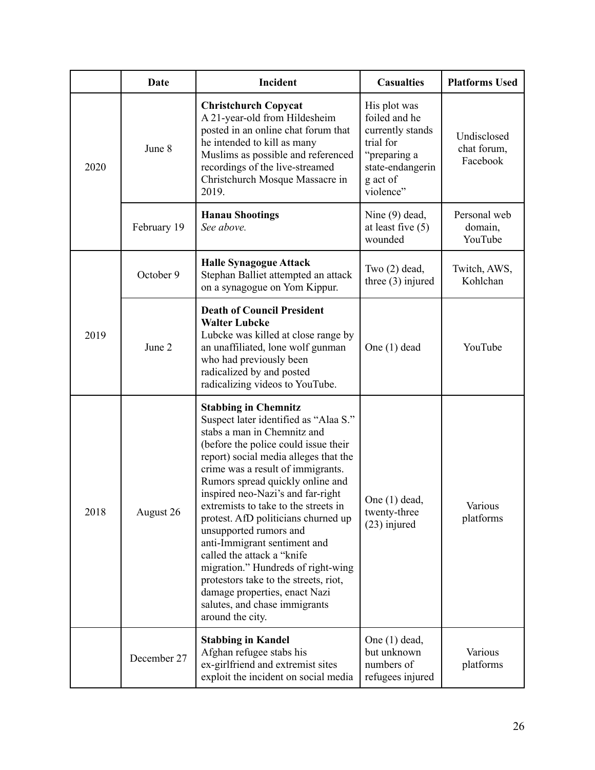| | Date | Incident | Casualties | Platforms Used |
|---|---|---|---|---|
| 2020 | June 8 | **Christchurch Copycat** A 21-year-old from Hildesheim posted in an online chat forum that he intended to kill as many Muslims as possible and referenced recordings of the live-streamed Christchurch Mosque Massacre in 2019. | His plot was foiled and he currently stands trial for "preparing a state-endangering act of violence" | Undisclosed chat forum, Facebook |
| | February 19 | **Hanau Shootings** *See above.* | Nine (9) dead, at least five (5) wounded | Personal web domain, YouTube |
| 2019 | October 9 | **Halle Synagogue Attack** Stephan Balliet attempted an attack on a synagogue on Yom Kippur. | Two (2) dead, three (3) injured | Twitch, AWS, Kohlchan |
| | June 2 | **Death of Council President Walter Lubcke** Lubcke was killed at close range by an unaffiliated, lone wolf gunman who had previously been radicalized by and posted radicalizing videos to YouTube. | One (1) dead | YouTube |
| 2018 | August 26 | **Stabbing in Chemnitz** Suspect later identified as "Alaa S." stabs a man in Chemnitz and (before the police could issue their report) social media alleges that the crime was a result of immigrants. Rumors spread quickly online and inspired neo-Nazi's and far-right extremists to take to the streets in protest. AfD politicians churned up unsupported rumors and anti-Immigrant sentiment and called the attack a "knife migration." Hundreds of right-wing protestors take to the streets, riot, damage properties, enact Nazi salutes, and chase immigrants around the city. | One (1) dead, twenty-three (23) injured | Various platforms |
| | December 27 | **Stabbing in Kandel** Afghan refugee stabs his ex-girlfriend and extremist sites exploit the incident on social media | One (1) dead, but unknown numbers of refugees injured | Various platforms |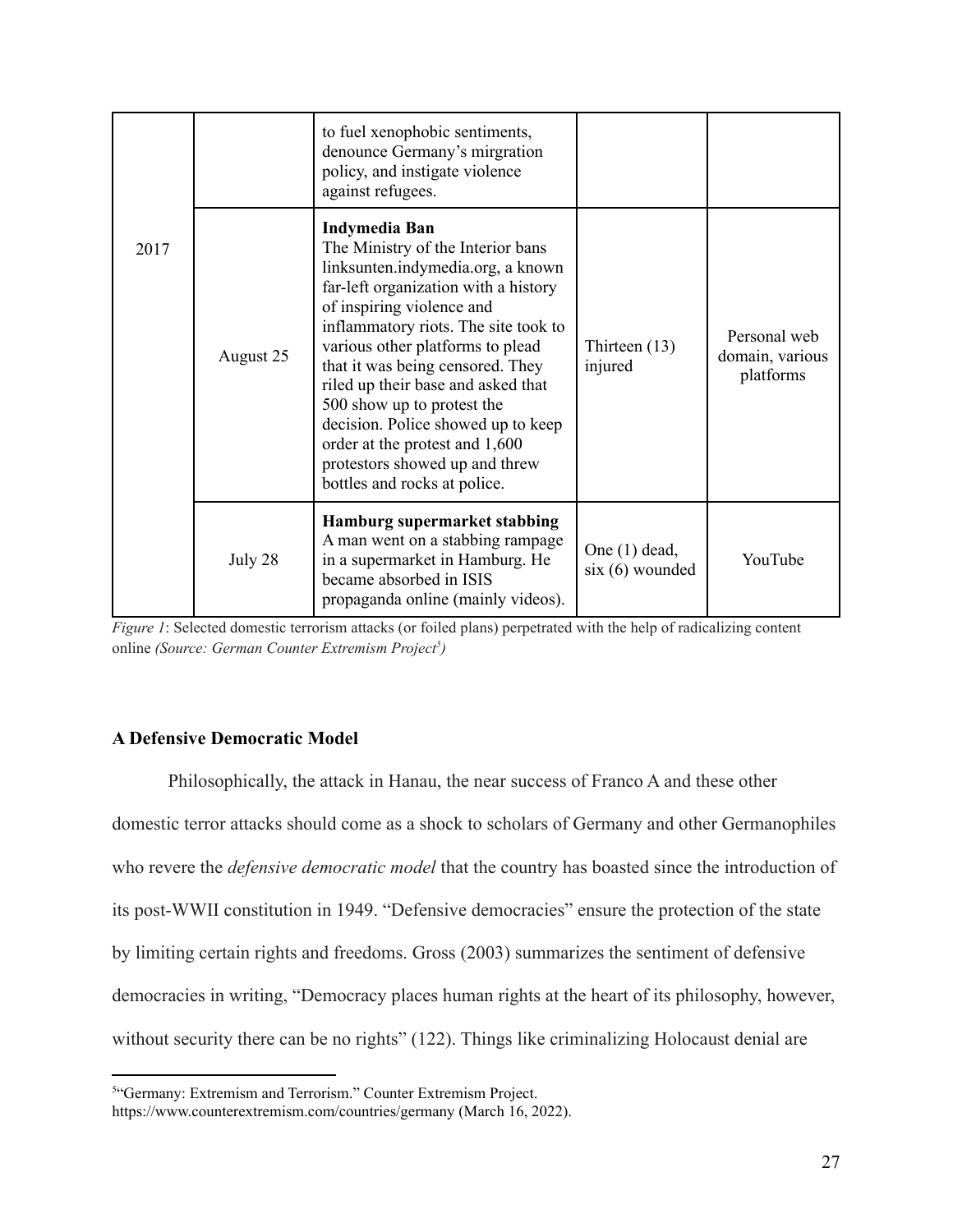| | | | | |
|---|---|---|---|---|
| | | to fuel xenophobic sentiments, denounce Germany's mirgration policy, and instigate violence against refugees. | | |
| 2017 | August 25 | **Indymedia Ban** The Ministry of the Interior bans linksunten.indymedia.org, a known far-left organization with a history of inspiring violence and inflammatory riots. The site took to various other platforms to plead that it was being censored. They riled up their base and asked that 500 show up to protest the decision. Police showed up to keep order at the protest and 1,600 protestors showed up and threw bottles and rocks at police. | Thirteen (13) injured | Personal web domain, various platforms |
| | July 28 | **Hamburg supermarket stabbing** A man went on a stabbing rampage in a supermarket in Hamburg. He became absorbed in ISIS propaganda online (mainly videos). | One (1) dead, six (6) wounded | YouTube |

*Figure 1*: Selected domestic terrorism attacks (or foiled plans) perpetrated with the help of radicalizing content online *(Source: German Counter Extremism Project[5])*

**A Defensive Democratic Model**

Philosophically, the attack in Hanau, the near success of Franco A and these other domestic terror attacks should come as a shock to scholars of Germany and other Germanophiles who revere the *defensive democratic model* that the country has boasted since the introduction of its post-WWII constitution in 1949. "Defensive democracies" ensure the protection of the state by limiting certain rights and freedoms. Gross (2003) summarizes the sentiment of defensive democracies in writing, "Democracy places human rights at the heart of its philosophy, however, without security there can be no rights" (122). Things like criminalizing Holocaust denial are

[5]"Germany: Extremism and Terrorism." Counter Extremism Project. https://www.counterextremism.com/countries/germany (March 16, 2022).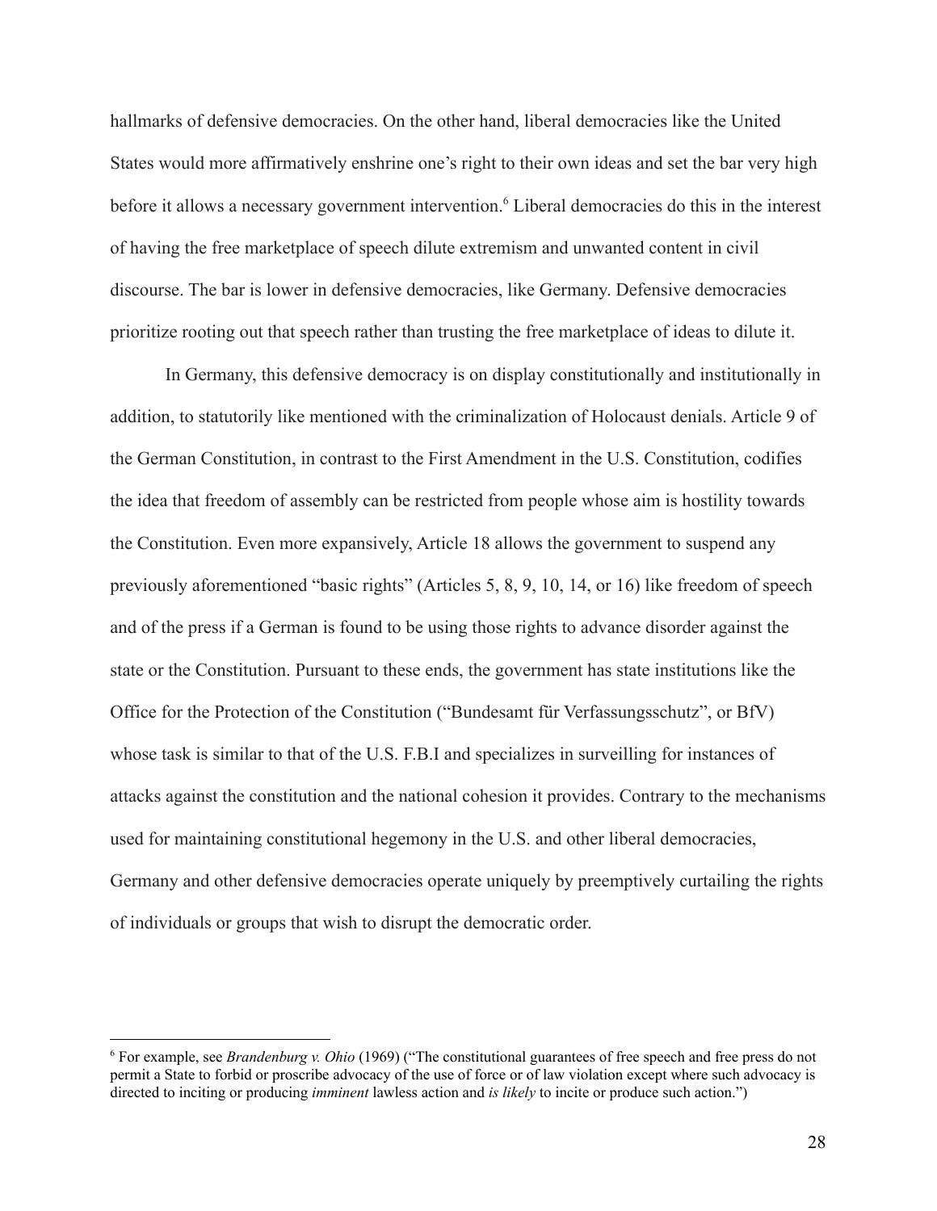hallmarks of defensive democracies. On the other hand, liberal democracies like the United States would more affirmatively enshrine one's right to their own ideas and set the bar very high before it allows a necessary government intervention.[6] Liberal democracies do this in the interest of having the free marketplace of speech dilute extremism and unwanted content in civil discourse. The bar is lower in defensive democracies, like Germany. Defensive democracies prioritize rooting out that speech rather than trusting the free marketplace of ideas to dilute it.

In Germany, this defensive democracy is on display constitutionally and institutionally in addition, to statutorily like mentioned with the criminalization of Holocaust denials. Article 9 of the German Constitution, in contrast to the First Amendment in the U.S. Constitution, codifies the idea that freedom of assembly can be restricted from people whose aim is hostility towards the Constitution. Even more expansively, Article 18 allows the government to suspend any previously aforementioned "basic rights" (Articles 5, 8, 9, 10, 14, or 16) like freedom of speech and of the press if a German is found to be using those rights to advance disorder against the state or the Constitution. Pursuant to these ends, the government has state institutions like the Office for the Protection of the Constitution ("Bundesamt für Verfassungsschutz", or BfV) whose task is similar to that of the U.S. F.B.I and specializes in surveilling for instances of attacks against the constitution and the national cohesion it provides. Contrary to the mechanisms used for maintaining constitutional hegemony in the U.S. and other liberal democracies, Germany and other defensive democracies operate uniquely by preemptively curtailing the rights of individuals or groups that wish to disrupt the democratic order.

---

[6] For example, see *Brandenburg v. Ohio* (1969) ("The constitutional guarantees of free speech and free press do not permit a State to forbid or proscribe advocacy of the use of force or of law violation except where such advocacy is directed to inciting or producing *imminent* lawless action and *is likely* to incite or produce such action.")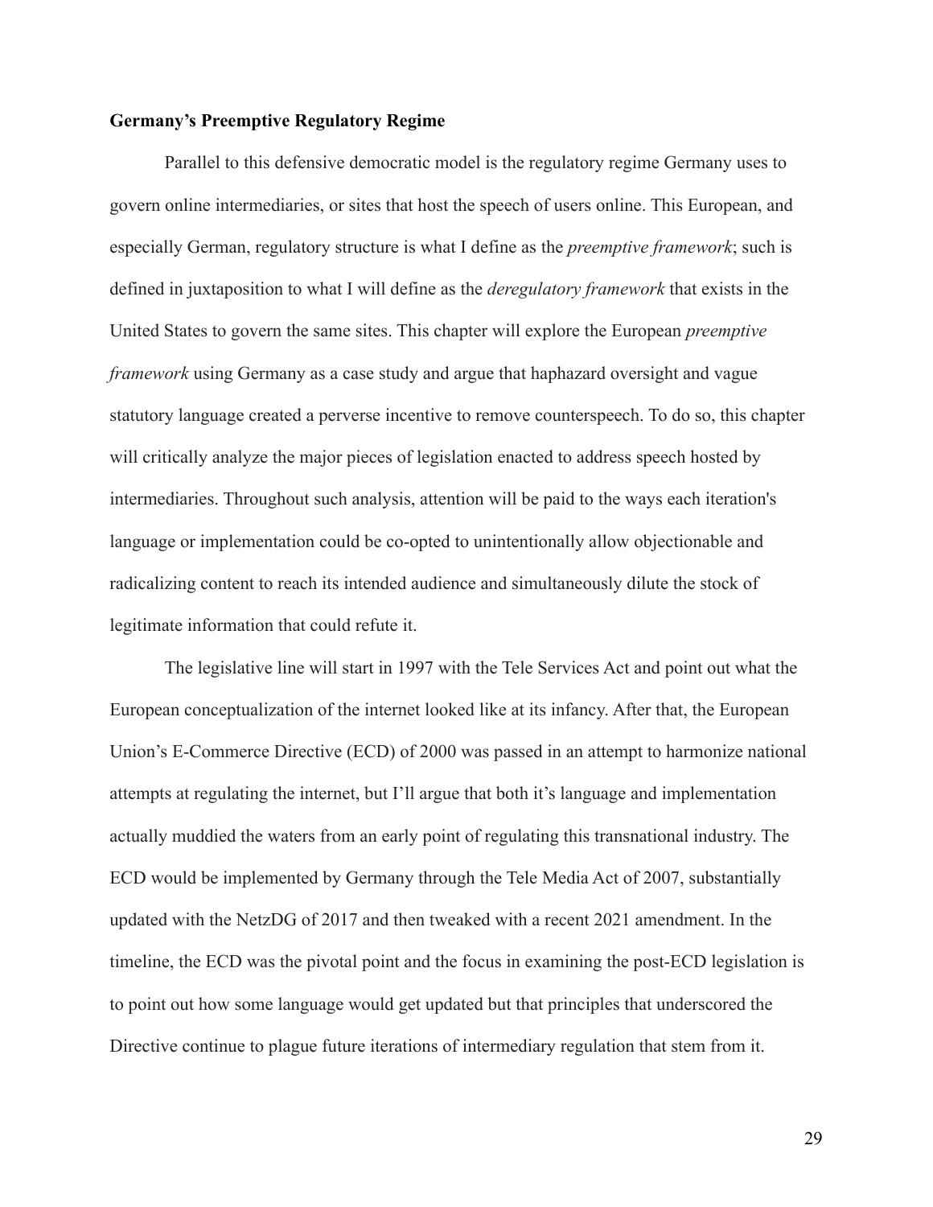**Germany's Preemptive Regulatory Regime**

Parallel to this defensive democratic model is the regulatory regime Germany uses to govern online intermediaries, or sites that host the speech of users online. This European, and especially German, regulatory structure is what I define as the *preemptive framework*; such is defined in juxtaposition to what I will define as the *deregulatory framework* that exists in the United States to govern the same sites. This chapter will explore the European *preemptive framework* using Germany as a case study and argue that haphazard oversight and vague statutory language created a perverse incentive to remove counterspeech. To do so, this chapter will critically analyze the major pieces of legislation enacted to address speech hosted by intermediaries. Throughout such analysis, attention will be paid to the ways each iteration's language or implementation could be co-opted to unintentionally allow objectionable and radicalizing content to reach its intended audience and simultaneously dilute the stock of legitimate information that could refute it.

The legislative line will start in 1997 with the Tele Services Act and point out what the European conceptualization of the internet looked like at its infancy. After that, the European Union's E-Commerce Directive (ECD) of 2000 was passed in an attempt to harmonize national attempts at regulating the internet, but I'll argue that both it's language and implementation actually muddied the waters from an early point of regulating this transnational industry. The ECD would be implemented by Germany through the Tele Media Act of 2007, substantially updated with the NetzDG of 2017 and then tweaked with a recent 2021 amendment. In the timeline, the ECD was the pivotal point and the focus in examining the post-ECD legislation is to point out how some language would get updated but that principles that underscored the Directive continue to plague future iterations of intermediary regulation that stem from it.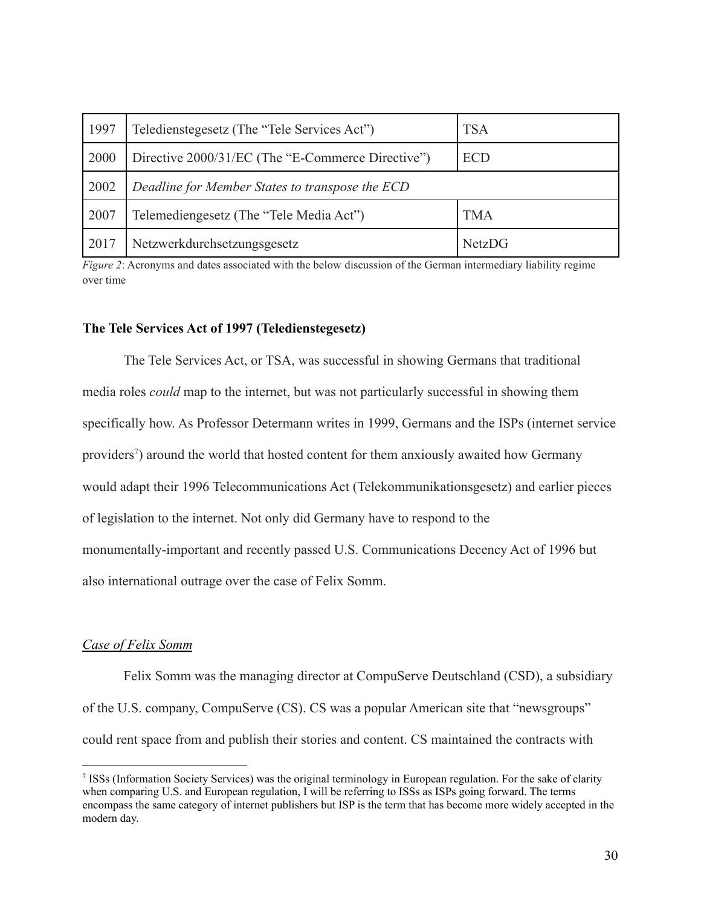| 1997 | Teledienstegesetz (The "Tele Services Act") | TSA |
|---|---|---|
| 2000 | Directive 2000/31/EC (The "E-Commerce Directive") | ECD |
| 2002 | *Deadline for Member States to transpose the ECD* | |
| 2007 | Telemediengesetz (The "Tele Media Act") | TMA |
| 2017 | Netzwerkdurchsetzungsgesetz | NetzDG |

*Figure 2*: Acronyms and dates associated with the below discussion of the German intermediary liability regime over time

**The Tele Services Act of 1997 (Teledienstegesetz)**

The Tele Services Act, or TSA, was successful in showing Germans that traditional media roles *could* map to the internet, but was not particularly successful in showing them specifically how. As Professor Determann writes in 1999, Germans and the ISPs (internet service providers[7]) around the world that hosted content for them anxiously awaited how Germany would adapt their 1996 Telecommunications Act (Telekommunikationsgesetz) and earlier pieces of legislation to the internet. Not only did Germany have to respond to the monumentally-important and recently passed U.S. Communications Decency Act of 1996 but also international outrage over the case of Felix Somm.

<u>*Case of Felix Somm*</u>

Felix Somm was the managing director at CompuServe Deutschland (CSD), a subsidiary of the U.S. company, CompuServe (CS). CS was a popular American site that "newsgroups" could rent space from and publish their stories and content. CS maintained the contracts with

[7] ISSs (Information Society Services) was the original terminology in European regulation. For the sake of clarity when comparing U.S. and European regulation, I will be referring to ISSs as ISPs going forward. The terms encompass the same category of internet publishers but ISP is the term that has become more widely accepted in the modern day.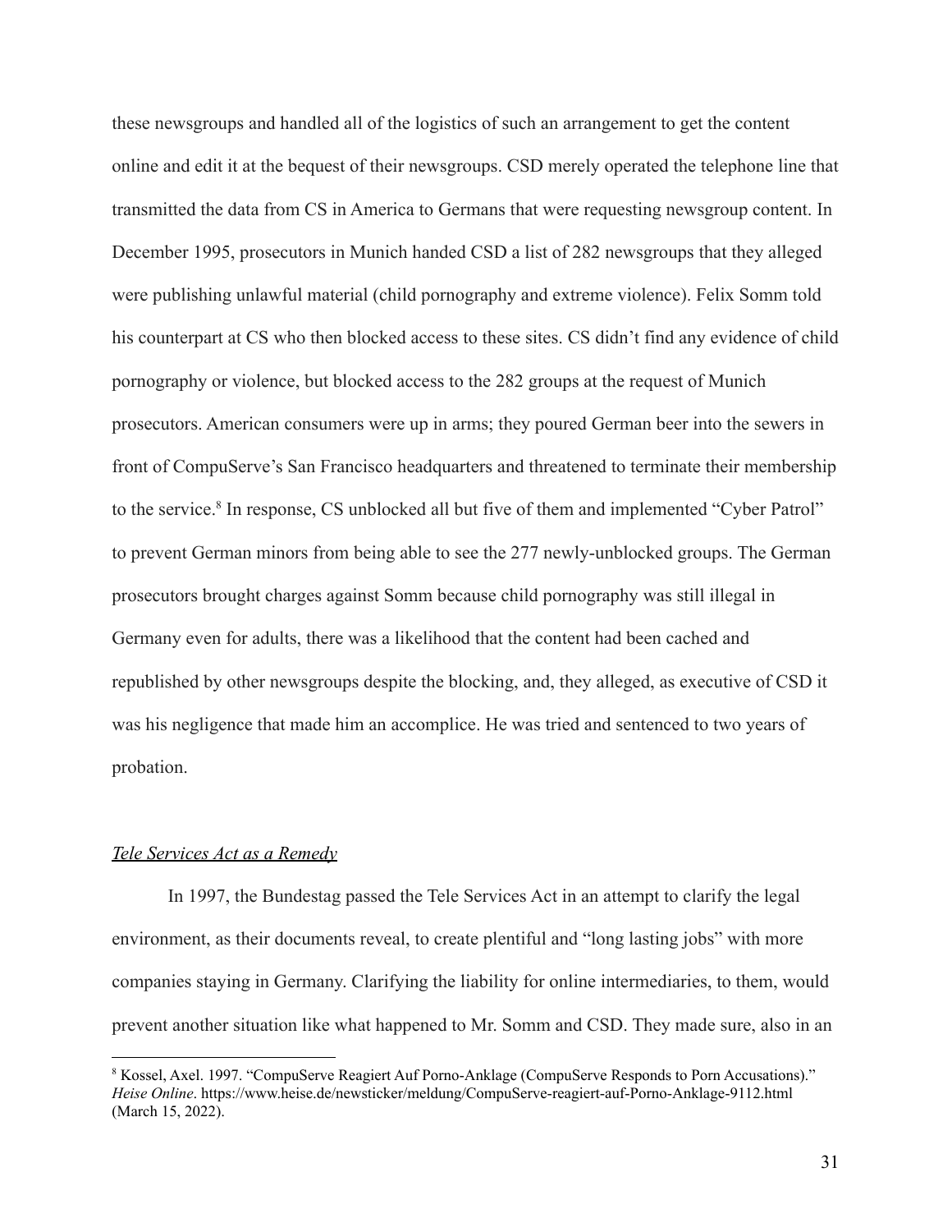these newsgroups and handled all of the logistics of such an arrangement to get the content online and edit it at the bequest of their newsgroups. CSD merely operated the telephone line that transmitted the data from CS in America to Germans that were requesting newsgroup content. In December 1995, prosecutors in Munich handed CSD a list of 282 newsgroups that they alleged were publishing unlawful material (child pornography and extreme violence). Felix Somm told his counterpart at CS who then blocked access to these sites. CS didn't find any evidence of child pornography or violence, but blocked access to the 282 groups at the request of Munich prosecutors. American consumers were up in arms; they poured German beer into the sewers in front of CompuServe's San Francisco headquarters and threatened to terminate their membership to the service.[8] In response, CS unblocked all but five of them and implemented "Cyber Patrol" to prevent German minors from being able to see the 277 newly-unblocked groups. The German prosecutors brought charges against Somm because child pornography was still illegal in Germany even for adults, there was a likelihood that the content had been cached and republished by other newsgroups despite the blocking, and, they alleged, as executive of CSD it was his negligence that made him an accomplice. He was tried and sentenced to two years of probation.

### *Tele Services Act as a Remedy*

In 1997, the Bundestag passed the Tele Services Act in an attempt to clarify the legal environment, as their documents reveal, to create plentiful and "long lasting jobs" with more companies staying in Germany. Clarifying the liability for online intermediaries, to them, would prevent another situation like what happened to Mr. Somm and CSD. They made sure, also in an

---

[8] Kossel, Axel. 1997. "CompuServe Reagiert Auf Porno-Anklage (CompuServe Responds to Porn Accusations)." *Heise Online*. https://www.heise.de/newsticker/meldung/CompuServe-reagiert-auf-Porno-Anklage-9112.html (March 15, 2022).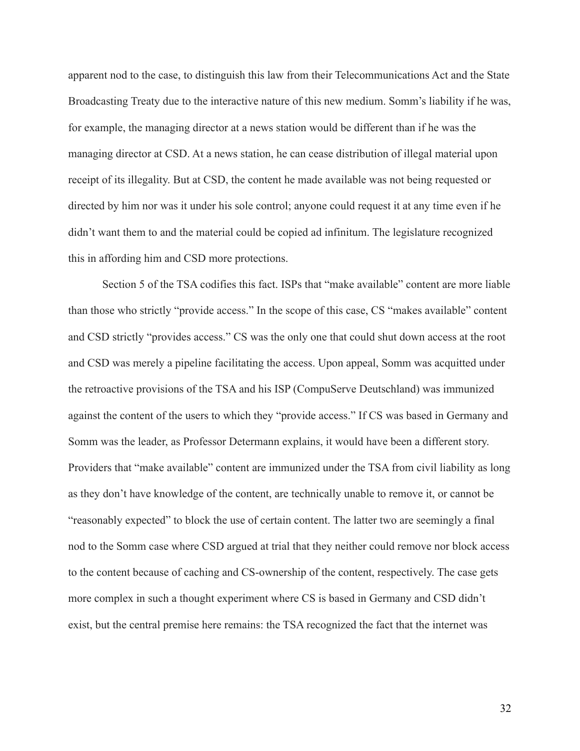apparent nod to the case, to distinguish this law from their Telecommunications Act and the State Broadcasting Treaty due to the interactive nature of this new medium. Somm's liability if he was, for example, the managing director at a news station would be different than if he was the managing director at CSD. At a news station, he can cease distribution of illegal material upon receipt of its illegality. But at CSD, the content he made available was not being requested or directed by him nor was it under his sole control; anyone could request it at any time even if he didn't want them to and the material could be copied ad infinitum. The legislature recognized this in affording him and CSD more protections.

Section 5 of the TSA codifies this fact. ISPs that "make available" content are more liable than those who strictly "provide access." In the scope of this case, CS "makes available" content and CSD strictly "provides access." CS was the only one that could shut down access at the root and CSD was merely a pipeline facilitating the access. Upon appeal, Somm was acquitted under the retroactive provisions of the TSA and his ISP (CompuServe Deutschland) was immunized against the content of the users to which they "provide access." If CS was based in Germany and Somm was the leader, as Professor Determann explains, it would have been a different story. Providers that "make available" content are immunized under the TSA from civil liability as long as they don't have knowledge of the content, are technically unable to remove it, or cannot be "reasonably expected" to block the use of certain content. The latter two are seemingly a final nod to the Somm case where CSD argued at trial that they neither could remove nor block access to the content because of caching and CS-ownership of the content, respectively. The case gets more complex in such a thought experiment where CS is based in Germany and CSD didn't exist, but the central premise here remains: the TSA recognized the fact that the internet was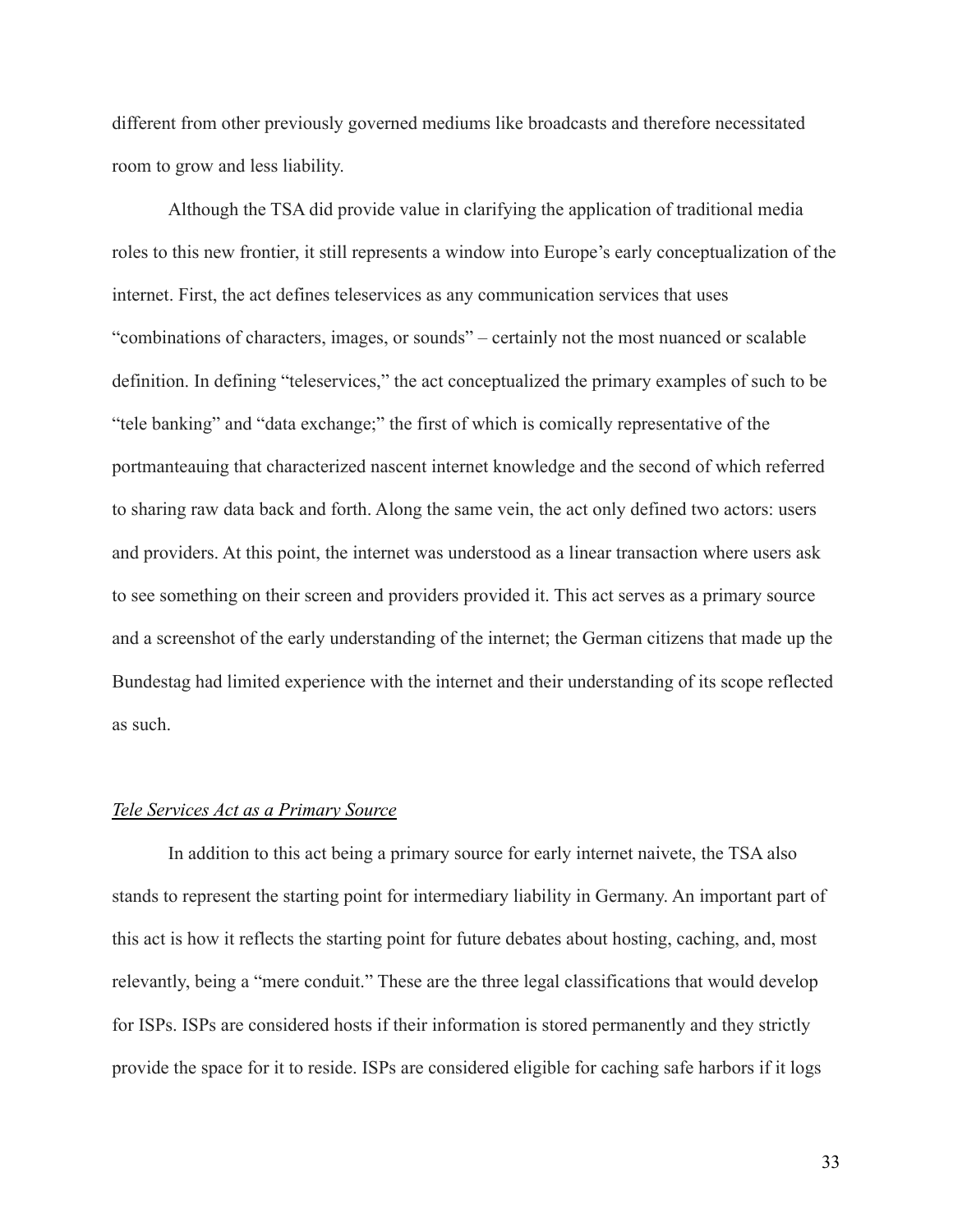different from other previously governed mediums like broadcasts and therefore necessitated room to grow and less liability.

Although the TSA did provide value in clarifying the application of traditional media roles to this new frontier, it still represents a window into Europe's early conceptualization of the internet. First, the act defines teleservices as any communication services that uses "combinations of characters, images, or sounds" – certainly not the most nuanced or scalable definition. In defining "teleservices," the act conceptualized the primary examples of such to be "tele banking" and "data exchange;" the first of which is comically representative of the portmanteauing that characterized nascent internet knowledge and the second of which referred to sharing raw data back and forth. Along the same vein, the act only defined two actors: users and providers. At this point, the internet was understood as a linear transaction where users ask to see something on their screen and providers provided it. This act serves as a primary source and a screenshot of the early understanding of the internet; the German citizens that made up the Bundestag had limited experience with the internet and their understanding of its scope reflected as such.

*Tele Services Act as a Primary Source*

In addition to this act being a primary source for early internet naivete, the TSA also stands to represent the starting point for intermediary liability in Germany. An important part of this act is how it reflects the starting point for future debates about hosting, caching, and, most relevantly, being a "mere conduit." These are the three legal classifications that would develop for ISPs. ISPs are considered hosts if their information is stored permanently and they strictly provide the space for it to reside. ISPs are considered eligible for caching safe harbors if it logs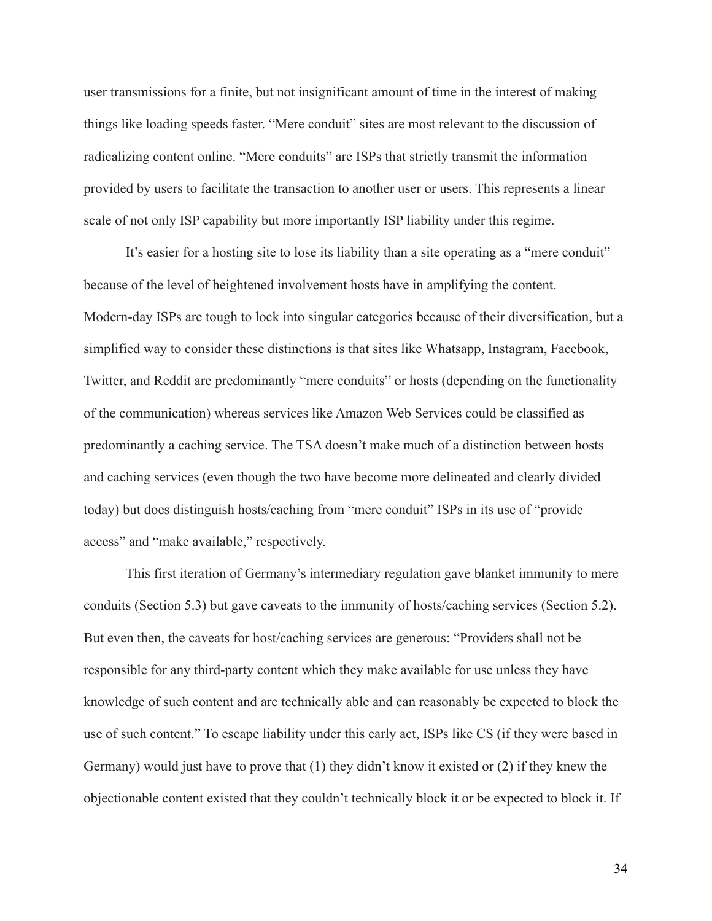user transmissions for a finite, but not insignificant amount of time in the interest of making things like loading speeds faster. "Mere conduit" sites are most relevant to the discussion of radicalizing content online. "Mere conduits" are ISPs that strictly transmit the information provided by users to facilitate the transaction to another user or users. This represents a linear scale of not only ISP capability but more importantly ISP liability under this regime.

It's easier for a hosting site to lose its liability than a site operating as a "mere conduit" because of the level of heightened involvement hosts have in amplifying the content. Modern-day ISPs are tough to lock into singular categories because of their diversification, but a simplified way to consider these distinctions is that sites like Whatsapp, Instagram, Facebook, Twitter, and Reddit are predominantly "mere conduits" or hosts (depending on the functionality of the communication) whereas services like Amazon Web Services could be classified as predominantly a caching service. The TSA doesn't make much of a distinction between hosts and caching services (even though the two have become more delineated and clearly divided today) but does distinguish hosts/caching from "mere conduit" ISPs in its use of "provide access" and "make available," respectively.

This first iteration of Germany's intermediary regulation gave blanket immunity to mere conduits (Section 5.3) but gave caveats to the immunity of hosts/caching services (Section 5.2). But even then, the caveats for host/caching services are generous: "Providers shall not be responsible for any third-party content which they make available for use unless they have knowledge of such content and are technically able and can reasonably be expected to block the use of such content." To escape liability under this early act, ISPs like CS (if they were based in Germany) would just have to prove that (1) they didn't know it existed or (2) if they knew the objectionable content existed that they couldn't technically block it or be expected to block it. If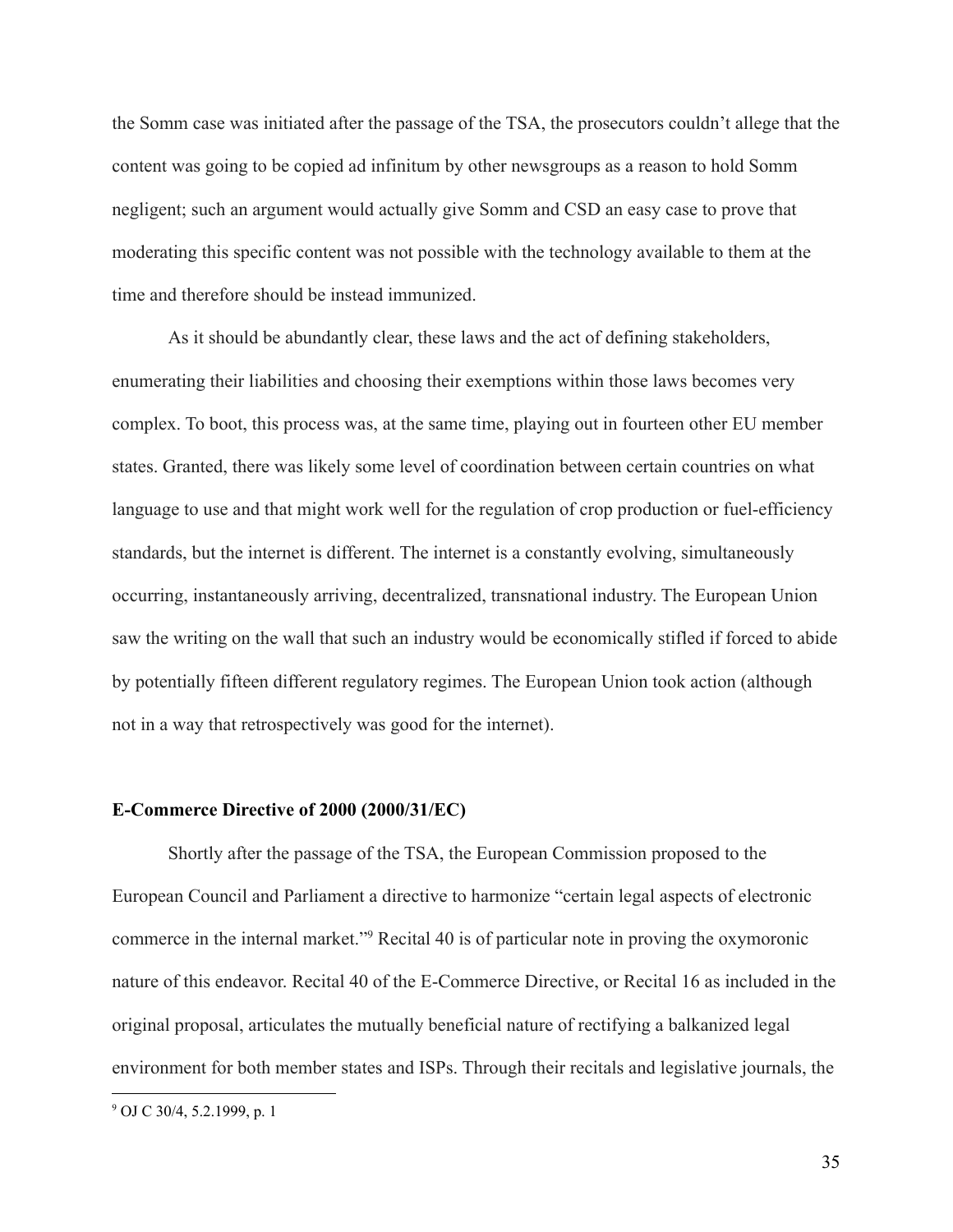the Somm case was initiated after the passage of the TSA, the prosecutors couldn't allege that the content was going to be copied ad infinitum by other newsgroups as a reason to hold Somm negligent; such an argument would actually give Somm and CSD an easy case to prove that moderating this specific content was not possible with the technology available to them at the time and therefore should be instead immunized.

As it should be abundantly clear, these laws and the act of defining stakeholders, enumerating their liabilities and choosing their exemptions within those laws becomes very complex. To boot, this process was, at the same time, playing out in fourteen other EU member states. Granted, there was likely some level of coordination between certain countries on what language to use and that might work well for the regulation of crop production or fuel-efficiency standards, but the internet is different. The internet is a constantly evolving, simultaneously occurring, instantaneously arriving, decentralized, transnational industry. The European Union saw the writing on the wall that such an industry would be economically stifled if forced to abide by potentially fifteen different regulatory regimes. The European Union took action (although not in a way that retrospectively was good for the internet).

### E-Commerce Directive of 2000 (2000/31/EC)

Shortly after the passage of the TSA, the European Commission proposed to the European Council and Parliament a directive to harmonize "certain legal aspects of electronic commerce in the internal market."[9] Recital 40 is of particular note in proving the oxymoronic nature of this endeavor. Recital 40 of the E-Commerce Directive, or Recital 16 as included in the original proposal, articulates the mutually beneficial nature of rectifying a balkanized legal environment for both member states and ISPs. Through their recitals and legislative journals, the

[9] OJ C 30/4, 5.2.1999, p. 1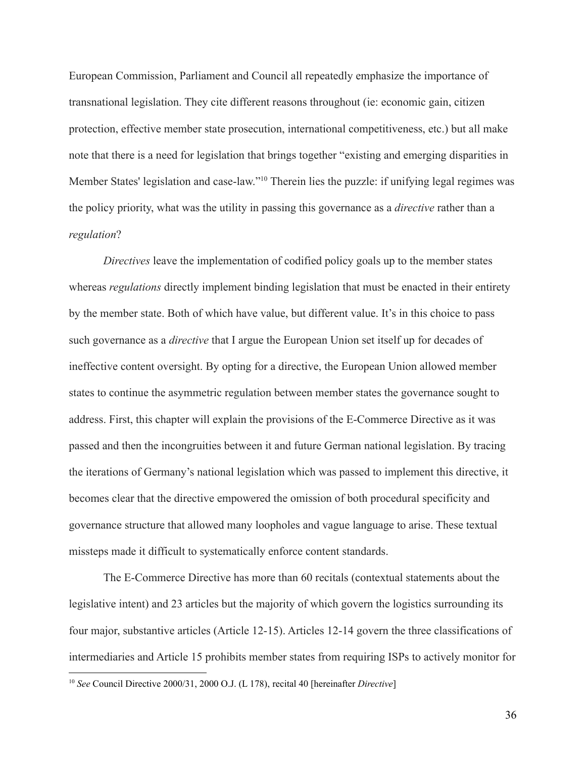European Commission, Parliament and Council all repeatedly emphasize the importance of transnational legislation. They cite different reasons throughout (ie: economic gain, citizen protection, effective member state prosecution, international competitiveness, etc.) but all make note that there is a need for legislation that brings together "existing and emerging disparities in Member States' legislation and case-law."[10] Therein lies the puzzle: if unifying legal regimes was the policy priority, what was the utility in passing this governance as a *directive* rather than a *regulation*?

*Directives* leave the implementation of codified policy goals up to the member states whereas *regulations* directly implement binding legislation that must be enacted in their entirety by the member state. Both of which have value, but different value. It's in this choice to pass such governance as a *directive* that I argue the European Union set itself up for decades of ineffective content oversight. By opting for a directive, the European Union allowed member states to continue the asymmetric regulation between member states the governance sought to address. First, this chapter will explain the provisions of the E-Commerce Directive as it was passed and then the incongruities between it and future German national legislation. By tracing the iterations of Germany's national legislation which was passed to implement this directive, it becomes clear that the directive empowered the omission of both procedural specificity and governance structure that allowed many loopholes and vague language to arise. These textual missteps made it difficult to systematically enforce content standards.

The E-Commerce Directive has more than 60 recitals (contextual statements about the legislative intent) and 23 articles but the majority of which govern the logistics surrounding its four major, substantive articles (Article 12-15). Articles 12-14 govern the three classifications of intermediaries and Article 15 prohibits member states from requiring ISPs to actively monitor for

---

[10] *See* Council Directive 2000/31, 2000 O.J. (L 178), recital 40 [hereinafter *Directive*]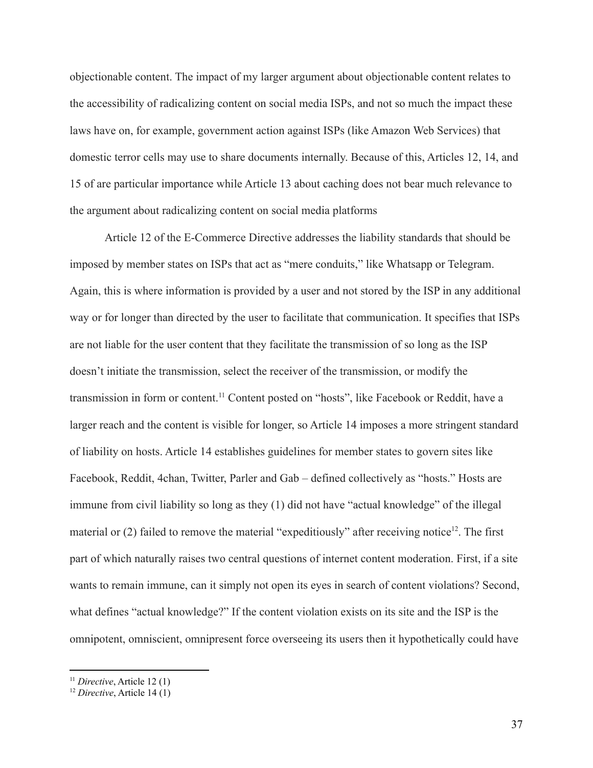objectionable content. The impact of my larger argument about objectionable content relates to the accessibility of radicalizing content on social media ISPs, and not so much the impact these laws have on, for example, government action against ISPs (like Amazon Web Services) that domestic terror cells may use to share documents internally. Because of this, Articles 12, 14, and 15 of are particular importance while Article 13 about caching does not bear much relevance to the argument about radicalizing content on social media platforms

Article 12 of the E-Commerce Directive addresses the liability standards that should be imposed by member states on ISPs that act as "mere conduits," like Whatsapp or Telegram. Again, this is where information is provided by a user and not stored by the ISP in any additional way or for longer than directed by the user to facilitate that communication. It specifies that ISPs are not liable for the user content that they facilitate the transmission of so long as the ISP doesn't initiate the transmission, select the receiver of the transmission, or modify the transmission in form or content.[11] Content posted on "hosts", like Facebook or Reddit, have a larger reach and the content is visible for longer, so Article 14 imposes a more stringent standard of liability on hosts. Article 14 establishes guidelines for member states to govern sites like Facebook, Reddit, 4chan, Twitter, Parler and Gab – defined collectively as "hosts." Hosts are immune from civil liability so long as they (1) did not have "actual knowledge" of the illegal material or (2) failed to remove the material "expeditiously" after receiving notice[12]. The first part of which naturally raises two central questions of internet content moderation. First, if a site wants to remain immune, can it simply not open its eyes in search of content violations? Second, what defines "actual knowledge?" If the content violation exists on its site and the ISP is the omnipotent, omniscient, omnipresent force overseeing its users then it hypothetically could have

[11] *Directive*, Article 12 (1)

[12] *Directive*, Article 14 (1)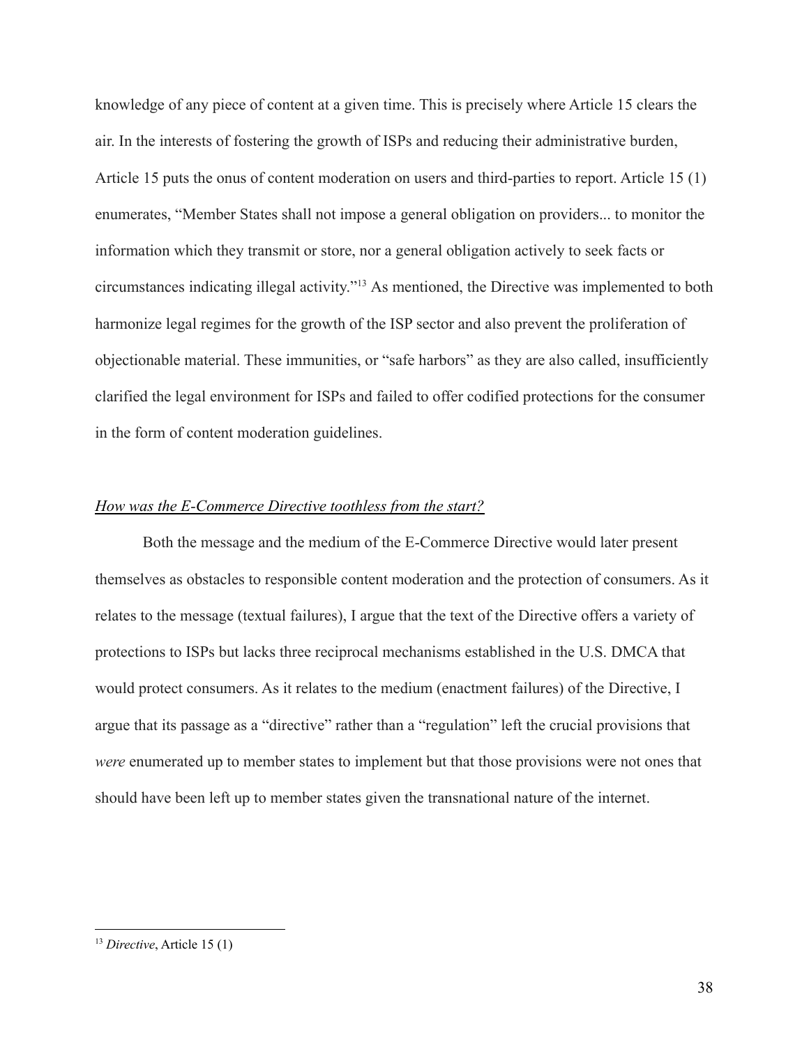knowledge of any piece of content at a given time. This is precisely where Article 15 clears the air. In the interests of fostering the growth of ISPs and reducing their administrative burden, Article 15 puts the onus of content moderation on users and third-parties to report. Article 15 (1) enumerates, "Member States shall not impose a general obligation on providers... to monitor the information which they transmit or store, nor a general obligation actively to seek facts or circumstances indicating illegal activity."[13] As mentioned, the Directive was implemented to both harmonize legal regimes for the growth of the ISP sector and also prevent the proliferation of objectionable material. These immunities, or "safe harbors" as they are also called, insufficiently clarified the legal environment for ISPs and failed to offer codified protections for the consumer in the form of content moderation guidelines.

*<u>How was the E-Commerce Directive toothless from the start?</u>*

Both the message and the medium of the E-Commerce Directive would later present themselves as obstacles to responsible content moderation and the protection of consumers. As it relates to the message (textual failures), I argue that the text of the Directive offers a variety of protections to ISPs but lacks three reciprocal mechanisms established in the U.S. DMCA that would protect consumers. As it relates to the medium (enactment failures) of the Directive, I argue that its passage as a "directive" rather than a "regulation" left the crucial provisions that *were* enumerated up to member states to implement but that those provisions were not ones that should have been left up to member states given the transnational nature of the internet.

---

[13] *Directive*, Article 15 (1)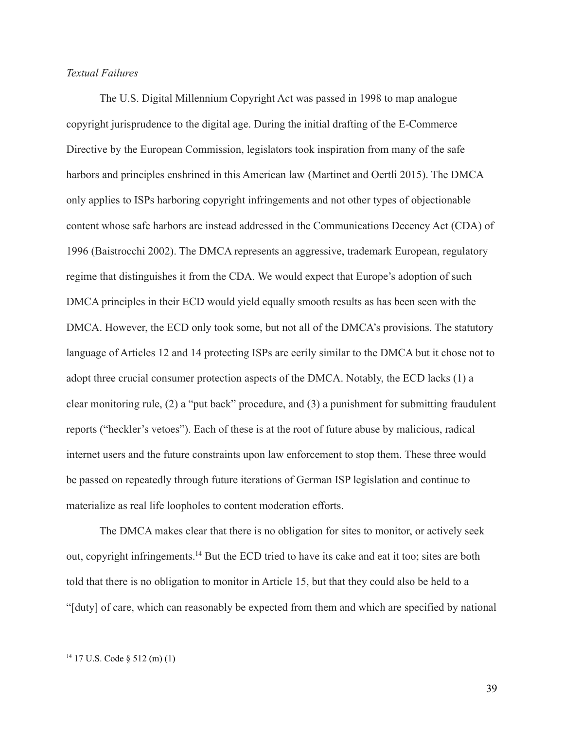*Textual Failures*

The U.S. Digital Millennium Copyright Act was passed in 1998 to map analogue copyright jurisprudence to the digital age. During the initial drafting of the E-Commerce Directive by the European Commission, legislators took inspiration from many of the safe harbors and principles enshrined in this American law (Martinet and Oertli 2015). The DMCA only applies to ISPs harboring copyright infringements and not other types of objectionable content whose safe harbors are instead addressed in the Communications Decency Act (CDA) of 1996 (Baistrocchi 2002). The DMCA represents an aggressive, trademark European, regulatory regime that distinguishes it from the CDA. We would expect that Europe's adoption of such DMCA principles in their ECD would yield equally smooth results as has been seen with the DMCA. However, the ECD only took some, but not all of the DMCA's provisions. The statutory language of Articles 12 and 14 protecting ISPs are eerily similar to the DMCA but it chose not to adopt three crucial consumer protection aspects of the DMCA. Notably, the ECD lacks (1) a clear monitoring rule, (2) a "put back" procedure, and (3) a punishment for submitting fraudulent reports ("heckler's vetoes"). Each of these is at the root of future abuse by malicious, radical internet users and the future constraints upon law enforcement to stop them. These three would be passed on repeatedly through future iterations of German ISP legislation and continue to materialize as real life loopholes to content moderation efforts.

The DMCA makes clear that there is no obligation for sites to monitor, or actively seek out, copyright infringements.[14] But the ECD tried to have its cake and eat it too; sites are both told that there is no obligation to monitor in Article 15, but that they could also be held to a "[duty] of care, which can reasonably be expected from them and which are specified by national

[14] 17 U.S. Code § 512 (m) (1)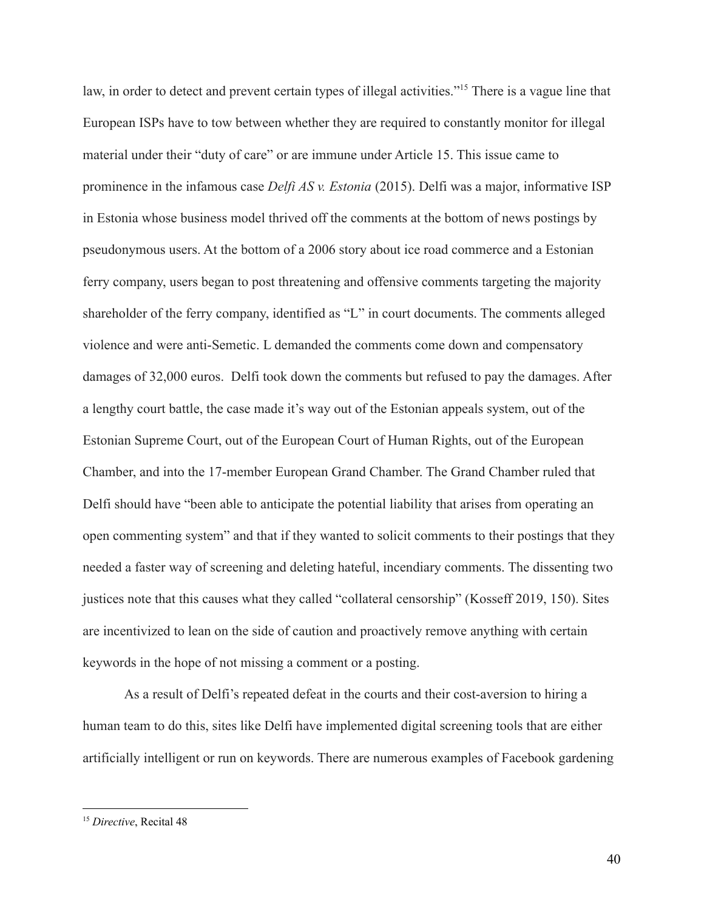law, in order to detect and prevent certain types of illegal activities."[15] There is a vague line that European ISPs have to tow between whether they are required to constantly monitor for illegal material under their "duty of care" or are immune under Article 15. This issue came to prominence in the infamous case *Delfi AS v. Estonia* (2015). Delfi was a major, informative ISP in Estonia whose business model thrived off the comments at the bottom of news postings by pseudonymous users. At the bottom of a 2006 story about ice road commerce and a Estonian ferry company, users began to post threatening and offensive comments targeting the majority shareholder of the ferry company, identified as "L" in court documents. The comments alleged violence and were anti-Semetic. L demanded the comments come down and compensatory damages of 32,000 euros. Delfi took down the comments but refused to pay the damages. After a lengthy court battle, the case made it's way out of the Estonian appeals system, out of the Estonian Supreme Court, out of the European Court of Human Rights, out of the European Chamber, and into the 17-member European Grand Chamber. The Grand Chamber ruled that Delfi should have "been able to anticipate the potential liability that arises from operating an open commenting system" and that if they wanted to solicit comments to their postings that they needed a faster way of screening and deleting hateful, incendiary comments. The dissenting two justices note that this causes what they called "collateral censorship" (Kosseff 2019, 150). Sites are incentivized to lean on the side of caution and proactively remove anything with certain keywords in the hope of not missing a comment or a posting.

As a result of Delfi's repeated defeat in the courts and their cost-aversion to hiring a human team to do this, sites like Delfi have implemented digital screening tools that are either artificially intelligent or run on keywords. There are numerous examples of Facebook gardening

---

[15] *Directive*, Recital 48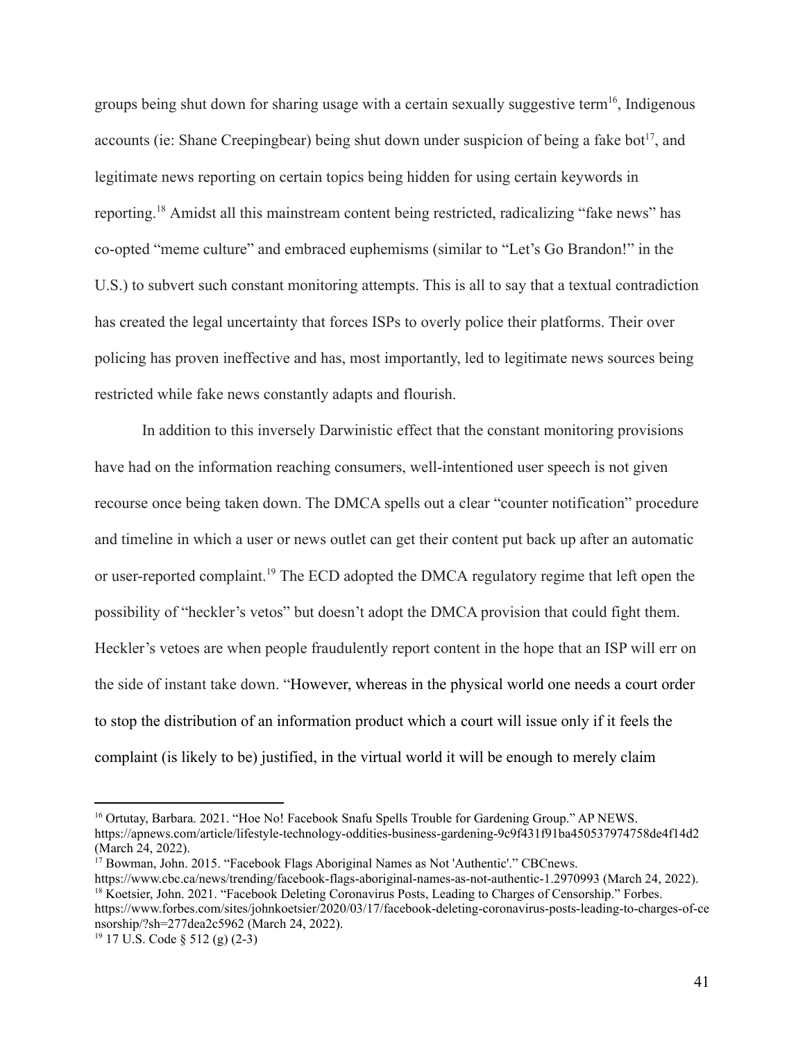groups being shut down for sharing usage with a certain sexually suggestive term[16], Indigenous accounts (ie: Shane Creepingbear) being shut down under suspicion of being a fake bot[17], and legitimate news reporting on certain topics being hidden for using certain keywords in reporting.[18] Amidst all this mainstream content being restricted, radicalizing "fake news" has co-opted "meme culture" and embraced euphemisms (similar to "Let's Go Brandon!" in the U.S.) to subvert such constant monitoring attempts. This is all to say that a textual contradiction has created the legal uncertainty that forces ISPs to overly police their platforms. Their over policing has proven ineffective and has, most importantly, led to legitimate news sources being restricted while fake news constantly adapts and flourish.

In addition to this inversely Darwinistic effect that the constant monitoring provisions have had on the information reaching consumers, well-intentioned user speech is not given recourse once being taken down. The DMCA spells out a clear "counter notification" procedure and timeline in which a user or news outlet can get their content put back up after an automatic or user-reported complaint.[19] The ECD adopted the DMCA regulatory regime that left open the possibility of "heckler's vetos" but doesn't adopt the DMCA provision that could fight them. Heckler's vetoes are when people fraudulently report content in the hope that an ISP will err on the side of instant take down. "However, whereas in the physical world one needs a court order to stop the distribution of an information product which a court will issue only if it feels the complaint (is likely to be) justified, in the virtual world it will be enough to merely claim

---

[16] Ortutay, Barbara. 2021. "Hoe No! Facebook Snafu Spells Trouble for Gardening Group." AP NEWS. https://apnews.com/article/lifestyle-technology-oddities-business-gardening-9c9f431f91ba450537974758de4f14d2 (March 24, 2022).

[17] Bowman, John. 2015. "Facebook Flags Aboriginal Names as Not 'Authentic'." CBCnews. https://www.cbc.ca/news/trending/facebook-flags-aboriginal-names-as-not-authentic-1.2970993 (March 24, 2022).

[18] Koetsier, John. 2021. "Facebook Deleting Coronavirus Posts, Leading to Charges of Censorship." Forbes. https://www.forbes.com/sites/johnkoetsier/2020/03/17/facebook-deleting-coronavirus-posts-leading-to-charges-of-censorship/?sh=277dea2c5962 (March 24, 2022).

[19] 17 U.S. Code § 512 (g) (2-3)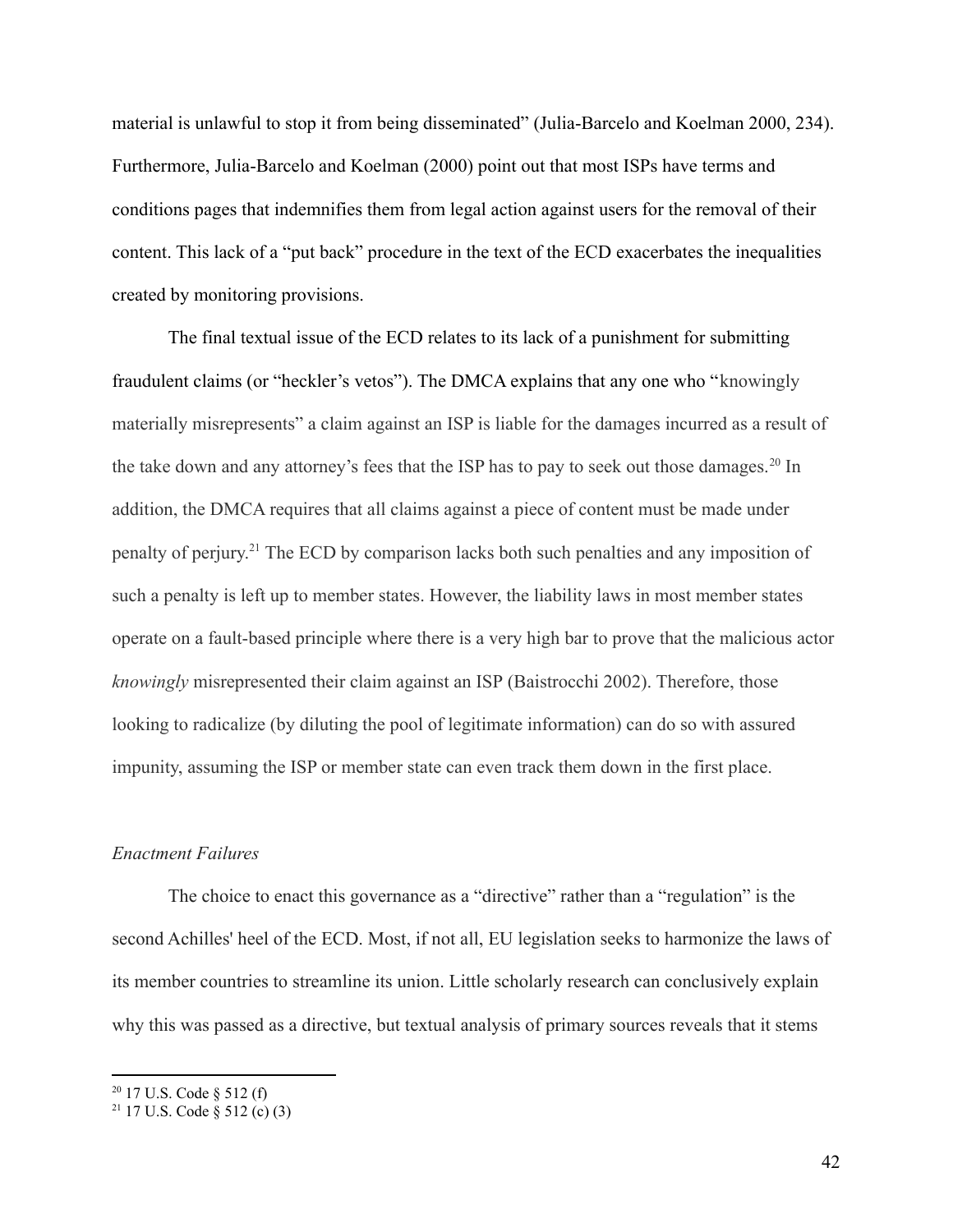material is unlawful to stop it from being disseminated" (Julia-Barcelo and Koelman 2000, 234). Furthermore, Julia-Barcelo and Koelman (2000) point out that most ISPs have terms and conditions pages that indemnifies them from legal action against users for the removal of their content. This lack of a "put back" procedure in the text of the ECD exacerbates the inequalities created by monitoring provisions.

The final textual issue of the ECD relates to its lack of a punishment for submitting fraudulent claims (or "heckler's vetos"). The DMCA explains that any one who "knowingly materially misrepresents" a claim against an ISP is liable for the damages incurred as a result of the take down and any attorney's fees that the ISP has to pay to seek out those damages.[20] In addition, the DMCA requires that all claims against a piece of content must be made under penalty of perjury.[21] The ECD by comparison lacks both such penalties and any imposition of such a penalty is left up to member states. However, the liability laws in most member states operate on a fault-based principle where there is a very high bar to prove that the malicious actor *knowingly* misrepresented their claim against an ISP (Baistrocchi 2002). Therefore, those looking to radicalize (by diluting the pool of legitimate information) can do so with assured impunity, assuming the ISP or member state can even track them down in the first place.

### *Enactment Failures*

The choice to enact this governance as a "directive" rather than a "regulation" is the second Achilles' heel of the ECD. Most, if not all, EU legislation seeks to harmonize the laws of its member countries to streamline its union. Little scholarly research can conclusively explain why this was passed as a directive, but textual analysis of primary sources reveals that it stems

---

[20] 17 U.S. Code § 512 (f)

[21] 17 U.S. Code § 512 (c) (3)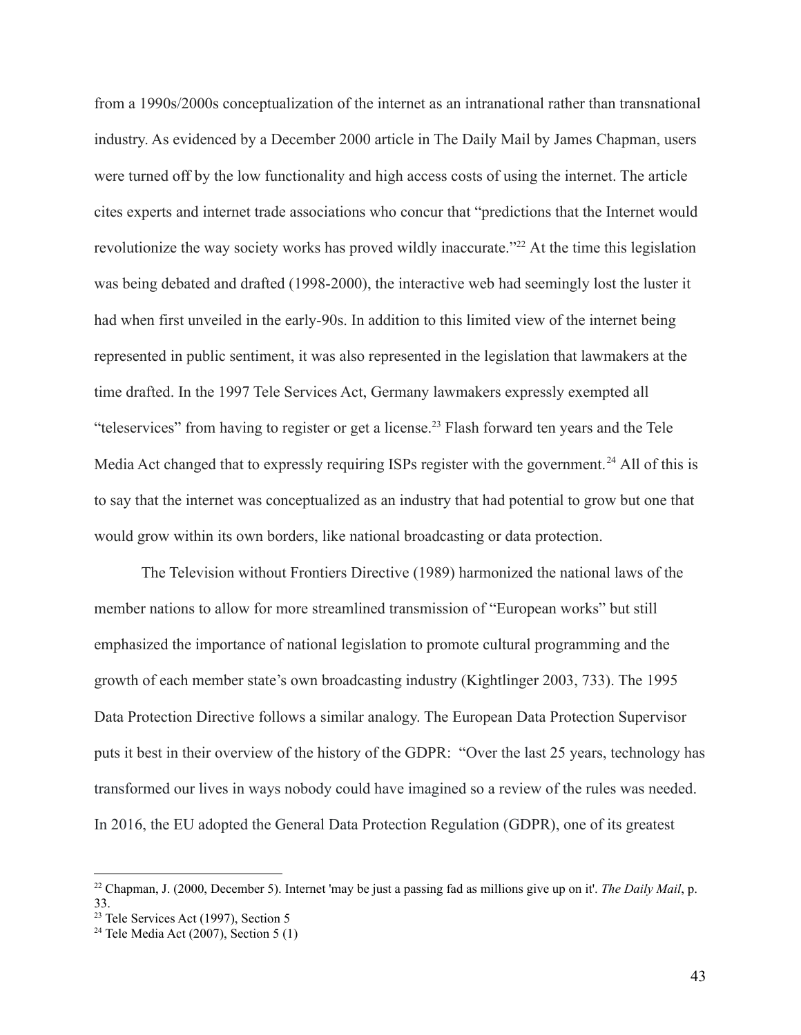from a 1990s/2000s conceptualization of the internet as an intranational rather than transnational industry. As evidenced by a December 2000 article in The Daily Mail by James Chapman, users were turned off by the low functionality and high access costs of using the internet. The article cites experts and internet trade associations who concur that "predictions that the Internet would revolutionize the way society works has proved wildly inaccurate."[22] At the time this legislation was being debated and drafted (1998-2000), the interactive web had seemingly lost the luster it had when first unveiled in the early-90s. In addition to this limited view of the internet being represented in public sentiment, it was also represented in the legislation that lawmakers at the time drafted. In the 1997 Tele Services Act, Germany lawmakers expressly exempted all "teleservices" from having to register or get a license.[23] Flash forward ten years and the Tele Media Act changed that to expressly requiring ISPs register with the government.[24] All of this is to say that the internet was conceptualized as an industry that had potential to grow but one that would grow within its own borders, like national broadcasting or data protection.

The Television without Frontiers Directive (1989) harmonized the national laws of the member nations to allow for more streamlined transmission of "European works" but still emphasized the importance of national legislation to promote cultural programming and the growth of each member state's own broadcasting industry (Kightlinger 2003, 733). The 1995 Data Protection Directive follows a similar analogy. The European Data Protection Supervisor puts it best in their overview of the history of the GDPR: "Over the last 25 years, technology has transformed our lives in ways nobody could have imagined so a review of the rules was needed. In 2016, the EU adopted the General Data Protection Regulation (GDPR), one of its greatest

---

[22] Chapman, J. (2000, December 5). Internet 'may be just a passing fad as millions give up on it'. *The Daily Mail*, p. 33.

[23] Tele Services Act (1997), Section 5

[24] Tele Media Act (2007), Section 5 (1)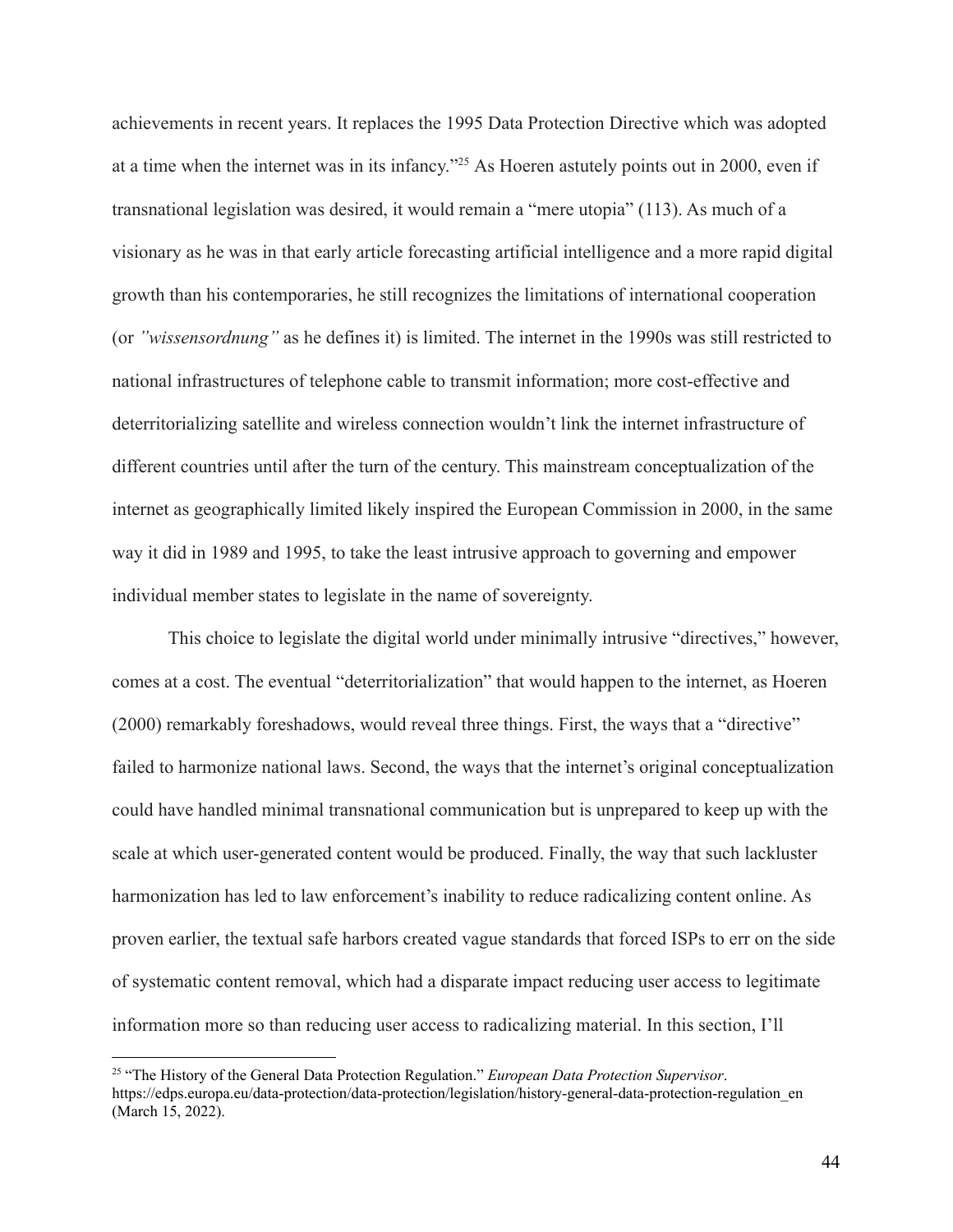achievements in recent years. It replaces the 1995 Data Protection Directive which was adopted at a time when the internet was in its infancy."[25] As Hoeren astutely points out in 2000, even if transnational legislation was desired, it would remain a "mere utopia" (113). As much of a visionary as he was in that early article forecasting artificial intelligence and a more rapid digital growth than his contemporaries, he still recognizes the limitations of international cooperation (or *"wissensordnung"* as he defines it) is limited. The internet in the 1990s was still restricted to national infrastructures of telephone cable to transmit information; more cost-effective and deterritorializing satellite and wireless connection wouldn't link the internet infrastructure of different countries until after the turn of the century. This mainstream conceptualization of the internet as geographically limited likely inspired the European Commission in 2000, in the same way it did in 1989 and 1995, to take the least intrusive approach to governing and empower individual member states to legislate in the name of sovereignty.

This choice to legislate the digital world under minimally intrusive "directives," however, comes at a cost. The eventual "deterritorialization" that would happen to the internet, as Hoeren (2000) remarkably foreshadows, would reveal three things. First, the ways that a "directive" failed to harmonize national laws. Second, the ways that the internet's original conceptualization could have handled minimal transnational communication but is unprepared to keep up with the scale at which user-generated content would be produced. Finally, the way that such lackluster harmonization has led to law enforcement's inability to reduce radicalizing content online. As proven earlier, the textual safe harbors created vague standards that forced ISPs to err on the side of systematic content removal, which had a disparate impact reducing user access to legitimate information more so than reducing user access to radicalizing material. In this section, I'll

[25] "The History of the General Data Protection Regulation." *European Data Protection Supervisor*. https://edps.europa.eu/data-protection/data-protection/legislation/history-general-data-protection-regulation_en (March 15, 2022).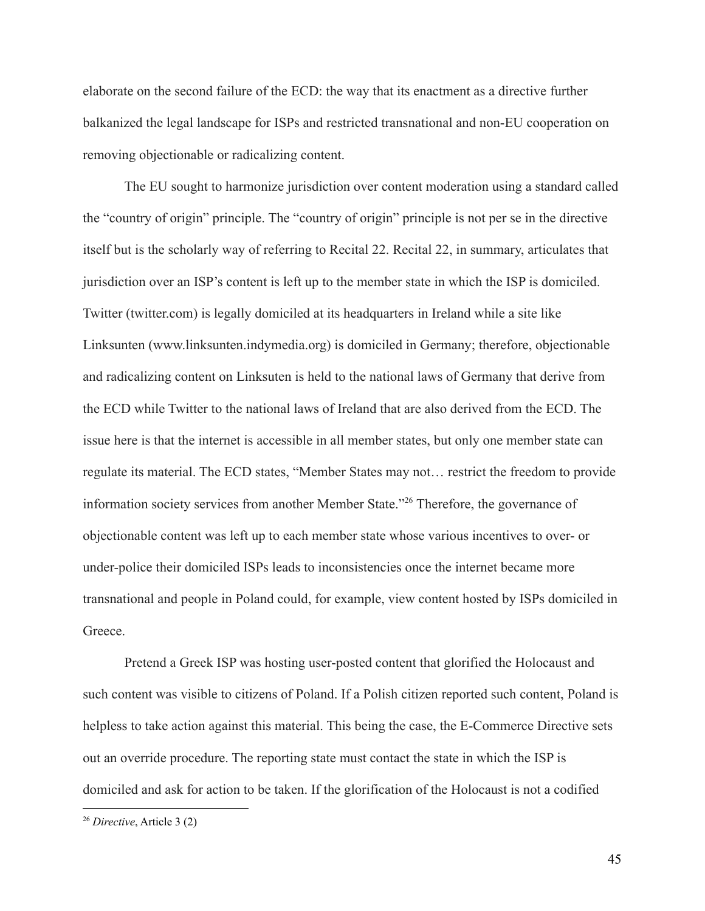elaborate on the second failure of the ECD: the way that its enactment as a directive further balkanized the legal landscape for ISPs and restricted transnational and non-EU cooperation on removing objectionable or radicalizing content.

The EU sought to harmonize jurisdiction over content moderation using a standard called the "country of origin" principle. The "country of origin" principle is not per se in the directive itself but is the scholarly way of referring to Recital 22. Recital 22, in summary, articulates that jurisdiction over an ISP's content is left up to the member state in which the ISP is domiciled. Twitter (twitter.com) is legally domiciled at its headquarters in Ireland while a site like Linksunten (www.linksunten.indymedia.org) is domiciled in Germany; therefore, objectionable and radicalizing content on Linksuten is held to the national laws of Germany that derive from the ECD while Twitter to the national laws of Ireland that are also derived from the ECD. The issue here is that the internet is accessible in all member states, but only one member state can regulate its material. The ECD states, "Member States may not… restrict the freedom to provide information society services from another Member State."[26] Therefore, the governance of objectionable content was left up to each member state whose various incentives to over- or under-police their domiciled ISPs leads to inconsistencies once the internet became more transnational and people in Poland could, for example, view content hosted by ISPs domiciled in Greece.

Pretend a Greek ISP was hosting user-posted content that glorified the Holocaust and such content was visible to citizens of Poland. If a Polish citizen reported such content, Poland is helpless to take action against this material. This being the case, the E-Commerce Directive sets out an override procedure. The reporting state must contact the state in which the ISP is domiciled and ask for action to be taken. If the glorification of the Holocaust is not a codified

[26] *Directive*, Article 3 (2)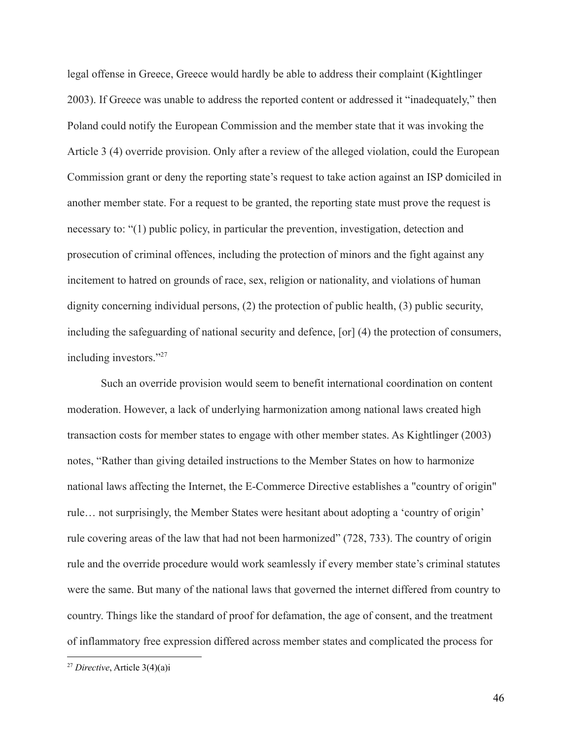legal offense in Greece, Greece would hardly be able to address their complaint (Kightlinger 2003). If Greece was unable to address the reported content or addressed it "inadequately," then Poland could notify the European Commission and the member state that it was invoking the Article 3 (4) override provision. Only after a review of the alleged violation, could the European Commission grant or deny the reporting state's request to take action against an ISP domiciled in another member state. For a request to be granted, the reporting state must prove the request is necessary to: "(1) public policy, in particular the prevention, investigation, detection and prosecution of criminal offences, including the protection of minors and the fight against any incitement to hatred on grounds of race, sex, religion or nationality, and violations of human dignity concerning individual persons, (2) the protection of public health, (3) public security, including the safeguarding of national security and defence, [or] (4) the protection of consumers, including investors."[27]

Such an override provision would seem to benefit international coordination on content moderation. However, a lack of underlying harmonization among national laws created high transaction costs for member states to engage with other member states. As Kightlinger (2003) notes, "Rather than giving detailed instructions to the Member States on how to harmonize national laws affecting the Internet, the E-Commerce Directive establishes a "country of origin" rule… not surprisingly, the Member States were hesitant about adopting a 'country of origin' rule covering areas of the law that had not been harmonized" (728, 733). The country of origin rule and the override procedure would work seamlessly if every member state's criminal statutes were the same. But many of the national laws that governed the internet differed from country to country. Things like the standard of proof for defamation, the age of consent, and the treatment of inflammatory free expression differed across member states and complicated the process for

[27] *Directive*, Article 3(4)(a)i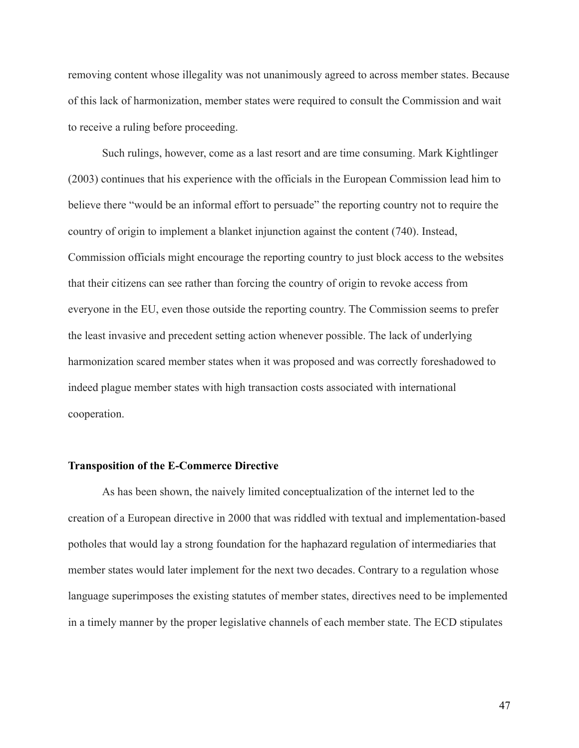removing content whose illegality was not unanimously agreed to across member states. Because of this lack of harmonization, member states were required to consult the Commission and wait to receive a ruling before proceeding.

Such rulings, however, come as a last resort and are time consuming. Mark Kightlinger (2003) continues that his experience with the officials in the European Commission lead him to believe there "would be an informal effort to persuade" the reporting country not to require the country of origin to implement a blanket injunction against the content (740). Instead, Commission officials might encourage the reporting country to just block access to the websites that their citizens can see rather than forcing the country of origin to revoke access from everyone in the EU, even those outside the reporting country. The Commission seems to prefer the least invasive and precedent setting action whenever possible. The lack of underlying harmonization scared member states when it was proposed and was correctly foreshadowed to indeed plague member states with high transaction costs associated with international cooperation.

### Transposition of the E-Commerce Directive

As has been shown, the naively limited conceptualization of the internet led to the creation of a European directive in 2000 that was riddled with textual and implementation-based potholes that would lay a strong foundation for the haphazard regulation of intermediaries that member states would later implement for the next two decades. Contrary to a regulation whose language superimposes the existing statutes of member states, directives need to be implemented in a timely manner by the proper legislative channels of each member state. The ECD stipulates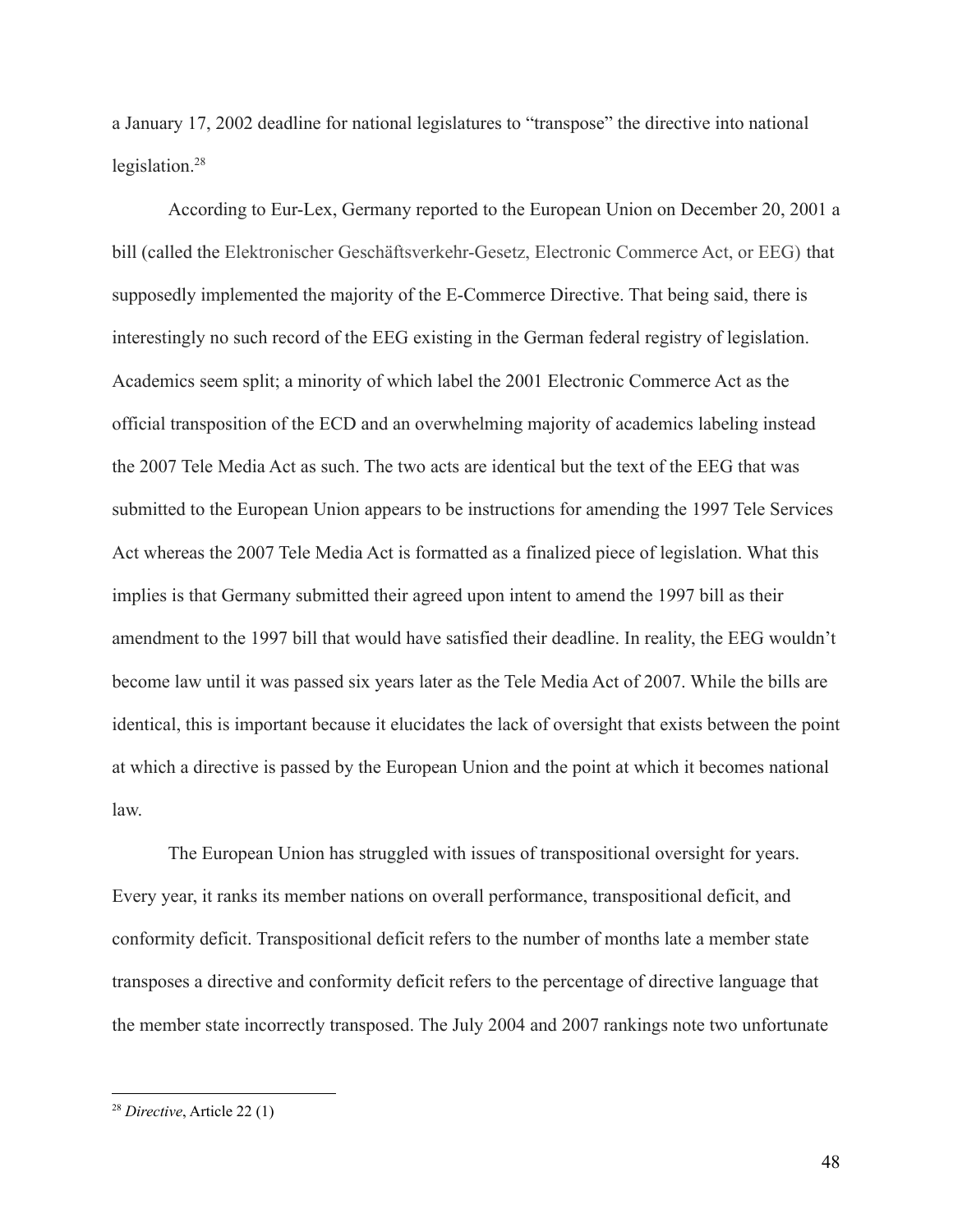a January 17, 2002 deadline for national legislatures to "transpose" the directive into national legislation.[28]

According to Eur-Lex, Germany reported to the European Union on December 20, 2001 a bill (called the Elektronischer Geschäftsverkehr-Gesetz, Electronic Commerce Act, or EEG) that supposedly implemented the majority of the E-Commerce Directive. That being said, there is interestingly no such record of the EEG existing in the German federal registry of legislation. Academics seem split; a minority of which label the 2001 Electronic Commerce Act as the official transposition of the ECD and an overwhelming majority of academics labeling instead the 2007 Tele Media Act as such. The two acts are identical but the text of the EEG that was submitted to the European Union appears to be instructions for amending the 1997 Tele Services Act whereas the 2007 Tele Media Act is formatted as a finalized piece of legislation. What this implies is that Germany submitted their agreed upon intent to amend the 1997 bill as their amendment to the 1997 bill that would have satisfied their deadline. In reality, the EEG wouldn't become law until it was passed six years later as the Tele Media Act of 2007. While the bills are identical, this is important because it elucidates the lack of oversight that exists between the point at which a directive is passed by the European Union and the point at which it becomes national law.

The European Union has struggled with issues of transpositional oversight for years. Every year, it ranks its member nations on overall performance, transpositional deficit, and conformity deficit. Transpositional deficit refers to the number of months late a member state transposes a directive and conformity deficit refers to the percentage of directive language that the member state incorrectly transposed. The July 2004 and 2007 rankings note two unfortunate

[28] *Directive*, Article 22 (1)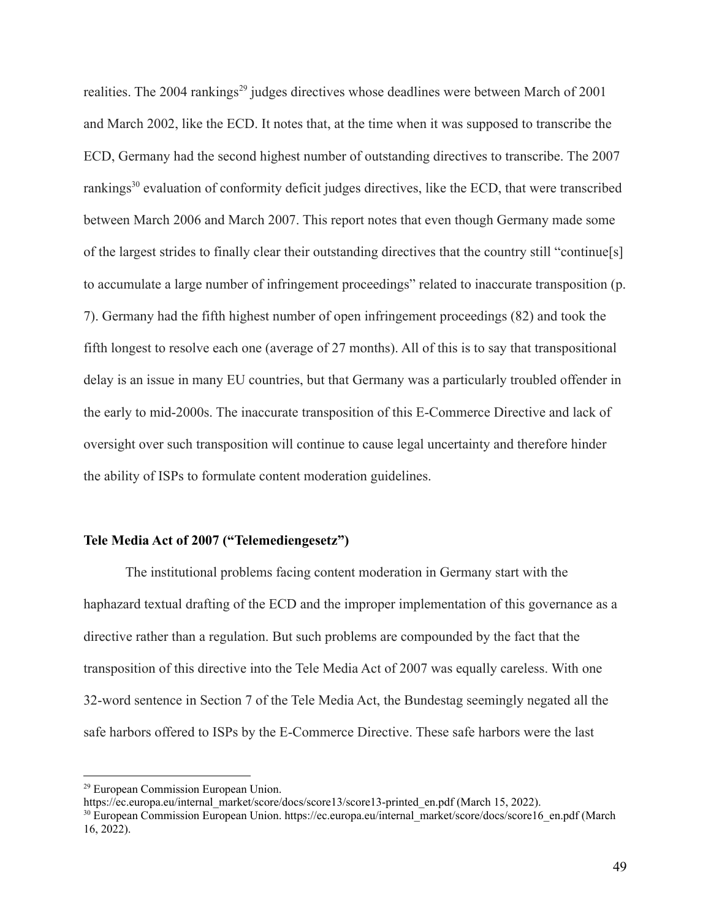realities. The 2004 rankings[29] judges directives whose deadlines were between March of 2001 and March 2002, like the ECD. It notes that, at the time when it was supposed to transcribe the ECD, Germany had the second highest number of outstanding directives to transcribe. The 2007 rankings[30] evaluation of conformity deficit judges directives, like the ECD, that were transcribed between March 2006 and March 2007. This report notes that even though Germany made some of the largest strides to finally clear their outstanding directives that the country still "continue[s] to accumulate a large number of infringement proceedings" related to inaccurate transposition (p. 7). Germany had the fifth highest number of open infringement proceedings (82) and took the fifth longest to resolve each one (average of 27 months). All of this is to say that transpositional delay is an issue in many EU countries, but that Germany was a particularly troubled offender in the early to mid-2000s. The inaccurate transposition of this E-Commerce Directive and lack of oversight over such transposition will continue to cause legal uncertainty and therefore hinder the ability of ISPs to formulate content moderation guidelines.

**Tele Media Act of 2007 ("Telemediengesetz")**

The institutional problems facing content moderation in Germany start with the haphazard textual drafting of the ECD and the improper implementation of this governance as a directive rather than a regulation. But such problems are compounded by the fact that the transposition of this directive into the Tele Media Act of 2007 was equally careless. With one 32-word sentence in Section 7 of the Tele Media Act, the Bundestag seemingly negated all the safe harbors offered to ISPs by the E-Commerce Directive. These safe harbors were the last

[29] European Commission European Union. https://ec.europa.eu/internal_market/score/docs/score13/score13-printed_en.pdf (March 15, 2022).

[30] European Commission European Union. https://ec.europa.eu/internal_market/score/docs/score16_en.pdf (March 16, 2022).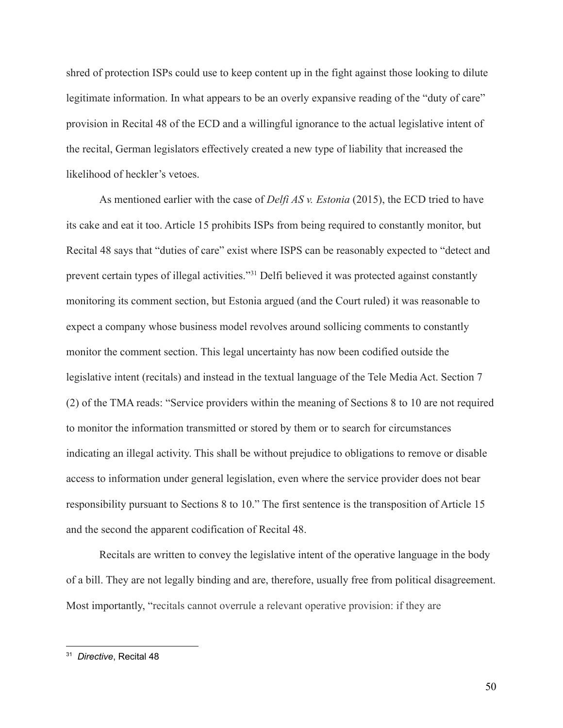shred of protection ISPs could use to keep content up in the fight against those looking to dilute legitimate information. In what appears to be an overly expansive reading of the "duty of care" provision in Recital 48 of the ECD and a willingful ignorance to the actual legislative intent of the recital, German legislators effectively created a new type of liability that increased the likelihood of heckler's vetoes.

As mentioned earlier with the case of *Delfi AS v. Estonia* (2015), the ECD tried to have its cake and eat it too. Article 15 prohibits ISPs from being required to constantly monitor, but Recital 48 says that "duties of care" exist where ISPS can be reasonably expected to "detect and prevent certain types of illegal activities."[31] Delfi believed it was protected against constantly monitoring its comment section, but Estonia argued (and the Court ruled) it was reasonable to expect a company whose business model revolves around sollicing comments to constantly monitor the comment section. This legal uncertainty has now been codified outside the legislative intent (recitals) and instead in the textual language of the Tele Media Act. Section 7 (2) of the TMA reads: "Service providers within the meaning of Sections 8 to 10 are not required to monitor the information transmitted or stored by them or to search for circumstances indicating an illegal activity. This shall be without prejudice to obligations to remove or disable access to information under general legislation, even where the service provider does not bear responsibility pursuant to Sections 8 to 10." The first sentence is the transposition of Article 15 and the second the apparent codification of Recital 48.

Recitals are written to convey the legislative intent of the operative language in the body of a bill. They are not legally binding and are, therefore, usually free from political disagreement. Most importantly, "recitals cannot overrule a relevant operative provision: if they are

---

[31] *Directive*, Recital 48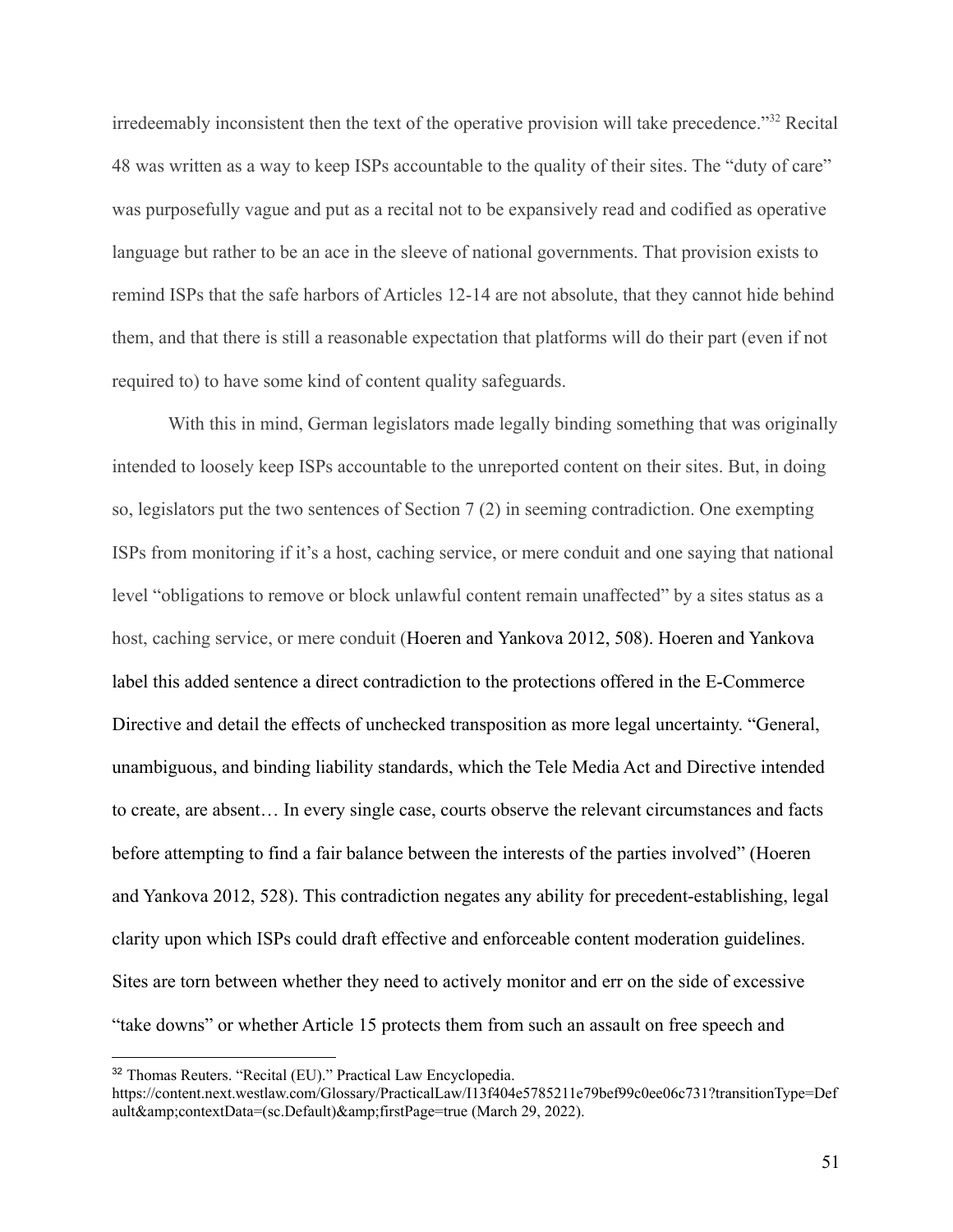irredeemably inconsistent then the text of the operative provision will take precedence."[32] Recital 48 was written as a way to keep ISPs accountable to the quality of their sites. The "duty of care" was purposefully vague and put as a recital not to be expansively read and codified as operative language but rather to be an ace in the sleeve of national governments. That provision exists to remind ISPs that the safe harbors of Articles 12-14 are not absolute, that they cannot hide behind them, and that there is still a reasonable expectation that platforms will do their part (even if not required to) to have some kind of content quality safeguards.

With this in mind, German legislators made legally binding something that was originally intended to loosely keep ISPs accountable to the unreported content on their sites. But, in doing so, legislators put the two sentences of Section 7 (2) in seeming contradiction. One exempting ISPs from monitoring if it's a host, caching service, or mere conduit and one saying that national level "obligations to remove or block unlawful content remain unaffected" by a sites status as a host, caching service, or mere conduit (Hoeren and Yankova 2012, 508). Hoeren and Yankova label this added sentence a direct contradiction to the protections offered in the E-Commerce Directive and detail the effects of unchecked transposition as more legal uncertainty. "General, unambiguous, and binding liability standards, which the Tele Media Act and Directive intended to create, are absent… In every single case, courts observe the relevant circumstances and facts before attempting to find a fair balance between the interests of the parties involved" (Hoeren and Yankova 2012, 528). This contradiction negates any ability for precedent-establishing, legal clarity upon which ISPs could draft effective and enforceable content moderation guidelines. Sites are torn between whether they need to actively monitor and err on the side of excessive "take downs" or whether Article 15 protects them from such an assault on free speech and

---

[32] Thomas Reuters. "Recital (EU)." Practical Law Encyclopedia. https://content.next.westlaw.com/Glossary/PracticalLaw/I13f404e5785211e79bef99c0ee06c731?transitionType=Default&amp;contextData=(sc.Default)&amp;firstPage=true (March 29, 2022).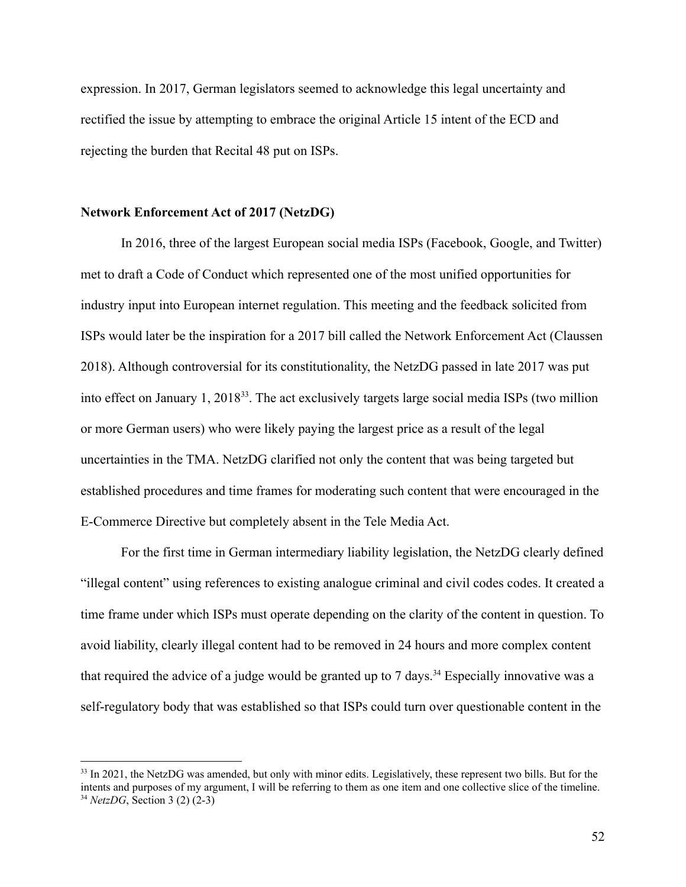expression. In 2017, German legislators seemed to acknowledge this legal uncertainty and rectified the issue by attempting to embrace the original Article 15 intent of the ECD and rejecting the burden that Recital 48 put on ISPs.

**Network Enforcement Act of 2017 (NetzDG)**

In 2016, three of the largest European social media ISPs (Facebook, Google, and Twitter) met to draft a Code of Conduct which represented one of the most unified opportunities for industry input into European internet regulation. This meeting and the feedback solicited from ISPs would later be the inspiration for a 2017 bill called the Network Enforcement Act (Claussen 2018). Although controversial for its constitutionality, the NetzDG passed in late 2017 was put into effect on January 1, 2018[33]. The act exclusively targets large social media ISPs (two million or more German users) who were likely paying the largest price as a result of the legal uncertainties in the TMA. NetzDG clarified not only the content that was being targeted but established procedures and time frames for moderating such content that were encouraged in the E-Commerce Directive but completely absent in the Tele Media Act.

For the first time in German intermediary liability legislation, the NetzDG clearly defined "illegal content" using references to existing analogue criminal and civil codes codes. It created a time frame under which ISPs must operate depending on the clarity of the content in question. To avoid liability, clearly illegal content had to be removed in 24 hours and more complex content that required the advice of a judge would be granted up to 7 days.[34] Especially innovative was a self-regulatory body that was established so that ISPs could turn over questionable content in the

---

[33] In 2021, the NetzDG was amended, but only with minor edits. Legislatively, these represent two bills. But for the intents and purposes of my argument, I will be referring to them as one item and one collective slice of the timeline.

[34] *NetzDG*, Section 3 (2) (2-3)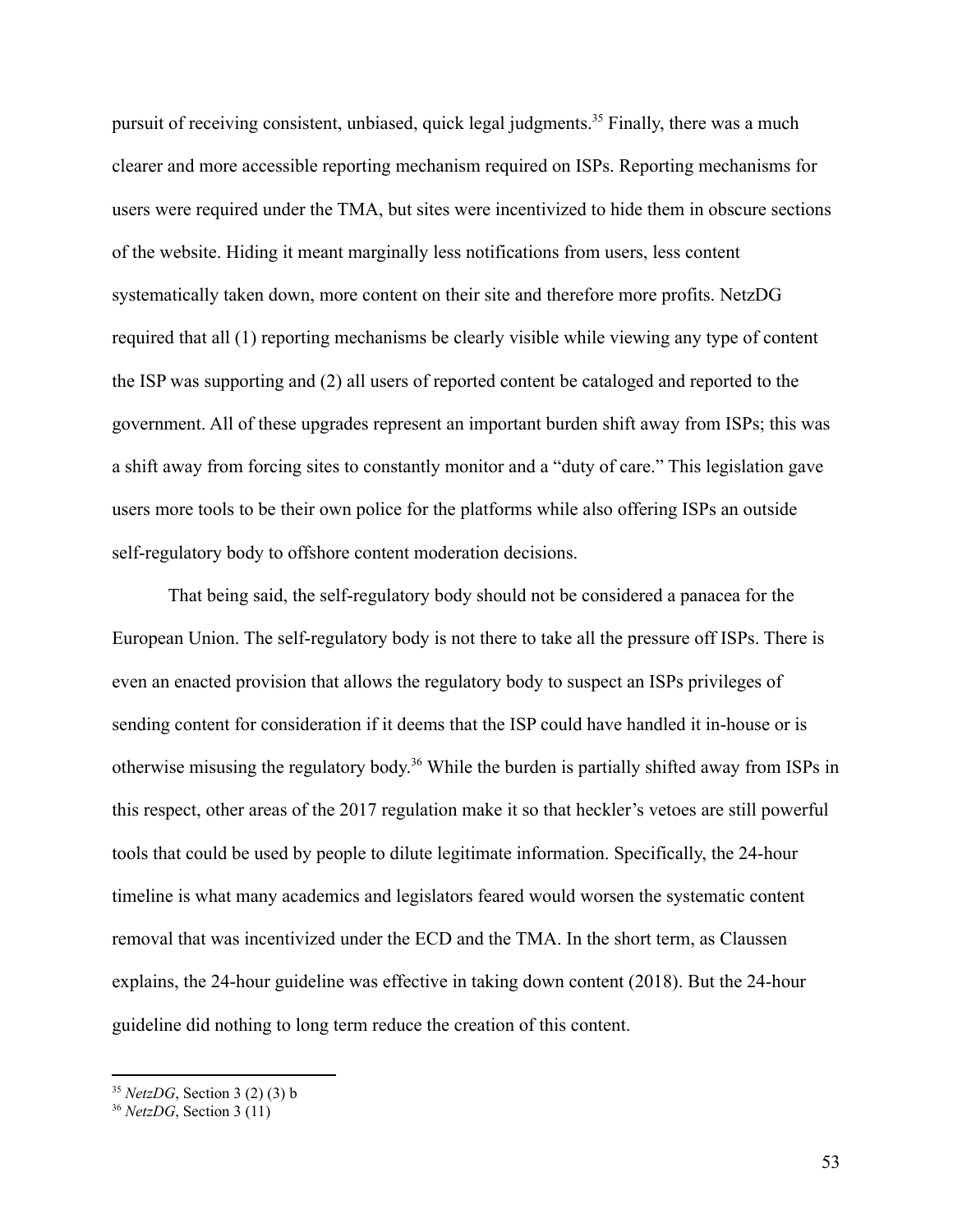pursuit of receiving consistent, unbiased, quick legal judgments.[35] Finally, there was a much clearer and more accessible reporting mechanism required on ISPs. Reporting mechanisms for users were required under the TMA, but sites were incentivized to hide them in obscure sections of the website. Hiding it meant marginally less notifications from users, less content systematically taken down, more content on their site and therefore more profits. NetzDG required that all (1) reporting mechanisms be clearly visible while viewing any type of content the ISP was supporting and (2) all users of reported content be cataloged and reported to the government. All of these upgrades represent an important burden shift away from ISPs; this was a shift away from forcing sites to constantly monitor and a "duty of care." This legislation gave users more tools to be their own police for the platforms while also offering ISPs an outside self-regulatory body to offshore content moderation decisions.

That being said, the self-regulatory body should not be considered a panacea for the European Union. The self-regulatory body is not there to take all the pressure off ISPs. There is even an enacted provision that allows the regulatory body to suspect an ISPs privileges of sending content for consideration if it deems that the ISP could have handled it in-house or is otherwise misusing the regulatory body.[36] While the burden is partially shifted away from ISPs in this respect, other areas of the 2017 regulation make it so that heckler's vetoes are still powerful tools that could be used by people to dilute legitimate information. Specifically, the 24-hour timeline is what many academics and legislators feared would worsen the systematic content removal that was incentivized under the ECD and the TMA. In the short term, as Claussen explains, the 24-hour guideline was effective in taking down content (2018). But the 24-hour guideline did nothing to long term reduce the creation of this content.

[35] *NetzDG*, Section 3 (2) (3) b

[36] *NetzDG*, Section 3 (11)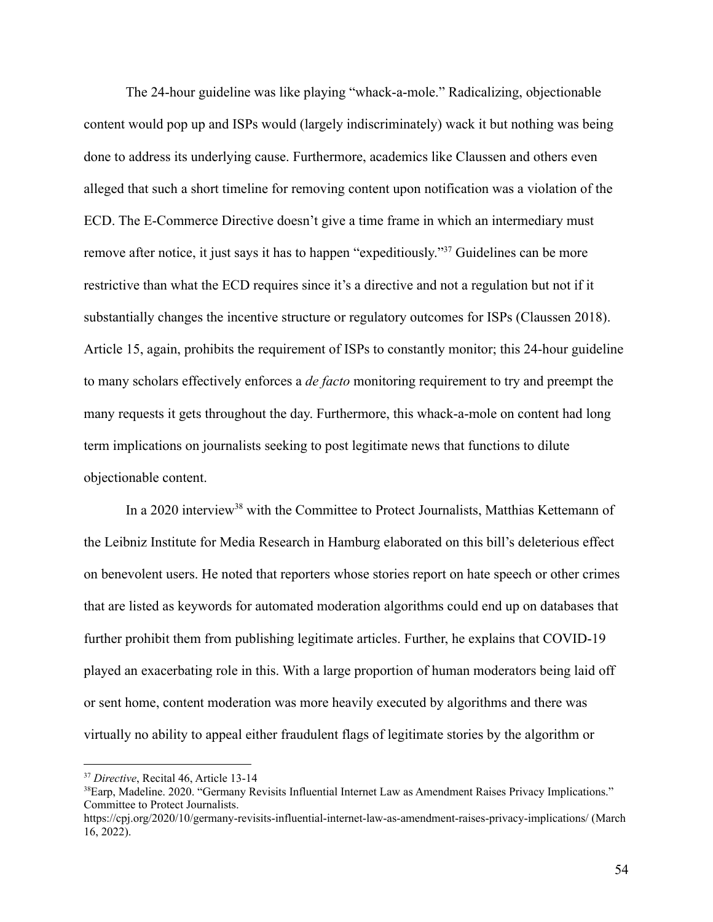The 24-hour guideline was like playing "whack-a-mole." Radicalizing, objectionable content would pop up and ISPs would (largely indiscriminately) wack it but nothing was being done to address its underlying cause. Furthermore, academics like Claussen and others even alleged that such a short timeline for removing content upon notification was a violation of the ECD. The E-Commerce Directive doesn't give a time frame in which an intermediary must remove after notice, it just says it has to happen "expeditiously."[37] Guidelines can be more restrictive than what the ECD requires since it's a directive and not a regulation but not if it substantially changes the incentive structure or regulatory outcomes for ISPs (Claussen 2018). Article 15, again, prohibits the requirement of ISPs to constantly monitor; this 24-hour guideline to many scholars effectively enforces a *de facto* monitoring requirement to try and preempt the many requests it gets throughout the day. Furthermore, this whack-a-mole on content had long term implications on journalists seeking to post legitimate news that functions to dilute objectionable content.

In a 2020 interview[38] with the Committee to Protect Journalists, Matthias Kettemann of the Leibniz Institute for Media Research in Hamburg elaborated on this bill's deleterious effect on benevolent users. He noted that reporters whose stories report on hate speech or other crimes that are listed as keywords for automated moderation algorithms could end up on databases that further prohibit them from publishing legitimate articles. Further, he explains that COVID-19 played an exacerbating role in this. With a large proportion of human moderators being laid off or sent home, content moderation was more heavily executed by algorithms and there was virtually no ability to appeal either fraudulent flags of legitimate stories by the algorithm or

---

[37] *Directive*, Recital 46, Article 13-14

[38] Earp, Madeline. 2020. "Germany Revisits Influential Internet Law as Amendment Raises Privacy Implications." Committee to Protect Journalists. https://cpj.org/2020/10/germany-revisits-influential-internet-law-as-amendment-raises-privacy-implications/ (March 16, 2022).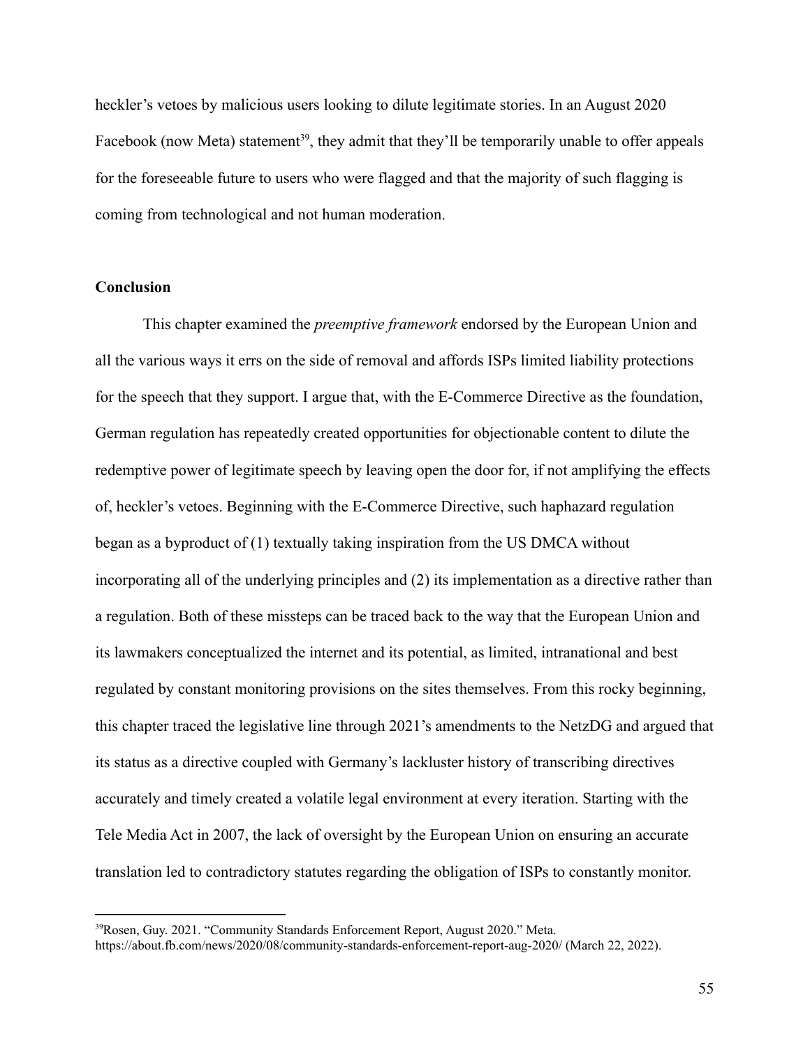heckler's vetoes by malicious users looking to dilute legitimate stories. In an August 2020 Facebook (now Meta) statement[39], they admit that they'll be temporarily unable to offer appeals for the foreseeable future to users who were flagged and that the majority of such flagging is coming from technological and not human moderation.

**Conclusion**

This chapter examined the *preemptive framework* endorsed by the European Union and all the various ways it errs on the side of removal and affords ISPs limited liability protections for the speech that they support. I argue that, with the E-Commerce Directive as the foundation, German regulation has repeatedly created opportunities for objectionable content to dilute the redemptive power of legitimate speech by leaving open the door for, if not amplifying the effects of, heckler's vetoes. Beginning with the E-Commerce Directive, such haphazard regulation began as a byproduct of (1) textually taking inspiration from the US DMCA without incorporating all of the underlying principles and (2) its implementation as a directive rather than a regulation. Both of these missteps can be traced back to the way that the European Union and its lawmakers conceptualized the internet and its potential, as limited, intranational and best regulated by constant monitoring provisions on the sites themselves. From this rocky beginning, this chapter traced the legislative line through 2021's amendments to the NetzDG and argued that its status as a directive coupled with Germany's lackluster history of transcribing directives accurately and timely created a volatile legal environment at every iteration. Starting with the Tele Media Act in 2007, the lack of oversight by the European Union on ensuring an accurate translation led to contradictory statutes regarding the obligation of ISPs to constantly monitor.

[39]Rosen, Guy. 2021. "Community Standards Enforcement Report, August 2020." Meta. https://about.fb.com/news/2020/08/community-standards-enforcement-report-aug-2020/ (March 22, 2022).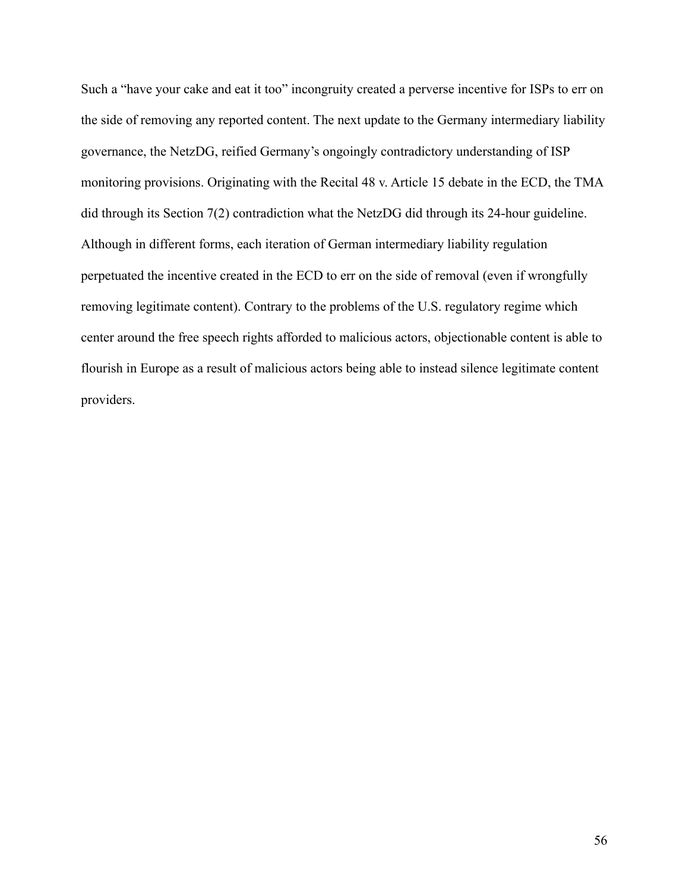Such a “have your cake and eat it too” incongruity created a perverse incentive for ISPs to err on the side of removing any reported content. The next update to the Germany intermediary liability governance, the NetzDG, reified Germany’s ongoingly contradictory understanding of ISP monitoring provisions. Originating with the Recital 48 v. Article 15 debate in the ECD, the TMA did through its Section 7(2) contradiction what the NetzDG did through its 24-hour guideline. Although in different forms, each iteration of German intermediary liability regulation perpetuated the incentive created in the ECD to err on the side of removal (even if wrongfully removing legitimate content). Contrary to the problems of the U.S. regulatory regime which center around the free speech rights afforded to malicious actors, objectionable content is able to flourish in Europe as a result of malicious actors being able to instead silence legitimate content providers.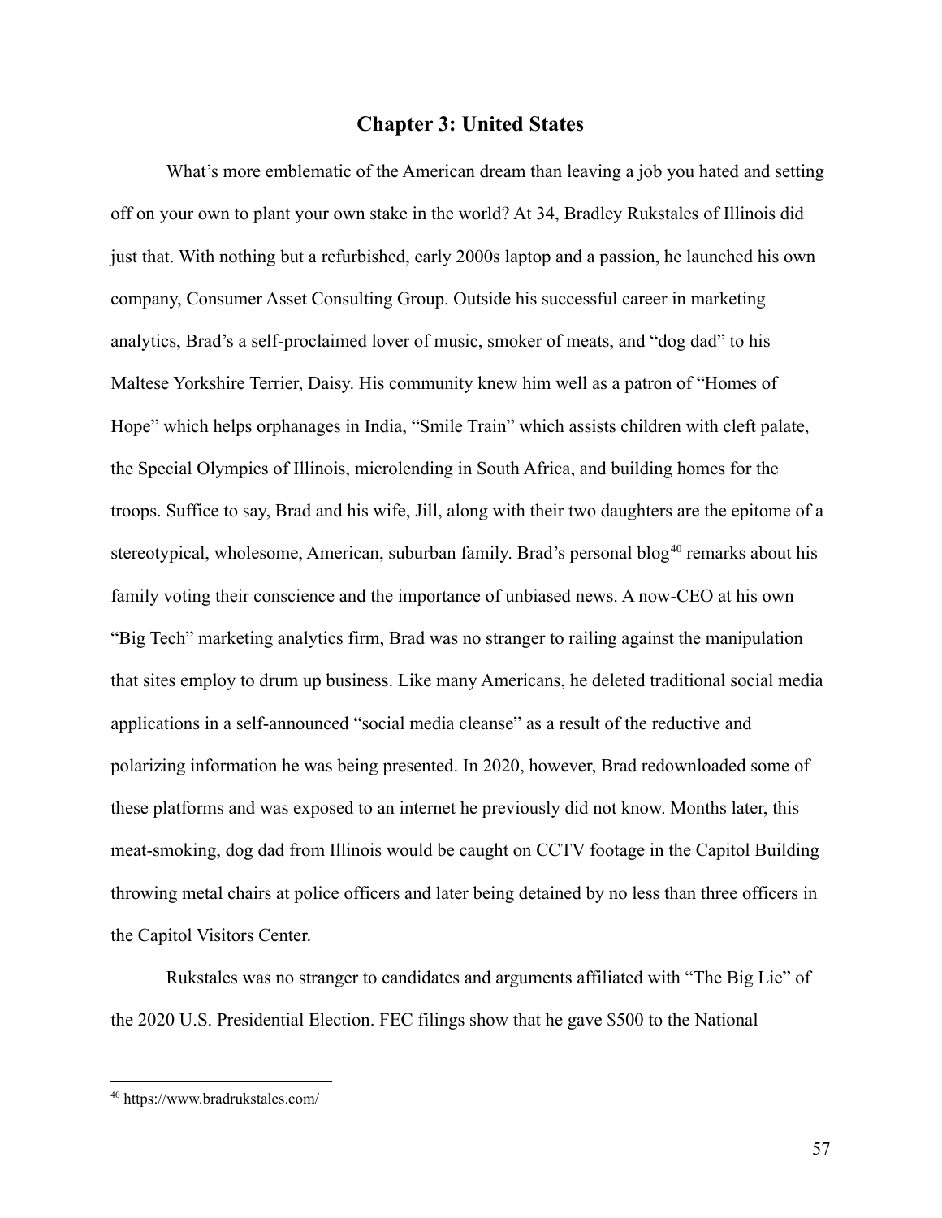## Chapter 3: United States

What's more emblematic of the American dream than leaving a job you hated and setting off on your own to plant your own stake in the world? At 34, Bradley Rukstales of Illinois did just that. With nothing but a refurbished, early 2000s laptop and a passion, he launched his own company, Consumer Asset Consulting Group. Outside his successful career in marketing analytics, Brad's a self-proclaimed lover of music, smoker of meats, and "dog dad" to his Maltese Yorkshire Terrier, Daisy. His community knew him well as a patron of "Homes of Hope" which helps orphanages in India, "Smile Train" which assists children with cleft palate, the Special Olympics of Illinois, microlending in South Africa, and building homes for the troops. Suffice to say, Brad and his wife, Jill, along with their two daughters are the epitome of a stereotypical, wholesome, American, suburban family. Brad's personal blog[40] remarks about his family voting their conscience and the importance of unbiased news. A now-CEO at his own "Big Tech" marketing analytics firm, Brad was no stranger to railing against the manipulation that sites employ to drum up business. Like many Americans, he deleted traditional social media applications in a self-announced "social media cleanse" as a result of the reductive and polarizing information he was being presented. In 2020, however, Brad redownloaded some of these platforms and was exposed to an internet he previously did not know. Months later, this meat-smoking, dog dad from Illinois would be caught on CCTV footage in the Capitol Building throwing metal chairs at police officers and later being detained by no less than three officers in the Capitol Visitors Center.

Rukstales was no stranger to candidates and arguments affiliated with "The Big Lie" of the 2020 U.S. Presidential Election. FEC filings show that he gave $500 to the National

---

[40] https://www.bradrukstales.com/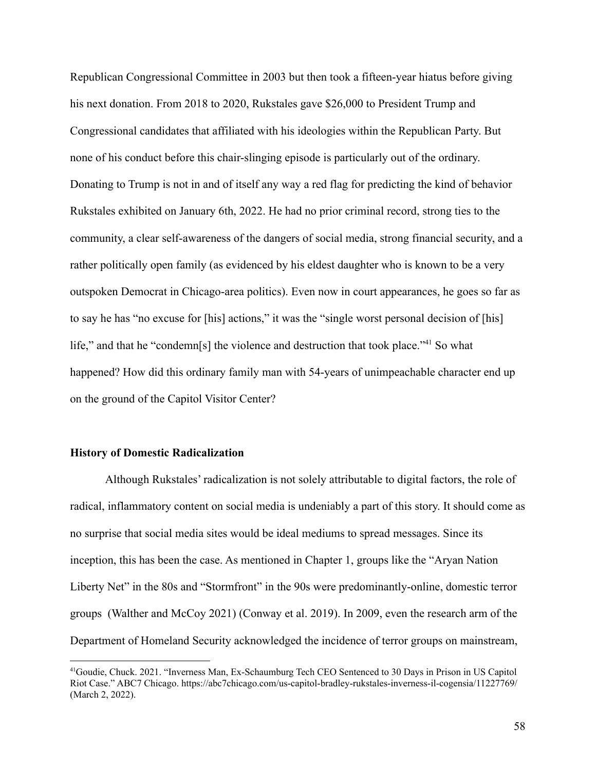Republican Congressional Committee in 2003 but then took a fifteen-year hiatus before giving his next donation. From 2018 to 2020, Rukstales gave $26,000 to President Trump and Congressional candidates that affiliated with his ideologies within the Republican Party. But none of his conduct before this chair-slinging episode is particularly out of the ordinary. Donating to Trump is not in and of itself any way a red flag for predicting the kind of behavior Rukstales exhibited on January 6th, 2022. He had no prior criminal record, strong ties to the community, a clear self-awareness of the dangers of social media, strong financial security, and a rather politically open family (as evidenced by his eldest daughter who is known to be a very outspoken Democrat in Chicago-area politics). Even now in court appearances, he goes so far as to say he has "no excuse for [his] actions," it was the "single worst personal decision of [his] life," and that he "condemn[s] the violence and destruction that took place."[41] So what happened? How did this ordinary family man with 54-years of unimpeachable character end up on the ground of the Capitol Visitor Center?

### History of Domestic Radicalization

Although Rukstales' radicalization is not solely attributable to digital factors, the role of radical, inflammatory content on social media is undeniably a part of this story. It should come as no surprise that social media sites would be ideal mediums to spread messages. Since its inception, this has been the case. As mentioned in Chapter 1, groups like the "Aryan Nation Liberty Net" in the 80s and "Stormfront" in the 90s were predominantly-online, domestic terror groups (Walther and McCoy 2021) (Conway et al. 2019). In 2009, even the research arm of the Department of Homeland Security acknowledged the incidence of terror groups on mainstream,

---

[41] Goudie, Chuck. 2021. "Inverness Man, Ex-Schaumburg Tech CEO Sentenced to 30 Days in Prison in US Capitol Riot Case." ABC7 Chicago. https://abc7chicago.com/us-capitol-bradley-rukstales-inverness-il-cogensia/11227769/ (March 2, 2022).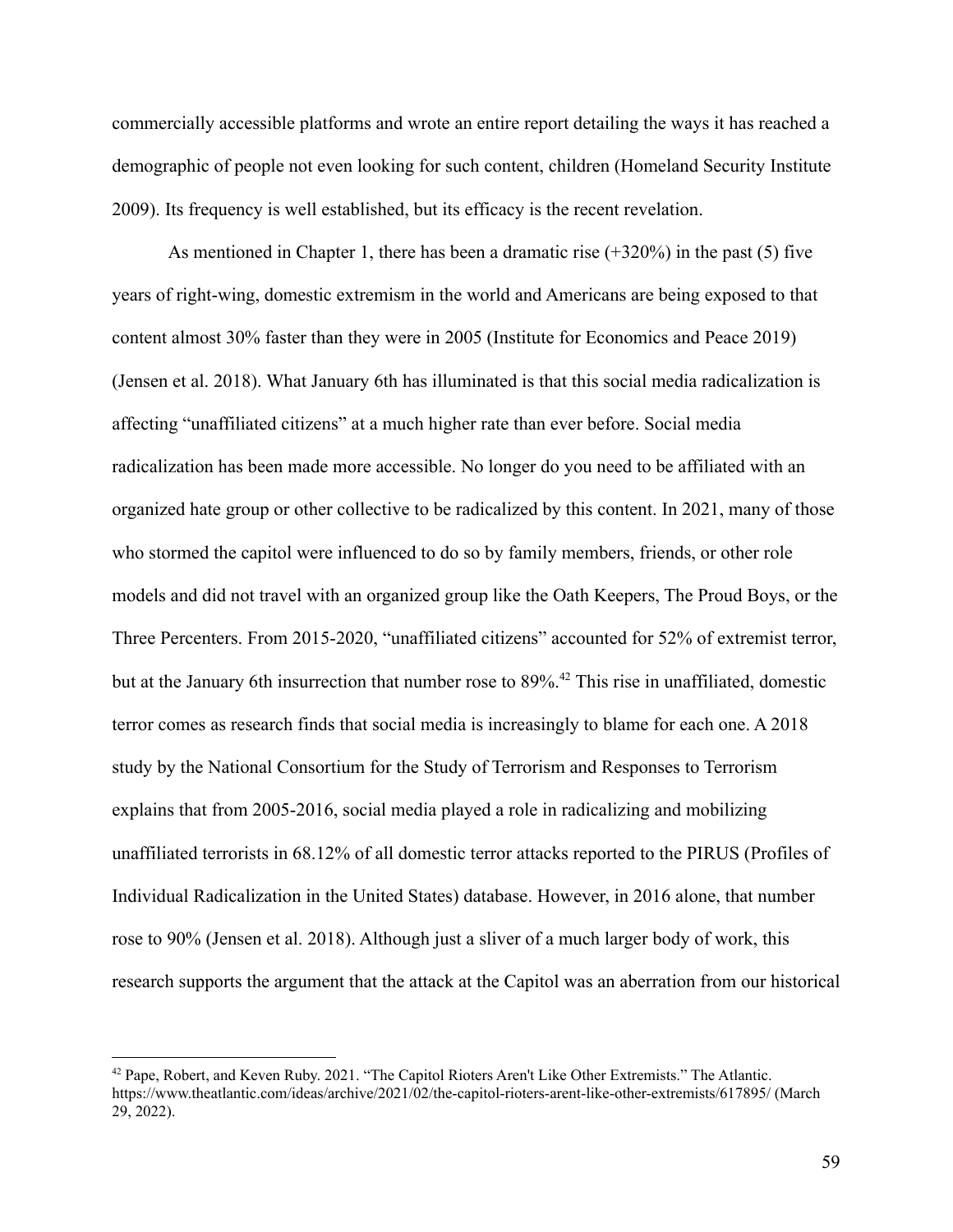commercially accessible platforms and wrote an entire report detailing the ways it has reached a demographic of people not even looking for such content, children (Homeland Security Institute 2009). Its frequency is well established, but its efficacy is the recent revelation.

As mentioned in Chapter 1, there has been a dramatic rise (+320%) in the past (5) five years of right-wing, domestic extremism in the world and Americans are being exposed to that content almost 30% faster than they were in 2005 (Institute for Economics and Peace 2019) (Jensen et al. 2018). What January 6th has illuminated is that this social media radicalization is affecting "unaffiliated citizens" at a much higher rate than ever before. Social media radicalization has been made more accessible. No longer do you need to be affiliated with an organized hate group or other collective to be radicalized by this content. In 2021, many of those who stormed the capitol were influenced to do so by family members, friends, or other role models and did not travel with an organized group like the Oath Keepers, The Proud Boys, or the Three Percenters. From 2015-2020, "unaffiliated citizens" accounted for 52% of extremist terror, but at the January 6th insurrection that number rose to 89%.[42] This rise in unaffiliated, domestic terror comes as research finds that social media is increasingly to blame for each one. A 2018 study by the National Consortium for the Study of Terrorism and Responses to Terrorism explains that from 2005-2016, social media played a role in radicalizing and mobilizing unaffiliated terrorists in 68.12% of all domestic terror attacks reported to the PIRUS (Profiles of Individual Radicalization in the United States) database. However, in 2016 alone, that number rose to 90% (Jensen et al. 2018). Although just a sliver of a much larger body of work, this research supports the argument that the attack at the Capitol was an aberration from our historical

[42] Pape, Robert, and Keven Ruby. 2021. "The Capitol Rioters Aren't Like Other Extremists." The Atlantic. https://www.theatlantic.com/ideas/archive/2021/02/the-capitol-rioters-arent-like-other-extremists/617895/ (March 29, 2022).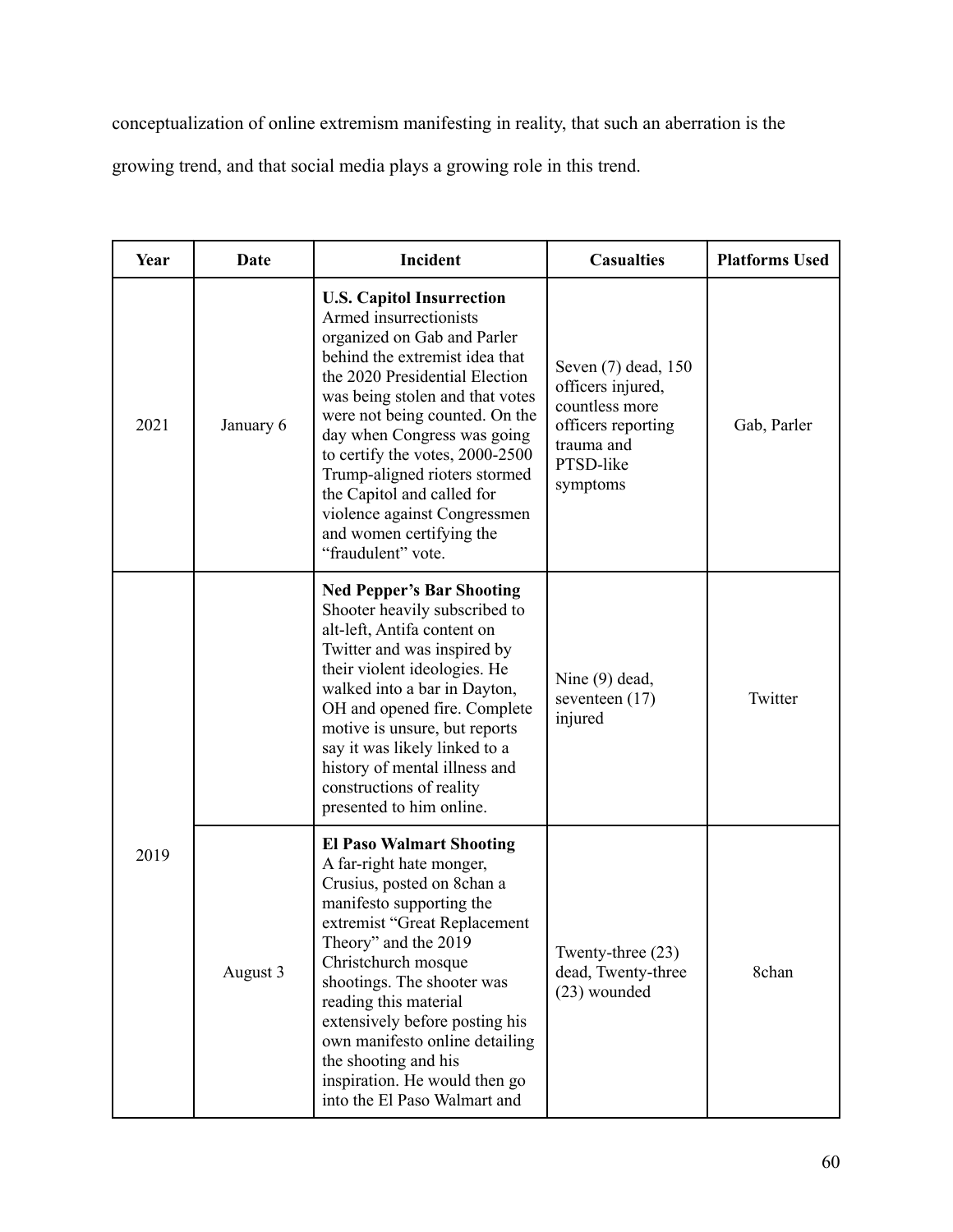conceptualization of online extremism manifesting in reality, that such an aberration is the growing trend, and that social media plays a growing role in this trend.

| Year | Date | Incident | Casualties | Platforms Used |
|---|---|---|---|---|
| 2021 | January 6 | **U.S. Capitol Insurrection** Armed insurrectionists organized on Gab and Parler behind the extremist idea that the 2020 Presidential Election was being stolen and that votes were not being counted. On the day when Congress was going to certify the votes, 2000-2500 Trump-aligned rioters stormed the Capitol and called for violence against Congressmen and women certifying the "fraudulent" vote. | Seven (7) dead, 150 officers injured, countless more officers reporting trauma and PTSD-like symptoms | Gab, Parler |
| 2019 | | **Ned Pepper's Bar Shooting** Shooter heavily subscribed to alt-left, Antifa content on Twitter and was inspired by their violent ideologies. He walked into a bar in Dayton, OH and opened fire. Complete motive is unsure, but reports say it was likely linked to a history of mental illness and constructions of reality presented to him online. | Nine (9) dead, seventeen (17) injured | Twitter |
| | August 3 | **El Paso Walmart Shooting** A far-right hate monger, Crusius, posted on 8chan a manifesto supporting the extremist "Great Replacement Theory" and the 2019 Christchurch mosque shootings. The shooter was reading this material extensively before posting his own manifesto online detailing the shooting and his inspiration. He would then go into the El Paso Walmart and | Twenty-three (23) dead, Twenty-three (23) wounded | 8chan |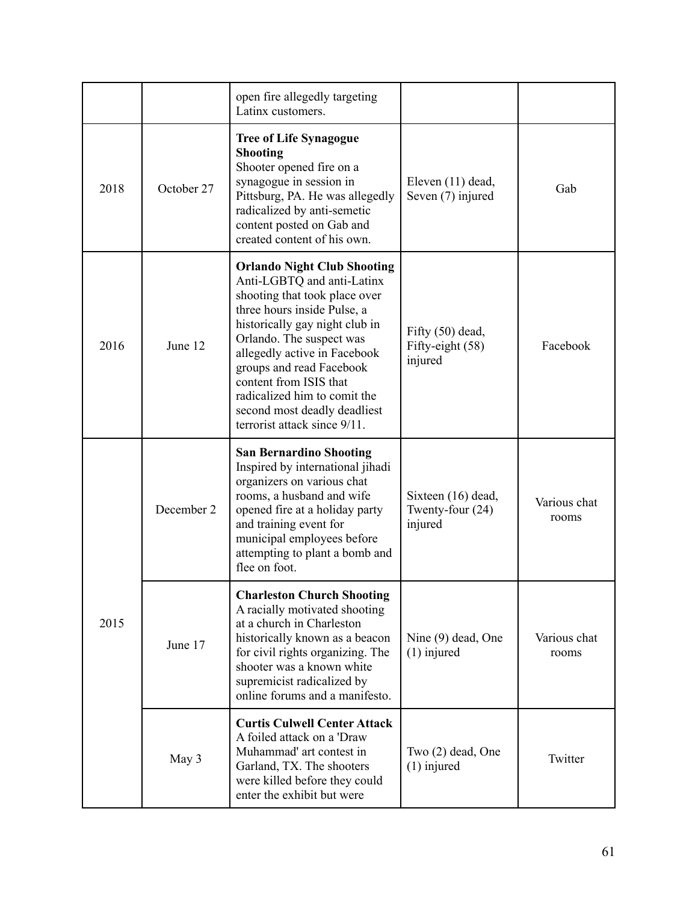|  |  |  |  |  |
|---|---|---|---|---|
|  |  | open fire allegedly targeting Latinx customers. |  |  |
| 2018 | October 27 | **Tree of Life Synagogue Shooting** Shooter opened fire on a synagogue in session in Pittsburg, PA. He was allegedly radicalized by anti-semetic content posted on Gab and created content of his own. | Eleven (11) dead, Seven (7) injured | Gab |
| 2016 | June 12 | **Orlando Night Club Shooting** Anti-LGBTQ and anti-Latinx shooting that took place over three hours inside Pulse, a historically gay night club in Orlando. The suspect was allegedly active in Facebook groups and read Facebook content from ISIS that radicalized him to comit the second most deadly deadliest terrorist attack since 9/11. | Fifty (50) dead, Fifty-eight (58) injured | Facebook |
| 2015 | December 2 | **San Bernardino Shooting** Inspired by international jihadi organizers on various chat rooms, a husband and wife opened fire at a holiday party and training event for municipal employees before attempting to plant a bomb and flee on foot. | Sixteen (16) dead, Twenty-four (24) injured | Various chat rooms |
|  | June 17 | **Charleston Church Shooting** A racially motivated shooting at a church in Charleston historically known as a beacon for civil rights organizing. The shooter was a known white supremicist radicalized by online forums and a manifesto. | Nine (9) dead, One (1) injured | Various chat rooms |
|  | May 3 | **Curtis Culwell Center Attack** A foiled attack on a 'Draw Muhammad' art contest in Garland, TX. The shooters were killed before they could enter the exhibit but were | Two (2) dead, One (1) injured | Twitter |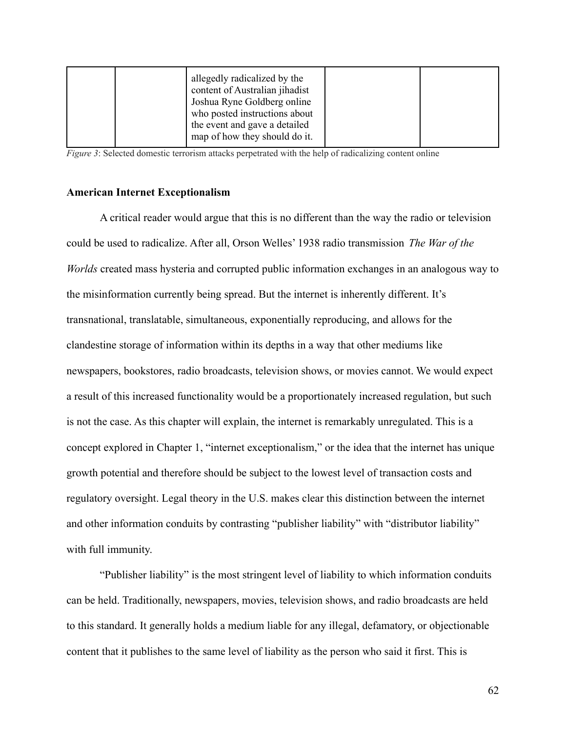| | | allegedly radicalized by the content of Australian jihadist Joshua Ryne Goldberg online who posted instructions about the event and gave a detailed map of how they should do it. | | |
|---|---|---|---|---|

*Figure 3*: Selected domestic terrorism attacks perpetrated with the help of radicalizing content online

**American Internet Exceptionalism**

A critical reader would argue that this is no different than the way the radio or television could be used to radicalize. After all, Orson Welles' 1938 radio transmission *The War of the Worlds* created mass hysteria and corrupted public information exchanges in an analogous way to the misinformation currently being spread. But the internet is inherently different. It's transnational, translatable, simultaneous, exponentially reproducing, and allows for the clandestine storage of information within its depths in a way that other mediums like newspapers, bookstores, radio broadcasts, television shows, or movies cannot. We would expect a result of this increased functionality would be a proportionately increased regulation, but such is not the case. As this chapter will explain, the internet is remarkably unregulated. This is a concept explored in Chapter 1, "internet exceptionalism," or the idea that the internet has unique growth potential and therefore should be subject to the lowest level of transaction costs and regulatory oversight. Legal theory in the U.S. makes clear this distinction between the internet and other information conduits by contrasting "publisher liability" with "distributor liability" with full immunity.

"Publisher liability" is the most stringent level of liability to which information conduits can be held. Traditionally, newspapers, movies, television shows, and radio broadcasts are held to this standard. It generally holds a medium liable for any illegal, defamatory, or objectionable content that it publishes to the same level of liability as the person who said it first. This is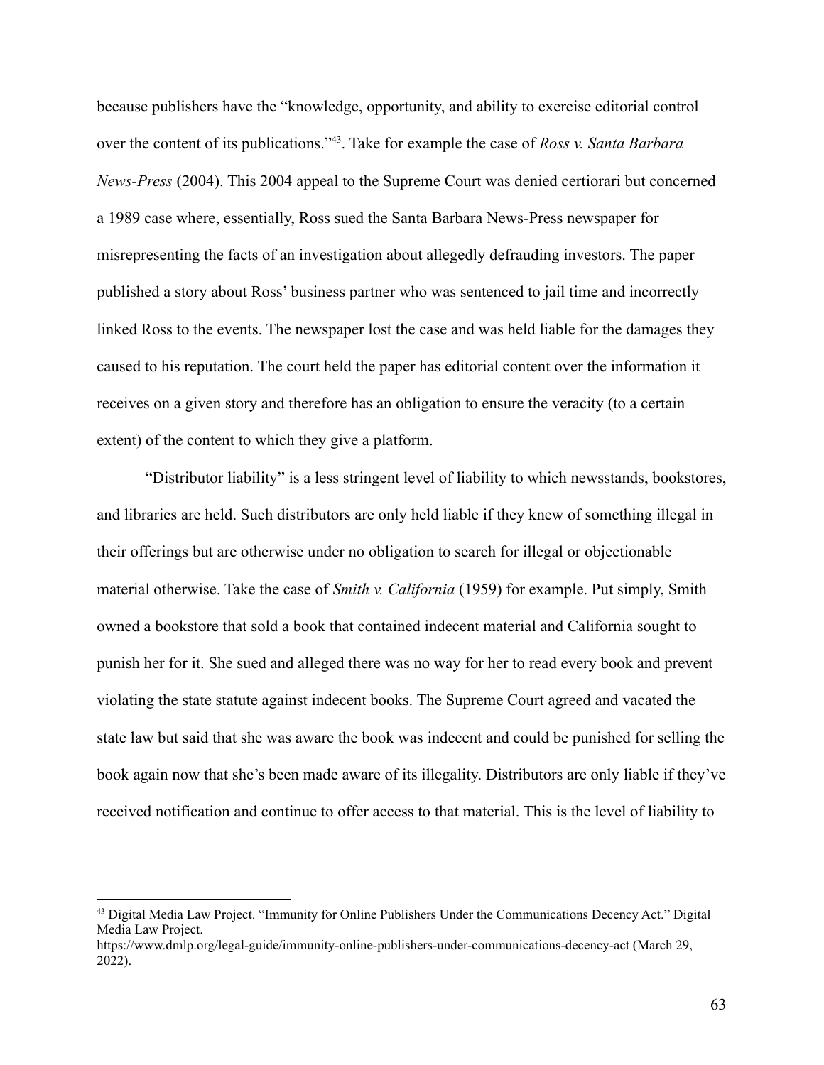because publishers have the "knowledge, opportunity, and ability to exercise editorial control over the content of its publications."[43]. Take for example the case of *Ross v. Santa Barbara News-Press* (2004). This 2004 appeal to the Supreme Court was denied certiorari but concerned a 1989 case where, essentially, Ross sued the Santa Barbara News-Press newspaper for misrepresenting the facts of an investigation about allegedly defrauding investors. The paper published a story about Ross' business partner who was sentenced to jail time and incorrectly linked Ross to the events. The newspaper lost the case and was held liable for the damages they caused to his reputation. The court held the paper has editorial content over the information it receives on a given story and therefore has an obligation to ensure the veracity (to a certain extent) of the content to which they give a platform.

"Distributor liability" is a less stringent level of liability to which newsstands, bookstores, and libraries are held. Such distributors are only held liable if they knew of something illegal in their offerings but are otherwise under no obligation to search for illegal or objectionable material otherwise. Take the case of *Smith v. California* (1959) for example. Put simply, Smith owned a bookstore that sold a book that contained indecent material and California sought to punish her for it. She sued and alleged there was no way for her to read every book and prevent violating the state statute against indecent books. The Supreme Court agreed and vacated the state law but said that she was aware the book was indecent and could be punished for selling the book again now that she's been made aware of its illegality. Distributors are only liable if they've received notification and continue to offer access to that material. This is the level of liability to

---

[43] Digital Media Law Project. "Immunity for Online Publishers Under the Communications Decency Act." Digital Media Law Project. https://www.dmlp.org/legal-guide/immunity-online-publishers-under-communications-decency-act (March 29, 2022).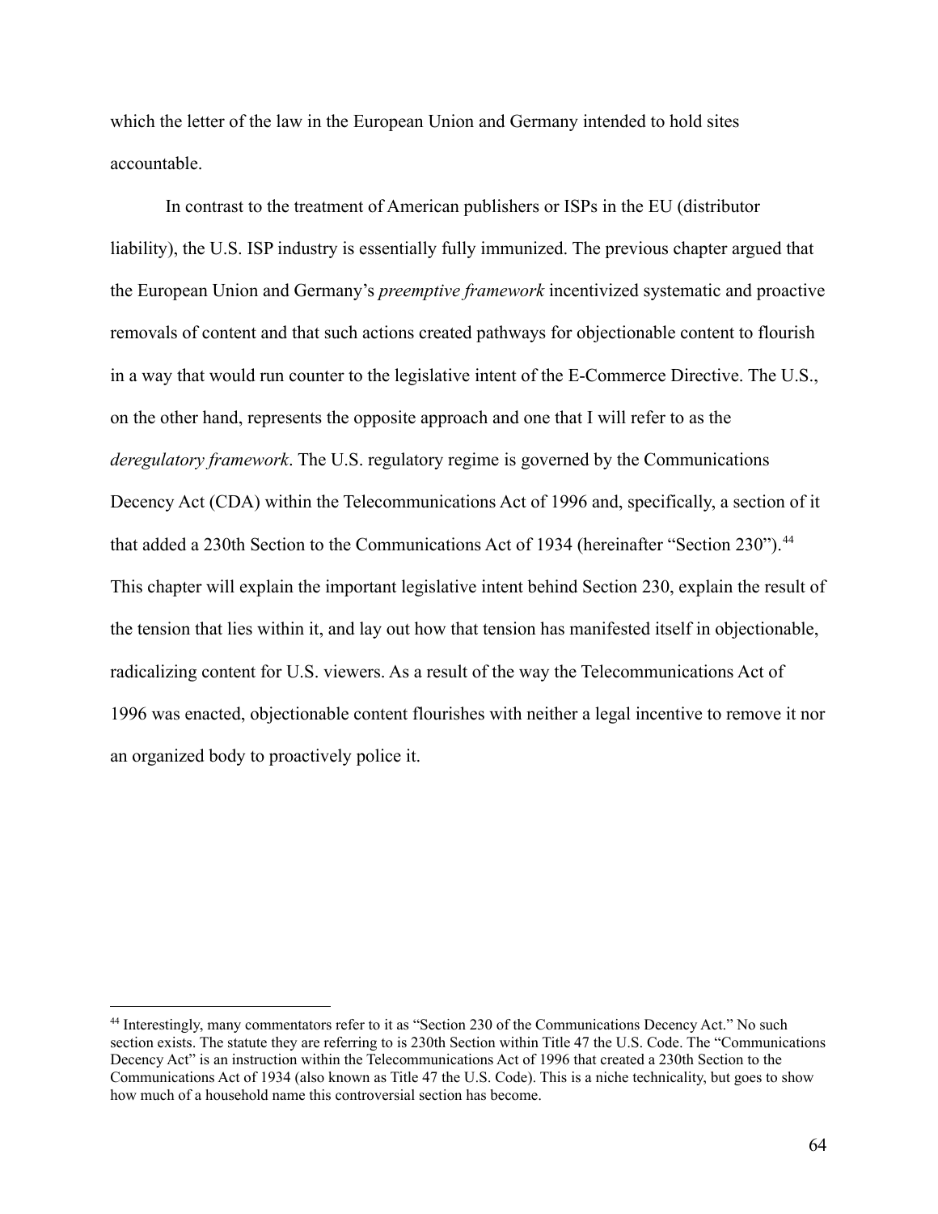which the letter of the law in the European Union and Germany intended to hold sites accountable.

In contrast to the treatment of American publishers or ISPs in the EU (distributor liability), the U.S. ISP industry is essentially fully immunized. The previous chapter argued that the European Union and Germany's *preemptive framework* incentivized systematic and proactive removals of content and that such actions created pathways for objectionable content to flourish in a way that would run counter to the legislative intent of the E-Commerce Directive. The U.S., on the other hand, represents the opposite approach and one that I will refer to as the *deregulatory framework*. The U.S. regulatory regime is governed by the Communications Decency Act (CDA) within the Telecommunications Act of 1996 and, specifically, a section of it that added a 230th Section to the Communications Act of 1934 (hereinafter "Section 230").[44] This chapter will explain the important legislative intent behind Section 230, explain the result of the tension that lies within it, and lay out how that tension has manifested itself in objectionable, radicalizing content for U.S. viewers. As a result of the way the Telecommunications Act of 1996 was enacted, objectionable content flourishes with neither a legal incentive to remove it nor an organized body to proactively police it.

---

[44] Interestingly, many commentators refer to it as "Section 230 of the Communications Decency Act." No such section exists. The statute they are referring to is 230th Section within Title 47 the U.S. Code. The "Communications Decency Act" is an instruction within the Telecommunications Act of 1996 that created a 230th Section to the Communications Act of 1934 (also known as Title 47 the U.S. Code). This is a niche technicality, but goes to show how much of a household name this controversial section has become.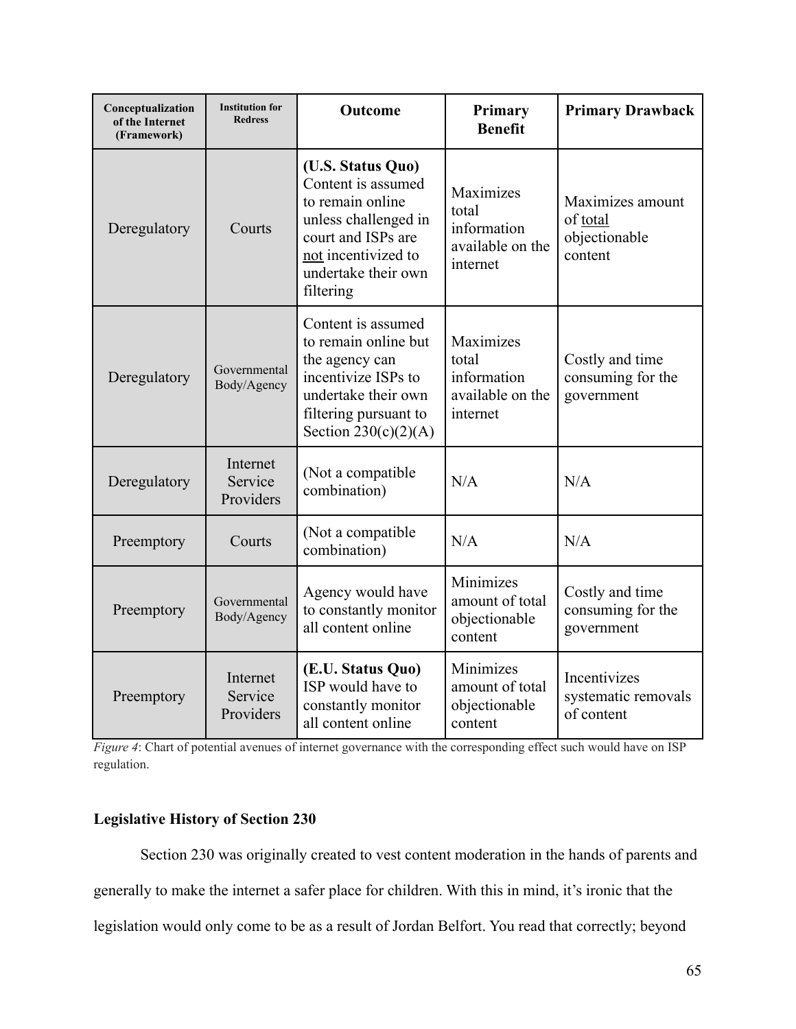| Conceptualization of the Internet (Framework) | Institution for Redress | Outcome | Primary Benefit | Primary Drawback |
|---|---|---|---|---|
| Deregulatory | Courts | **(U.S. Status Quo)** Content is assumed to remain online unless challenged in court and ISPs are not incentivized to undertake their own filtering | Maximizes total information available on the internet | Maximizes amount of total objectionable content |
| Deregulatory | Governmental Body/Agency | Content is assumed to remain online but the agency can incentivize ISPs to undertake their own filtering pursuant to Section 230(c)(2)(A) | Maximizes total information available on the internet | Costly and time consuming for the government |
| Deregulatory | Internet Service Providers | (Not a compatible combination) | N/A | N/A |
| Preemptory | Courts | (Not a compatible combination) | N/A | N/A |
| Preemptory | Governmental Body/Agency | Agency would have to constantly monitor all content online | Minimizes amount of total objectionable content | Costly and time consuming for the government |
| Preemptory | Internet Service Providers | **(E.U. Status Quo)** ISP would have to constantly monitor all content online | Minimizes amount of total objectionable content | Incentivizes systematic removals of content |

*Figure 4*: Chart of potential avenues of internet governance with the corresponding effect such would have on ISP regulation.

**Legislative History of Section 230**

Section 230 was originally created to vest content moderation in the hands of parents and generally to make the internet a safer place for children. With this in mind, it's ironic that the legislation would only come to be as a result of Jordan Belfort. You read that correctly; beyond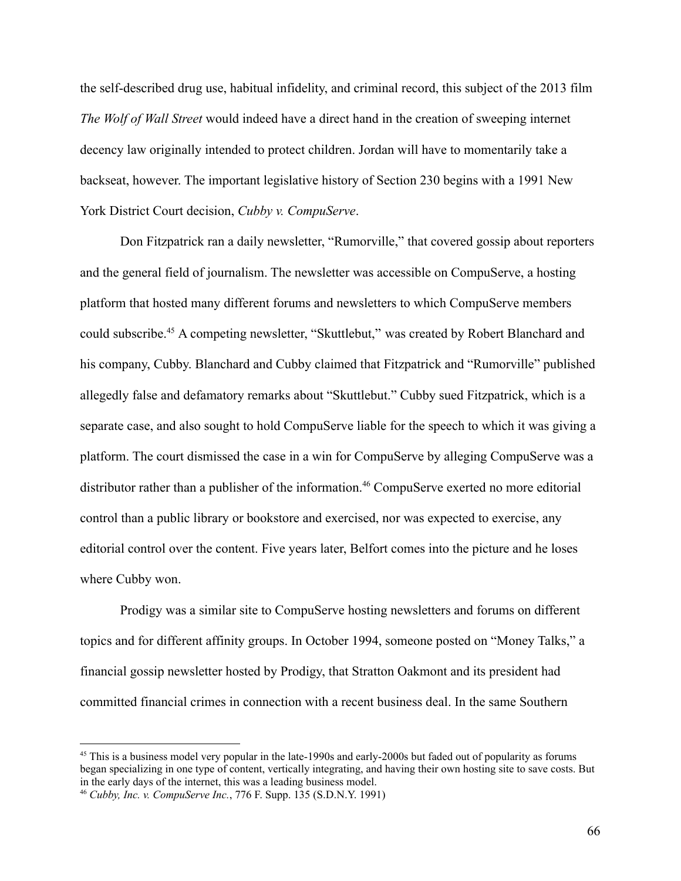the self-described drug use, habitual infidelity, and criminal record, this subject of the 2013 film *The Wolf of Wall Street* would indeed have a direct hand in the creation of sweeping internet decency law originally intended to protect children. Jordan will have to momentarily take a backseat, however. The important legislative history of Section 230 begins with a 1991 New York District Court decision, *Cubby v. CompuServe*.

Don Fitzpatrick ran a daily newsletter, "Rumorville," that covered gossip about reporters and the general field of journalism. The newsletter was accessible on CompuServe, a hosting platform that hosted many different forums and newsletters to which CompuServe members could subscribe.[45] A competing newsletter, "Skuttlebut," was created by Robert Blanchard and his company, Cubby. Blanchard and Cubby claimed that Fitzpatrick and "Rumorville" published allegedly false and defamatory remarks about "Skuttlebut." Cubby sued Fitzpatrick, which is a separate case, and also sought to hold CompuServe liable for the speech to which it was giving a platform. The court dismissed the case in a win for CompuServe by alleging CompuServe was a distributor rather than a publisher of the information.[46] CompuServe exerted no more editorial control than a public library or bookstore and exercised, nor was expected to exercise, any editorial control over the content. Five years later, Belfort comes into the picture and he loses where Cubby won.

Prodigy was a similar site to CompuServe hosting newsletters and forums on different topics and for different affinity groups. In October 1994, someone posted on "Money Talks," a financial gossip newsletter hosted by Prodigy, that Stratton Oakmont and its president had committed financial crimes in connection with a recent business deal. In the same Southern

---

[45] This is a business model very popular in the late-1990s and early-2000s but faded out of popularity as forums began specializing in one type of content, vertically integrating, and having their own hosting site to save costs. But in the early days of the internet, this was a leading business model.

[46] *Cubby, Inc. v. CompuServe Inc.*, 776 F. Supp. 135 (S.D.N.Y. 1991)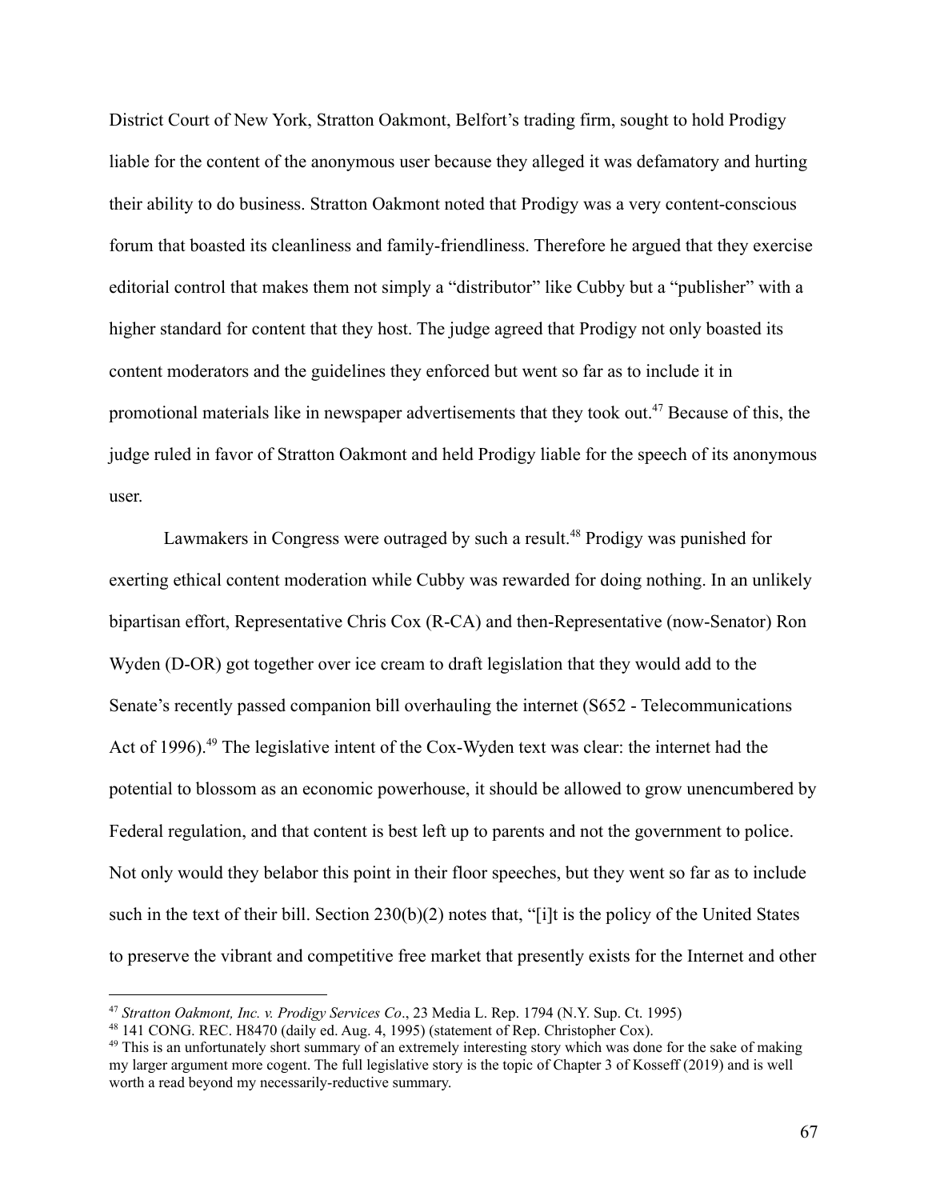District Court of New York, Stratton Oakmont, Belfort's trading firm, sought to hold Prodigy liable for the content of the anonymous user because they alleged it was defamatory and hurting their ability to do business. Stratton Oakmont noted that Prodigy was a very content-conscious forum that boasted its cleanliness and family-friendliness. Therefore he argued that they exercise editorial control that makes them not simply a "distributor" like Cubby but a "publisher" with a higher standard for content that they host. The judge agreed that Prodigy not only boasted its content moderators and the guidelines they enforced but went so far as to include it in promotional materials like in newspaper advertisements that they took out.[47] Because of this, the judge ruled in favor of Stratton Oakmont and held Prodigy liable for the speech of its anonymous user.

Lawmakers in Congress were outraged by such a result.[48] Prodigy was punished for exerting ethical content moderation while Cubby was rewarded for doing nothing. In an unlikely bipartisan effort, Representative Chris Cox (R-CA) and then-Representative (now-Senator) Ron Wyden (D-OR) got together over ice cream to draft legislation that they would add to the Senate's recently passed companion bill overhauling the internet (S652 - Telecommunications Act of 1996).[49] The legislative intent of the Cox-Wyden text was clear: the internet had the potential to blossom as an economic powerhouse, it should be allowed to grow unencumbered by Federal regulation, and that content is best left up to parents and not the government to police. Not only would they belabor this point in their floor speeches, but they went so far as to include such in the text of their bill. Section 230(b)(2) notes that, "[i]t is the policy of the United States to preserve the vibrant and competitive free market that presently exists for the Internet and other

---

[47] *Stratton Oakmont, Inc. v. Prodigy Services Co*., 23 Media L. Rep. 1794 (N.Y. Sup. Ct. 1995)

[48] 141 CONG. REC. H8470 (daily ed. Aug. 4, 1995) (statement of Rep. Christopher Cox).

[49] This is an unfortunately short summary of an extremely interesting story which was done for the sake of making my larger argument more cogent. The full legislative story is the topic of Chapter 3 of Kosseff (2019) and is well worth a read beyond my necessarily-reductive summary.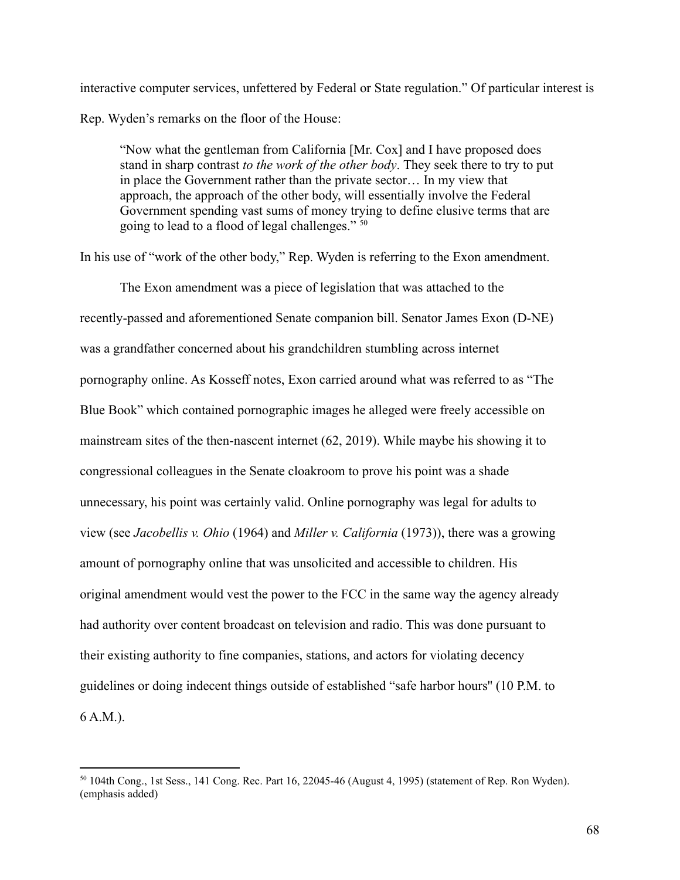interactive computer services, unfettered by Federal or State regulation." Of particular interest is Rep. Wyden's remarks on the floor of the House:

> "Now what the gentleman from California [Mr. Cox] and I have proposed does stand in sharp contrast *to the work of the other body*. They seek there to try to put in place the Government rather than the private sector… In my view that approach, the approach of the other body, will essentially involve the Federal Government spending vast sums of money trying to define elusive terms that are going to lead to a flood of legal challenges." [50]

In his use of "work of the other body," Rep. Wyden is referring to the Exon amendment.

The Exon amendment was a piece of legislation that was attached to the recently-passed and aforementioned Senate companion bill. Senator James Exon (D-NE) was a grandfather concerned about his grandchildren stumbling across internet pornography online. As Kosseff notes, Exon carried around what was referred to as "The Blue Book" which contained pornographic images he alleged were freely accessible on mainstream sites of the then-nascent internet (62, 2019). While maybe his showing it to congressional colleagues in the Senate cloakroom to prove his point was a shade unnecessary, his point was certainly valid. Online pornography was legal for adults to view (see *Jacobellis v. Ohio* (1964) and *Miller v. California* (1973)), there was a growing amount of pornography online that was unsolicited and accessible to children. His original amendment would vest the power to the FCC in the same way the agency already had authority over content broadcast on television and radio. This was done pursuant to their existing authority to fine companies, stations, and actors for violating decency guidelines or doing indecent things outside of established "safe harbor hours" (10 P.M. to 6 A.M.).

---

[50] 104th Cong., 1st Sess., 141 Cong. Rec. Part 16, 22045-46 (August 4, 1995) (statement of Rep. Ron Wyden). (emphasis added)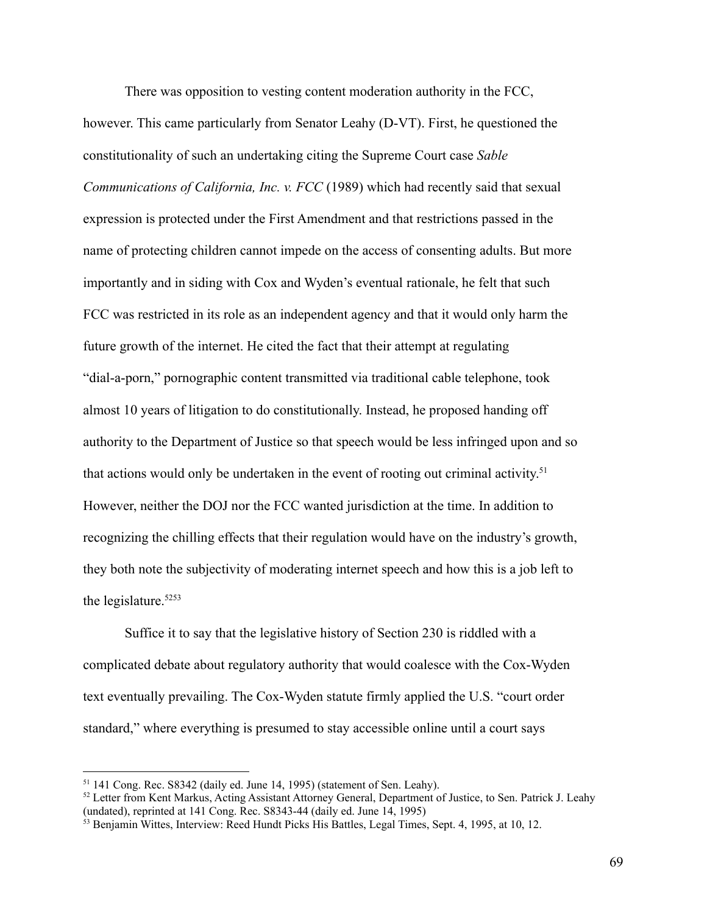There was opposition to vesting content moderation authority in the FCC, however. This came particularly from Senator Leahy (D-VT). First, he questioned the constitutionality of such an undertaking citing the Supreme Court case *Sable Communications of California, Inc. v. FCC* (1989) which had recently said that sexual expression is protected under the First Amendment and that restrictions passed in the name of protecting children cannot impede on the access of consenting adults. But more importantly and in siding with Cox and Wyden's eventual rationale, he felt that such FCC was restricted in its role as an independent agency and that it would only harm the future growth of the internet. He cited the fact that their attempt at regulating "dial-a-porn," pornographic content transmitted via traditional cable telephone, took almost 10 years of litigation to do constitutionally. Instead, he proposed handing off authority to the Department of Justice so that speech would be less infringed upon and so that actions would only be undertaken in the event of rooting out criminal activity.[51] However, neither the DOJ nor the FCC wanted jurisdiction at the time. In addition to recognizing the chilling effects that their regulation would have on the industry's growth, they both note the subjectivity of moderating internet speech and how this is a job left to the legislature.[52][53]

Suffice it to say that the legislative history of Section 230 is riddled with a complicated debate about regulatory authority that would coalesce with the Cox-Wyden text eventually prevailing. The Cox-Wyden statute firmly applied the U.S. "court order standard," where everything is presumed to stay accessible online until a court says

---

[51] 141 Cong. Rec. S8342 (daily ed. June 14, 1995) (statement of Sen. Leahy).

[52] Letter from Kent Markus, Acting Assistant Attorney General, Department of Justice, to Sen. Patrick J. Leahy (undated), reprinted at 141 Cong. Rec. S8343-44 (daily ed. June 14, 1995)

[53] Benjamin Wittes, Interview: Reed Hundt Picks His Battles, Legal Times, Sept. 4, 1995, at 10, 12.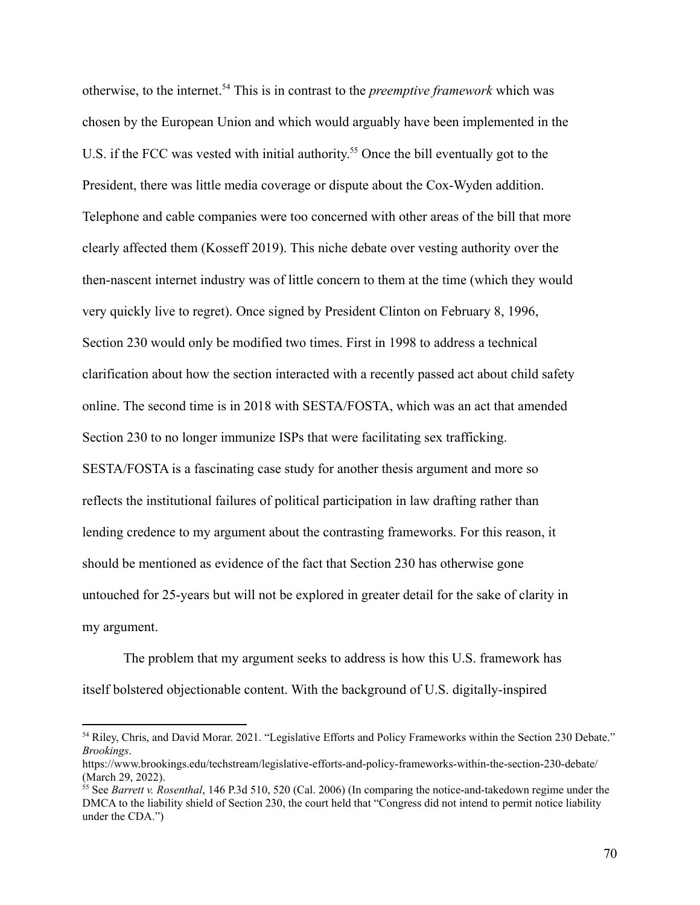otherwise, to the internet.[54] This is in contrast to the *preemptive framework* which was chosen by the European Union and which would arguably have been implemented in the U.S. if the FCC was vested with initial authority.[55] Once the bill eventually got to the President, there was little media coverage or dispute about the Cox-Wyden addition. Telephone and cable companies were too concerned with other areas of the bill that more clearly affected them (Kosseff 2019). This niche debate over vesting authority over the then-nascent internet industry was of little concern to them at the time (which they would very quickly live to regret). Once signed by President Clinton on February 8, 1996, Section 230 would only be modified two times. First in 1998 to address a technical clarification about how the section interacted with a recently passed act about child safety online. The second time is in 2018 with SESTA/FOSTA, which was an act that amended Section 230 to no longer immunize ISPs that were facilitating sex trafficking. SESTA/FOSTA is a fascinating case study for another thesis argument and more so reflects the institutional failures of political participation in law drafting rather than lending credence to my argument about the contrasting frameworks. For this reason, it should be mentioned as evidence of the fact that Section 230 has otherwise gone untouched for 25-years but will not be explored in greater detail for the sake of clarity in my argument.

The problem that my argument seeks to address is how this U.S. framework has itself bolstered objectionable content. With the background of U.S. digitally-inspired

---

[54] Riley, Chris, and David Morar. 2021. "Legislative Efforts and Policy Frameworks within the Section 230 Debate." *Brookings*. https://www.brookings.edu/techstream/legislative-efforts-and-policy-frameworks-within-the-section-230-debate/ (March 29, 2022).

[55] See *Barrett v. Rosenthal*, 146 P.3d 510, 520 (Cal. 2006) (In comparing the notice-and-takedown regime under the DMCA to the liability shield of Section 230, the court held that "Congress did not intend to permit notice liability under the CDA.")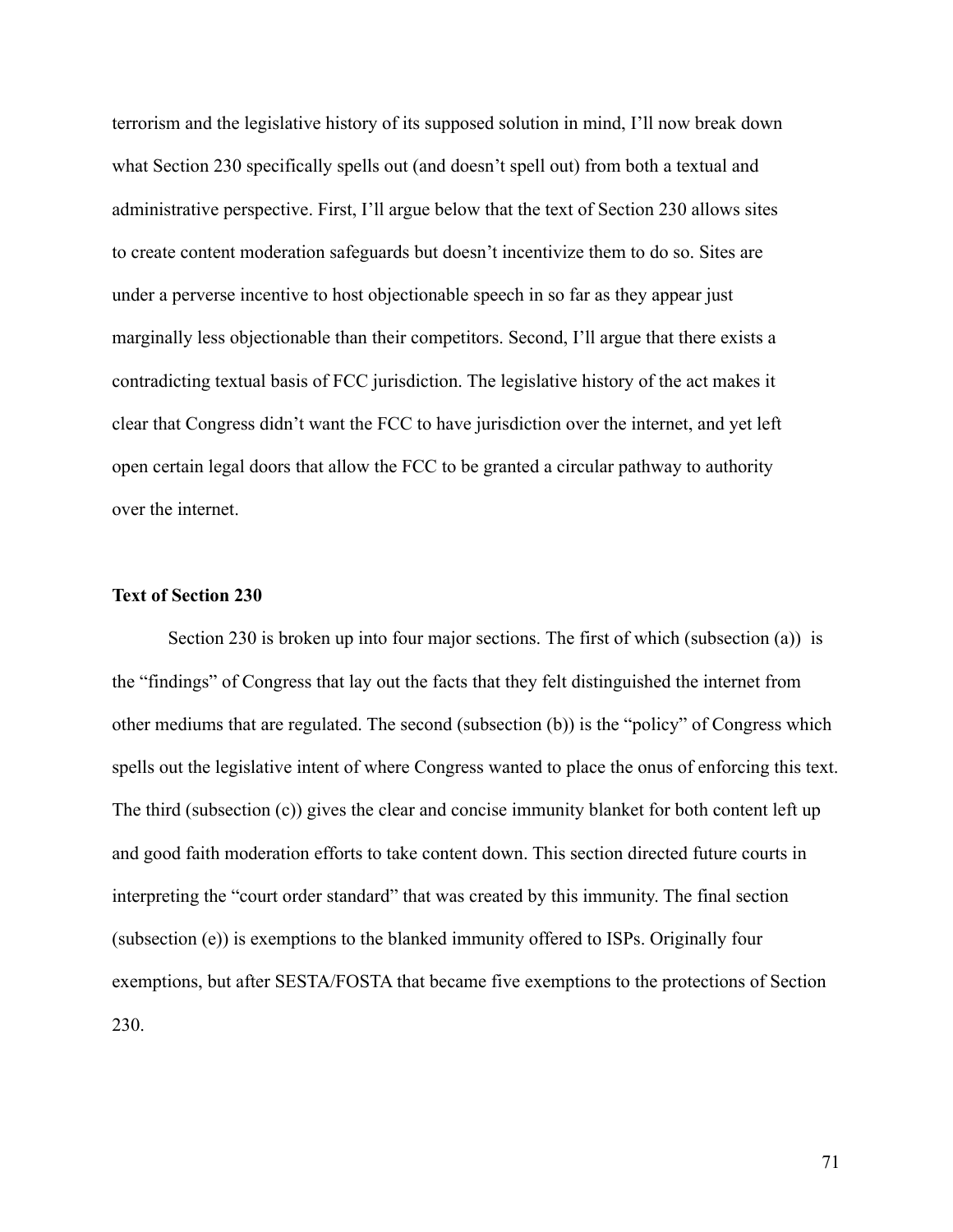terrorism and the legislative history of its supposed solution in mind, I'll now break down what Section 230 specifically spells out (and doesn't spell out) from both a textual and administrative perspective. First, I'll argue below that the text of Section 230 allows sites to create content moderation safeguards but doesn't incentivize them to do so. Sites are under a perverse incentive to host objectionable speech in so far as they appear just marginally less objectionable than their competitors. Second, I'll argue that there exists a contradicting textual basis of FCC jurisdiction. The legislative history of the act makes it clear that Congress didn't want the FCC to have jurisdiction over the internet, and yet left open certain legal doors that allow the FCC to be granted a circular pathway to authority over the internet.

### Text of Section 230

Section 230 is broken up into four major sections. The first of which (subsection (a)) is the "findings" of Congress that lay out the facts that they felt distinguished the internet from other mediums that are regulated. The second (subsection (b)) is the "policy" of Congress which spells out the legislative intent of where Congress wanted to place the onus of enforcing this text. The third (subsection (c)) gives the clear and concise immunity blanket for both content left up and good faith moderation efforts to take content down. This section directed future courts in interpreting the "court order standard" that was created by this immunity. The final section (subsection (e)) is exemptions to the blanked immunity offered to ISPs. Originally four exemptions, but after SESTA/FOSTA that became five exemptions to the protections of Section 230.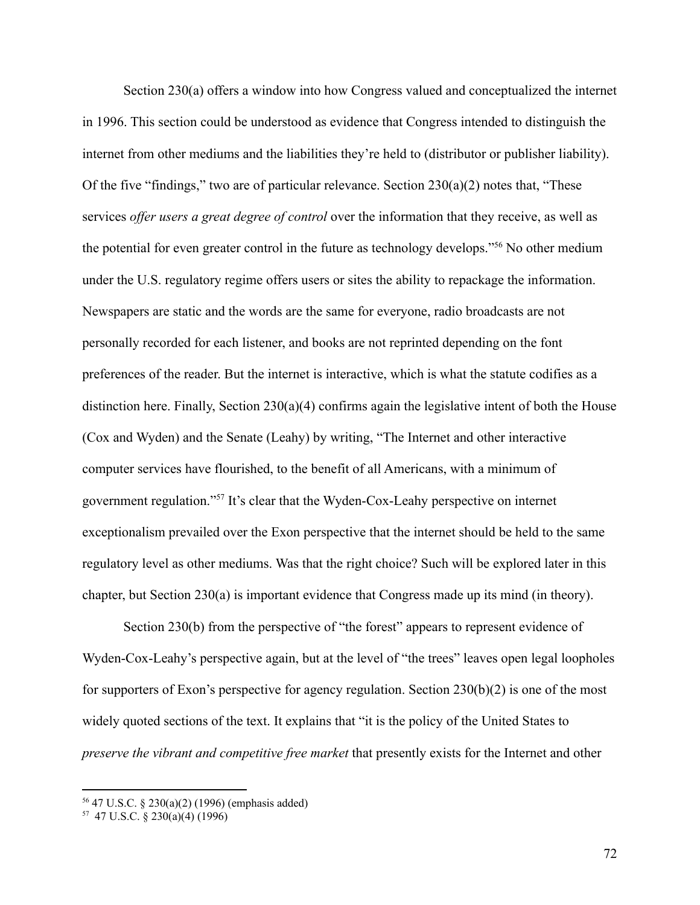Section 230(a) offers a window into how Congress valued and conceptualized the internet in 1996. This section could be understood as evidence that Congress intended to distinguish the internet from other mediums and the liabilities they're held to (distributor or publisher liability). Of the five "findings," two are of particular relevance. Section 230(a)(2) notes that, "These services *offer users a great degree of control* over the information that they receive, as well as the potential for even greater control in the future as technology develops."[56] No other medium under the U.S. regulatory regime offers users or sites the ability to repackage the information. Newspapers are static and the words are the same for everyone, radio broadcasts are not personally recorded for each listener, and books are not reprinted depending on the font preferences of the reader. But the internet is interactive, which is what the statute codifies as a distinction here. Finally, Section 230(a)(4) confirms again the legislative intent of both the House (Cox and Wyden) and the Senate (Leahy) by writing, "The Internet and other interactive computer services have flourished, to the benefit of all Americans, with a minimum of government regulation."[57] It's clear that the Wyden-Cox-Leahy perspective on internet exceptionalism prevailed over the Exon perspective that the internet should be held to the same regulatory level as other mediums. Was that the right choice? Such will be explored later in this chapter, but Section 230(a) is important evidence that Congress made up its mind (in theory).

Section 230(b) from the perspective of "the forest" appears to represent evidence of Wyden-Cox-Leahy's perspective again, but at the level of "the trees" leaves open legal loopholes for supporters of Exon's perspective for agency regulation. Section 230(b)(2) is one of the most widely quoted sections of the text. It explains that "it is the policy of the United States to *preserve the vibrant and competitive free market* that presently exists for the Internet and other

---

[56] 47 U.S.C. § 230(a)(2) (1996) (emphasis added)

[57] 47 U.S.C. § 230(a)(4) (1996)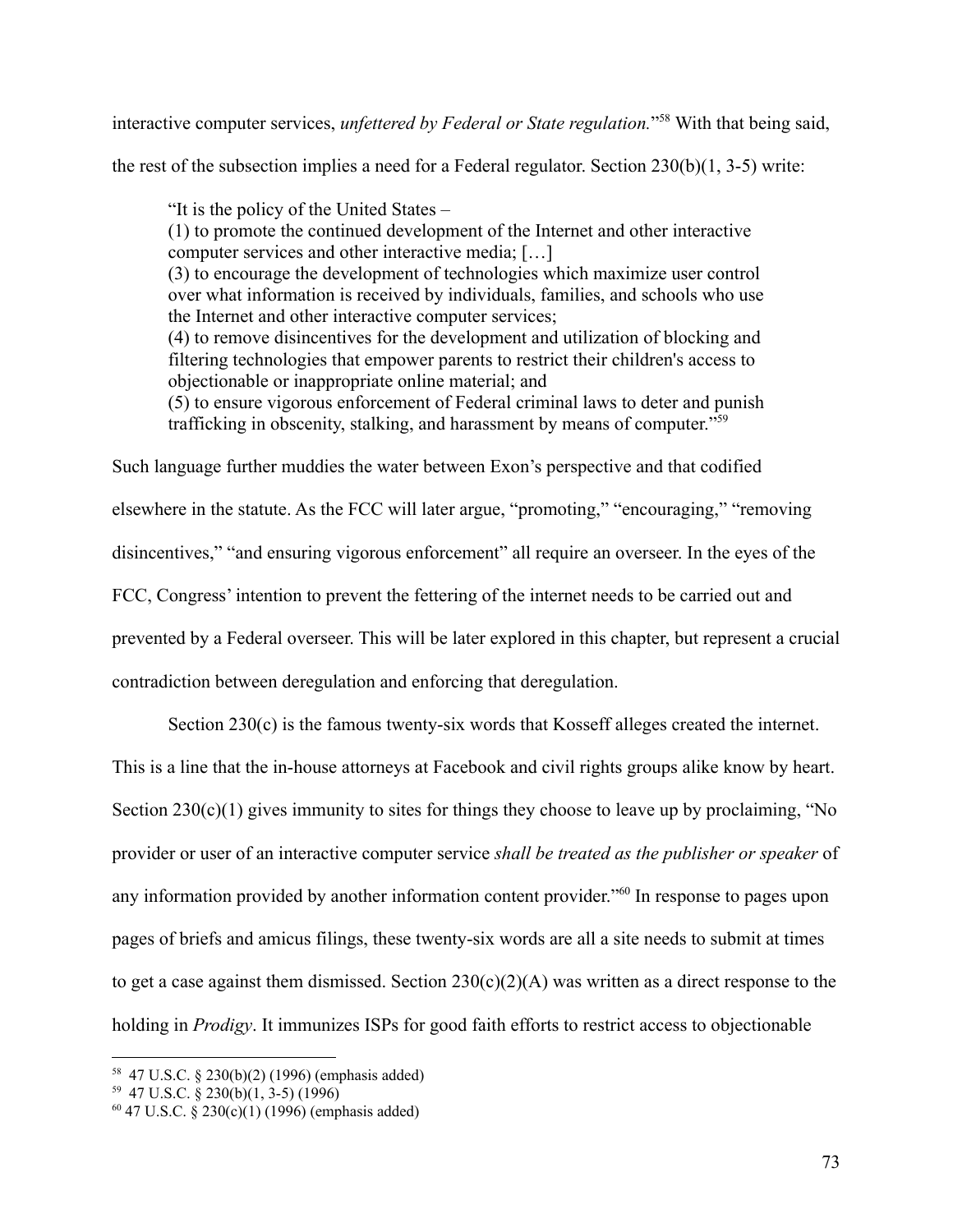interactive computer services, *unfettered by Federal or State regulation.*"[58] With that being said, the rest of the subsection implies a need for a Federal regulator. Section 230(b)(1, 3-5) write:

> "It is the policy of the United States –
> (1) to promote the continued development of the Internet and other interactive computer services and other interactive media; […]
> (3) to encourage the development of technologies which maximize user control over what information is received by individuals, families, and schools who use the Internet and other interactive computer services;
> (4) to remove disincentives for the development and utilization of blocking and filtering technologies that empower parents to restrict their children's access to objectionable or inappropriate online material; and
> (5) to ensure vigorous enforcement of Federal criminal laws to deter and punish trafficking in obscenity, stalking, and harassment by means of computer."[59]

Such language further muddies the water between Exon's perspective and that codified elsewhere in the statute. As the FCC will later argue, "promoting," "encouraging," "removing disincentives," "and ensuring vigorous enforcement" all require an overseer. In the eyes of the FCC, Congress' intention to prevent the fettering of the internet needs to be carried out and prevented by a Federal overseer. This will be later explored in this chapter, but represent a crucial contradiction between deregulation and enforcing that deregulation.

Section 230(c) is the famous twenty-six words that Kosseff alleges created the internet. This is a line that the in-house attorneys at Facebook and civil rights groups alike know by heart. Section 230(c)(1) gives immunity to sites for things they choose to leave up by proclaiming, "No provider or user of an interactive computer service *shall be treated as the publisher or speaker* of any information provided by another information content provider."[60] In response to pages upon pages of briefs and amicus filings, these twenty-six words are all a site needs to submit at times to get a case against them dismissed. Section 230(c)(2)(A) was written as a direct response to the holding in *Prodigy*. It immunizes ISPs for good faith efforts to restrict access to objectionable

---

[58] 47 U.S.C. § 230(b)(2) (1996) (emphasis added)

[59] 47 U.S.C. § 230(b)(1, 3-5) (1996)

[60] 47 U.S.C. § 230(c)(1) (1996) (emphasis added)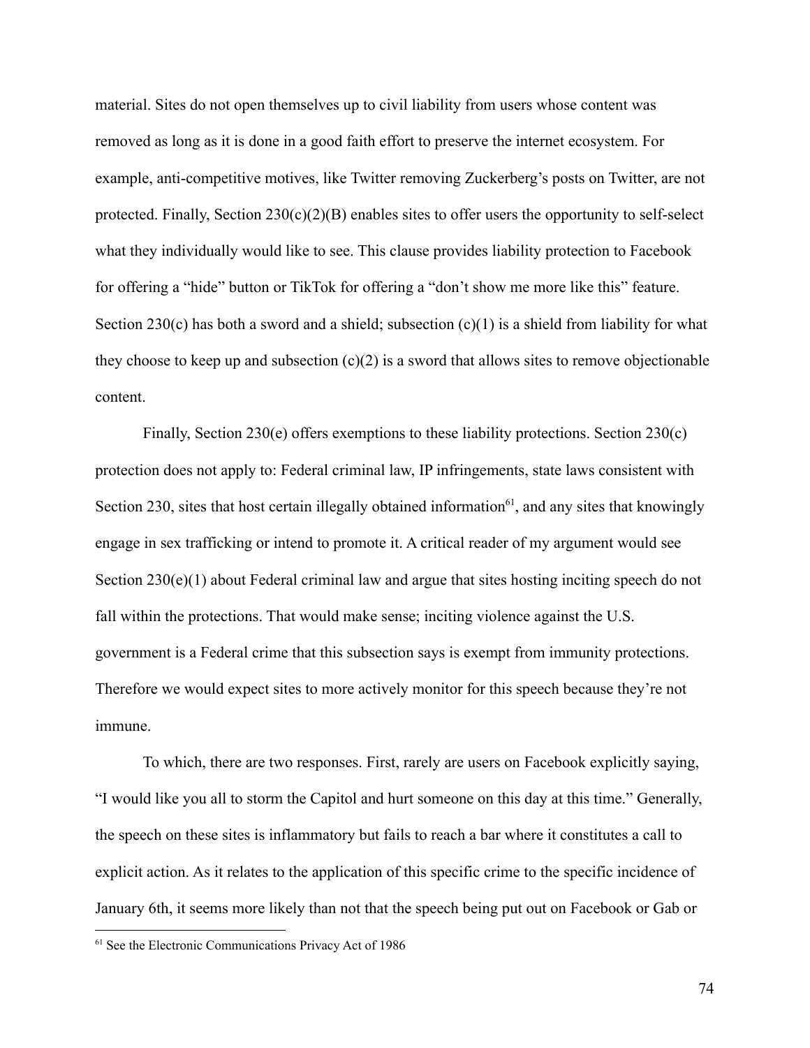material. Sites do not open themselves up to civil liability from users whose content was removed as long as it is done in a good faith effort to preserve the internet ecosystem. For example, anti-competitive motives, like Twitter removing Zuckerberg's posts on Twitter, are not protected. Finally, Section 230(c)(2)(B) enables sites to offer users the opportunity to self-select what they individually would like to see. This clause provides liability protection to Facebook for offering a "hide" button or TikTok for offering a "don't show me more like this" feature. Section 230(c) has both a sword and a shield; subsection (c)(1) is a shield from liability for what they choose to keep up and subsection (c)(2) is a sword that allows sites to remove objectionable content.

Finally, Section 230(e) offers exemptions to these liability protections. Section 230(c) protection does not apply to: Federal criminal law, IP infringements, state laws consistent with Section 230, sites that host certain illegally obtained information[61], and any sites that knowingly engage in sex trafficking or intend to promote it. A critical reader of my argument would see Section 230(e)(1) about Federal criminal law and argue that sites hosting inciting speech do not fall within the protections. That would make sense; inciting violence against the U.S. government is a Federal crime that this subsection says is exempt from immunity protections. Therefore we would expect sites to more actively monitor for this speech because they're not immune.

To which, there are two responses. First, rarely are users on Facebook explicitly saying, "I would like you all to storm the Capitol and hurt someone on this day at this time." Generally, the speech on these sites is inflammatory but fails to reach a bar where it constitutes a call to explicit action. As it relates to the application of this specific crime to the specific incidence of January 6th, it seems more likely than not that the speech being put out on Facebook or Gab or

[61] See the Electronic Communications Privacy Act of 1986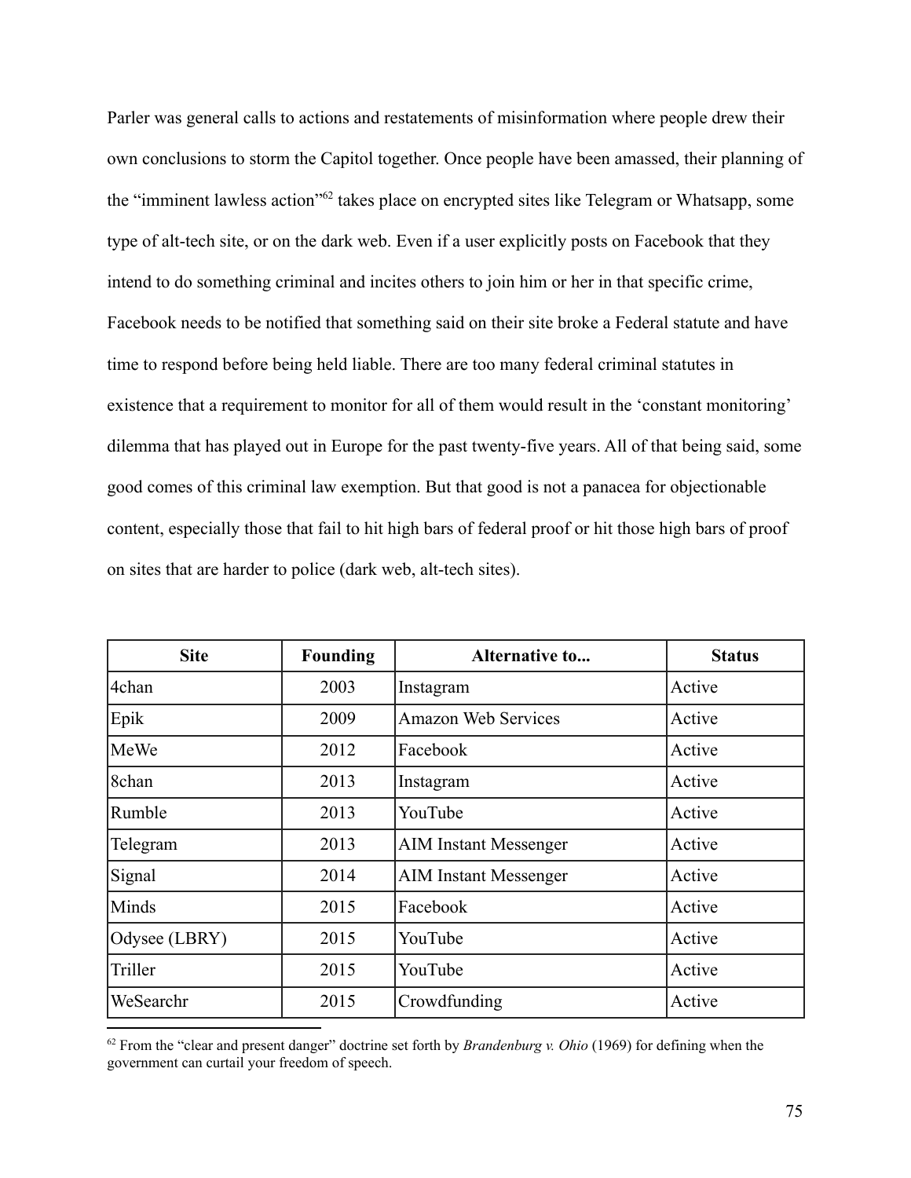Parler was general calls to actions and restatements of misinformation where people drew their own conclusions to storm the Capitol together. Once people have been amassed, their planning of the "imminent lawless action"[62] takes place on encrypted sites like Telegram or Whatsapp, some type of alt-tech site, or on the dark web. Even if a user explicitly posts on Facebook that they intend to do something criminal and incites others to join him or her in that specific crime, Facebook needs to be notified that something said on their site broke a Federal statute and have time to respond before being held liable. There are too many federal criminal statutes in existence that a requirement to monitor for all of them would result in the 'constant monitoring' dilemma that has played out in Europe for the past twenty-five years. All of that being said, some good comes of this criminal law exemption. But that good is not a panacea for objectionable content, especially those that fail to hit high bars of federal proof or hit those high bars of proof on sites that are harder to police (dark web, alt-tech sites).

| Site | Founding | Alternative to... | Status |
|---|---|---|---|
| 4chan | 2003 | Instagram | Active |
| Epik | 2009 | Amazon Web Services | Active |
| MeWe | 2012 | Facebook | Active |
| 8chan | 2013 | Instagram | Active |
| Rumble | 2013 | YouTube | Active |
| Telegram | 2013 | AIM Instant Messenger | Active |
| Signal | 2014 | AIM Instant Messenger | Active |
| Minds | 2015 | Facebook | Active |
| Odysee (LBRY) | 2015 | YouTube | Active |
| Triller | 2015 | YouTube | Active |
| WeSearchr | 2015 | Crowdfunding | Active |

[62] From the "clear and present danger" doctrine set forth by *Brandenburg v. Ohio* (1969) for defining when the government can curtail your freedom of speech.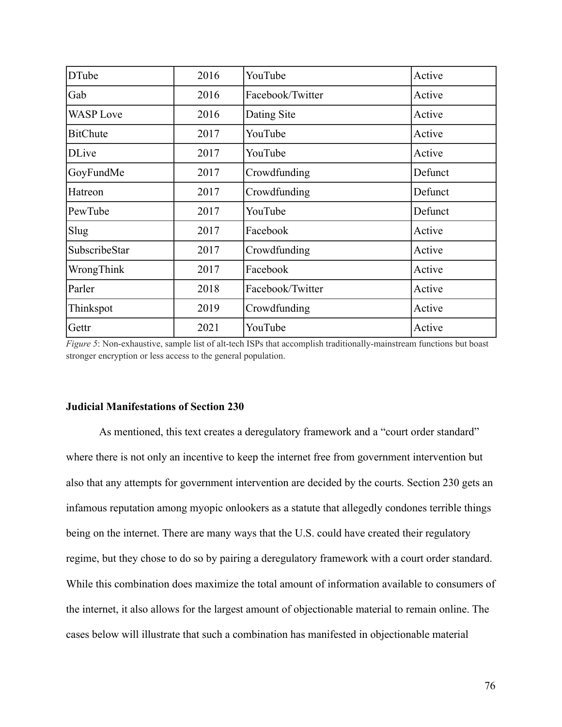| DTube | 2016 | YouTube | Active |
|---|---|---|---|
| Gab | 2016 | Facebook/Twitter | Active |
| WASP Love | 2016 | Dating Site | Active |
| BitChute | 2017 | YouTube | Active |
| DLive | 2017 | YouTube | Active |
| GoyFundMe | 2017 | Crowdfunding | Defunct |
| Hatreon | 2017 | Crowdfunding | Defunct |
| PewTube | 2017 | YouTube | Defunct |
| Slug | 2017 | Facebook | Active |
| SubscribeStar | 2017 | Crowdfunding | Active |
| WrongThink | 2017 | Facebook | Active |
| Parler | 2018 | Facebook/Twitter | Active |
| Thinkspot | 2019 | Crowdfunding | Active |
| Gettr | 2021 | YouTube | Active |

*Figure 5*: Non-exhaustive, sample list of alt-tech ISPs that accomplish traditionally-mainstream functions but boast stronger encryption or less access to the general population.

**Judicial Manifestations of Section 230**

As mentioned, this text creates a deregulatory framework and a "court order standard" where there is not only an incentive to keep the internet free from government intervention but also that any attempts for government intervention are decided by the courts. Section 230 gets an infamous reputation among myopic onlookers as a statute that allegedly condones terrible things being on the internet. There are many ways that the U.S. could have created their regulatory regime, but they chose to do so by pairing a deregulatory framework with a court order standard. While this combination does maximize the total amount of information available to consumers of the internet, it also allows for the largest amount of objectionable material to remain online. The cases below will illustrate that such a combination has manifested in objectionable material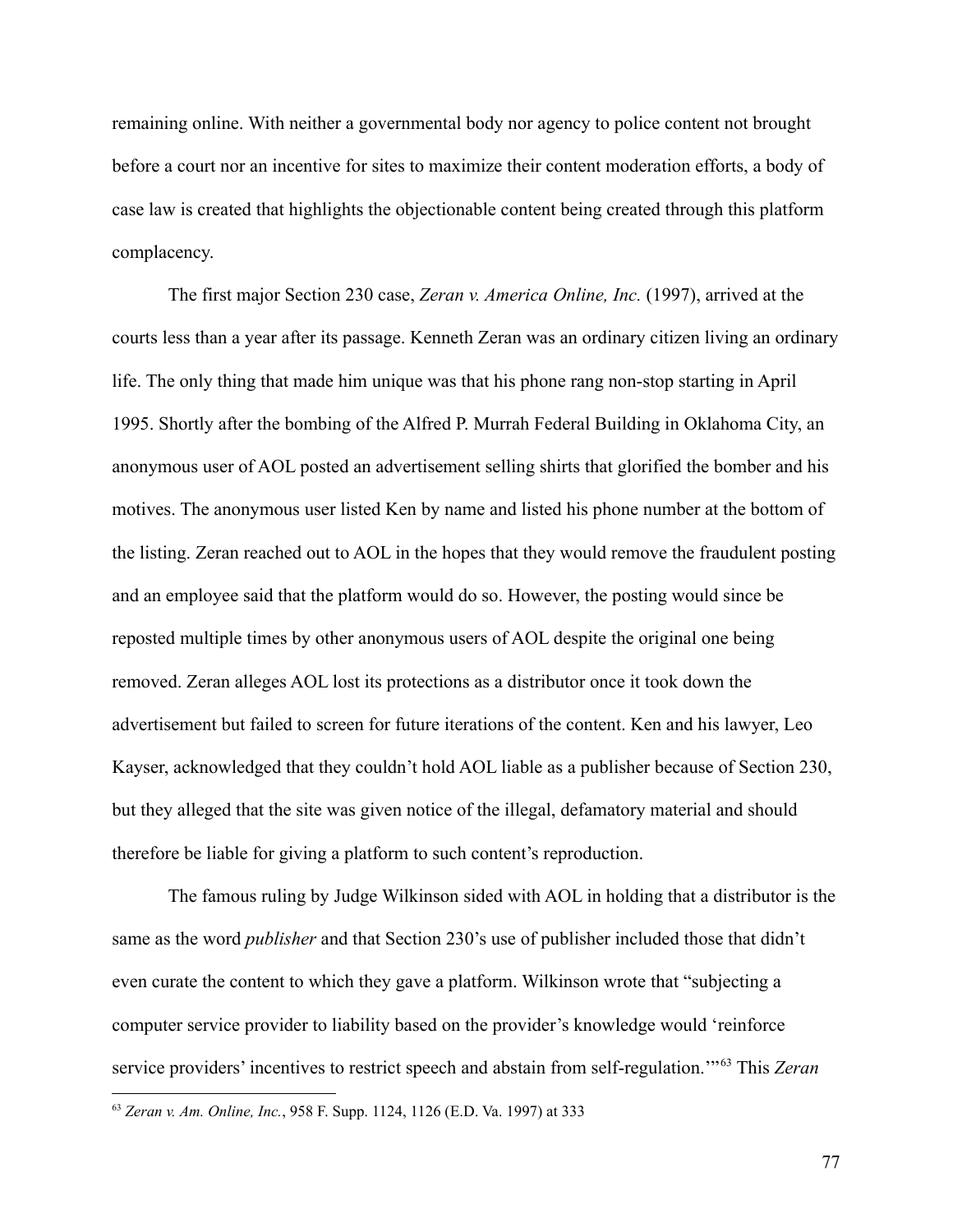remaining online. With neither a governmental body nor agency to police content not brought before a court nor an incentive for sites to maximize their content moderation efforts, a body of case law is created that highlights the objectionable content being created through this platform complacency.

The first major Section 230 case, *Zeran v. America Online, Inc.* (1997), arrived at the courts less than a year after its passage. Kenneth Zeran was an ordinary citizen living an ordinary life. The only thing that made him unique was that his phone rang non-stop starting in April 1995. Shortly after the bombing of the Alfred P. Murrah Federal Building in Oklahoma City, an anonymous user of AOL posted an advertisement selling shirts that glorified the bomber and his motives. The anonymous user listed Ken by name and listed his phone number at the bottom of the listing. Zeran reached out to AOL in the hopes that they would remove the fraudulent posting and an employee said that the platform would do so. However, the posting would since be reposted multiple times by other anonymous users of AOL despite the original one being removed. Zeran alleges AOL lost its protections as a distributor once it took down the advertisement but failed to screen for future iterations of the content. Ken and his lawyer, Leo Kayser, acknowledged that they couldn't hold AOL liable as a publisher because of Section 230, but they alleged that the site was given notice of the illegal, defamatory material and should therefore be liable for giving a platform to such content's reproduction.

The famous ruling by Judge Wilkinson sided with AOL in holding that a distributor is the same as the word *publisher* and that Section 230's use of publisher included those that didn't even curate the content to which they gave a platform. Wilkinson wrote that "subjecting a computer service provider to liability based on the provider's knowledge would 'reinforce service providers' incentives to restrict speech and abstain from self-regulation.'"[63] This *Zeran*

[63] *Zeran v. Am. Online, Inc.*, 958 F. Supp. 1124, 1126 (E.D. Va. 1997) at 333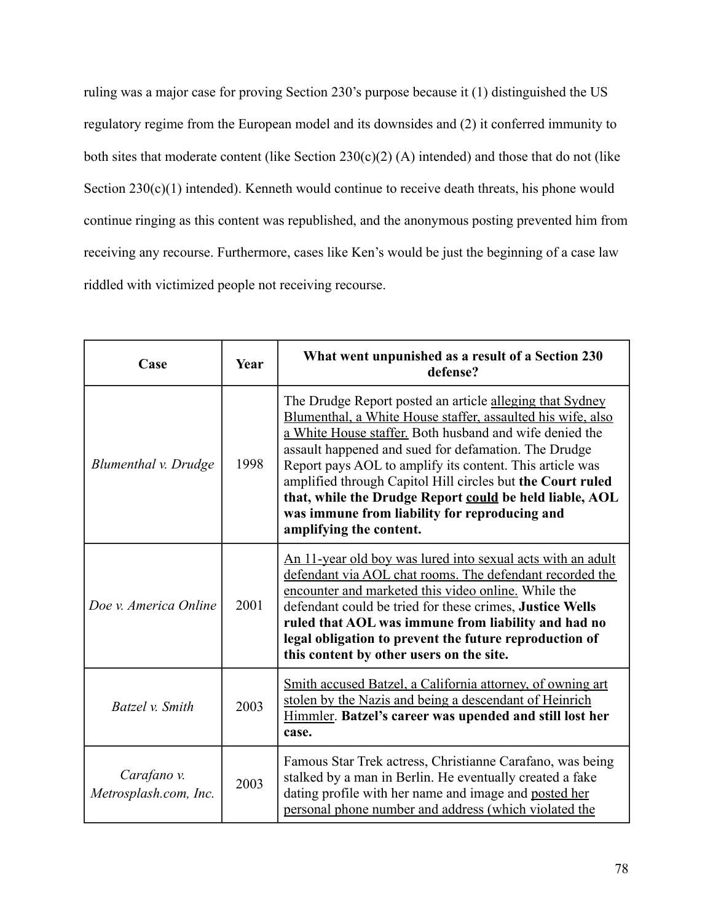ruling was a major case for proving Section 230's purpose because it (1) distinguished the US regulatory regime from the European model and its downsides and (2) it conferred immunity to both sites that moderate content (like Section 230(c)(2) (A) intended) and those that do not (like Section 230(c)(1) intended). Kenneth would continue to receive death threats, his phone would continue ringing as this content was republished, and the anonymous posting prevented him from receiving any recourse. Furthermore, cases like Ken's would be just the beginning of a case law riddled with victimized people not receiving recourse.

| Case | Year | What went unpunished as a result of a Section 230 defense? |
|---|---|---|
| *Blumenthal v. Drudge* | 1998 | The Drudge Report posted an article <u>alleging that Sydney Blumenthal, a White House staffer, assaulted his wife, also a White House staffer.</u> Both husband and wife denied the assault happened and sued for defamation. The Drudge Report pays AOL to amplify its content. This article was amplified through Capitol Hill circles but **the Court ruled that, while the Drudge Report <u>could</u> be held liable, AOL was immune from liability for reproducing and amplifying the content.** |
| *Doe v. America Online* | 2001 | <u>An 11-year old boy was lured into sexual acts with an adult defendant via AOL chat rooms. The defendant recorded the encounter and marketed this video online.</u> While the defendant could be tried for these crimes, **Justice Wells ruled that AOL was immune from liability and had no legal obligation to prevent the future reproduction of this content by other users on the site.** |
| *Batzel v. Smith* | 2003 | <u>Smith accused Batzel, a California attorney, of owning art stolen by the Nazis and being a descendant of Heinrich Himmler</u>. **Batzel's career was upended and still lost her case.** |
| *Carafano v. Metrosplash.com, Inc.* | 2003 | Famous Star Trek actress, Christianne Carafano, was being stalked by a man in Berlin. He eventually created a fake dating profile with her name and image and <u>posted her personal phone number and address (which violated the</u> |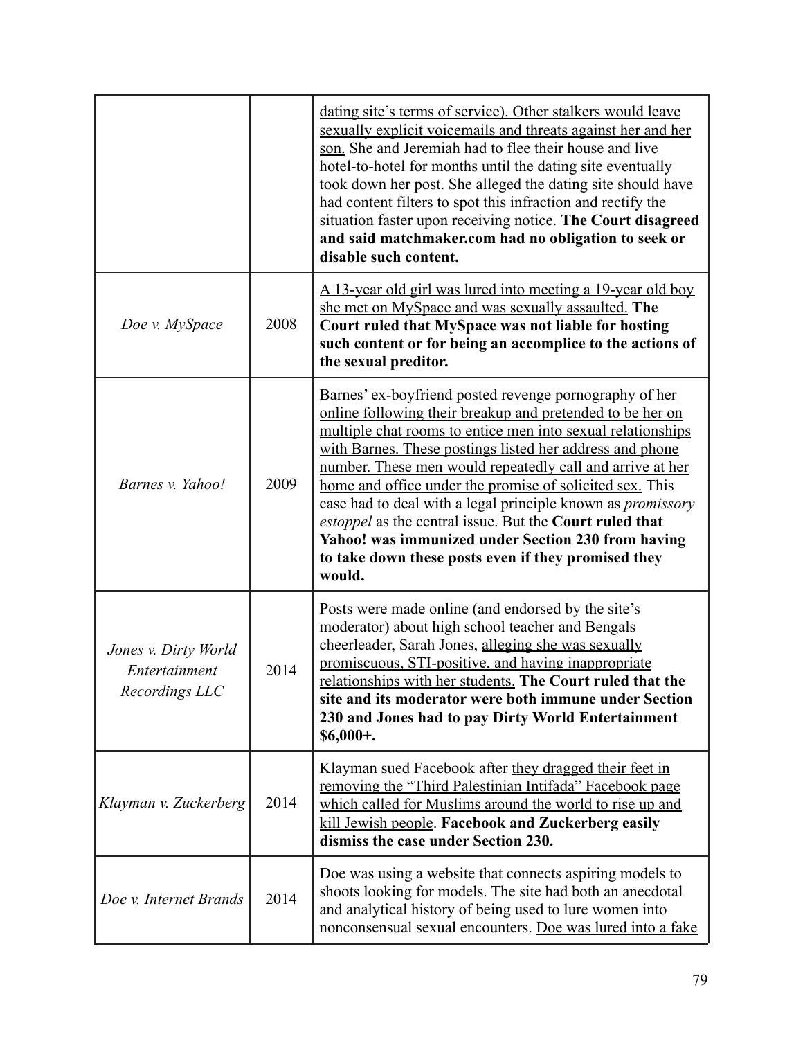| | | |
|---|---|---|
| | | <u>dating site's terms of service). Other stalkers would leave sexually explicit voicemails and threats against her and her son.</u> She and Jeremiah had to flee their house and live hotel-to-hotel for months until the dating site eventually took down her post. She alleged the dating site should have had content filters to spot this infraction and rectify the situation faster upon receiving notice. **The Court disagreed and said matchmaker.com had no obligation to seek or disable such content.** |
| *Doe v. MySpace* | 2008 | <u>A 13-year old girl was lured into meeting a 19-year old boy she met on MySpace and was sexually assaulted.</u> **The Court ruled that MySpace was not liable for hosting such content or for being an accomplice to the actions of the sexual preditor.** |
| *Barnes v. Yahoo!* | 2009 | <u>Barnes' ex-boyfriend posted revenge pornography of her online following their breakup and pretended to be her on multiple chat rooms to entice men into sexual relationships with Barnes. These postings listed her address and phone number. These men would repeatedly call and arrive at her home and office under the promise of solicited sex.</u> This case had to deal with a legal principle known as *promissory estoppel* as the central issue. But the **Court ruled that Yahoo! was immunized under Section 230 from having to take down these posts even if they promised they would.** |
| *Jones v. Dirty World Entertainment Recordings LLC* | 2014 | Posts were made online (and endorsed by the site's moderator) about high school teacher and Bengals cheerleader, Sarah Jones, <u>alleging she was sexually promiscuous, STI-positive, and having inappropriate relationships with her students.</u> **The Court ruled that the site and its moderator were both immune under Section 230 and Jones had to pay Dirty World Entertainment $6,000+.** |
| *Klayman v. Zuckerberg* | 2014 | Klayman sued Facebook after <u>they dragged their feet in removing the "Third Palestinian Intifada" Facebook page which called for Muslims around the world to rise up and kill Jewish people</u>. **Facebook and Zuckerberg easily dismiss the case under Section 230.** |
| *Doe v. Internet Brands* | 2014 | Doe was using a website that connects aspiring models to shoots looking for models. The site had both an anecdotal and analytical history of being used to lure women into nonconsensual sexual encounters. <u>Doe was lured into a fake</u> |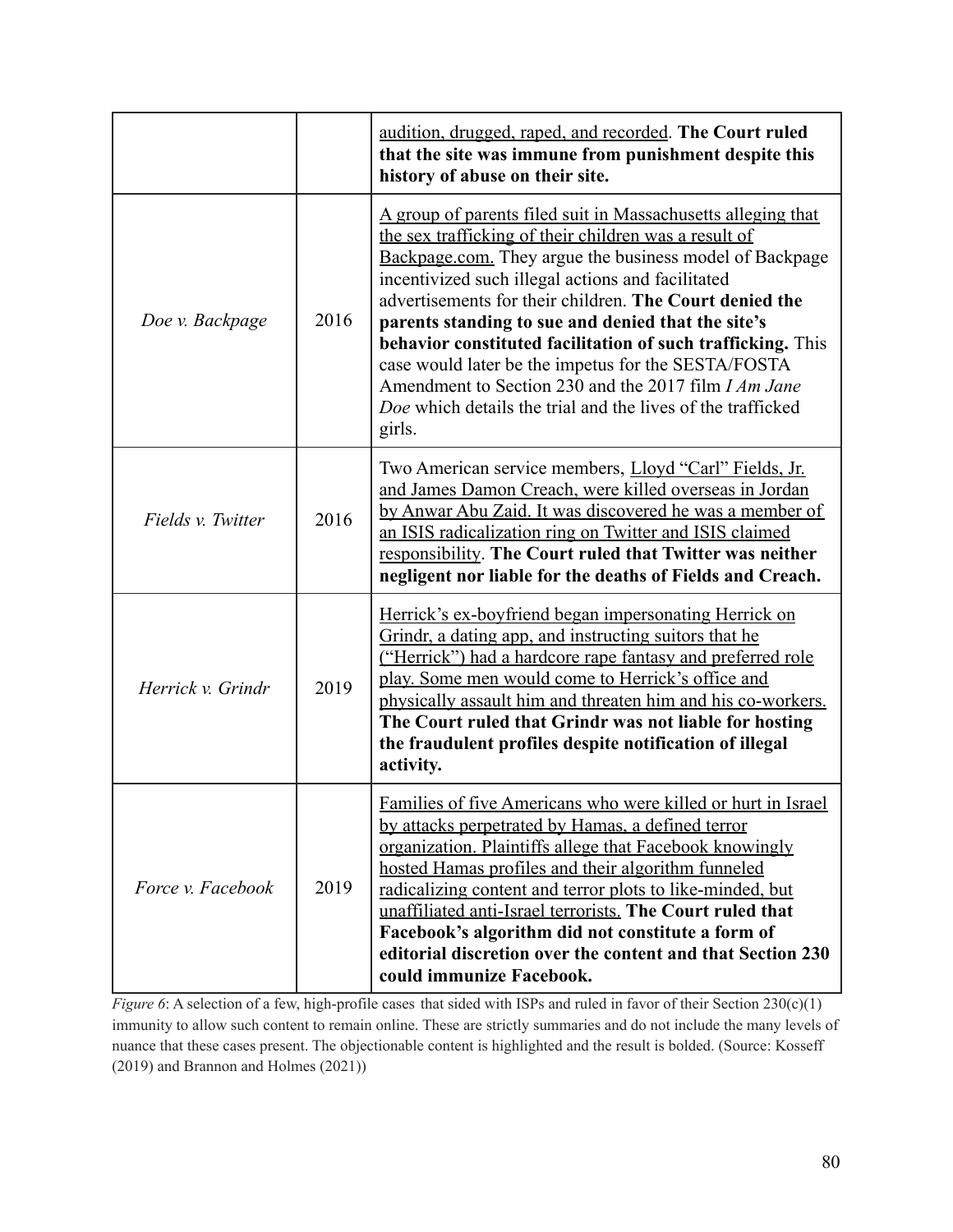|  |  |  |
|---|---|---|
|  |  | audition, drugged, raped, and recorded. **The Court ruled that the site was immune from punishment despite this history of abuse on their site.** |
| *Doe v. Backpage* | 2016 | A group of parents filed suit in Massachusetts alleging that the sex trafficking of their children was a result of Backpage.com. They argue the business model of Backpage incentivized such illegal actions and facilitated advertisements for their children. **The Court denied the parents standing to sue and denied that the site's behavior constituted facilitation of such trafficking.** This case would later be the impetus for the SESTA/FOSTA Amendment to Section 230 and the 2017 film *I Am Jane Doe* which details the trial and the lives of the trafficked girls. |
| *Fields v. Twitter* | 2016 | Two American service members, Lloyd "Carl" Fields, Jr. and James Damon Creach, were killed overseas in Jordan by Anwar Abu Zaid. It was discovered he was a member of an ISIS radicalization ring on Twitter and ISIS claimed responsibility. **The Court ruled that Twitter was neither negligent nor liable for the deaths of Fields and Creach.** |
| *Herrick v. Grindr* | 2019 | Herrick's ex-boyfriend began impersonating Herrick on Grindr, a dating app, and instructing suitors that he ("Herrick") had a hardcore rape fantasy and preferred role play. Some men would come to Herrick's office and physically assault him and threaten him and his co-workers. **The Court ruled that Grindr was not liable for hosting the fraudulent profiles despite notification of illegal activity.** |
| *Force v. Facebook* | 2019 | Families of five Americans who were killed or hurt in Israel by attacks perpetrated by Hamas, a defined terror organization. Plaintiffs allege that Facebook knowingly hosted Hamas profiles and their algorithm funneled radicalizing content and terror plots to like-minded, but unaffiliated anti-Israel terrorists. **The Court ruled that Facebook's algorithm did not constitute a form of editorial discretion over the content and that Section 230 could immunize Facebook.** |

*Figure 6*: A selection of a few, high-profile cases that sided with ISPs and ruled in favor of their Section 230(c)(1) immunity to allow such content to remain online. These are strictly summaries and do not include the many levels of nuance that these cases present. The objectionable content is highlighted and the result is bolded. (Source: Kosseff (2019) and Brannon and Holmes (2021))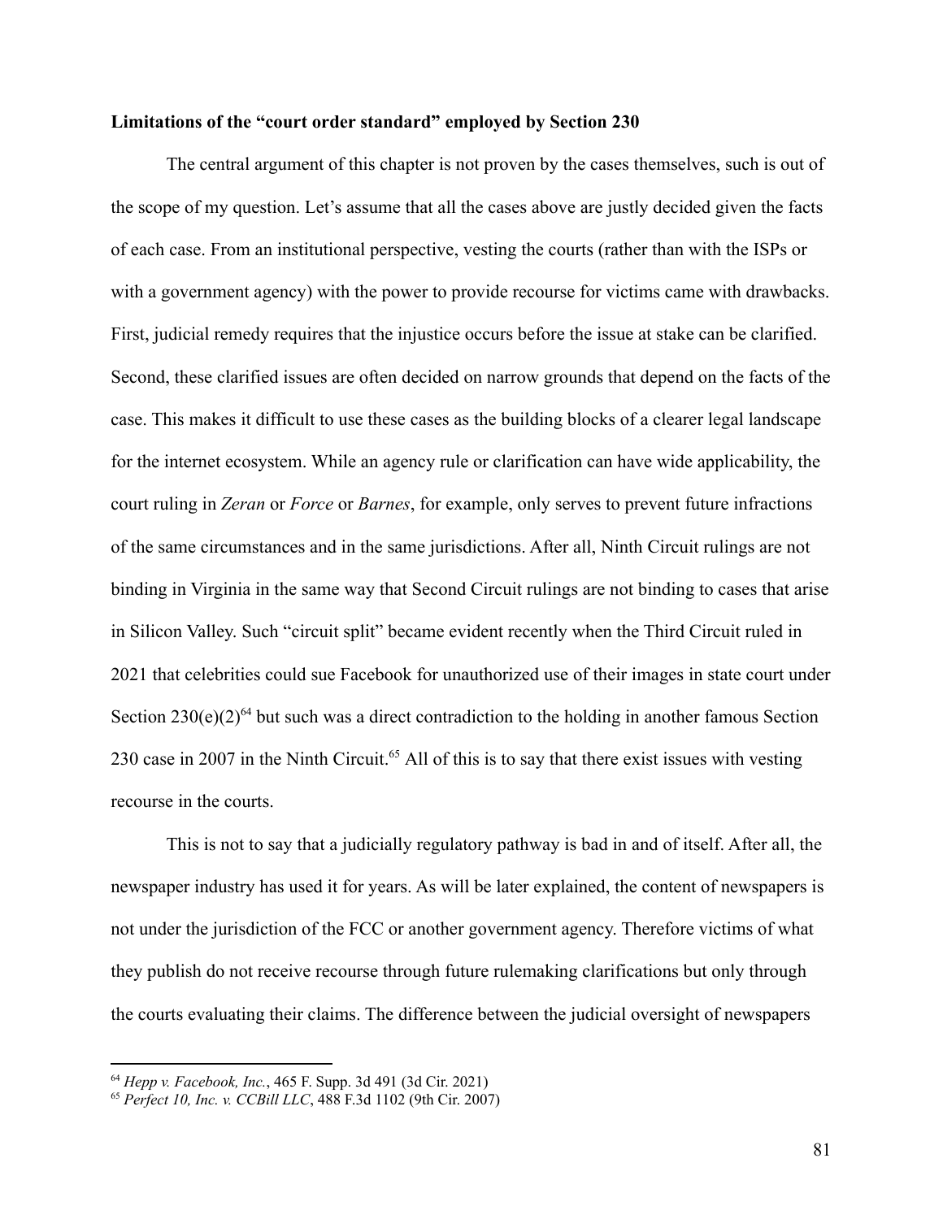**Limitations of the "court order standard" employed by Section 230**

The central argument of this chapter is not proven by the cases themselves, such is out of the scope of my question. Let's assume that all the cases above are justly decided given the facts of each case. From an institutional perspective, vesting the courts (rather than with the ISPs or with a government agency) with the power to provide recourse for victims came with drawbacks. First, judicial remedy requires that the injustice occurs before the issue at stake can be clarified. Second, these clarified issues are often decided on narrow grounds that depend on the facts of the case. This makes it difficult to use these cases as the building blocks of a clearer legal landscape for the internet ecosystem. While an agency rule or clarification can have wide applicability, the court ruling in *Zeran* or *Force* or *Barnes*, for example, only serves to prevent future infractions of the same circumstances and in the same jurisdictions. After all, Ninth Circuit rulings are not binding in Virginia in the same way that Second Circuit rulings are not binding to cases that arise in Silicon Valley. Such "circuit split" became evident recently when the Third Circuit ruled in 2021 that celebrities could sue Facebook for unauthorized use of their images in state court under Section 230(e)(2)[64] but such was a direct contradiction to the holding in another famous Section 230 case in 2007 in the Ninth Circuit.[65] All of this is to say that there exist issues with vesting recourse in the courts.

This is not to say that a judicially regulatory pathway is bad in and of itself. After all, the newspaper industry has used it for years. As will be later explained, the content of newspapers is not under the jurisdiction of the FCC or another government agency. Therefore victims of what they publish do not receive recourse through future rulemaking clarifications but only through the courts evaluating their claims. The difference between the judicial oversight of newspapers

---

[64] *Hepp v. Facebook, Inc.*, 465 F. Supp. 3d 491 (3d Cir. 2021)

[65] *Perfect 10, Inc. v. CCBill LLC*, 488 F.3d 1102 (9th Cir. 2007)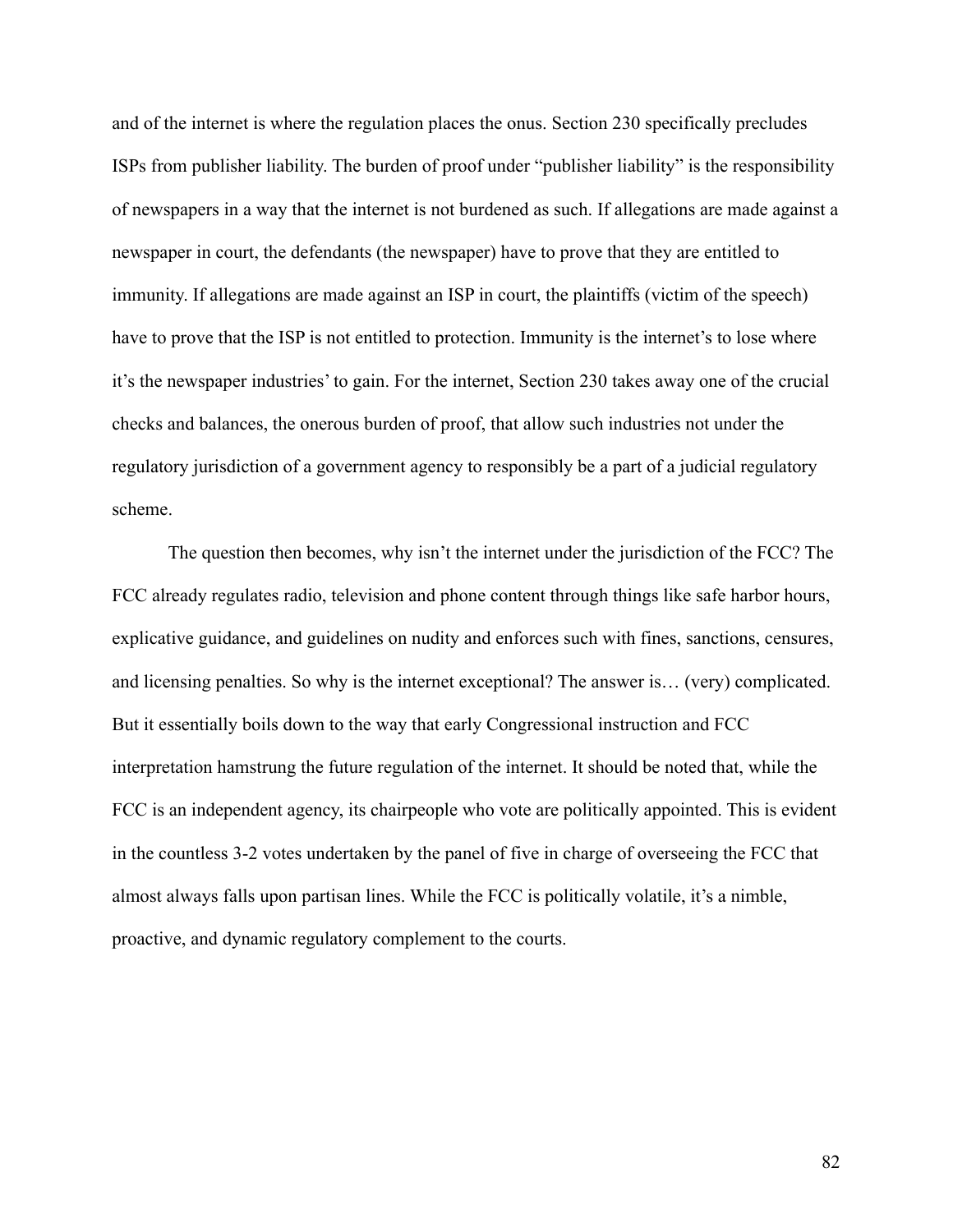and of the internet is where the regulation places the onus. Section 230 specifically precludes ISPs from publisher liability. The burden of proof under "publisher liability" is the responsibility of newspapers in a way that the internet is not burdened as such. If allegations are made against a newspaper in court, the defendants (the newspaper) have to prove that they are entitled to immunity. If allegations are made against an ISP in court, the plaintiffs (victim of the speech) have to prove that the ISP is not entitled to protection. Immunity is the internet's to lose where it's the newspaper industries' to gain. For the internet, Section 230 takes away one of the crucial checks and balances, the onerous burden of proof, that allow such industries not under the regulatory jurisdiction of a government agency to responsibly be a part of a judicial regulatory scheme.

The question then becomes, why isn't the internet under the jurisdiction of the FCC? The FCC already regulates radio, television and phone content through things like safe harbor hours, explicative guidance, and guidelines on nudity and enforces such with fines, sanctions, censures, and licensing penalties. So why is the internet exceptional? The answer is… (very) complicated. But it essentially boils down to the way that early Congressional instruction and FCC interpretation hamstrung the future regulation of the internet. It should be noted that, while the FCC is an independent agency, its chairpeople who vote are politically appointed. This is evident in the countless 3-2 votes undertaken by the panel of five in charge of overseeing the FCC that almost always falls upon partisan lines. While the FCC is politically volatile, it's a nimble, proactive, and dynamic regulatory complement to the courts.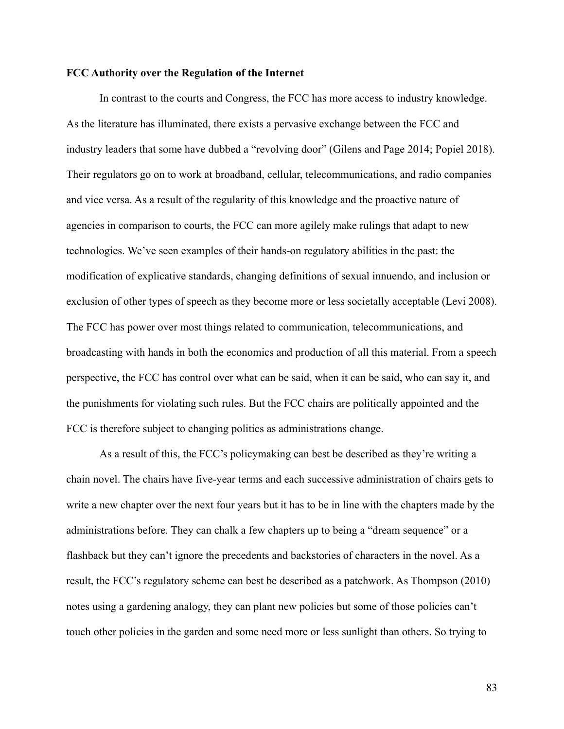**FCC Authority over the Regulation of the Internet**

In contrast to the courts and Congress, the FCC has more access to industry knowledge. As the literature has illuminated, there exists a pervasive exchange between the FCC and industry leaders that some have dubbed a "revolving door" (Gilens and Page 2014; Popiel 2018). Their regulators go on to work at broadband, cellular, telecommunications, and radio companies and vice versa. As a result of the regularity of this knowledge and the proactive nature of agencies in comparison to courts, the FCC can more agilely make rulings that adapt to new technologies. We've seen examples of their hands-on regulatory abilities in the past: the modification of explicative standards, changing definitions of sexual innuendo, and inclusion or exclusion of other types of speech as they become more or less societally acceptable (Levi 2008). The FCC has power over most things related to communication, telecommunications, and broadcasting with hands in both the economics and production of all this material. From a speech perspective, the FCC has control over what can be said, when it can be said, who can say it, and the punishments for violating such rules. But the FCC chairs are politically appointed and the FCC is therefore subject to changing politics as administrations change.

As a result of this, the FCC's policymaking can best be described as they're writing a chain novel. The chairs have five-year terms and each successive administration of chairs gets to write a new chapter over the next four years but it has to be in line with the chapters made by the administrations before. They can chalk a few chapters up to being a "dream sequence" or a flashback but they can't ignore the precedents and backstories of characters in the novel. As a result, the FCC's regulatory scheme can best be described as a patchwork. As Thompson (2010) notes using a gardening analogy, they can plant new policies but some of those policies can't touch other policies in the garden and some need more or less sunlight than others. So trying to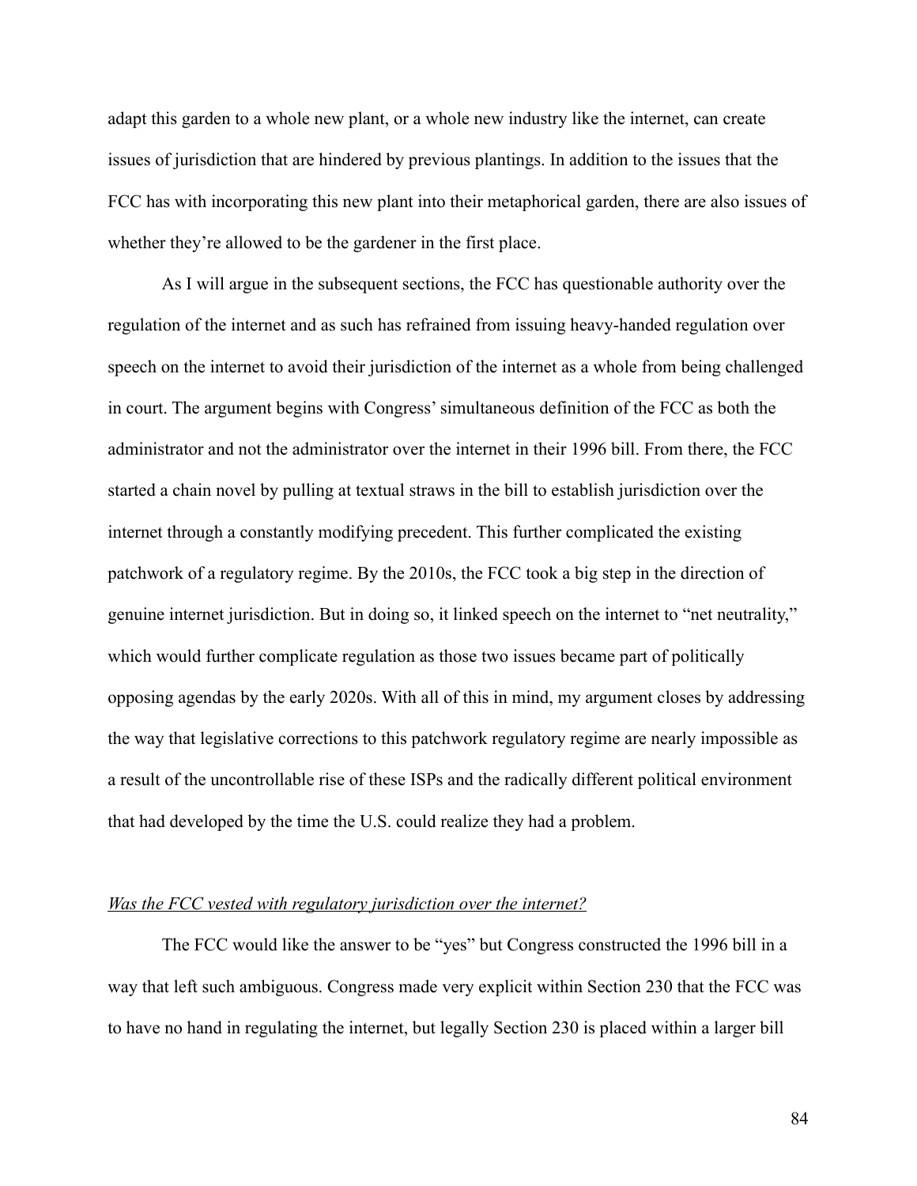adapt this garden to a whole new plant, or a whole new industry like the internet, can create issues of jurisdiction that are hindered by previous plantings. In addition to the issues that the FCC has with incorporating this new plant into their metaphorical garden, there are also issues of whether they're allowed to be the gardener in the first place.

As I will argue in the subsequent sections, the FCC has questionable authority over the regulation of the internet and as such has refrained from issuing heavy-handed regulation over speech on the internet to avoid their jurisdiction of the internet as a whole from being challenged in court. The argument begins with Congress' simultaneous definition of the FCC as both the administrator and not the administrator over the internet in their 1996 bill. From there, the FCC started a chain novel by pulling at textual straws in the bill to establish jurisdiction over the internet through a constantly modifying precedent. This further complicated the existing patchwork of a regulatory regime. By the 2010s, the FCC took a big step in the direction of genuine internet jurisdiction. But in doing so, it linked speech on the internet to "net neutrality," which would further complicate regulation as those two issues became part of politically opposing agendas by the early 2020s. With all of this in mind, my argument closes by addressing the way that legislative corrections to this patchwork regulatory regime are nearly impossible as a result of the uncontrollable rise of these ISPs and the radically different political environment that had developed by the time the U.S. could realize they had a problem.

<u>*Was the FCC vested with regulatory jurisdiction over the internet?*</u>

The FCC would like the answer to be "yes" but Congress constructed the 1996 bill in a way that left such ambiguous. Congress made very explicit within Section 230 that the FCC was to have no hand in regulating the internet, but legally Section 230 is placed within a larger bill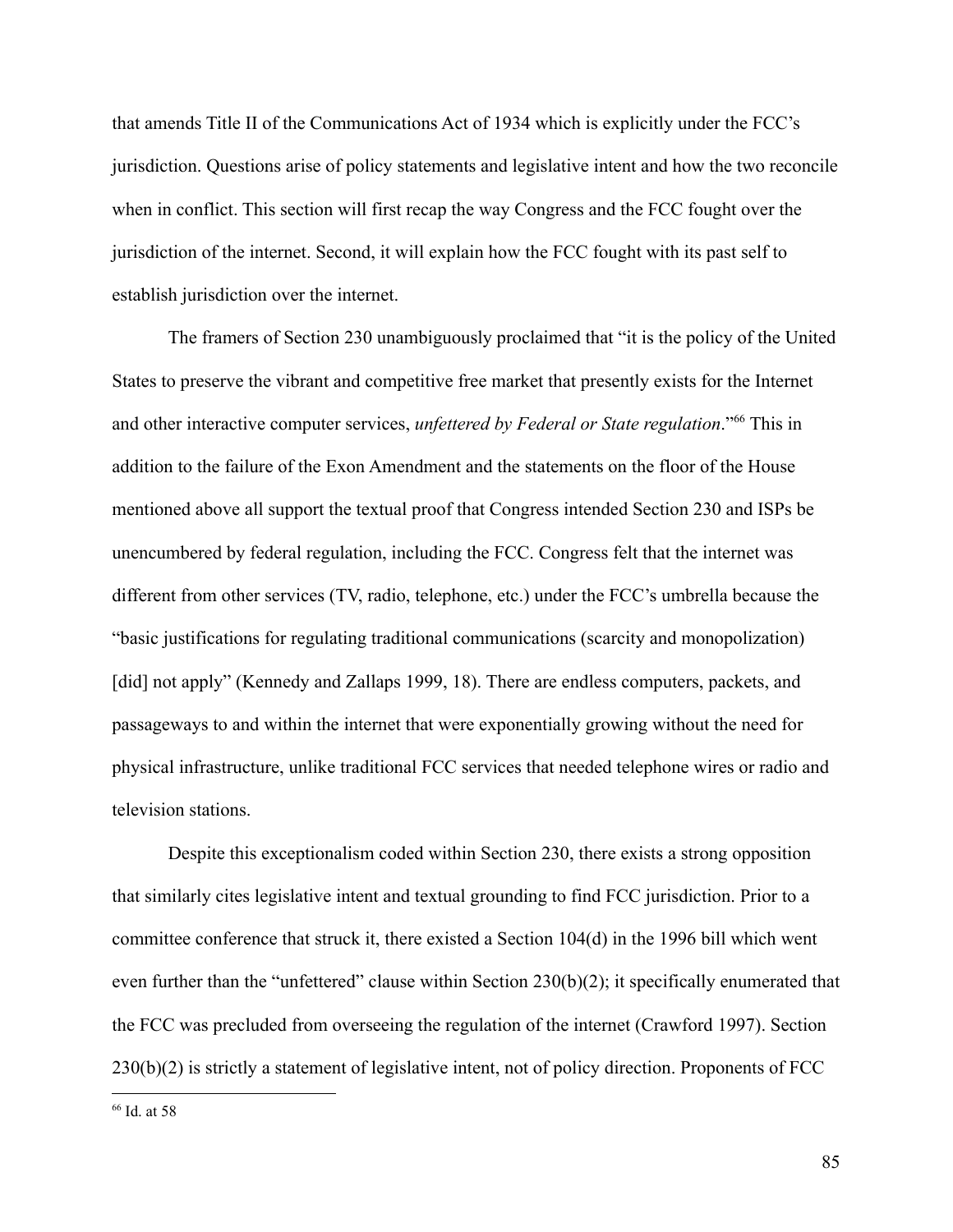that amends Title II of the Communications Act of 1934 which is explicitly under the FCC's jurisdiction. Questions arise of policy statements and legislative intent and how the two reconcile when in conflict. This section will first recap the way Congress and the FCC fought over the jurisdiction of the internet. Second, it will explain how the FCC fought with its past self to establish jurisdiction over the internet.

The framers of Section 230 unambiguously proclaimed that "it is the policy of the United States to preserve the vibrant and competitive free market that presently exists for the Internet and other interactive computer services, *unfettered by Federal or State regulation*."[66] This in addition to the failure of the Exon Amendment and the statements on the floor of the House mentioned above all support the textual proof that Congress intended Section 230 and ISPs be unencumbered by federal regulation, including the FCC. Congress felt that the internet was different from other services (TV, radio, telephone, etc.) under the FCC's umbrella because the "basic justifications for regulating traditional communications (scarcity and monopolization) [did] not apply" (Kennedy and Zallaps 1999, 18). There are endless computers, packets, and passageways to and within the internet that were exponentially growing without the need for physical infrastructure, unlike traditional FCC services that needed telephone wires or radio and television stations.

Despite this exceptionalism coded within Section 230, there exists a strong opposition that similarly cites legislative intent and textual grounding to find FCC jurisdiction. Prior to a committee conference that struck it, there existed a Section 104(d) in the 1996 bill which went even further than the "unfettered" clause within Section 230(b)(2); it specifically enumerated that the FCC was precluded from overseeing the regulation of the internet (Crawford 1997). Section 230(b)(2) is strictly a statement of legislative intent, not of policy direction. Proponents of FCC

[66] Id. at 58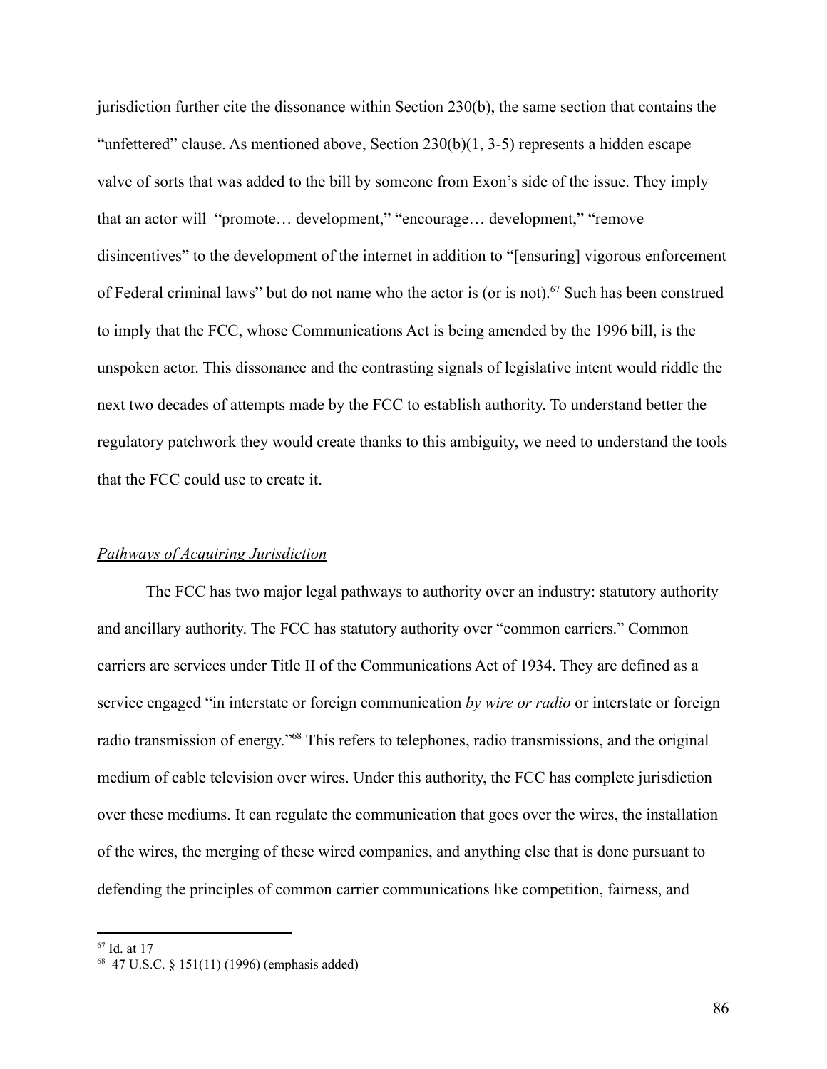jurisdiction further cite the dissonance within Section 230(b), the same section that contains the "unfettered" clause. As mentioned above, Section 230(b)(1, 3-5) represents a hidden escape valve of sorts that was added to the bill by someone from Exon's side of the issue. They imply that an actor will "promote… development," "encourage… development," "remove disincentives" to the development of the internet in addition to "[ensuring] vigorous enforcement of Federal criminal laws" but do not name who the actor is (or is not).[67] Such has been construed to imply that the FCC, whose Communications Act is being amended by the 1996 bill, is the unspoken actor. This dissonance and the contrasting signals of legislative intent would riddle the next two decades of attempts made by the FCC to establish authority. To understand better the regulatory patchwork they would create thanks to this ambiguity, we need to understand the tools that the FCC could use to create it.

*Pathways of Acquiring Jurisdiction*

The FCC has two major legal pathways to authority over an industry: statutory authority and ancillary authority. The FCC has statutory authority over "common carriers." Common carriers are services under Title II of the Communications Act of 1934. They are defined as a service engaged "in interstate or foreign communication *by wire or radio* or interstate or foreign radio transmission of energy."[68] This refers to telephones, radio transmissions, and the original medium of cable television over wires. Under this authority, the FCC has complete jurisdiction over these mediums. It can regulate the communication that goes over the wires, the installation of the wires, the merging of these wired companies, and anything else that is done pursuant to defending the principles of common carrier communications like competition, fairness, and

---

[67] Id. at 17

[68] 47 U.S.C. § 151(11) (1996) (emphasis added)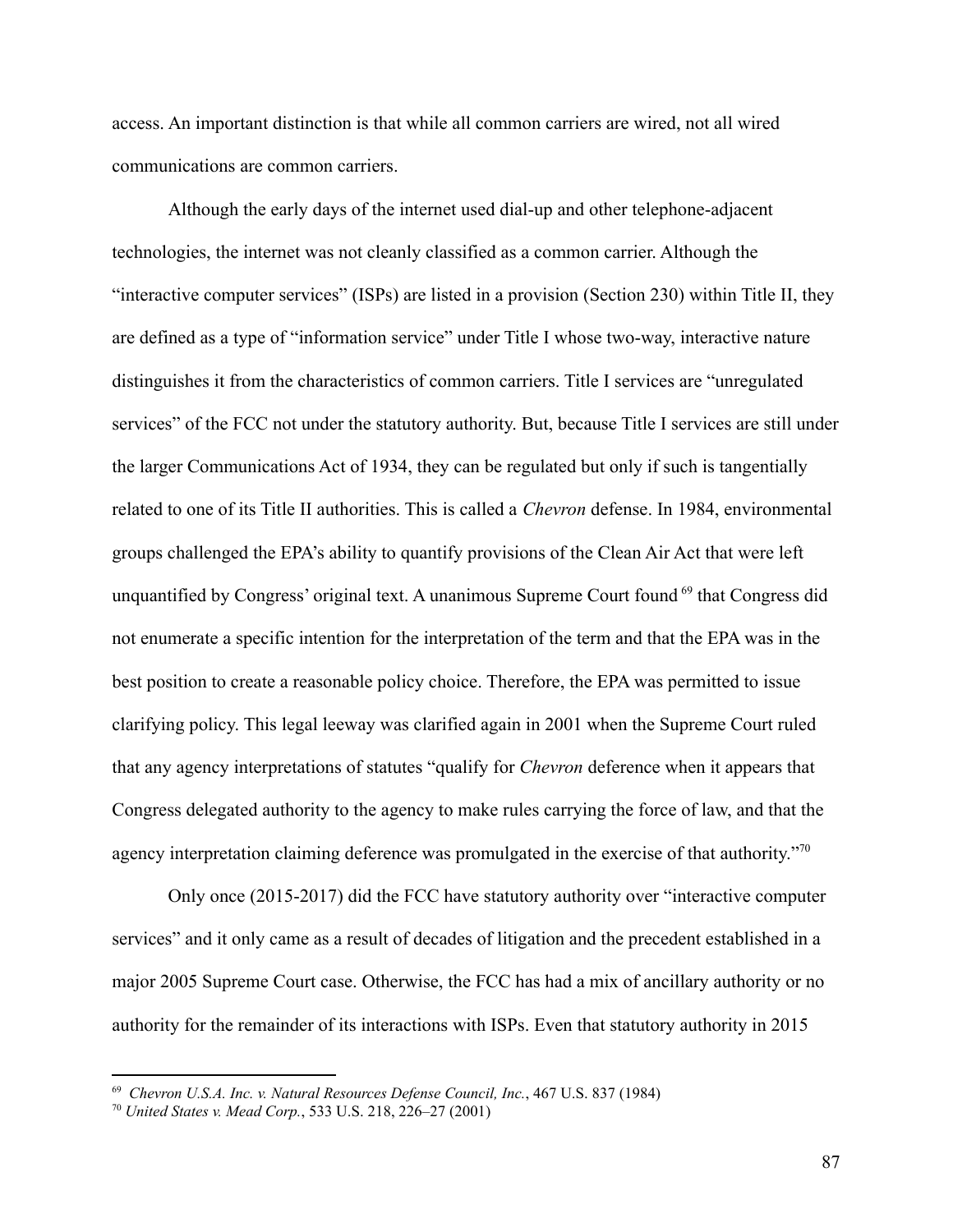access. An important distinction is that while all common carriers are wired, not all wired communications are common carriers.

Although the early days of the internet used dial-up and other telephone-adjacent technologies, the internet was not cleanly classified as a common carrier. Although the "interactive computer services" (ISPs) are listed in a provision (Section 230) within Title II, they are defined as a type of "information service" under Title I whose two-way, interactive nature distinguishes it from the characteristics of common carriers. Title I services are "unregulated services" of the FCC not under the statutory authority. But, because Title I services are still under the larger Communications Act of 1934, they can be regulated but only if such is tangentially related to one of its Title II authorities. This is called a *Chevron* defense. In 1984, environmental groups challenged the EPA's ability to quantify provisions of the Clean Air Act that were left unquantified by Congress' original text. A unanimous Supreme Court found [69] that Congress did not enumerate a specific intention for the interpretation of the term and that the EPA was in the best position to create a reasonable policy choice. Therefore, the EPA was permitted to issue clarifying policy. This legal leeway was clarified again in 2001 when the Supreme Court ruled that any agency interpretations of statutes "qualify for *Chevron* deference when it appears that Congress delegated authority to the agency to make rules carrying the force of law, and that the agency interpretation claiming deference was promulgated in the exercise of that authority."[70]

Only once (2015-2017) did the FCC have statutory authority over "interactive computer services" and it only came as a result of decades of litigation and the precedent established in a major 2005 Supreme Court case. Otherwise, the FCC has had a mix of ancillary authority or no authority for the remainder of its interactions with ISPs. Even that statutory authority in 2015

---

[69] *Chevron U.S.A. Inc. v. Natural Resources Defense Council, Inc.*, 467 U.S. 837 (1984)

[70] *United States v. Mead Corp.*, 533 U.S. 218, 226–27 (2001)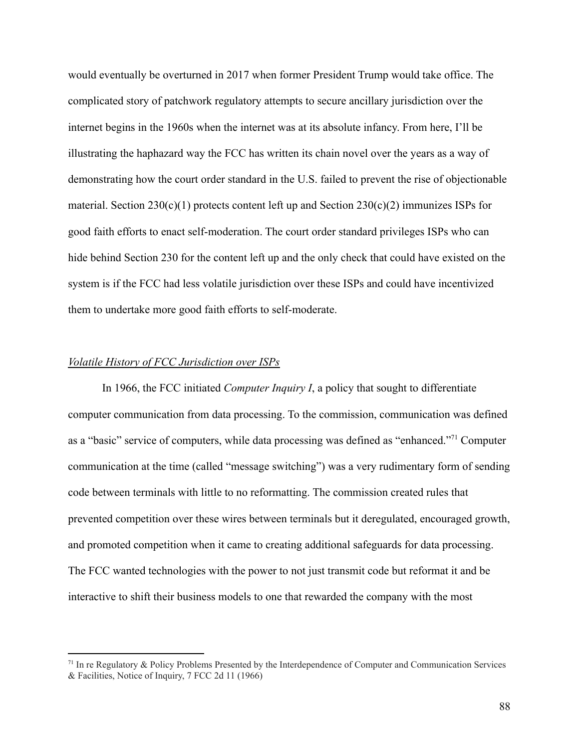would eventually be overturned in 2017 when former President Trump would take office. The complicated story of patchwork regulatory attempts to secure ancillary jurisdiction over the internet begins in the 1960s when the internet was at its absolute infancy. From here, I'll be illustrating the haphazard way the FCC has written its chain novel over the years as a way of demonstrating how the court order standard in the U.S. failed to prevent the rise of objectionable material. Section 230(c)(1) protects content left up and Section 230(c)(2) immunizes ISPs for good faith efforts to enact self-moderation. The court order standard privileges ISPs who can hide behind Section 230 for the content left up and the only check that could have existed on the system is if the FCC had less volatile jurisdiction over these ISPs and could have incentivized them to undertake more good faith efforts to self-moderate.

### *Volatile History of FCC Jurisdiction over ISPs*

In 1966, the FCC initiated *Computer Inquiry I*, a policy that sought to differentiate computer communication from data processing. To the commission, communication was defined as a "basic" service of computers, while data processing was defined as "enhanced."[71] Computer communication at the time (called "message switching") was a very rudimentary form of sending code between terminals with little to no reformatting. The commission created rules that prevented competition over these wires between terminals but it deregulated, encouraged growth, and promoted competition when it came to creating additional safeguards for data processing. The FCC wanted technologies with the power to not just transmit code but reformat it and be interactive to shift their business models to one that rewarded the company with the most

---

[71] In re Regulatory & Policy Problems Presented by the Interdependence of Computer and Communication Services & Facilities, Notice of Inquiry, 7 FCC 2d 11 (1966)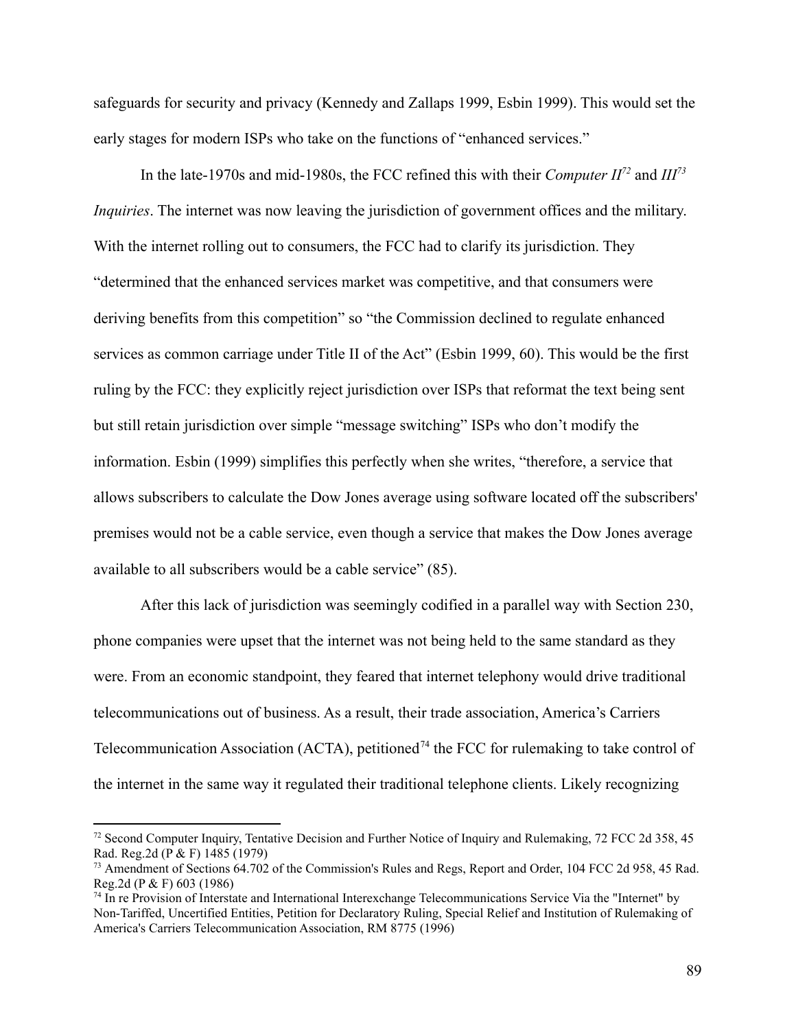safeguards for security and privacy (Kennedy and Zallaps 1999, Esbin 1999). This would set the early stages for modern ISPs who take on the functions of "enhanced services."

In the late-1970s and mid-1980s, the FCC refined this with their *Computer II*[72] and *III*[73] *Inquiries*. The internet was now leaving the jurisdiction of government offices and the military. With the internet rolling out to consumers, the FCC had to clarify its jurisdiction. They "determined that the enhanced services market was competitive, and that consumers were deriving benefits from this competition" so "the Commission declined to regulate enhanced services as common carriage under Title II of the Act" (Esbin 1999, 60). This would be the first ruling by the FCC: they explicitly reject jurisdiction over ISPs that reformat the text being sent but still retain jurisdiction over simple "message switching" ISPs who don't modify the information. Esbin (1999) simplifies this perfectly when she writes, "therefore, a service that allows subscribers to calculate the Dow Jones average using software located off the subscribers' premises would not be a cable service, even though a service that makes the Dow Jones average available to all subscribers would be a cable service" (85).

After this lack of jurisdiction was seemingly codified in a parallel way with Section 230, phone companies were upset that the internet was not being held to the same standard as they were. From an economic standpoint, they feared that internet telephony would drive traditional telecommunications out of business. As a result, their trade association, America's Carriers Telecommunication Association (ACTA), petitioned[74] the FCC for rulemaking to take control of the internet in the same way it regulated their traditional telephone clients. Likely recognizing

---

[72] Second Computer Inquiry, Tentative Decision and Further Notice of Inquiry and Rulemaking, 72 FCC 2d 358, 45 Rad. Reg.2d (P & F) 1485 (1979)

[73] Amendment of Sections 64.702 of the Commission's Rules and Regs, Report and Order, 104 FCC 2d 958, 45 Rad. Reg.2d (P & F) 603 (1986)

[74] In re Provision of Interstate and International Interexchange Telecommunications Service Via the "Internet" by Non-Tariffed, Uncertified Entities, Petition for Declaratory Ruling, Special Relief and Institution of Rulemaking of America's Carriers Telecommunication Association, RM 8775 (1996)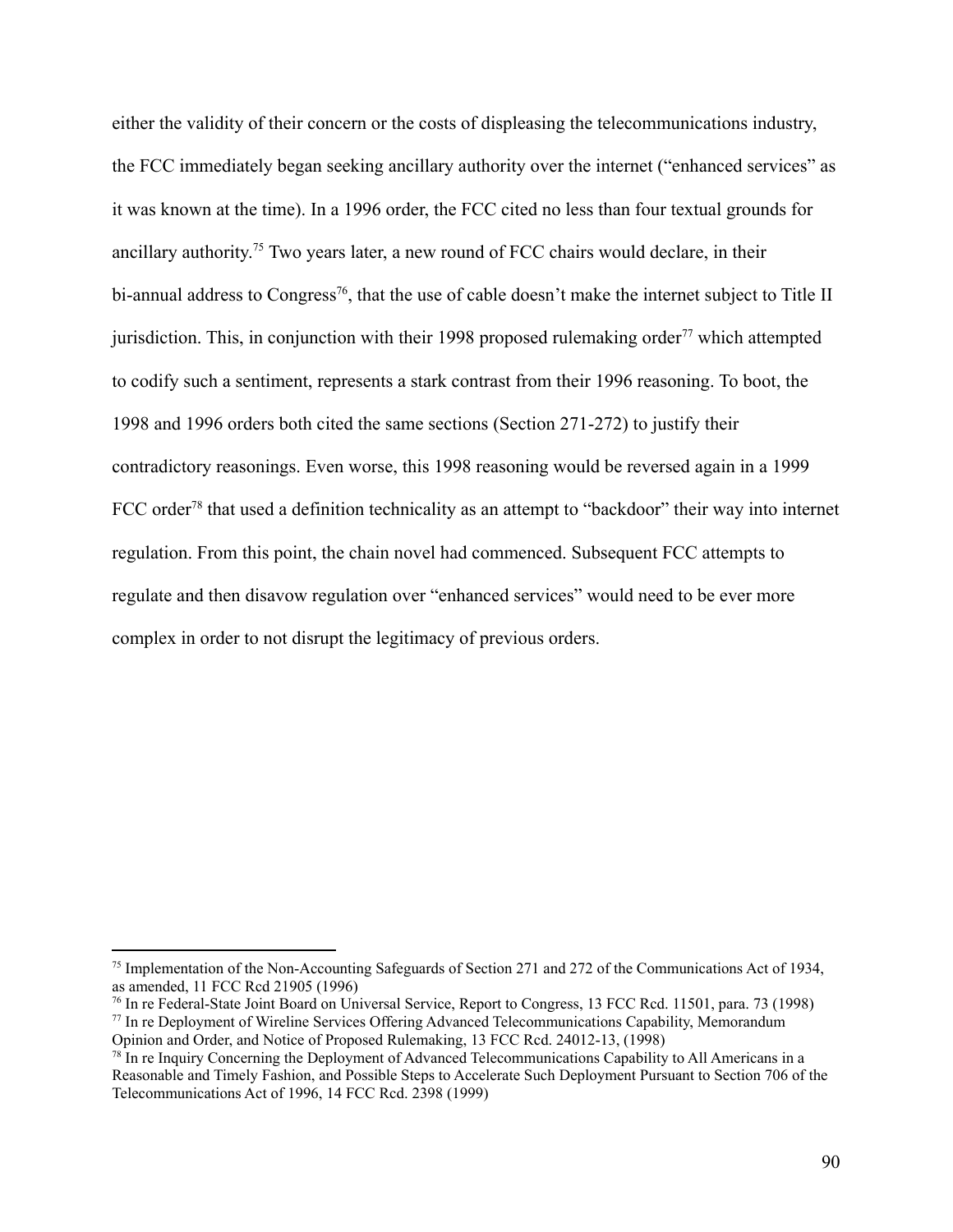either the validity of their concern or the costs of displeasing the telecommunications industry, the FCC immediately began seeking ancillary authority over the internet ("enhanced services" as it was known at the time). In a 1996 order, the FCC cited no less than four textual grounds for ancillary authority.[75] Two years later, a new round of FCC chairs would declare, in their bi-annual address to Congress[76], that the use of cable doesn't make the internet subject to Title II jurisdiction. This, in conjunction with their 1998 proposed rulemaking order[77] which attempted to codify such a sentiment, represents a stark contrast from their 1996 reasoning. To boot, the 1998 and 1996 orders both cited the same sections (Section 271-272) to justify their contradictory reasonings. Even worse, this 1998 reasoning would be reversed again in a 1999 FCC order[78] that used a definition technicality as an attempt to "backdoor" their way into internet regulation. From this point, the chain novel had commenced. Subsequent FCC attempts to regulate and then disavow regulation over "enhanced services" would need to be ever more complex in order to not disrupt the legitimacy of previous orders.

---

[75] Implementation of the Non-Accounting Safeguards of Section 271 and 272 of the Communications Act of 1934, as amended, 11 FCC Rcd 21905 (1996)

[76] In re Federal-State Joint Board on Universal Service, Report to Congress, 13 FCC Rcd. 11501, para. 73 (1998)

[77] In re Deployment of Wireline Services Offering Advanced Telecommunications Capability, Memorandum Opinion and Order, and Notice of Proposed Rulemaking, 13 FCC Rcd. 24012-13, (1998)

[78] In re Inquiry Concerning the Deployment of Advanced Telecommunications Capability to All Americans in a Reasonable and Timely Fashion, and Possible Steps to Accelerate Such Deployment Pursuant to Section 706 of the Telecommunications Act of 1996, 14 FCC Rcd. 2398 (1999)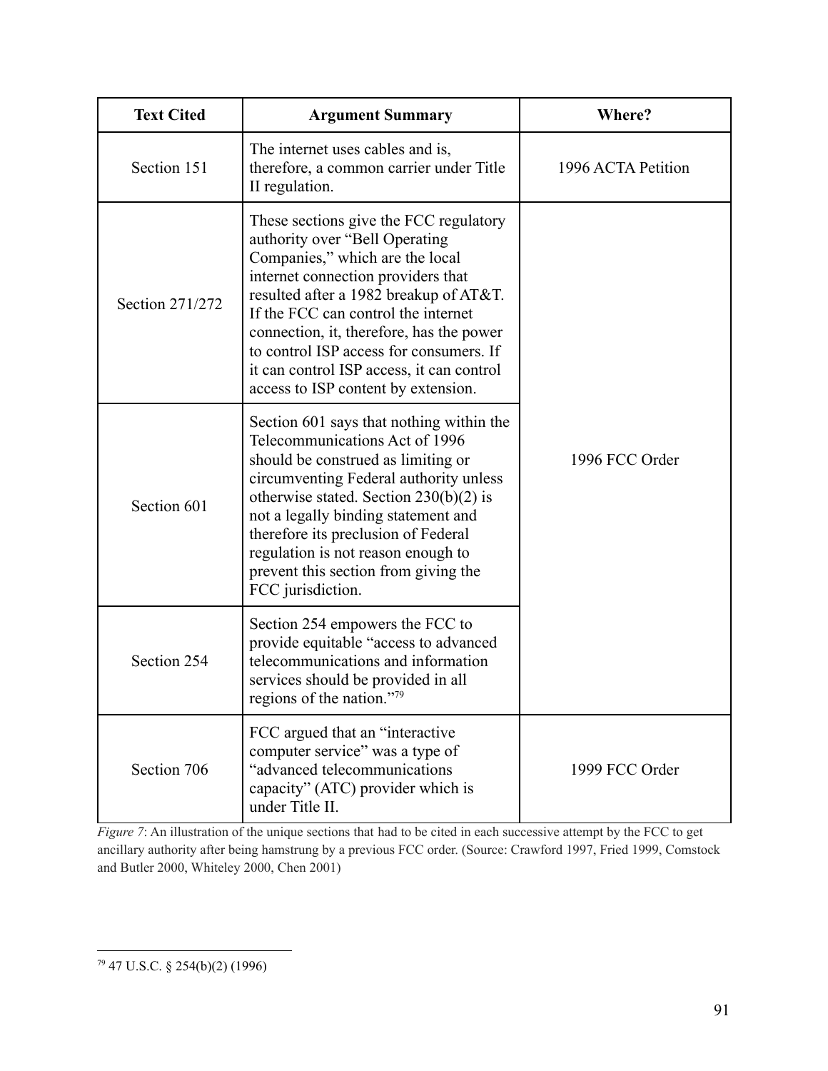| Text Cited | Argument Summary | Where? |
|---|---|---|
| Section 151 | The internet uses cables and is, therefore, a common carrier under Title II regulation. | 1996 ACTA Petition |
| Section 271/272 | These sections give the FCC regulatory authority over "Bell Operating Companies," which are the local internet connection providers that resulted after a 1982 breakup of AT&T. If the FCC can control the internet connection, it, therefore, has the power to control ISP access for consumers. If it can control ISP access, it can control access to ISP content by extension. | 1996 FCC Order |
| Section 601 | Section 601 says that nothing within the Telecommunications Act of 1996 should be construed as limiting or circumventing Federal authority unless otherwise stated. Section 230(b)(2) is not a legally binding statement and therefore its preclusion of Federal regulation is not reason enough to prevent this section from giving the FCC jurisdiction. | |
| Section 254 | Section 254 empowers the FCC to provide equitable "access to advanced telecommunications and information services should be provided in all regions of the nation."[79] | |
| Section 706 | FCC argued that an "interactive computer service" was a type of "advanced telecommunications capacity" (ATC) provider which is under Title II. | 1999 FCC Order |

*Figure 7*: An illustration of the unique sections that had to be cited in each successive attempt by the FCC to get ancillary authority after being hamstrung by a previous FCC order. (Source: Crawford 1997, Fried 1999, Comstock and Butler 2000, Whiteley 2000, Chen 2001)

[79] 47 U.S.C. § 254(b)(2) (1996)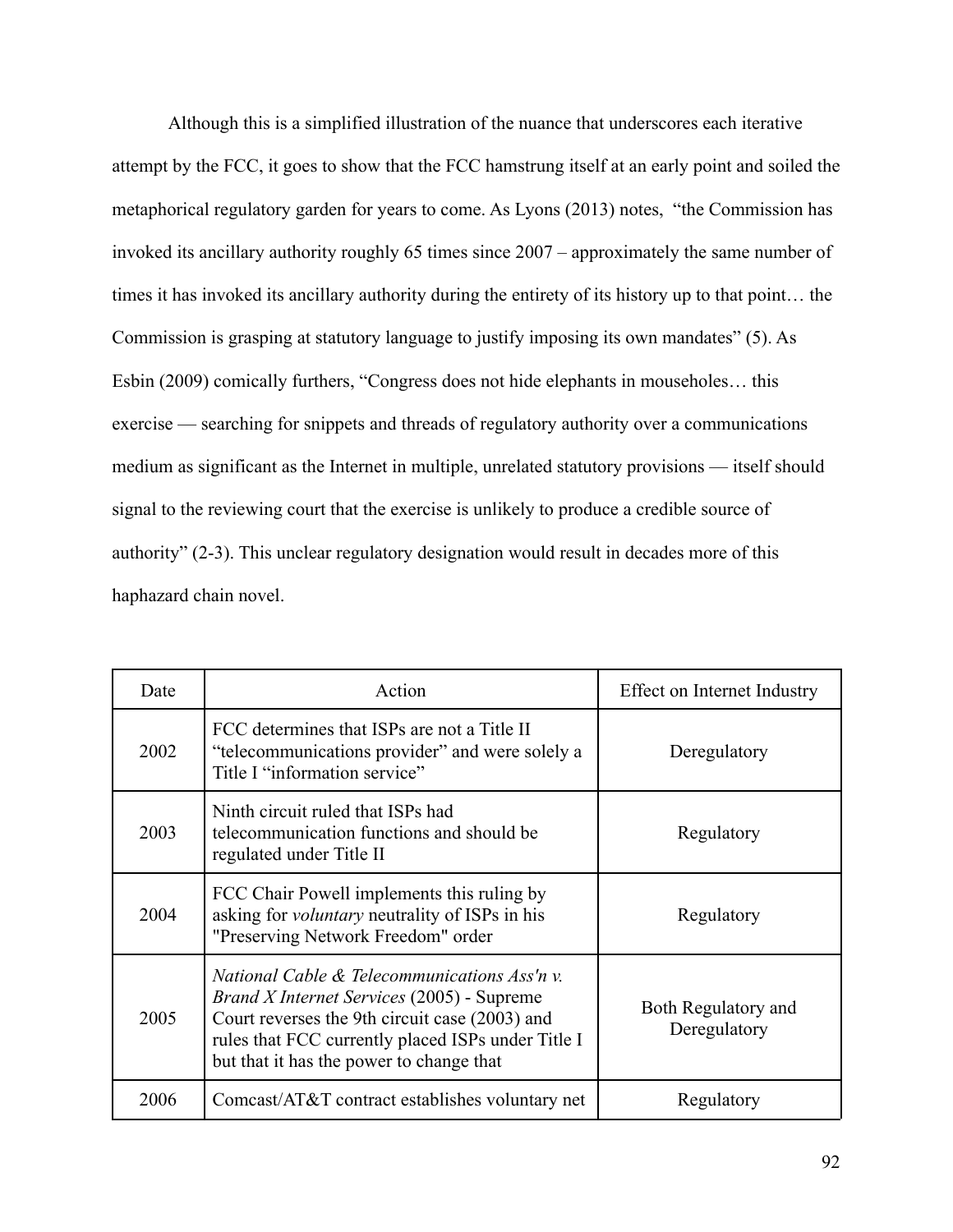Although this is a simplified illustration of the nuance that underscores each iterative attempt by the FCC, it goes to show that the FCC hamstrung itself at an early point and soiled the metaphorical regulatory garden for years to come. As Lyons (2013) notes, "the Commission has invoked its ancillary authority roughly 65 times since 2007 – approximately the same number of times it has invoked its ancillary authority during the entirety of its history up to that point… the Commission is grasping at statutory language to justify imposing its own mandates" (5). As Esbin (2009) comically furthers, "Congress does not hide elephants in mouseholes… this exercise — searching for snippets and threads of regulatory authority over a communications medium as significant as the Internet in multiple, unrelated statutory provisions — itself should signal to the reviewing court that the exercise is unlikely to produce a credible source of authority" (2-3). This unclear regulatory designation would result in decades more of this haphazard chain novel.

| Date | Action | Effect on Internet Industry |
| --- | --- | --- |
| 2002 | FCC determines that ISPs are not a Title II "telecommunications provider" and were solely a Title I "information service" | Deregulatory |
| 2003 | Ninth circuit ruled that ISPs had telecommunication functions and should be regulated under Title II | Regulatory |
| 2004 | FCC Chair Powell implements this ruling by asking for *voluntary* neutrality of ISPs in his "Preserving Network Freedom" order | Regulatory |
| 2005 | *National Cable & Telecommunications Ass'n v. Brand X Internet Services* (2005) - Supreme Court reverses the 9th circuit case (2003) and rules that FCC currently placed ISPs under Title I but that it has the power to change that | Both Regulatory and Deregulatory |
| 2006 | Comcast/AT&T contract establishes voluntary net | Regulatory |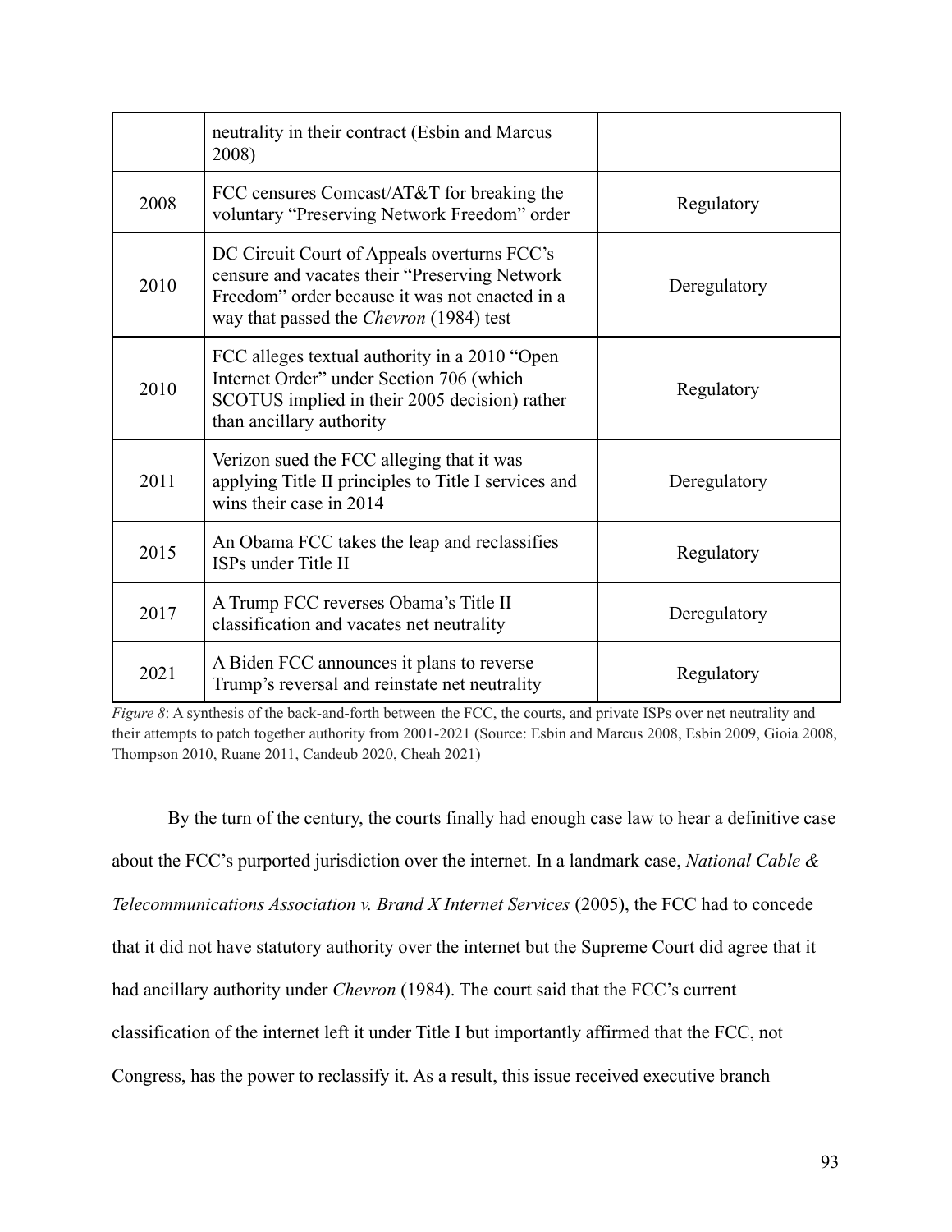| | | |
|---|---|---|
| | neutrality in their contract (Esbin and Marcus 2008) | |
| 2008 | FCC censures Comcast/AT&T for breaking the voluntary "Preserving Network Freedom" order | Regulatory |
| 2010 | DC Circuit Court of Appeals overturns FCC's censure and vacates their "Preserving Network Freedom" order because it was not enacted in a way that passed the *Chevron* (1984) test | Deregulatory |
| 2010 | FCC alleges textual authority in a 2010 "Open Internet Order" under Section 706 (which SCOTUS implied in their 2005 decision) rather than ancillary authority | Regulatory |
| 2011 | Verizon sued the FCC alleging that it was applying Title II principles to Title I services and wins their case in 2014 | Deregulatory |
| 2015 | An Obama FCC takes the leap and reclassifies ISPs under Title II | Regulatory |
| 2017 | A Trump FCC reverses Obama's Title II classification and vacates net neutrality | Deregulatory |
| 2021 | A Biden FCC announces it plans to reverse Trump's reversal and reinstate net neutrality | Regulatory |

*Figure 8*: A synthesis of the back-and-forth between the FCC, the courts, and private ISPs over net neutrality and their attempts to patch together authority from 2001-2021 (Source: Esbin and Marcus 2008, Esbin 2009, Gioia 2008, Thompson 2010, Ruane 2011, Candeub 2020, Cheah 2021)

By the turn of the century, the courts finally had enough case law to hear a definitive case about the FCC's purported jurisdiction over the internet. In a landmark case, *National Cable & Telecommunications Association v. Brand X Internet Services* (2005), the FCC had to concede that it did not have statutory authority over the internet but the Supreme Court did agree that it had ancillary authority under *Chevron* (1984). The court said that the FCC's current classification of the internet left it under Title I but importantly affirmed that the FCC, not Congress, has the power to reclassify it. As a result, this issue received executive branch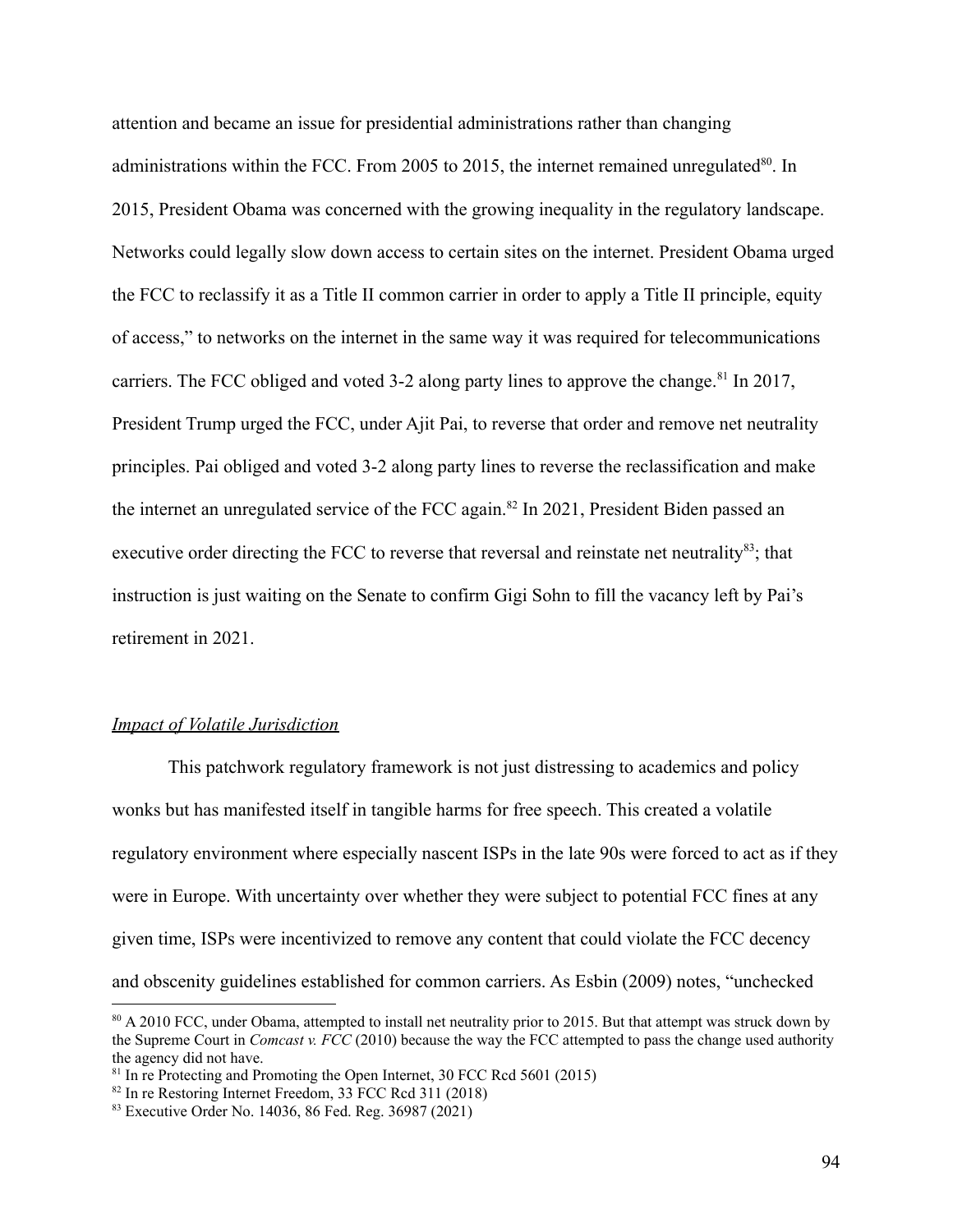attention and became an issue for presidential administrations rather than changing administrations within the FCC. From 2005 to 2015, the internet remained unregulated[80]. In 2015, President Obama was concerned with the growing inequality in the regulatory landscape. Networks could legally slow down access to certain sites on the internet. President Obama urged the FCC to reclassify it as a Title II common carrier in order to apply a Title II principle, equity of access," to networks on the internet in the same way it was required for telecommunications carriers. The FCC obliged and voted 3-2 along party lines to approve the change.[81] In 2017, President Trump urged the FCC, under Ajit Pai, to reverse that order and remove net neutrality principles. Pai obliged and voted 3-2 along party lines to reverse the reclassification and make the internet an unregulated service of the FCC again.[82] In 2021, President Biden passed an executive order directing the FCC to reverse that reversal and reinstate net neutrality[83]; that instruction is just waiting on the Senate to confirm Gigi Sohn to fill the vacancy left by Pai's retirement in 2021.

*Impact of Volatile Jurisdiction*

This patchwork regulatory framework is not just distressing to academics and policy wonks but has manifested itself in tangible harms for free speech. This created a volatile regulatory environment where especially nascent ISPs in the late 90s were forced to act as if they were in Europe. With uncertainty over whether they were subject to potential FCC fines at any given time, ISPs were incentivized to remove any content that could violate the FCC decency and obscenity guidelines established for common carriers. As Esbin (2009) notes, "unchecked

[80] A 2010 FCC, under Obama, attempted to install net neutrality prior to 2015. But that attempt was struck down by the Supreme Court in *Comcast v. FCC* (2010) because the way the FCC attempted to pass the change used authority the agency did not have.

[81] In re Protecting and Promoting the Open Internet, 30 FCC Rcd 5601 (2015)

[82] In re Restoring Internet Freedom, 33 FCC Rcd 311 (2018)

[83] Executive Order No. 14036, 86 Fed. Reg. 36987 (2021)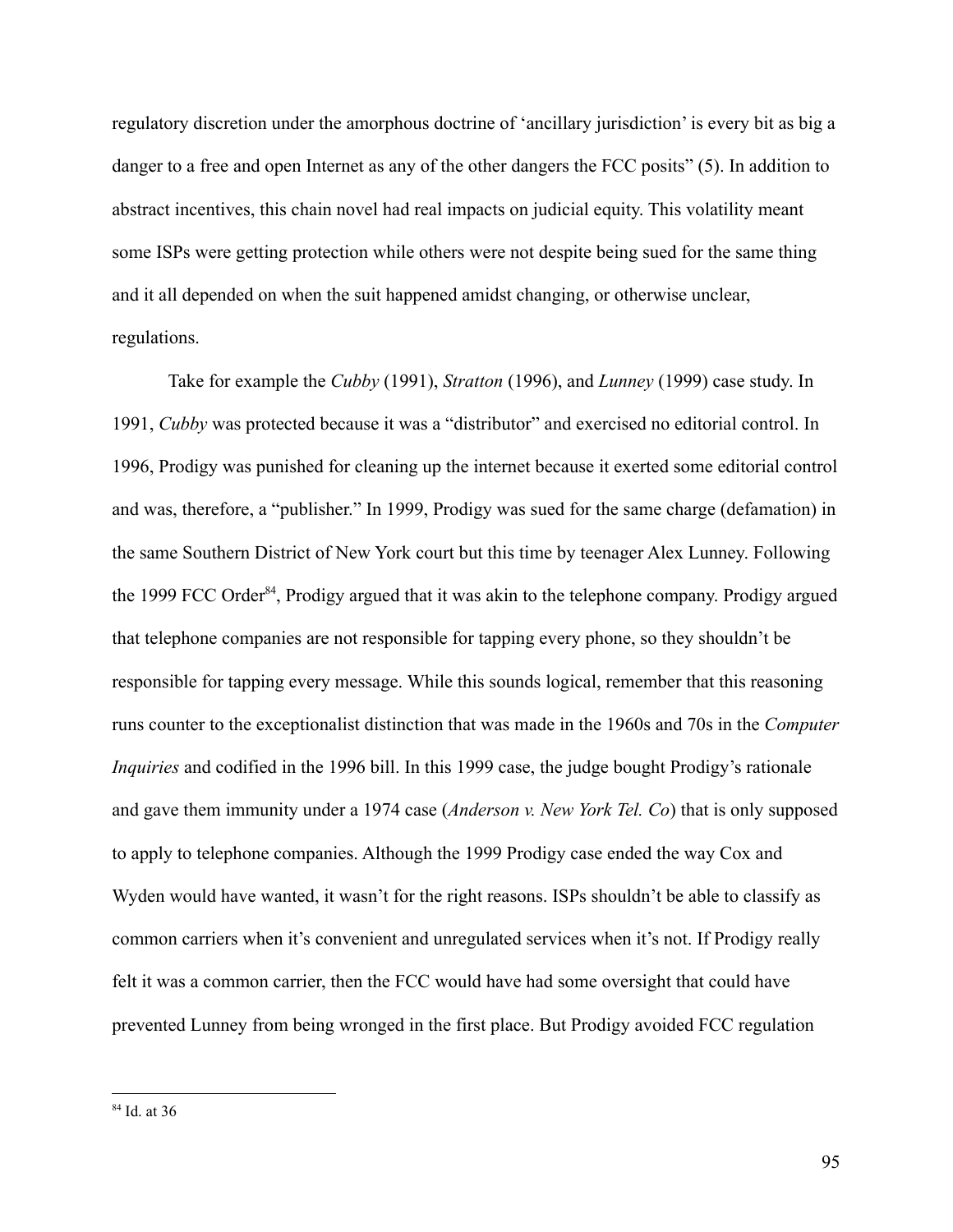regulatory discretion under the amorphous doctrine of 'ancillary jurisdiction' is every bit as big a danger to a free and open Internet as any of the other dangers the FCC posits" (5). In addition to abstract incentives, this chain novel had real impacts on judicial equity. This volatility meant some ISPs were getting protection while others were not despite being sued for the same thing and it all depended on when the suit happened amidst changing, or otherwise unclear, regulations.

Take for example the *Cubby* (1991), *Stratton* (1996), and *Lunney* (1999) case study. In 1991, *Cubby* was protected because it was a "distributor" and exercised no editorial control. In 1996, Prodigy was punished for cleaning up the internet because it exerted some editorial control and was, therefore, a "publisher." In 1999, Prodigy was sued for the same charge (defamation) in the same Southern District of New York court but this time by teenager Alex Lunney. Following the 1999 FCC Order[84], Prodigy argued that it was akin to the telephone company. Prodigy argued that telephone companies are not responsible for tapping every phone, so they shouldn't be responsible for tapping every message. While this sounds logical, remember that this reasoning runs counter to the exceptionalist distinction that was made in the 1960s and 70s in the *Computer Inquiries* and codified in the 1996 bill. In this 1999 case, the judge bought Prodigy's rationale and gave them immunity under a 1974 case (*Anderson v. New York Tel. Co*) that is only supposed to apply to telephone companies. Although the 1999 Prodigy case ended the way Cox and Wyden would have wanted, it wasn't for the right reasons. ISPs shouldn't be able to classify as common carriers when it's convenient and unregulated services when it's not. If Prodigy really felt it was a common carrier, then the FCC would have had some oversight that could have prevented Lunney from being wronged in the first place. But Prodigy avoided FCC regulation

[84] Id. at 36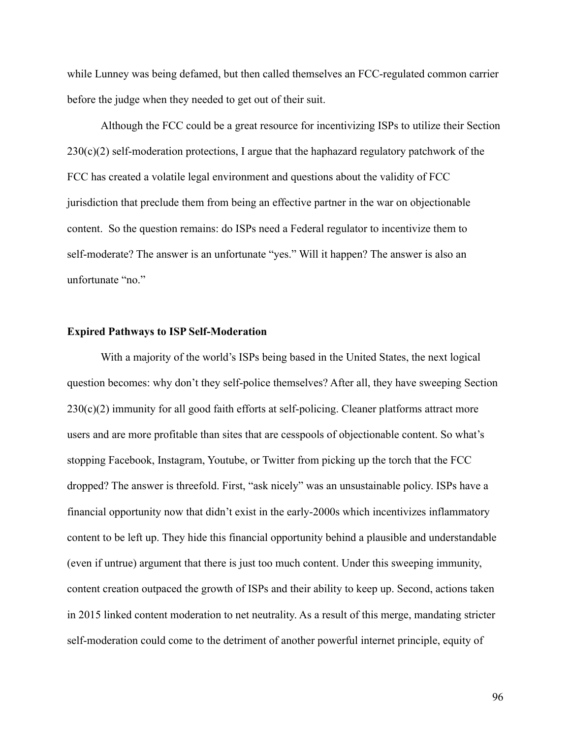while Lunney was being defamed, but then called themselves an FCC-regulated common carrier before the judge when they needed to get out of their suit.

Although the FCC could be a great resource for incentivizing ISPs to utilize their Section 230(c)(2) self-moderation protections, I argue that the haphazard regulatory patchwork of the FCC has created a volatile legal environment and questions about the validity of FCC jurisdiction that preclude them from being an effective partner in the war on objectionable content. So the question remains: do ISPs need a Federal regulator to incentivize them to self-moderate? The answer is an unfortunate "yes." Will it happen? The answer is also an unfortunate "no."

**Expired Pathways to ISP Self-Moderation**

With a majority of the world's ISPs being based in the United States, the next logical question becomes: why don't they self-police themselves? After all, they have sweeping Section 230(c)(2) immunity for all good faith efforts at self-policing. Cleaner platforms attract more users and are more profitable than sites that are cesspools of objectionable content. So what's stopping Facebook, Instagram, Youtube, or Twitter from picking up the torch that the FCC dropped? The answer is threefold. First, "ask nicely" was an unsustainable policy. ISPs have a financial opportunity now that didn't exist in the early-2000s which incentivizes inflammatory content to be left up. They hide this financial opportunity behind a plausible and understandable (even if untrue) argument that there is just too much content. Under this sweeping immunity, content creation outpaced the growth of ISPs and their ability to keep up. Second, actions taken in 2015 linked content moderation to net neutrality. As a result of this merge, mandating stricter self-moderation could come to the detriment of another powerful internet principle, equity of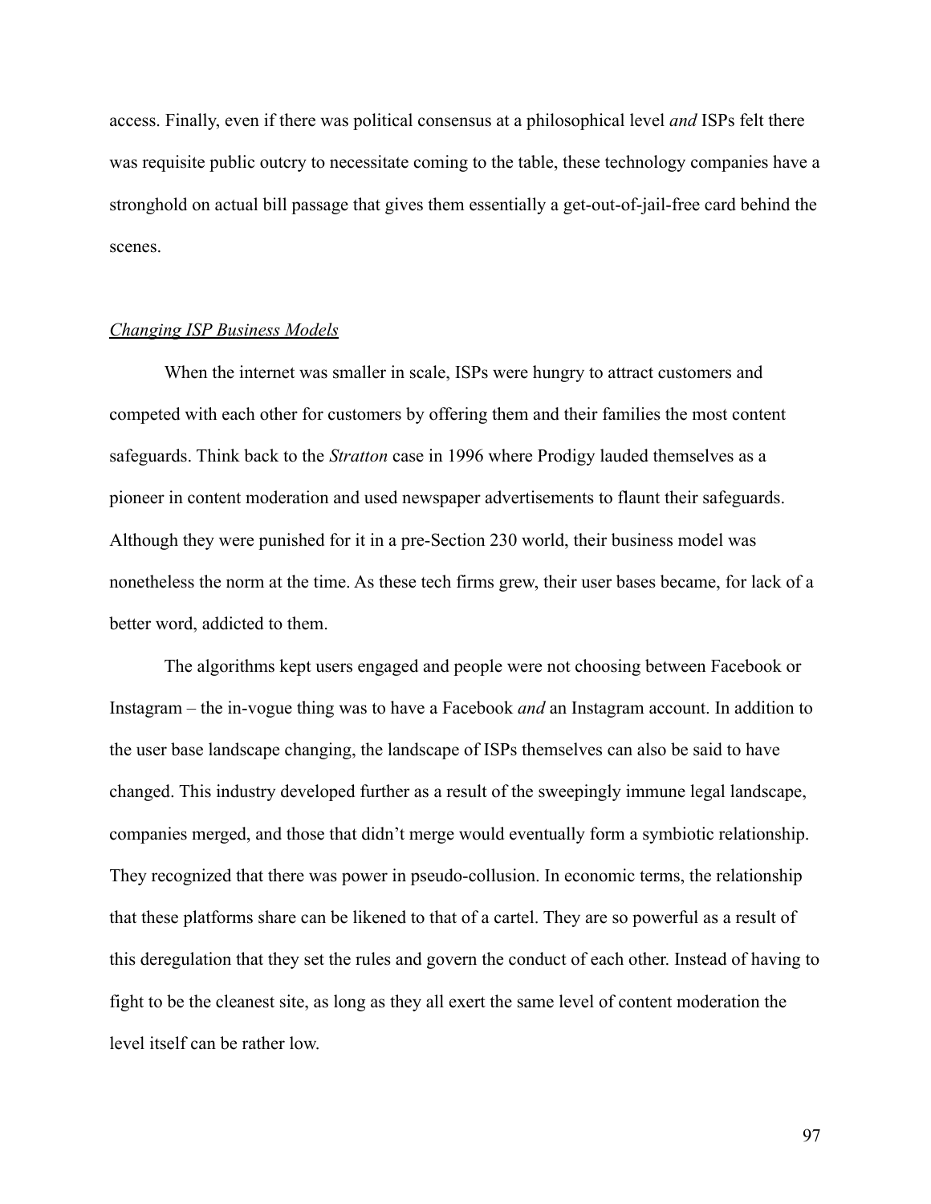access. Finally, even if there was political consensus at a philosophical level *and* ISPs felt there was requisite public outcry to necessitate coming to the table, these technology companies have a stronghold on actual bill passage that gives them essentially a get-out-of-jail-free card behind the scenes.

<u>*Changing ISP Business Models*</u>

When the internet was smaller in scale, ISPs were hungry to attract customers and competed with each other for customers by offering them and their families the most content safeguards. Think back to the *Stratton* case in 1996 where Prodigy lauded themselves as a pioneer in content moderation and used newspaper advertisements to flaunt their safeguards. Although they were punished for it in a pre-Section 230 world, their business model was nonetheless the norm at the time. As these tech firms grew, their user bases became, for lack of a better word, addicted to them.

The algorithms kept users engaged and people were not choosing between Facebook or Instagram – the in-vogue thing was to have a Facebook *and* an Instagram account. In addition to the user base landscape changing, the landscape of ISPs themselves can also be said to have changed. This industry developed further as a result of the sweepingly immune legal landscape, companies merged, and those that didn't merge would eventually form a symbiotic relationship. They recognized that there was power in pseudo-collusion. In economic terms, the relationship that these platforms share can be likened to that of a cartel. They are so powerful as a result of this deregulation that they set the rules and govern the conduct of each other. Instead of having to fight to be the cleanest site, as long as they all exert the same level of content moderation the level itself can be rather low.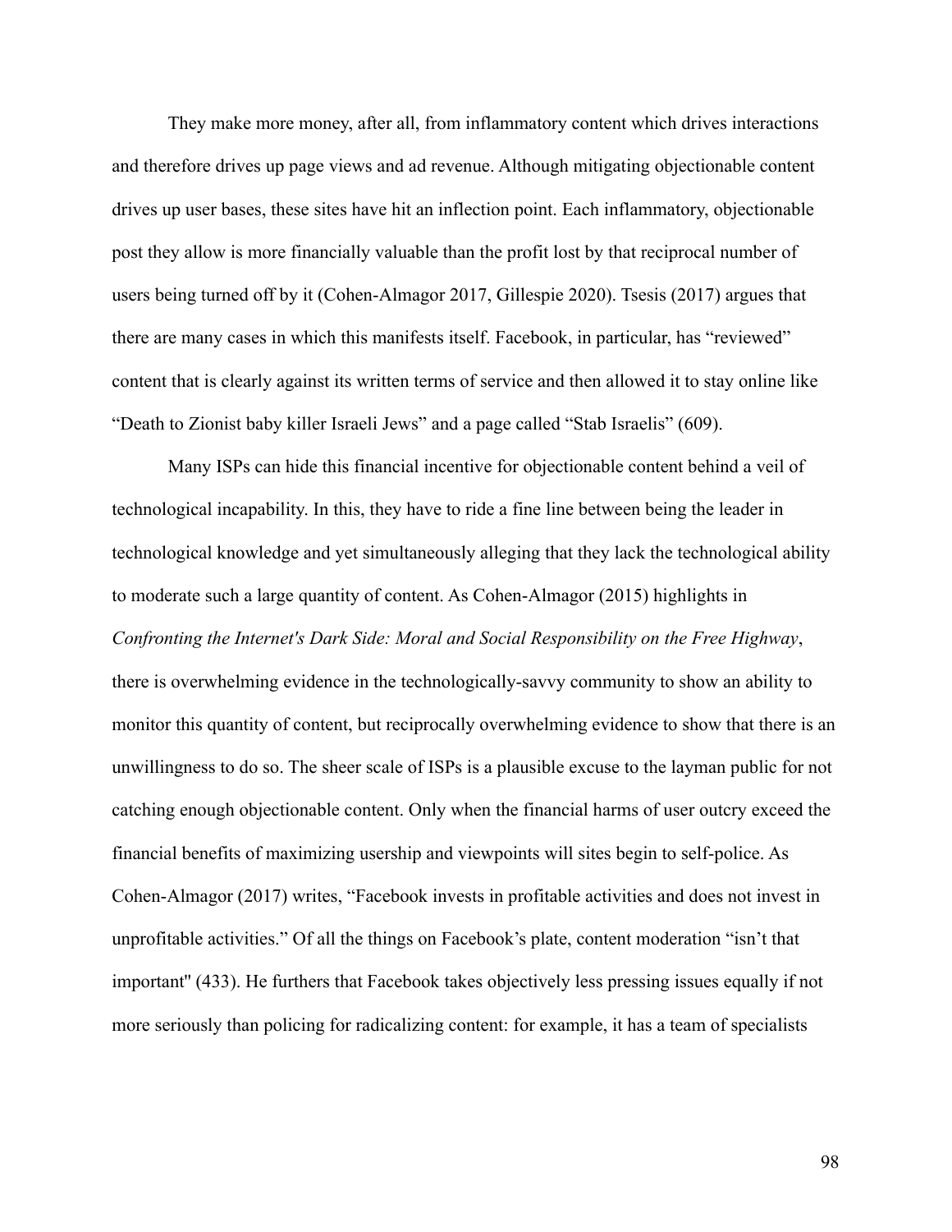They make more money, after all, from inflammatory content which drives interactions and therefore drives up page views and ad revenue. Although mitigating objectionable content drives up user bases, these sites have hit an inflection point. Each inflammatory, objectionable post they allow is more financially valuable than the profit lost by that reciprocal number of users being turned off by it (Cohen-Almagor 2017, Gillespie 2020). Tsesis (2017) argues that there are many cases in which this manifests itself. Facebook, in particular, has "reviewed" content that is clearly against its written terms of service and then allowed it to stay online like "Death to Zionist baby killer Israeli Jews" and a page called "Stab Israelis" (609).

Many ISPs can hide this financial incentive for objectionable content behind a veil of technological incapability. In this, they have to ride a fine line between being the leader in technological knowledge and yet simultaneously alleging that they lack the technological ability to moderate such a large quantity of content. As Cohen-Almagor (2015) highlights in *Confronting the Internet's Dark Side: Moral and Social Responsibility on the Free Highway*, there is overwhelming evidence in the technologically-savvy community to show an ability to monitor this quantity of content, but reciprocally overwhelming evidence to show that there is an unwillingness to do so. The sheer scale of ISPs is a plausible excuse to the layman public for not catching enough objectionable content. Only when the financial harms of user outcry exceed the financial benefits of maximizing usership and viewpoints will sites begin to self-police. As Cohen-Almagor (2017) writes, "Facebook invests in profitable activities and does not invest in unprofitable activities." Of all the things on Facebook's plate, content moderation "isn't that important" (433). He furthers that Facebook takes objectively less pressing issues equally if not more seriously than policing for radicalizing content: for example, it has a team of specialists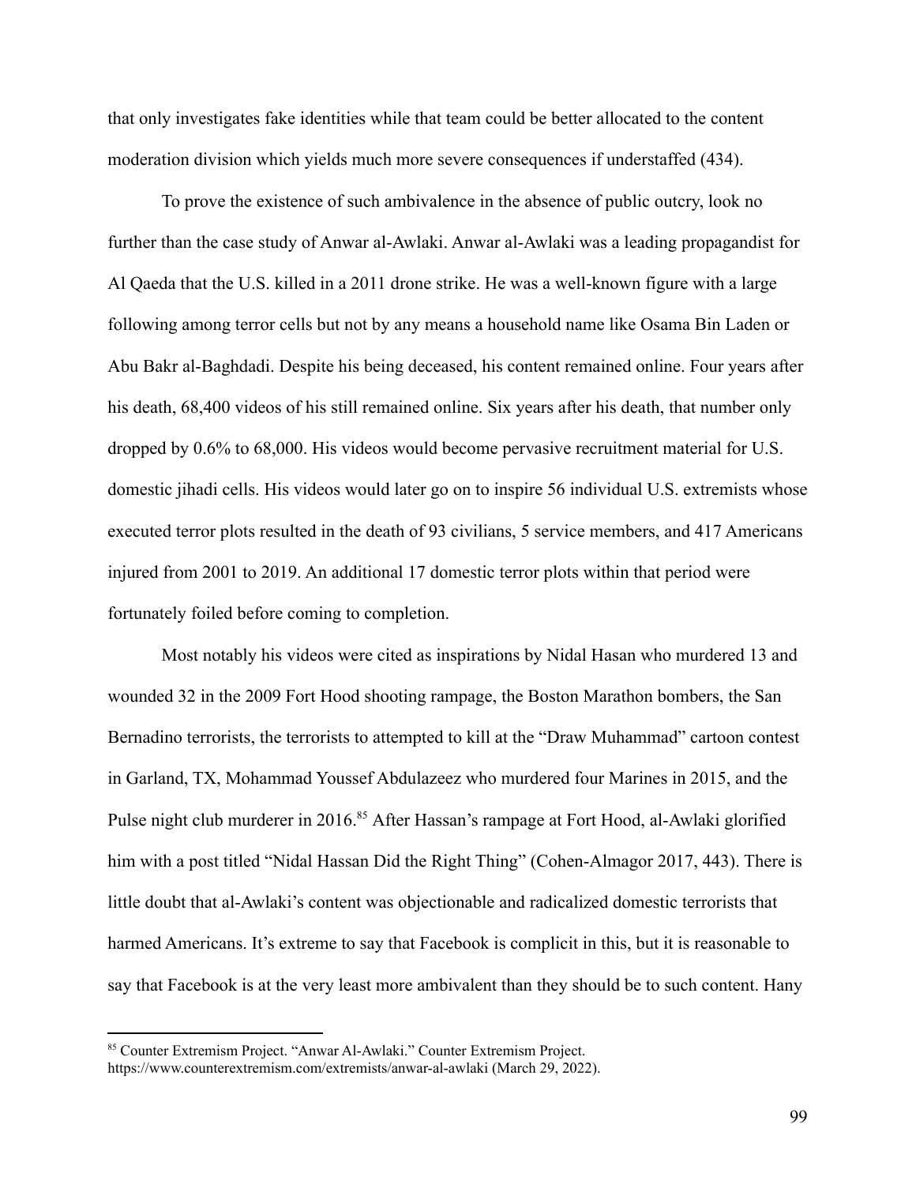that only investigates fake identities while that team could be better allocated to the content moderation division which yields much more severe consequences if understaffed (434).

To prove the existence of such ambivalence in the absence of public outcry, look no further than the case study of Anwar al-Awlaki. Anwar al-Awlaki was a leading propagandist for Al Qaeda that the U.S. killed in a 2011 drone strike. He was a well-known figure with a large following among terror cells but not by any means a household name like Osama Bin Laden or Abu Bakr al-Baghdadi. Despite his being deceased, his content remained online. Four years after his death, 68,400 videos of his still remained online. Six years after his death, that number only dropped by 0.6% to 68,000. His videos would become pervasive recruitment material for U.S. domestic jihadi cells. His videos would later go on to inspire 56 individual U.S. extremists whose executed terror plots resulted in the death of 93 civilians, 5 service members, and 417 Americans injured from 2001 to 2019. An additional 17 domestic terror plots within that period were fortunately foiled before coming to completion.

Most notably his videos were cited as inspirations by Nidal Hasan who murdered 13 and wounded 32 in the 2009 Fort Hood shooting rampage, the Boston Marathon bombers, the San Bernadino terrorists, the terrorists to attempted to kill at the "Draw Muhammad" cartoon contest in Garland, TX, Mohammad Youssef Abdulazeez who murdered four Marines in 2015, and the Pulse night club murderer in 2016.[85] After Hassan's rampage at Fort Hood, al-Awlaki glorified him with a post titled "Nidal Hassan Did the Right Thing" (Cohen-Almagor 2017, 443). There is little doubt that al-Awlaki's content was objectionable and radicalized domestic terrorists that harmed Americans. It's extreme to say that Facebook is complicit in this, but it is reasonable to say that Facebook is at the very least more ambivalent than they should be to such content. Hany

[85] Counter Extremism Project. "Anwar Al-Awlaki." Counter Extremism Project. https://www.counterextremism.com/extremists/anwar-al-awlaki (March 29, 2022).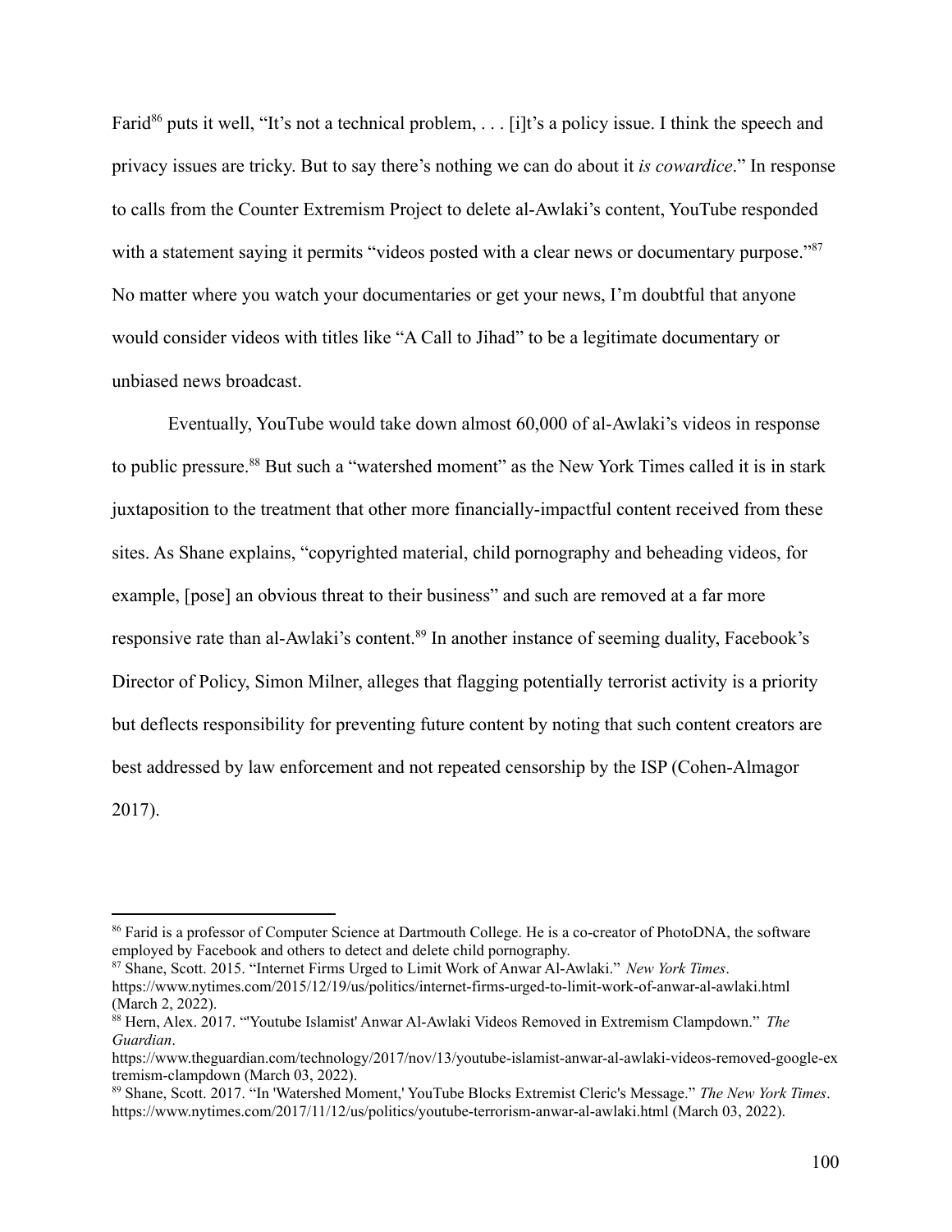Farid[86] puts it well, "It's not a technical problem, . . . [i]t's a policy issue. I think the speech and privacy issues are tricky. But to say there's nothing we can do about it *is cowardice*." In response to calls from the Counter Extremism Project to delete al-Awlaki's content, YouTube responded with a statement saying it permits "videos posted with a clear news or documentary purpose."[87] No matter where you watch your documentaries or get your news, I'm doubtful that anyone would consider videos with titles like "A Call to Jihad" to be a legitimate documentary or unbiased news broadcast.

Eventually, YouTube would take down almost 60,000 of al-Awlaki's videos in response to public pressure.[88] But such a "watershed moment" as the New York Times called it is in stark juxtaposition to the treatment that other more financially-impactful content received from these sites. As Shane explains, "copyrighted material, child pornography and beheading videos, for example, [pose] an obvious threat to their business" and such are removed at a far more responsive rate than al-Awlaki's content.[89] In another instance of seeming duality, Facebook's Director of Policy, Simon Milner, alleges that flagging potentially terrorist activity is a priority but deflects responsibility for preventing future content by noting that such content creators are best addressed by law enforcement and not repeated censorship by the ISP (Cohen-Almagor 2017).

---

[86] Farid is a professor of Computer Science at Dartmouth College. He is a co-creator of PhotoDNA, the software employed by Facebook and others to detect and delete child pornography.

[87] Shane, Scott. 2015. "Internet Firms Urged to Limit Work of Anwar Al-Awlaki." *New York Times*. https://www.nytimes.com/2015/12/19/us/politics/internet-firms-urged-to-limit-work-of-anwar-al-awlaki.html (March 2, 2022).

[88] Hern, Alex. 2017. "'Youtube Islamist' Anwar Al-Awlaki Videos Removed in Extremism Clampdown." *The Guardian*. https://www.theguardian.com/technology/2017/nov/13/youtube-islamist-anwar-al-awlaki-videos-removed-google-extremism-clampdown (March 03, 2022).

[89] Shane, Scott. 2017. "In 'Watershed Moment,' YouTube Blocks Extremist Cleric's Message." *The New York Times*. https://www.nytimes.com/2017/11/12/us/politics/youtube-terrorism-anwar-al-awlaki.html (March 03, 2022).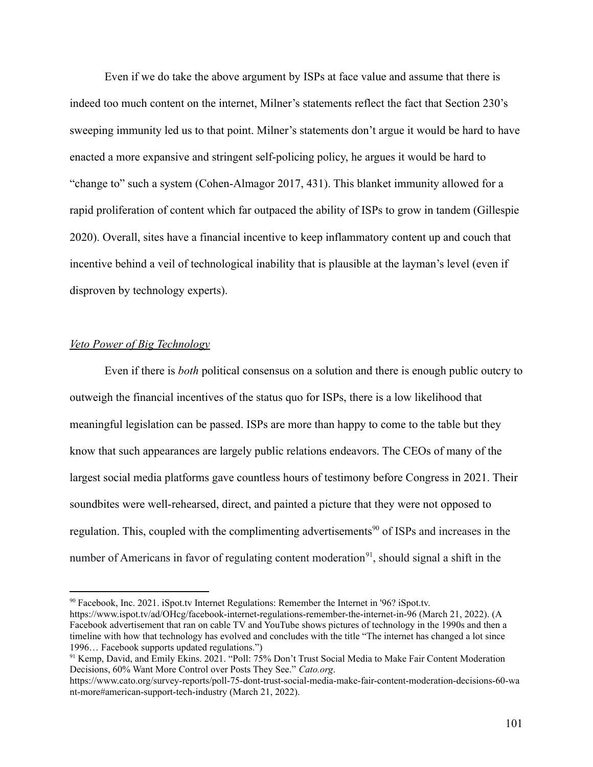Even if we do take the above argument by ISPs at face value and assume that there is indeed too much content on the internet, Milner's statements reflect the fact that Section 230's sweeping immunity led us to that point. Milner's statements don't argue it would be hard to have enacted a more expansive and stringent self-policing policy, he argues it would be hard to "change to" such a system (Cohen-Almagor 2017, 431). This blanket immunity allowed for a rapid proliferation of content which far outpaced the ability of ISPs to grow in tandem (Gillespie 2020). Overall, sites have a financial incentive to keep inflammatory content up and couch that incentive behind a veil of technological inability that is plausible at the layman's level (even if disproven by technology experts).

*Veto Power of Big Technology*

Even if there is *both* political consensus on a solution and there is enough public outcry to outweigh the financial incentives of the status quo for ISPs, there is a low likelihood that meaningful legislation can be passed. ISPs are more than happy to come to the table but they know that such appearances are largely public relations endeavors. The CEOs of many of the largest social media platforms gave countless hours of testimony before Congress in 2021. Their soundbites were well-rehearsed, direct, and painted a picture that they were not opposed to regulation. This, coupled with the complimenting advertisements[90] of ISPs and increases in the number of Americans in favor of regulating content moderation[91], should signal a shift in the

---

[90] Facebook, Inc. 2021. iSpot.tv Internet Regulations: Remember the Internet in '96? iSpot.tv. https://www.ispot.tv/ad/OHcg/facebook-internet-regulations-remember-the-internet-in-96 (March 21, 2022). (A Facebook advertisement that ran on cable TV and YouTube shows pictures of technology in the 1990s and then a timeline with how that technology has evolved and concludes with the title "The internet has changed a lot since 1996… Facebook supports updated regulations.")

[91] Kemp, David, and Emily Ekins. 2021. "Poll: 75% Don't Trust Social Media to Make Fair Content Moderation Decisions, 60% Want More Control over Posts They See." *Cato.org*. https://www.cato.org/survey-reports/poll-75-dont-trust-social-media-make-fair-content-moderation-decisions-60-want-more#american-support-tech-industry (March 21, 2022).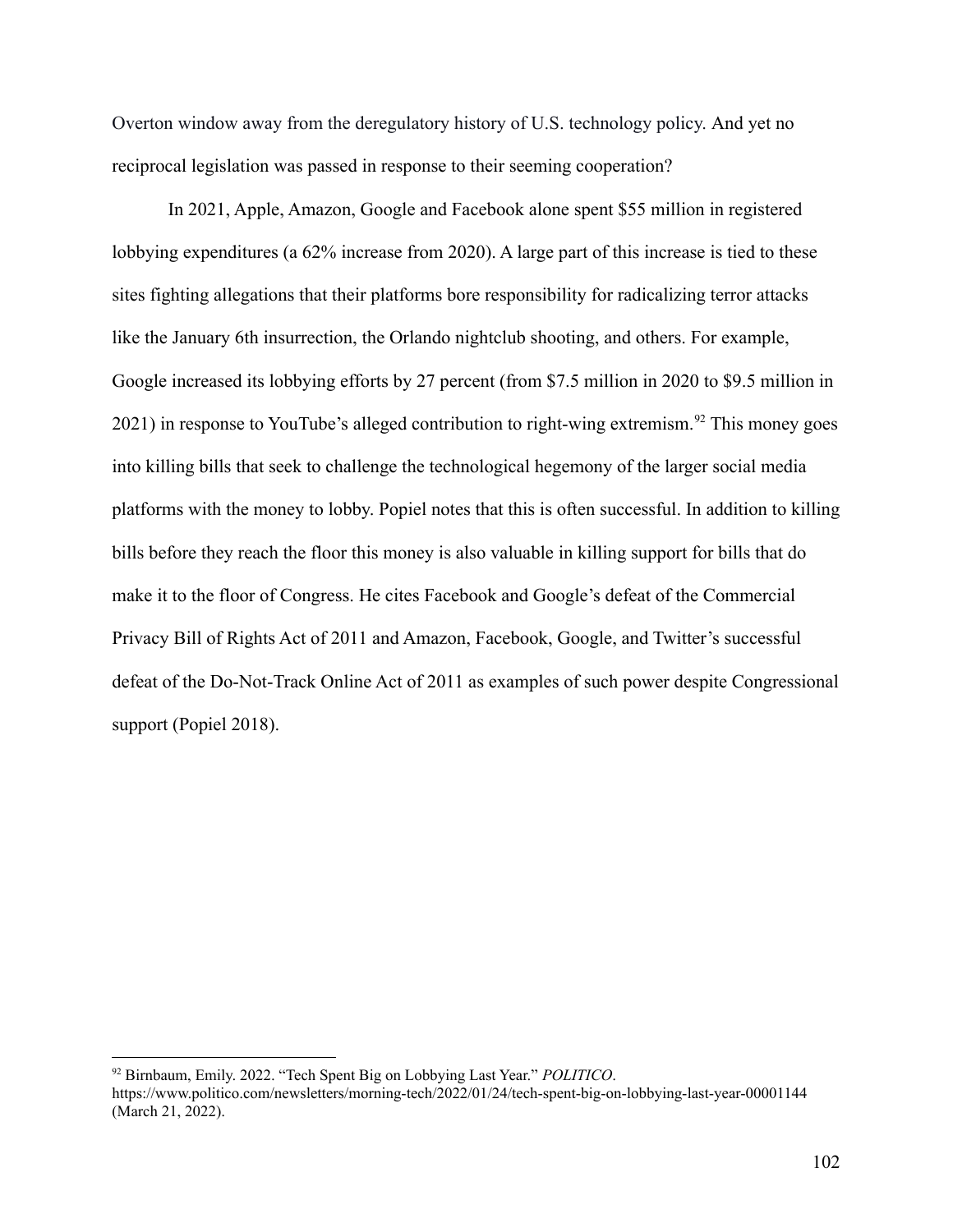Overton window away from the deregulatory history of U.S. technology policy. And yet no reciprocal legislation was passed in response to their seeming cooperation?

In 2021, Apple, Amazon, Google and Facebook alone spent $55 million in registered lobbying expenditures (a 62% increase from 2020). A large part of this increase is tied to these sites fighting allegations that their platforms bore responsibility for radicalizing terror attacks like the January 6th insurrection, the Orlando nightclub shooting, and others. For example, Google increased its lobbying efforts by 27 percent (from $7.5 million in 2020 to $9.5 million in 2021) in response to YouTube's alleged contribution to right-wing extremism.[92] This money goes into killing bills that seek to challenge the technological hegemony of the larger social media platforms with the money to lobby. Popiel notes that this is often successful. In addition to killing bills before they reach the floor this money is also valuable in killing support for bills that do make it to the floor of Congress. He cites Facebook and Google's defeat of the Commercial Privacy Bill of Rights Act of 2011 and Amazon, Facebook, Google, and Twitter's successful defeat of the Do-Not-Track Online Act of 2011 as examples of such power despite Congressional support (Popiel 2018).

---

[92] Birnbaum, Emily. 2022. "Tech Spent Big on Lobbying Last Year." *POLITICO*. https://www.politico.com/newsletters/morning-tech/2022/01/24/tech-spent-big-on-lobbying-last-year-00001144 (March 21, 2022).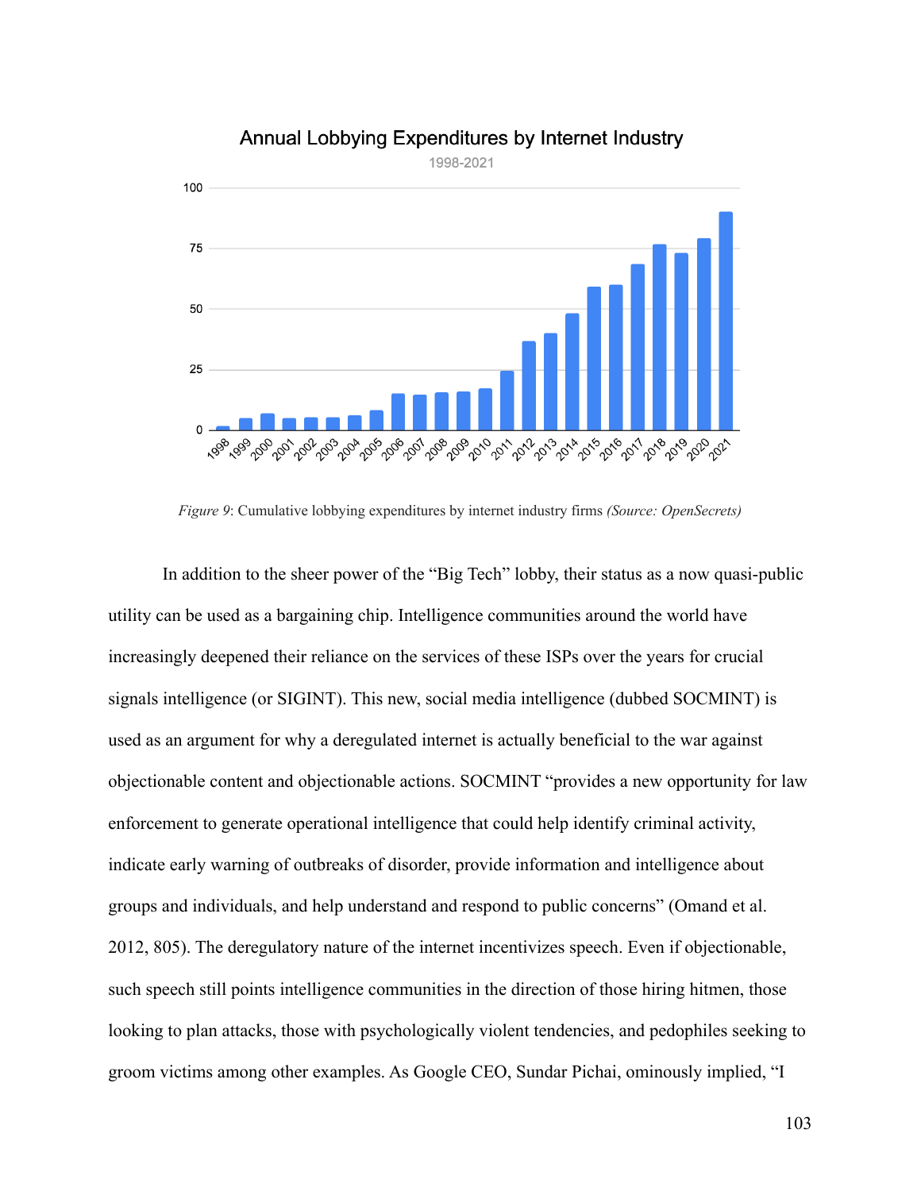Annual Lobbying Expenditures by Internet Industry

1998-2021

*Figure 9*: Cumulative lobbying expenditures by internet industry firms *(Source: OpenSecrets)*

In addition to the sheer power of the "Big Tech" lobby, their status as a now quasi-public utility can be used as a bargaining chip. Intelligence communities around the world have increasingly deepened their reliance on the services of these ISPs over the years for crucial signals intelligence (or SIGINT). This new, social media intelligence (dubbed SOCMINT) is used as an argument for why a deregulated internet is actually beneficial to the war against objectionable content and objectionable actions. SOCMINT "provides a new opportunity for law enforcement to generate operational intelligence that could help identify criminal activity, indicate early warning of outbreaks of disorder, provide information and intelligence about groups and individuals, and help understand and respond to public concerns" (Omand et al. 2012, 805). The deregulatory nature of the internet incentivizes speech. Even if objectionable, such speech still points intelligence communities in the direction of those hiring hitmen, those looking to plan attacks, those with psychologically violent tendencies, and pedophiles seeking to groom victims among other examples. As Google CEO, Sundar Pichai, ominously implied, "I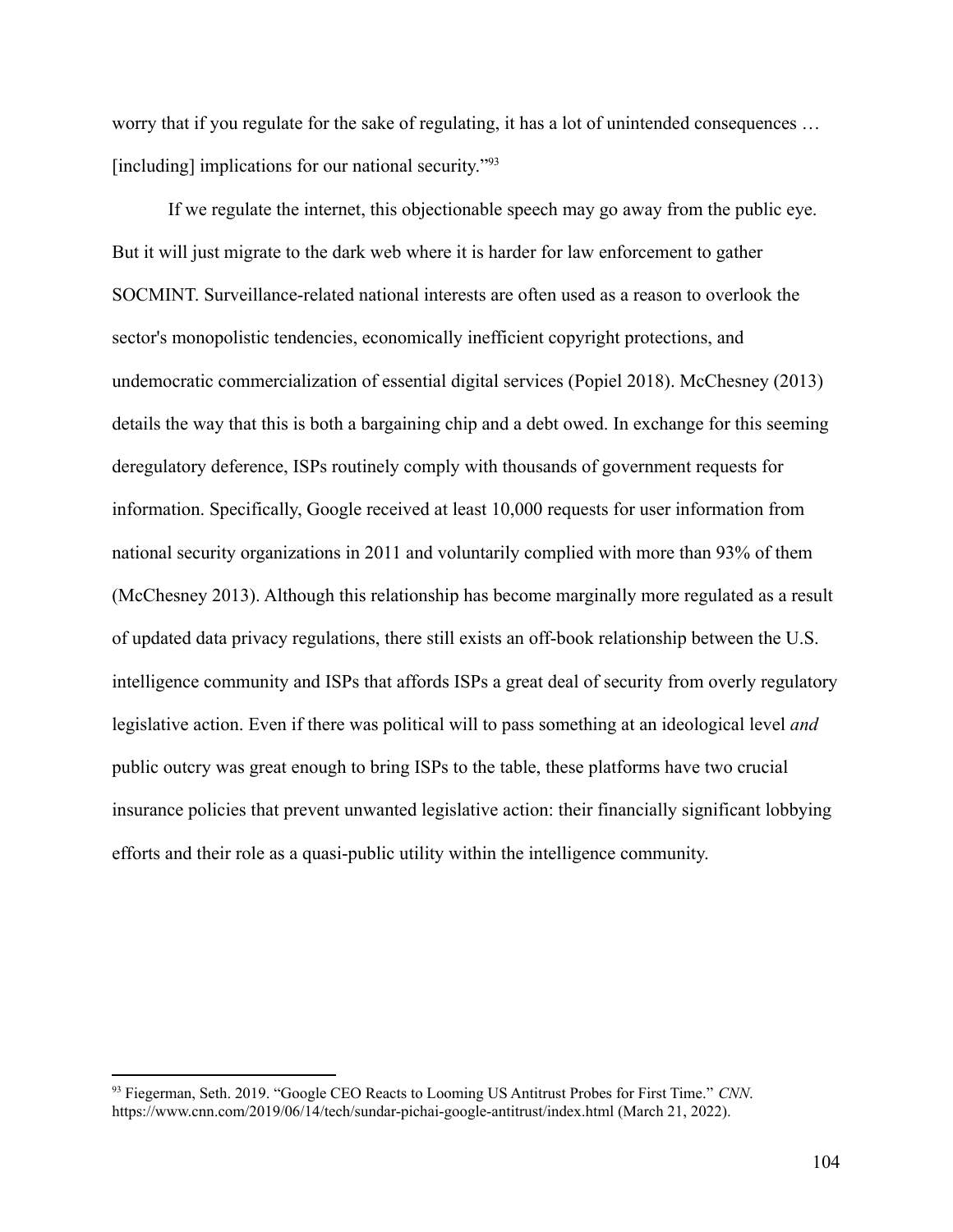worry that if you regulate for the sake of regulating, it has a lot of unintended consequences … [including] implications for our national security."[93]

If we regulate the internet, this objectionable speech may go away from the public eye. But it will just migrate to the dark web where it is harder for law enforcement to gather SOCMINT. Surveillance-related national interests are often used as a reason to overlook the sector's monopolistic tendencies, economically inefficient copyright protections, and undemocratic commercialization of essential digital services (Popiel 2018). McChesney (2013) details the way that this is both a bargaining chip and a debt owed. In exchange for this seeming deregulatory deference, ISPs routinely comply with thousands of government requests for information. Specifically, Google received at least 10,000 requests for user information from national security organizations in 2011 and voluntarily complied with more than 93% of them (McChesney 2013). Although this relationship has become marginally more regulated as a result of updated data privacy regulations, there still exists an off-book relationship between the U.S. intelligence community and ISPs that affords ISPs a great deal of security from overly regulatory legislative action. Even if there was political will to pass something at an ideological level *and* public outcry was great enough to bring ISPs to the table, these platforms have two crucial insurance policies that prevent unwanted legislative action: their financially significant lobbying efforts and their role as a quasi-public utility within the intelligence community.

---

[93] Fiegerman, Seth. 2019. "Google CEO Reacts to Looming US Antitrust Probes for First Time." *CNN*. https://www.cnn.com/2019/06/14/tech/sundar-pichai-google-antitrust/index.html (March 21, 2022).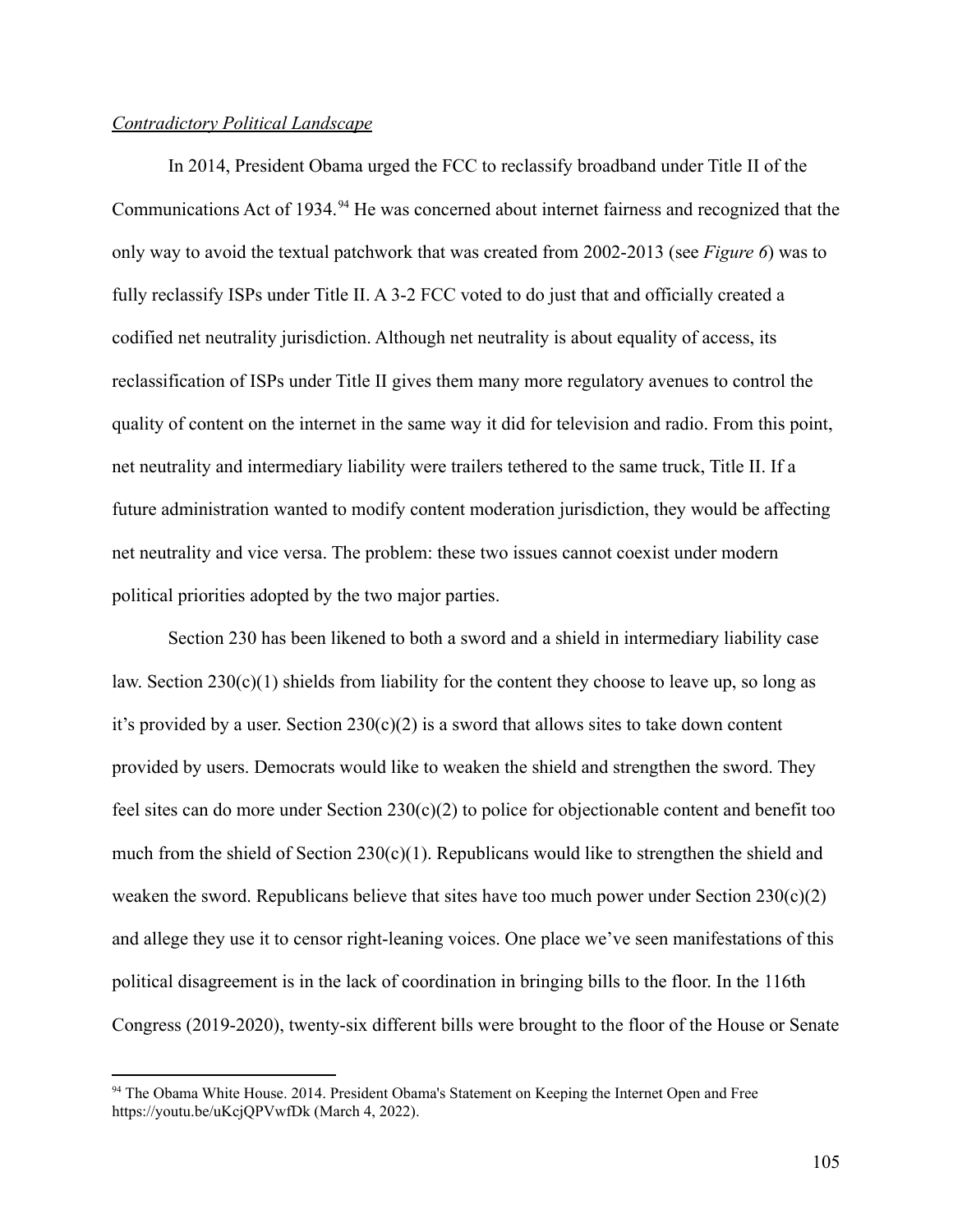*Contradictory Political Landscape*

In 2014, President Obama urged the FCC to reclassify broadband under Title II of the Communications Act of 1934.[94] He was concerned about internet fairness and recognized that the only way to avoid the textual patchwork that was created from 2002-2013 (see *Figure 6*) was to fully reclassify ISPs under Title II. A 3-2 FCC voted to do just that and officially created a codified net neutrality jurisdiction. Although net neutrality is about equality of access, its reclassification of ISPs under Title II gives them many more regulatory avenues to control the quality of content on the internet in the same way it did for television and radio. From this point, net neutrality and intermediary liability were trailers tethered to the same truck, Title II. If a future administration wanted to modify content moderation jurisdiction, they would be affecting net neutrality and vice versa. The problem: these two issues cannot coexist under modern political priorities adopted by the two major parties.

Section 230 has been likened to both a sword and a shield in intermediary liability case law. Section 230(c)(1) shields from liability for the content they choose to leave up, so long as it's provided by a user. Section 230(c)(2) is a sword that allows sites to take down content provided by users. Democrats would like to weaken the shield and strengthen the sword. They feel sites can do more under Section 230(c)(2) to police for objectionable content and benefit too much from the shield of Section 230(c)(1). Republicans would like to strengthen the shield and weaken the sword. Republicans believe that sites have too much power under Section 230(c)(2) and allege they use it to censor right-leaning voices. One place we've seen manifestations of this political disagreement is in the lack of coordination in bringing bills to the floor. In the 116th Congress (2019-2020), twenty-six different bills were brought to the floor of the House or Senate

[94] The Obama White House. 2014. President Obama's Statement on Keeping the Internet Open and Free https://youtu.be/uKcjQPVwfDk (March 4, 2022).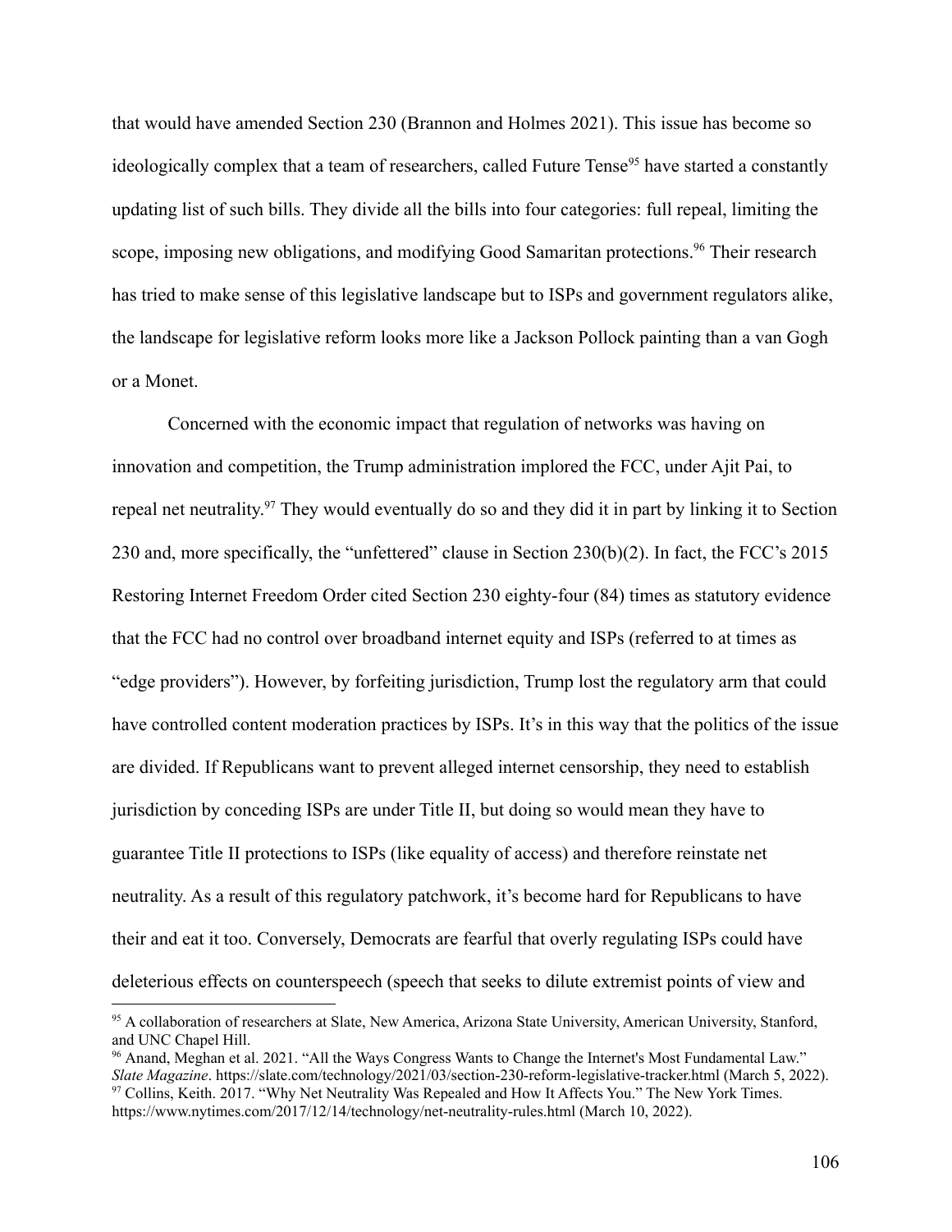that would have amended Section 230 (Brannon and Holmes 2021). This issue has become so ideologically complex that a team of researchers, called Future Tense[95] have started a constantly updating list of such bills. They divide all the bills into four categories: full repeal, limiting the scope, imposing new obligations, and modifying Good Samaritan protections.[96] Their research has tried to make sense of this legislative landscape but to ISPs and government regulators alike, the landscape for legislative reform looks more like a Jackson Pollock painting than a van Gogh or a Monet.

Concerned with the economic impact that regulation of networks was having on innovation and competition, the Trump administration implored the FCC, under Ajit Pai, to repeal net neutrality.[97] They would eventually do so and they did it in part by linking it to Section 230 and, more specifically, the "unfettered" clause in Section 230(b)(2). In fact, the FCC's 2015 Restoring Internet Freedom Order cited Section 230 eighty-four (84) times as statutory evidence that the FCC had no control over broadband internet equity and ISPs (referred to at times as "edge providers"). However, by forfeiting jurisdiction, Trump lost the regulatory arm that could have controlled content moderation practices by ISPs. It's in this way that the politics of the issue are divided. If Republicans want to prevent alleged internet censorship, they need to establish jurisdiction by conceding ISPs are under Title II, but doing so would mean they have to guarantee Title II protections to ISPs (like equality of access) and therefore reinstate net neutrality. As a result of this regulatory patchwork, it's become hard for Republicans to have their and eat it too. Conversely, Democrats are fearful that overly regulating ISPs could have deleterious effects on counterspeech (speech that seeks to dilute extremist points of view and

---

[95] A collaboration of researchers at Slate, New America, Arizona State University, American University, Stanford, and UNC Chapel Hill.

[96] Anand, Meghan et al. 2021. "All the Ways Congress Wants to Change the Internet's Most Fundamental Law." *Slate Magazine*. https://slate.com/technology/2021/03/section-230-reform-legislative-tracker.html (March 5, 2022).

[97] Collins, Keith. 2017. "Why Net Neutrality Was Repealed and How It Affects You." The New York Times. https://www.nytimes.com/2017/12/14/technology/net-neutrality-rules.html (March 10, 2022).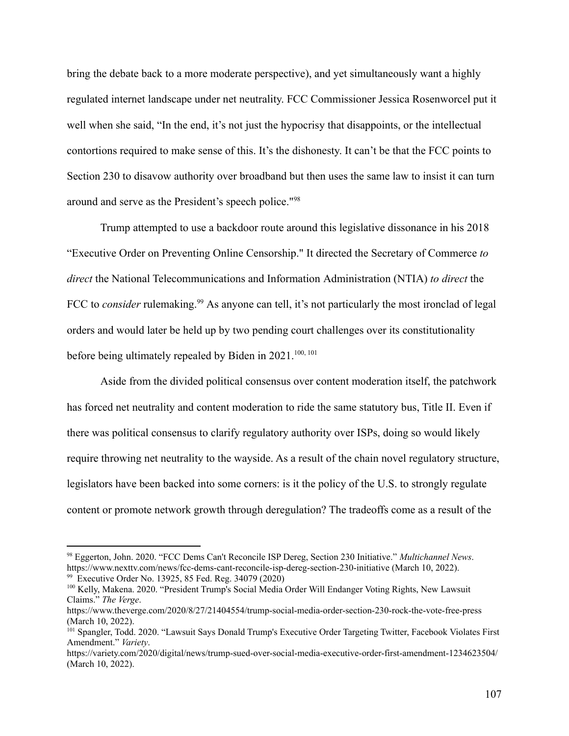bring the debate back to a more moderate perspective), and yet simultaneously want a highly regulated internet landscape under net neutrality. FCC Commissioner Jessica Rosenworcel put it well when she said, "In the end, it's not just the hypocrisy that disappoints, or the intellectual contortions required to make sense of this. It's the dishonesty. It can't be that the FCC points to Section 230 to disavow authority over broadband but then uses the same law to insist it can turn around and serve as the President's speech police."[98]

Trump attempted to use a backdoor route around this legislative dissonance in his 2018 "Executive Order on Preventing Online Censorship." It directed the Secretary of Commerce *to direct* the National Telecommunications and Information Administration (NTIA) *to direct* the FCC to *consider* rulemaking.[99] As anyone can tell, it's not particularly the most ironclad of legal orders and would later be held up by two pending court challenges over its constitutionality before being ultimately repealed by Biden in 2021.[100, 101]

Aside from the divided political consensus over content moderation itself, the patchwork has forced net neutrality and content moderation to ride the same statutory bus, Title II. Even if there was political consensus to clarify regulatory authority over ISPs, doing so would likely require throwing net neutrality to the wayside. As a result of the chain novel regulatory structure, legislators have been backed into some corners: is it the policy of the U.S. to strongly regulate content or promote network growth through deregulation? The tradeoffs come as a result of the

---

[98] Eggerton, John. 2020. "FCC Dems Can't Reconcile ISP Dereg, Section 230 Initiative." *Multichannel News*. https://www.nexttv.com/news/fcc-dems-cant-reconcile-isp-dereg-section-230-initiative (March 10, 2022).

[99] Executive Order No. 13925, 85 Fed. Reg. 34079 (2020)

[100] Kelly, Makena. 2020. "President Trump's Social Media Order Will Endanger Voting Rights, New Lawsuit Claims." *The Verge*. https://www.theverge.com/2020/8/27/21404554/trump-social-media-order-section-230-rock-the-vote-free-press (March 10, 2022).

[101] Spangler, Todd. 2020. "Lawsuit Says Donald Trump's Executive Order Targeting Twitter, Facebook Violates First Amendment." *Variety*. https://variety.com/2020/digital/news/trump-sued-over-social-media-executive-order-first-amendment-1234623504/ (March 10, 2022).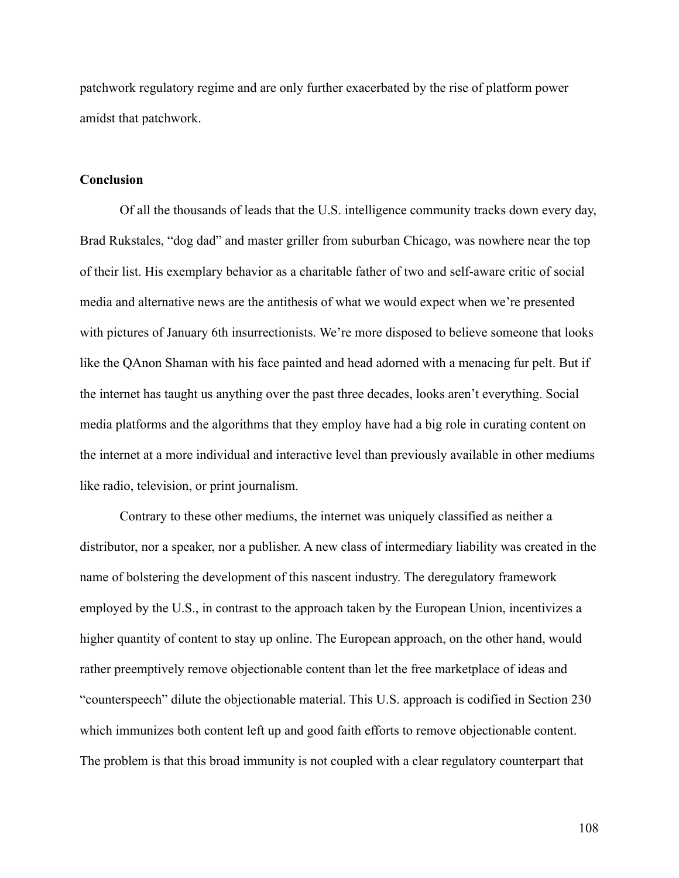patchwork regulatory regime and are only further exacerbated by the rise of platform power amidst that patchwork.

**Conclusion**

Of all the thousands of leads that the U.S. intelligence community tracks down every day, Brad Rukstales, "dog dad" and master griller from suburban Chicago, was nowhere near the top of their list. His exemplary behavior as a charitable father of two and self-aware critic of social media and alternative news are the antithesis of what we would expect when we're presented with pictures of January 6th insurrectionists. We're more disposed to believe someone that looks like the QAnon Shaman with his face painted and head adorned with a menacing fur pelt. But if the internet has taught us anything over the past three decades, looks aren't everything. Social media platforms and the algorithms that they employ have had a big role in curating content on the internet at a more individual and interactive level than previously available in other mediums like radio, television, or print journalism.

Contrary to these other mediums, the internet was uniquely classified as neither a distributor, nor a speaker, nor a publisher. A new class of intermediary liability was created in the name of bolstering the development of this nascent industry. The deregulatory framework employed by the U.S., in contrast to the approach taken by the European Union, incentivizes a higher quantity of content to stay up online. The European approach, on the other hand, would rather preemptively remove objectionable content than let the free marketplace of ideas and "counterspeech" dilute the objectionable material. This U.S. approach is codified in Section 230 which immunizes both content left up and good faith efforts to remove objectionable content. The problem is that this broad immunity is not coupled with a clear regulatory counterpart that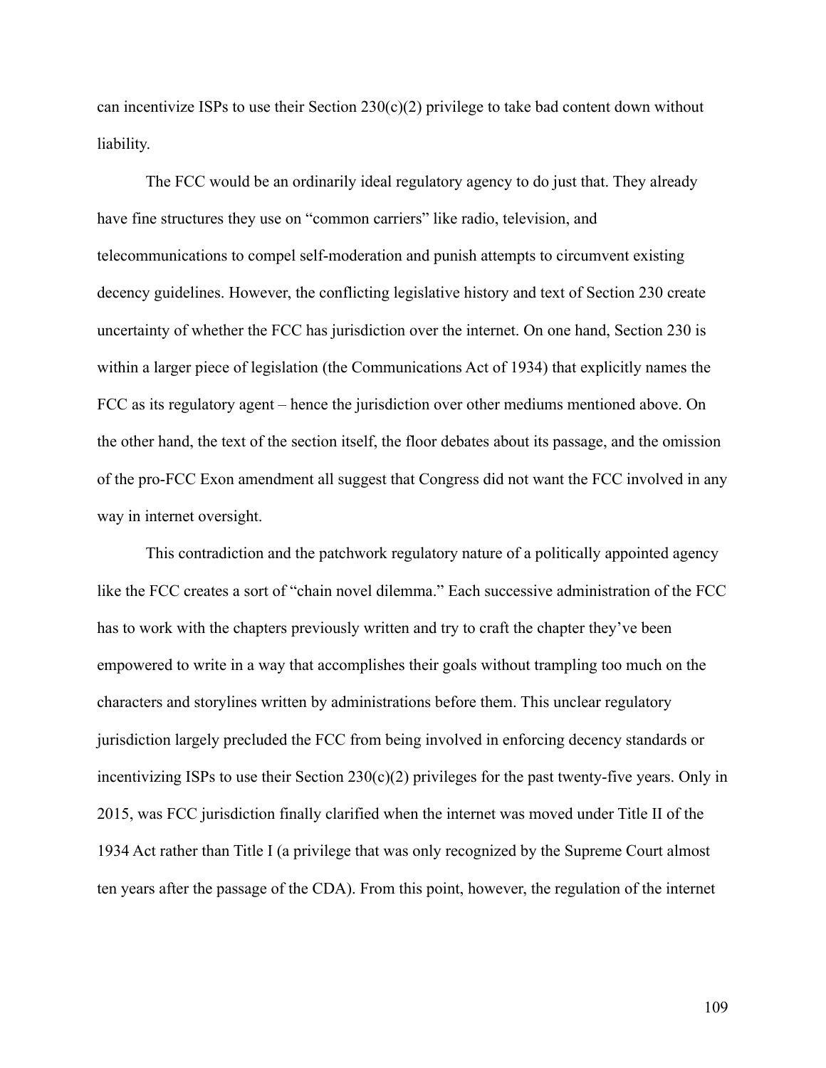can incentivize ISPs to use their Section 230(c)(2) privilege to take bad content down without liability.

The FCC would be an ordinarily ideal regulatory agency to do just that. They already have fine structures they use on "common carriers" like radio, television, and telecommunications to compel self-moderation and punish attempts to circumvent existing decency guidelines. However, the conflicting legislative history and text of Section 230 create uncertainty of whether the FCC has jurisdiction over the internet. On one hand, Section 230 is within a larger piece of legislation (the Communications Act of 1934) that explicitly names the FCC as its regulatory agent – hence the jurisdiction over other mediums mentioned above. On the other hand, the text of the section itself, the floor debates about its passage, and the omission of the pro-FCC Exon amendment all suggest that Congress did not want the FCC involved in any way in internet oversight.

This contradiction and the patchwork regulatory nature of a politically appointed agency like the FCC creates a sort of "chain novel dilemma." Each successive administration of the FCC has to work with the chapters previously written and try to craft the chapter they've been empowered to write in a way that accomplishes their goals without trampling too much on the characters and storylines written by administrations before them. This unclear regulatory jurisdiction largely precluded the FCC from being involved in enforcing decency standards or incentivizing ISPs to use their Section 230(c)(2) privileges for the past twenty-five years. Only in 2015, was FCC jurisdiction finally clarified when the internet was moved under Title II of the 1934 Act rather than Title I (a privilege that was only recognized by the Supreme Court almost ten years after the passage of the CDA). From this point, however, the regulation of the internet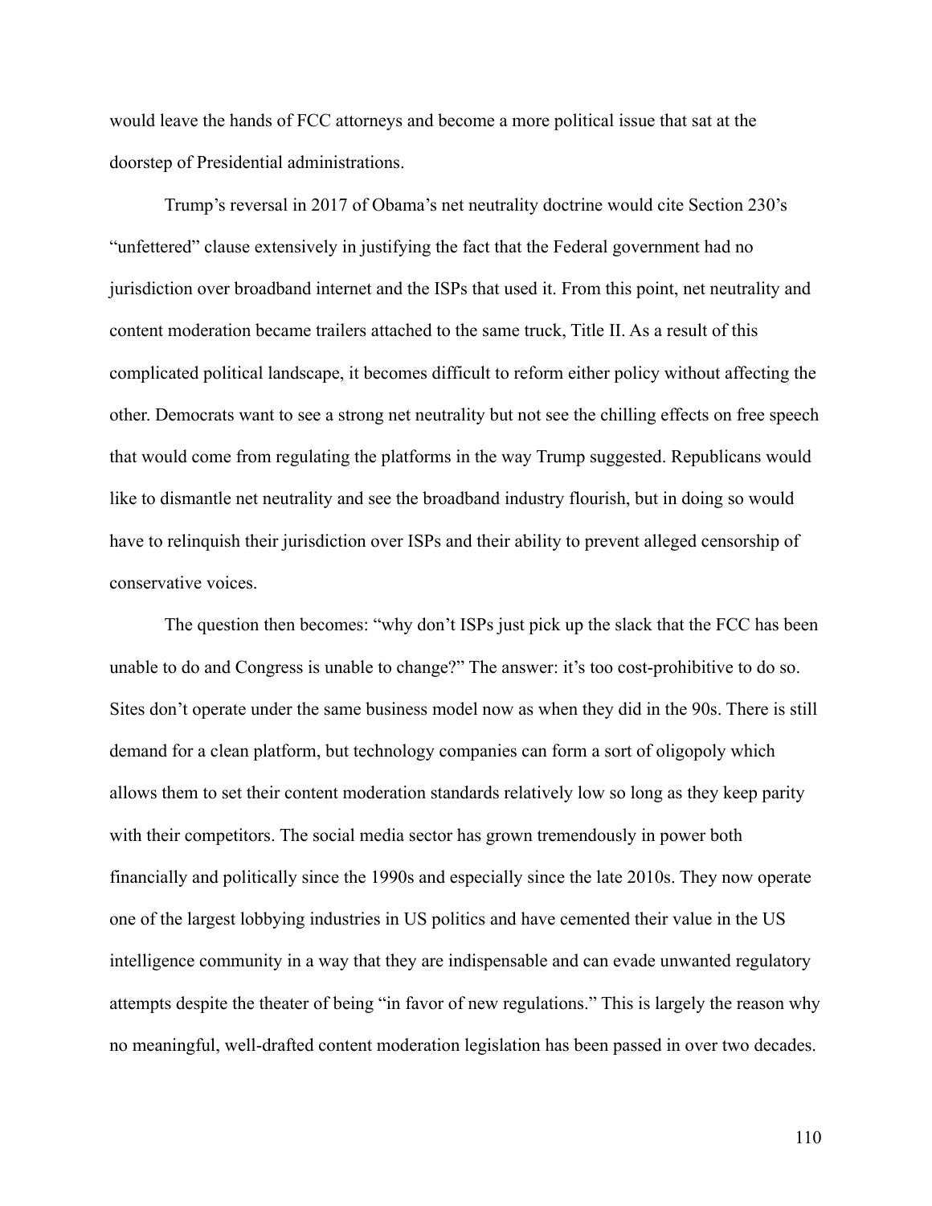would leave the hands of FCC attorneys and become a more political issue that sat at the doorstep of Presidential administrations.

Trump's reversal in 2017 of Obama's net neutrality doctrine would cite Section 230's "unfettered" clause extensively in justifying the fact that the Federal government had no jurisdiction over broadband internet and the ISPs that used it. From this point, net neutrality and content moderation became trailers attached to the same truck, Title II. As a result of this complicated political landscape, it becomes difficult to reform either policy without affecting the other. Democrats want to see a strong net neutrality but not see the chilling effects on free speech that would come from regulating the platforms in the way Trump suggested. Republicans would like to dismantle net neutrality and see the broadband industry flourish, but in doing so would have to relinquish their jurisdiction over ISPs and their ability to prevent alleged censorship of conservative voices.

The question then becomes: "why don't ISPs just pick up the slack that the FCC has been unable to do and Congress is unable to change?" The answer: it's too cost-prohibitive to do so. Sites don't operate under the same business model now as when they did in the 90s. There is still demand for a clean platform, but technology companies can form a sort of oligopoly which allows them to set their content moderation standards relatively low so long as they keep parity with their competitors. The social media sector has grown tremendously in power both financially and politically since the 1990s and especially since the late 2010s. They now operate one of the largest lobbying industries in US politics and have cemented their value in the US intelligence community in a way that they are indispensable and can evade unwanted regulatory attempts despite the theater of being "in favor of new regulations." This is largely the reason why no meaningful, well-drafted content moderation legislation has been passed in over two decades.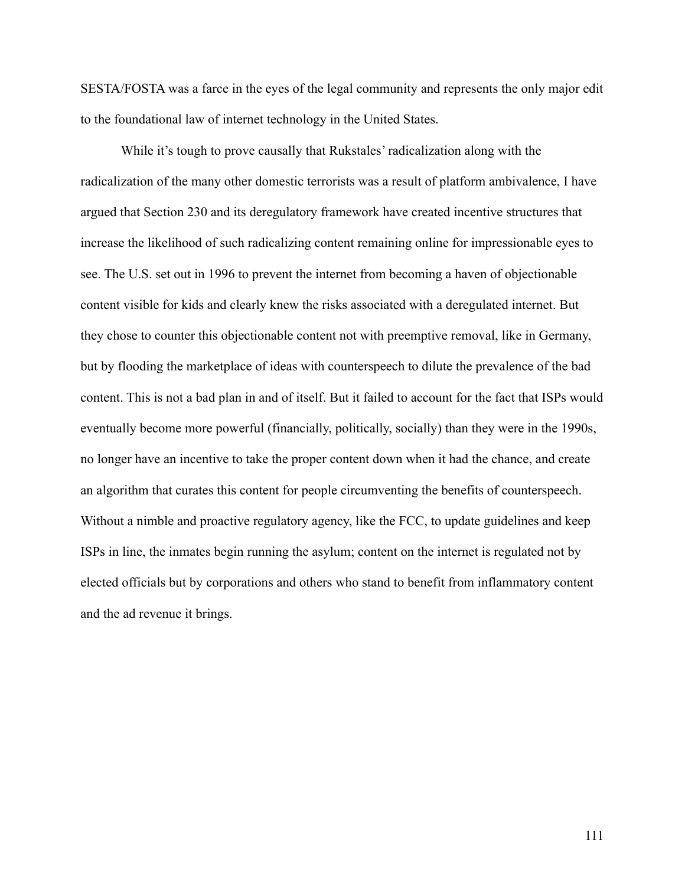SESTA/FOSTA was a farce in the eyes of the legal community and represents the only major edit to the foundational law of internet technology in the United States.

While it's tough to prove causally that Rukstales' radicalization along with the radicalization of the many other domestic terrorists was a result of platform ambivalence, I have argued that Section 230 and its deregulatory framework have created incentive structures that increase the likelihood of such radicalizing content remaining online for impressionable eyes to see. The U.S. set out in 1996 to prevent the internet from becoming a haven of objectionable content visible for kids and clearly knew the risks associated with a deregulated internet. But they chose to counter this objectionable content not with preemptive removal, like in Germany, but by flooding the marketplace of ideas with counterspeech to dilute the prevalence of the bad content. This is not a bad plan in and of itself. But it failed to account for the fact that ISPs would eventually become more powerful (financially, politically, socially) than they were in the 1990s, no longer have an incentive to take the proper content down when it had the chance, and create an algorithm that curates this content for people circumventing the benefits of counterspeech. Without a nimble and proactive regulatory agency, like the FCC, to update guidelines and keep ISPs in line, the inmates begin running the asylum; content on the internet is regulated not by elected officials but by corporations and others who stand to benefit from inflammatory content and the ad revenue it brings.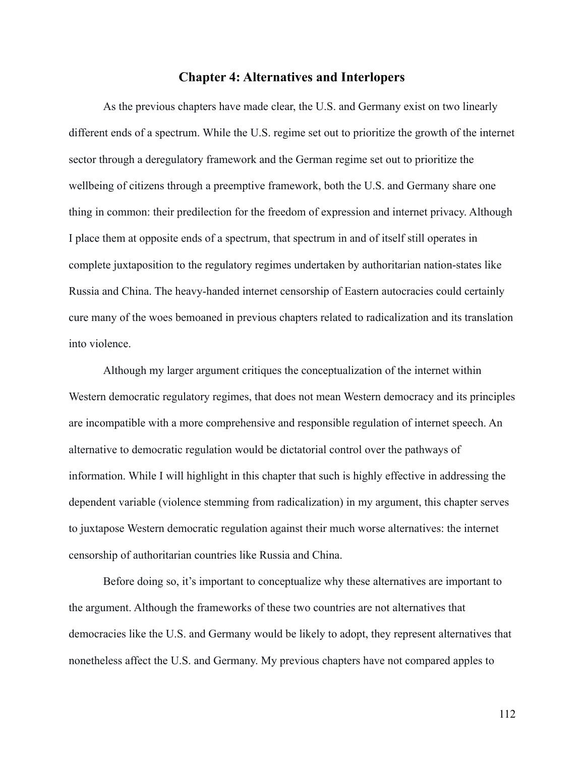## Chapter 4: Alternatives and Interlopers

As the previous chapters have made clear, the U.S. and Germany exist on two linearly different ends of a spectrum. While the U.S. regime set out to prioritize the growth of the internet sector through a deregulatory framework and the German regime set out to prioritize the wellbeing of citizens through a preemptive framework, both the U.S. and Germany share one thing in common: their predilection for the freedom of expression and internet privacy. Although I place them at opposite ends of a spectrum, that spectrum in and of itself still operates in complete juxtaposition to the regulatory regimes undertaken by authoritarian nation-states like Russia and China. The heavy-handed internet censorship of Eastern autocracies could certainly cure many of the woes bemoaned in previous chapters related to radicalization and its translation into violence.

Although my larger argument critiques the conceptualization of the internet within Western democratic regulatory regimes, that does not mean Western democracy and its principles are incompatible with a more comprehensive and responsible regulation of internet speech. An alternative to democratic regulation would be dictatorial control over the pathways of information. While I will highlight in this chapter that such is highly effective in addressing the dependent variable (violence stemming from radicalization) in my argument, this chapter serves to juxtapose Western democratic regulation against their much worse alternatives: the internet censorship of authoritarian countries like Russia and China.

Before doing so, it's important to conceptualize why these alternatives are important to the argument. Although the frameworks of these two countries are not alternatives that democracies like the U.S. and Germany would be likely to adopt, they represent alternatives that nonetheless affect the U.S. and Germany. My previous chapters have not compared apples to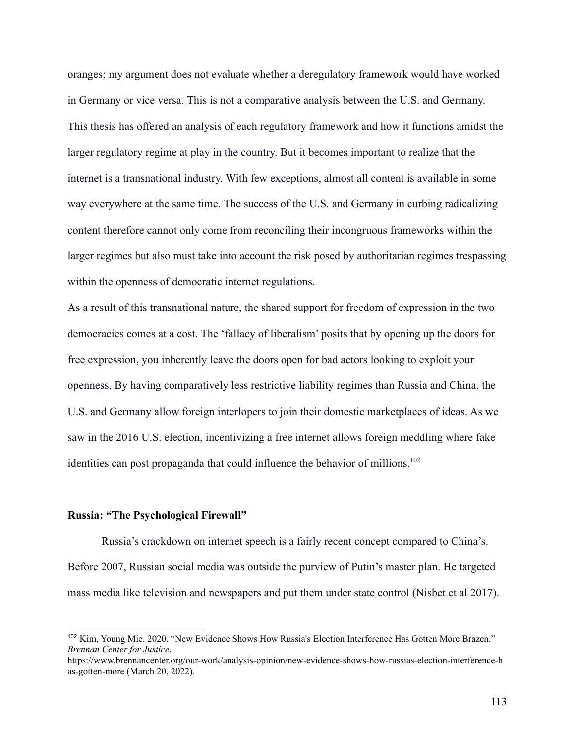oranges; my argument does not evaluate whether a deregulatory framework would have worked in Germany or vice versa. This is not a comparative analysis between the U.S. and Germany. This thesis has offered an analysis of each regulatory framework and how it functions amidst the larger regulatory regime at play in the country. But it becomes important to realize that the internet is a transnational industry. With few exceptions, almost all content is available in some way everywhere at the same time. The success of the U.S. and Germany in curbing radicalizing content therefore cannot only come from reconciling their incongruous frameworks within the larger regimes but also must take into account the risk posed by authoritarian regimes trespassing within the openness of democratic internet regulations.

As a result of this transnational nature, the shared support for freedom of expression in the two democracies comes at a cost. The 'fallacy of liberalism' posits that by opening up the doors for free expression, you inherently leave the doors open for bad actors looking to exploit your openness. By having comparatively less restrictive liability regimes than Russia and China, the U.S. and Germany allow foreign interlopers to join their domestic marketplaces of ideas. As we saw in the 2016 U.S. election, incentivizing a free internet allows foreign meddling where fake identities can post propaganda that could influence the behavior of millions.[102]

**Russia: "The Psychological Firewall"**

Russia's crackdown on internet speech is a fairly recent concept compared to China's. Before 2007, Russian social media was outside the purview of Putin's master plan. He targeted mass media like television and newspapers and put them under state control (Nisbet et al 2017).

---

[102] Kim, Young Mie. 2020. "New Evidence Shows How Russia's Election Interference Has Gotten More Brazen." *Brennan Center for Justice*. https://www.brennancenter.org/our-work/analysis-opinion/new-evidence-shows-how-russias-election-interference-has-gotten-more (March 20, 2022).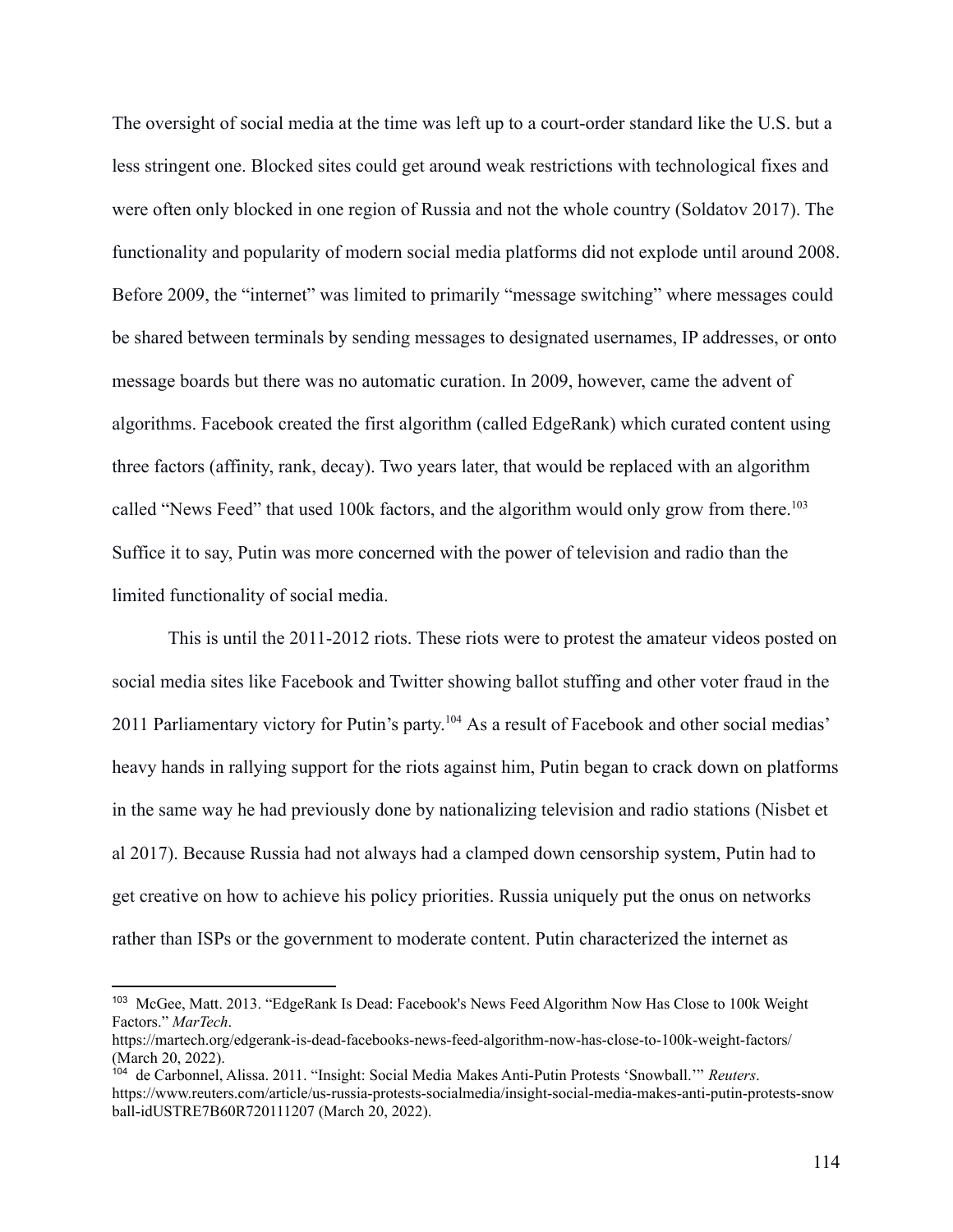The oversight of social media at the time was left up to a court-order standard like the U.S. but a less stringent one. Blocked sites could get around weak restrictions with technological fixes and were often only blocked in one region of Russia and not the whole country (Soldatov 2017). The functionality and popularity of modern social media platforms did not explode until around 2008. Before 2009, the "internet" was limited to primarily "message switching" where messages could be shared between terminals by sending messages to designated usernames, IP addresses, or onto message boards but there was no automatic curation. In 2009, however, came the advent of algorithms. Facebook created the first algorithm (called EdgeRank) which curated content using three factors (affinity, rank, decay). Two years later, that would be replaced with an algorithm called "News Feed" that used 100k factors, and the algorithm would only grow from there.[103] Suffice it to say, Putin was more concerned with the power of television and radio than the limited functionality of social media.

This is until the 2011-2012 riots. These riots were to protest the amateur videos posted on social media sites like Facebook and Twitter showing ballot stuffing and other voter fraud in the 2011 Parliamentary victory for Putin's party.[104] As a result of Facebook and other social medias' heavy hands in rallying support for the riots against him, Putin began to crack down on platforms in the same way he had previously done by nationalizing television and radio stations (Nisbet et al 2017). Because Russia had not always had a clamped down censorship system, Putin had to get creative on how to achieve his policy priorities. Russia uniquely put the onus on networks rather than ISPs or the government to moderate content. Putin characterized the internet as

---

[103] McGee, Matt. 2013. "EdgeRank Is Dead: Facebook's News Feed Algorithm Now Has Close to 100k Weight Factors." *MarTech*. https://martech.org/edgerank-is-dead-facebooks-news-feed-algorithm-now-has-close-to-100k-weight-factors/ (March 20, 2022).

[104] de Carbonnel, Alissa. 2011. "Insight: Social Media Makes Anti-Putin Protests 'Snowball.'" *Reuters*. https://www.reuters.com/article/us-russia-protests-socialmedia/insight-social-media-makes-anti-putin-protests-snowball-idUSTRE7B60R720111207 (March 20, 2022).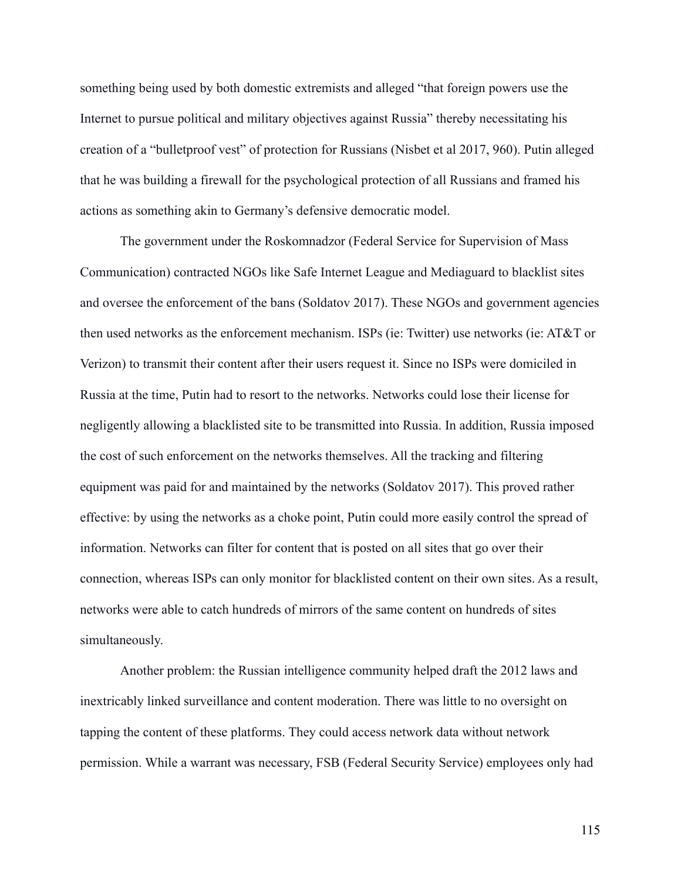something being used by both domestic extremists and alleged "that foreign powers use the Internet to pursue political and military objectives against Russia" thereby necessitating his creation of a "bulletproof vest" of protection for Russians (Nisbet et al 2017, 960). Putin alleged that he was building a firewall for the psychological protection of all Russians and framed his actions as something akin to Germany's defensive democratic model.

The government under the Roskomnadzor (Federal Service for Supervision of Mass Communication) contracted NGOs like Safe Internet League and Mediaguard to blacklist sites and oversee the enforcement of the bans (Soldatov 2017). These NGOs and government agencies then used networks as the enforcement mechanism. ISPs (ie: Twitter) use networks (ie: AT&T or Verizon) to transmit their content after their users request it. Since no ISPs were domiciled in Russia at the time, Putin had to resort to the networks. Networks could lose their license for negligently allowing a blacklisted site to be transmitted into Russia. In addition, Russia imposed the cost of such enforcement on the networks themselves. All the tracking and filtering equipment was paid for and maintained by the networks (Soldatov 2017). This proved rather effective: by using the networks as a choke point, Putin could more easily control the spread of information. Networks can filter for content that is posted on all sites that go over their connection, whereas ISPs can only monitor for blacklisted content on their own sites. As a result, networks were able to catch hundreds of mirrors of the same content on hundreds of sites simultaneously.

Another problem: the Russian intelligence community helped draft the 2012 laws and inextricably linked surveillance and content moderation. There was little to no oversight on tapping the content of these platforms. They could access network data without network permission. While a warrant was necessary, FSB (Federal Security Service) employees only had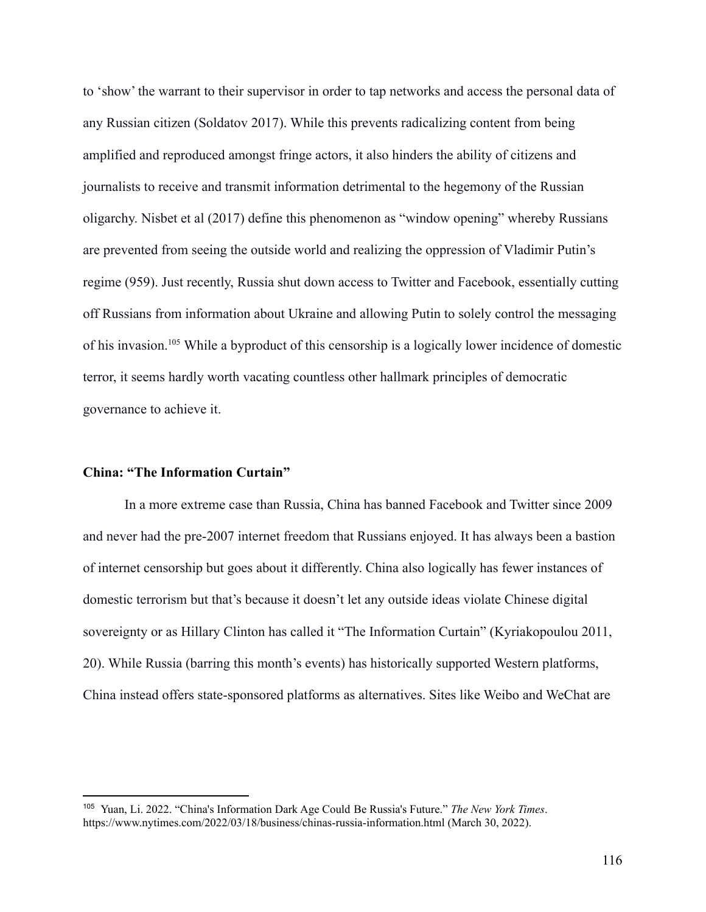to 'show' the warrant to their supervisor in order to tap networks and access the personal data of any Russian citizen (Soldatov 2017). While this prevents radicalizing content from being amplified and reproduced amongst fringe actors, it also hinders the ability of citizens and journalists to receive and transmit information detrimental to the hegemony of the Russian oligarchy. Nisbet et al (2017) define this phenomenon as "window opening" whereby Russians are prevented from seeing the outside world and realizing the oppression of Vladimir Putin's regime (959). Just recently, Russia shut down access to Twitter and Facebook, essentially cutting off Russians from information about Ukraine and allowing Putin to solely control the messaging of his invasion.[105] While a byproduct of this censorship is a logically lower incidence of domestic terror, it seems hardly worth vacating countless other hallmark principles of democratic governance to achieve it.

### China: "The Information Curtain"

In a more extreme case than Russia, China has banned Facebook and Twitter since 2009 and never had the pre-2007 internet freedom that Russians enjoyed. It has always been a bastion of internet censorship but goes about it differently. China also logically has fewer instances of domestic terrorism but that's because it doesn't let any outside ideas violate Chinese digital sovereignty or as Hillary Clinton has called it "The Information Curtain" (Kyriakopoulou 2011, 20). While Russia (barring this month's events) has historically supported Western platforms, China instead offers state-sponsored platforms as alternatives. Sites like Weibo and WeChat are

---

[105] Yuan, Li. 2022. "China's Information Dark Age Could Be Russia's Future." *The New York Times*. https://www.nytimes.com/2022/03/18/business/chinas-russia-information.html (March 30, 2022).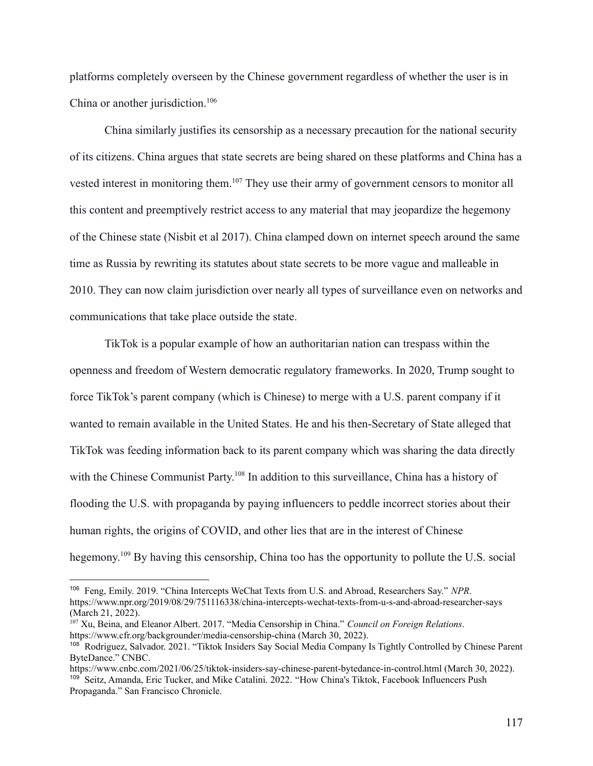platforms completely overseen by the Chinese government regardless of whether the user is in China or another jurisdiction.[106]

China similarly justifies its censorship as a necessary precaution for the national security of its citizens. China argues that state secrets are being shared on these platforms and China has a vested interest in monitoring them.[107] They use their army of government censors to monitor all this content and preemptively restrict access to any material that may jeopardize the hegemony of the Chinese state (Nisbit et al 2017). China clamped down on internet speech around the same time as Russia by rewriting its statutes about state secrets to be more vague and malleable in 2010. They can now claim jurisdiction over nearly all types of surveillance even on networks and communications that take place outside the state.

TikTok is a popular example of how an authoritarian nation can trespass within the openness and freedom of Western democratic regulatory frameworks. In 2020, Trump sought to force TikTok's parent company (which is Chinese) to merge with a U.S. parent company if it wanted to remain available in the United States. He and his then-Secretary of State alleged that TikTok was feeding information back to its parent company which was sharing the data directly with the Chinese Communist Party.[108] In addition to this surveillance, China has a history of flooding the U.S. with propaganda by paying influencers to peddle incorrect stories about their human rights, the origins of COVID, and other lies that are in the interest of Chinese hegemony.[109] By having this censorship, China too has the opportunity to pollute the U.S. social

---

[106] Feng, Emily. 2019. "China Intercepts WeChat Texts from U.S. and Abroad, Researchers Say." *NPR*. https://www.npr.org/2019/08/29/751116338/china-intercepts-wechat-texts-from-u-s-and-abroad-researcher-says (March 21, 2022).

[107] Xu, Beina, and Eleanor Albert. 2017. "Media Censorship in China." *Council on Foreign Relations*. https://www.cfr.org/backgrounder/media-censorship-china (March 30, 2022).

[108] Rodriguez, Salvador. 2021. "Tiktok Insiders Say Social Media Company Is Tightly Controlled by Chinese Parent ByteDance." CNBC. https://www.cnbc.com/2021/06/25/tiktok-insiders-say-chinese-parent-bytedance-in-control.html (March 30, 2022).

[109] Seitz, Amanda, Eric Tucker, and Mike Catalini. 2022. "How China's Tiktok, Facebook Influencers Push Propaganda." San Francisco Chronicle.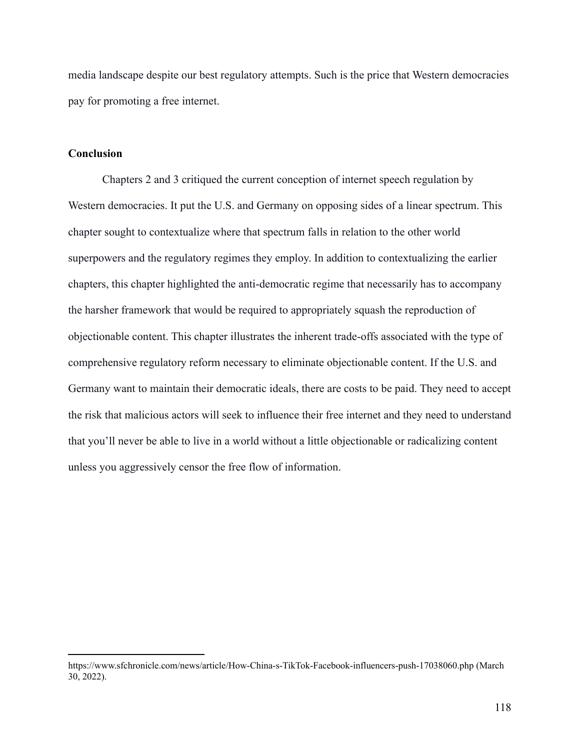media landscape despite our best regulatory attempts. Such is the price that Western democracies pay for promoting a free internet.

## Conclusion

Chapters 2 and 3 critiqued the current conception of internet speech regulation by Western democracies. It put the U.S. and Germany on opposing sides of a linear spectrum. This chapter sought to contextualize where that spectrum falls in relation to the other world superpowers and the regulatory regimes they employ. In addition to contextualizing the earlier chapters, this chapter highlighted the anti-democratic regime that necessarily has to accompany the harsher framework that would be required to appropriately squash the reproduction of objectionable content. This chapter illustrates the inherent trade-offs associated with the type of comprehensive regulatory reform necessary to eliminate objectionable content. If the U.S. and Germany want to maintain their democratic ideals, there are costs to be paid. They need to accept the risk that malicious actors will seek to influence their free internet and they need to understand that you'll never be able to live in a world without a little objectionable or radicalizing content unless you aggressively censor the free flow of information.

---

https://www.sfchronicle.com/news/article/How-China-s-TikTok-Facebook-influencers-push-17038060.php (March 30, 2022).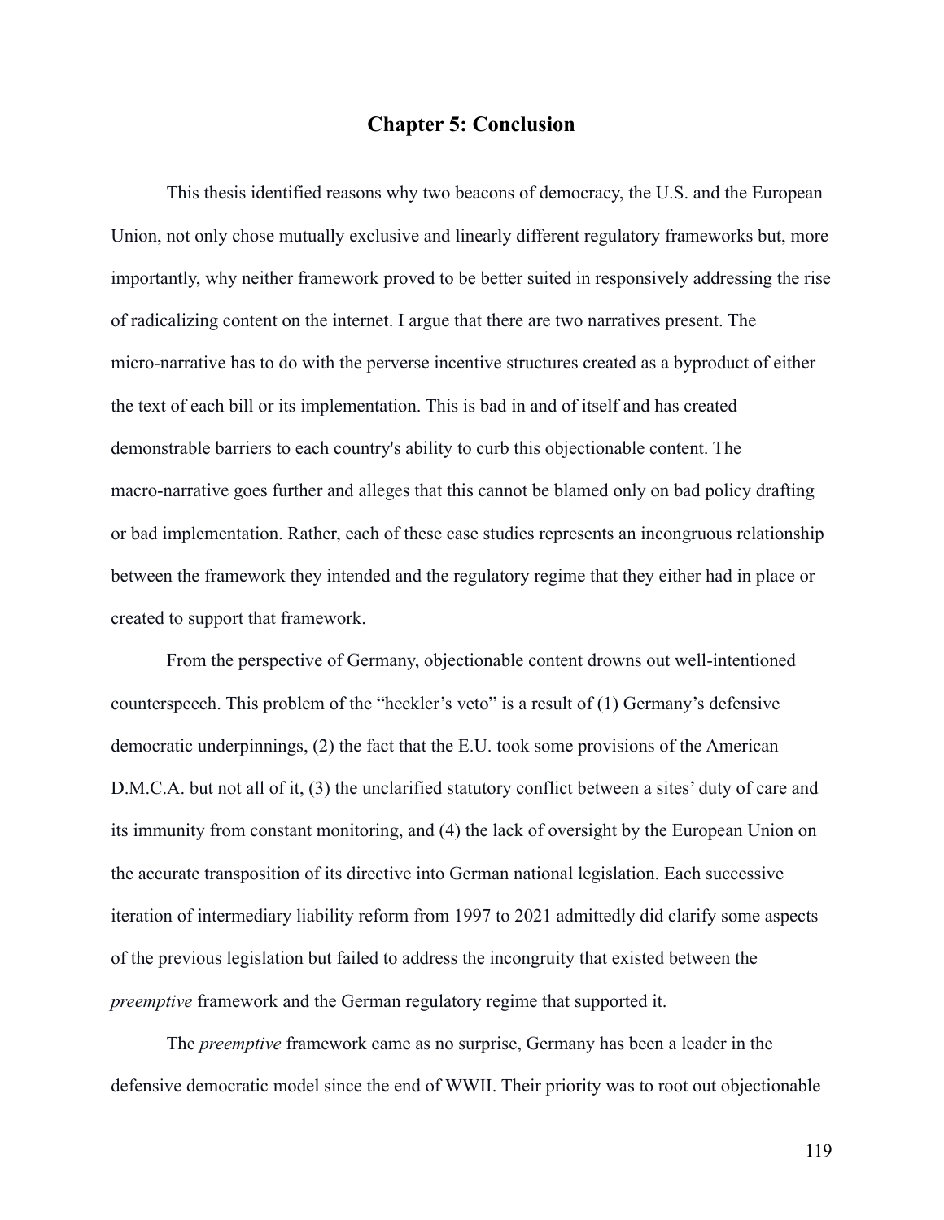# Chapter 5: Conclusion

This thesis identified reasons why two beacons of democracy, the U.S. and the European Union, not only chose mutually exclusive and linearly different regulatory frameworks but, more importantly, why neither framework proved to be better suited in responsively addressing the rise of radicalizing content on the internet. I argue that there are two narratives present. The micro-narrative has to do with the perverse incentive structures created as a byproduct of either the text of each bill or its implementation. This is bad in and of itself and has created demonstrable barriers to each country's ability to curb this objectionable content. The macro-narrative goes further and alleges that this cannot be blamed only on bad policy drafting or bad implementation. Rather, each of these case studies represents an incongruous relationship between the framework they intended and the regulatory regime that they either had in place or created to support that framework.

From the perspective of Germany, objectionable content drowns out well-intentioned counterspeech. This problem of the "heckler's veto" is a result of (1) Germany's defensive democratic underpinnings, (2) the fact that the E.U. took some provisions of the American D.M.C.A. but not all of it, (3) the unclarified statutory conflict between a sites' duty of care and its immunity from constant monitoring, and (4) the lack of oversight by the European Union on the accurate transposition of its directive into German national legislation. Each successive iteration of intermediary liability reform from 1997 to 2021 admittedly did clarify some aspects of the previous legislation but failed to address the incongruity that existed between the *preemptive* framework and the German regulatory regime that supported it.

The *preemptive* framework came as no surprise, Germany has been a leader in the defensive democratic model since the end of WWII. Their priority was to root out objectionable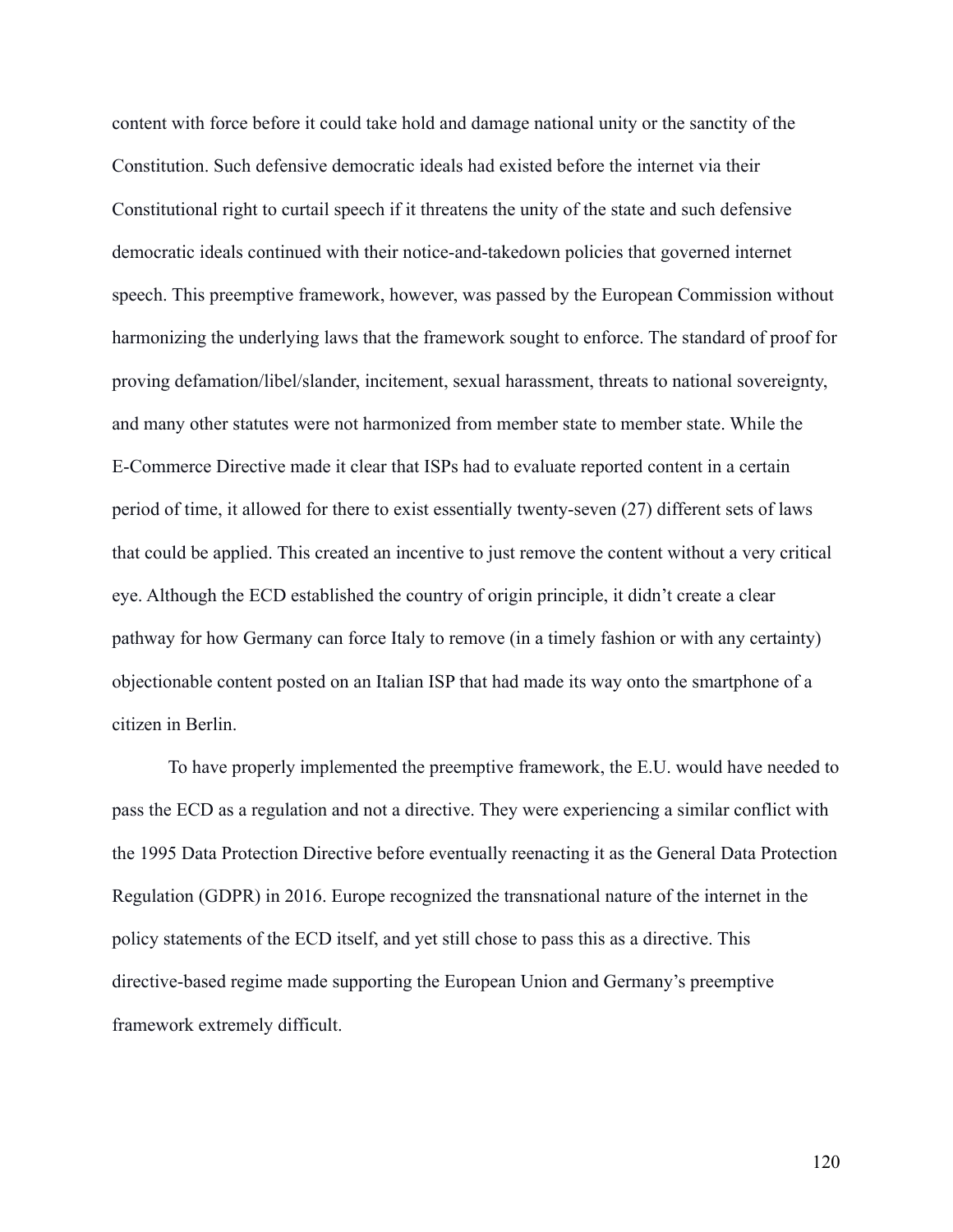content with force before it could take hold and damage national unity or the sanctity of the Constitution. Such defensive democratic ideals had existed before the internet via their Constitutional right to curtail speech if it threatens the unity of the state and such defensive democratic ideals continued with their notice-and-takedown policies that governed internet speech. This preemptive framework, however, was passed by the European Commission without harmonizing the underlying laws that the framework sought to enforce. The standard of proof for proving defamation/libel/slander, incitement, sexual harassment, threats to national sovereignty, and many other statutes were not harmonized from member state to member state. While the E-Commerce Directive made it clear that ISPs had to evaluate reported content in a certain period of time, it allowed for there to exist essentially twenty-seven (27) different sets of laws that could be applied. This created an incentive to just remove the content without a very critical eye. Although the ECD established the country of origin principle, it didn't create a clear pathway for how Germany can force Italy to remove (in a timely fashion or with any certainty) objectionable content posted on an Italian ISP that had made its way onto the smartphone of a citizen in Berlin.

To have properly implemented the preemptive framework, the E.U. would have needed to pass the ECD as a regulation and not a directive. They were experiencing a similar conflict with the 1995 Data Protection Directive before eventually reenacting it as the General Data Protection Regulation (GDPR) in 2016. Europe recognized the transnational nature of the internet in the policy statements of the ECD itself, and yet still chose to pass this as a directive. This directive-based regime made supporting the European Union and Germany's preemptive framework extremely difficult.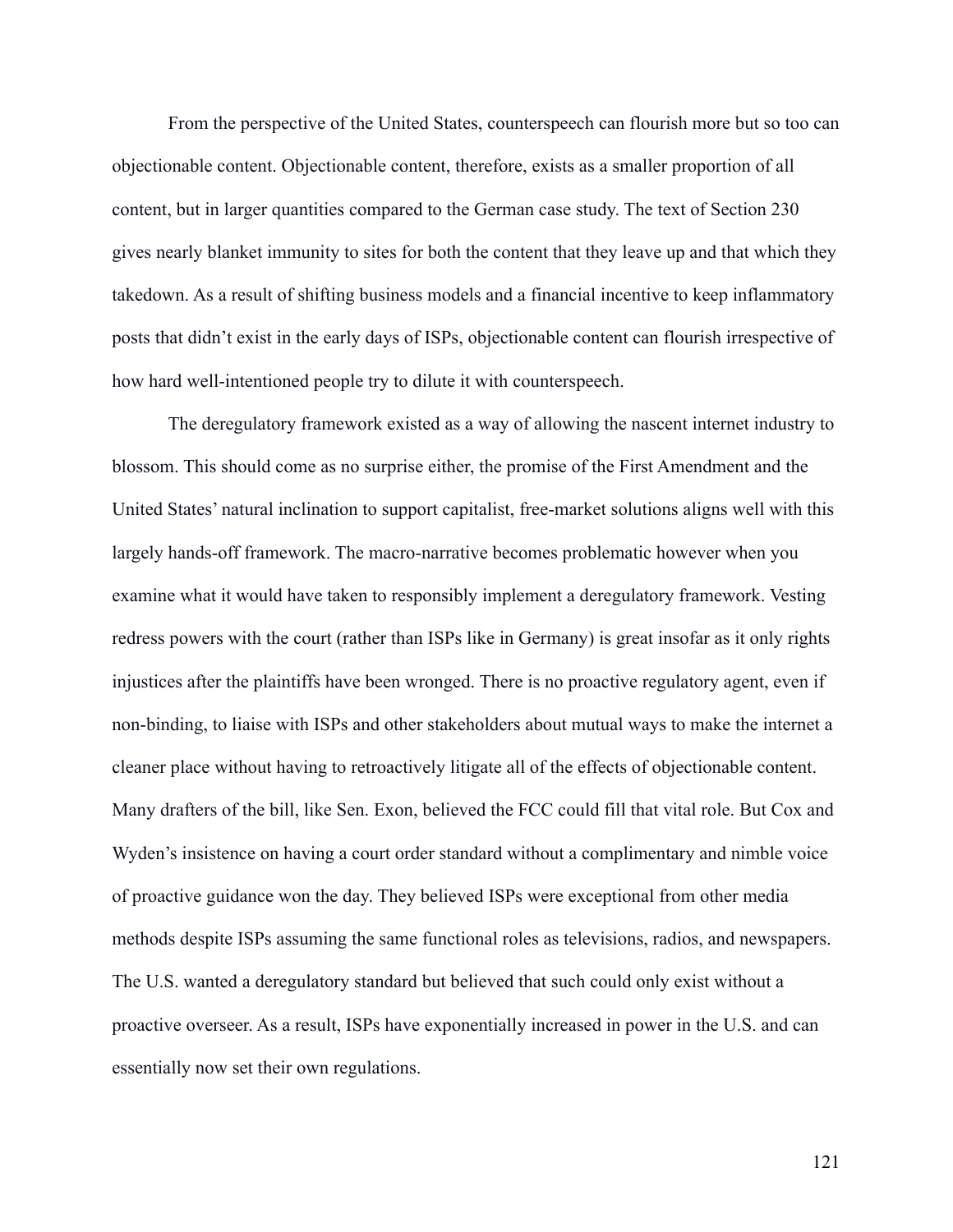From the perspective of the United States, counterspeech can flourish more but so too can objectionable content. Objectionable content, therefore, exists as a smaller proportion of all content, but in larger quantities compared to the German case study. The text of Section 230 gives nearly blanket immunity to sites for both the content that they leave up and that which they takedown. As a result of shifting business models and a financial incentive to keep inflammatory posts that didn't exist in the early days of ISPs, objectionable content can flourish irrespective of how hard well-intentioned people try to dilute it with counterspeech.

The deregulatory framework existed as a way of allowing the nascent internet industry to blossom. This should come as no surprise either, the promise of the First Amendment and the United States' natural inclination to support capitalist, free-market solutions aligns well with this largely hands-off framework. The macro-narrative becomes problematic however when you examine what it would have taken to responsibly implement a deregulatory framework. Vesting redress powers with the court (rather than ISPs like in Germany) is great insofar as it only rights injustices after the plaintiffs have been wronged. There is no proactive regulatory agent, even if non-binding, to liaise with ISPs and other stakeholders about mutual ways to make the internet a cleaner place without having to retroactively litigate all of the effects of objectionable content. Many drafters of the bill, like Sen. Exon, believed the FCC could fill that vital role. But Cox and Wyden's insistence on having a court order standard without a complimentary and nimble voice of proactive guidance won the day. They believed ISPs were exceptional from other media methods despite ISPs assuming the same functional roles as televisions, radios, and newspapers. The U.S. wanted a deregulatory standard but believed that such could only exist without a proactive overseer. As a result, ISPs have exponentially increased in power in the U.S. and can essentially now set their own regulations.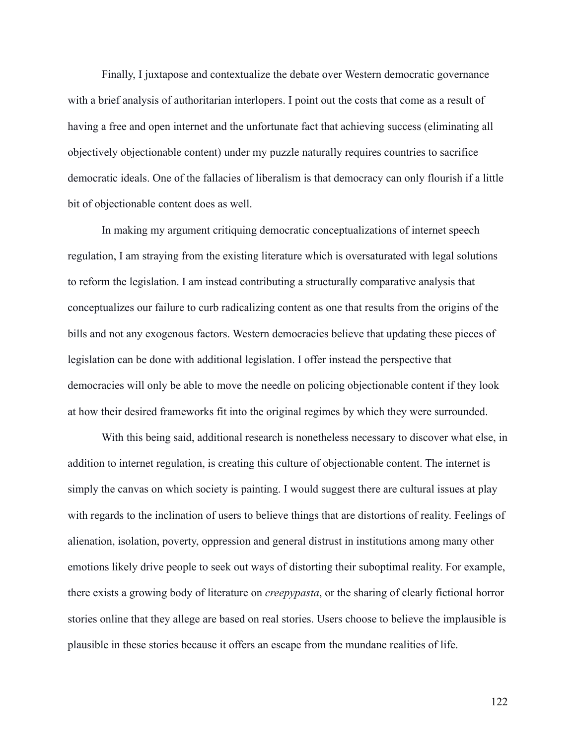Finally, I juxtapose and contextualize the debate over Western democratic governance with a brief analysis of authoritarian interlopers. I point out the costs that come as a result of having a free and open internet and the unfortunate fact that achieving success (eliminating all objectively objectionable content) under my puzzle naturally requires countries to sacrifice democratic ideals. One of the fallacies of liberalism is that democracy can only flourish if a little bit of objectionable content does as well.

In making my argument critiquing democratic conceptualizations of internet speech regulation, I am straying from the existing literature which is oversaturated with legal solutions to reform the legislation. I am instead contributing a structurally comparative analysis that conceptualizes our failure to curb radicalizing content as one that results from the origins of the bills and not any exogenous factors. Western democracies believe that updating these pieces of legislation can be done with additional legislation. I offer instead the perspective that democracies will only be able to move the needle on policing objectionable content if they look at how their desired frameworks fit into the original regimes by which they were surrounded.

With this being said, additional research is nonetheless necessary to discover what else, in addition to internet regulation, is creating this culture of objectionable content. The internet is simply the canvas on which society is painting. I would suggest there are cultural issues at play with regards to the inclination of users to believe things that are distortions of reality. Feelings of alienation, isolation, poverty, oppression and general distrust in institutions among many other emotions likely drive people to seek out ways of distorting their suboptimal reality. For example, there exists a growing body of literature on *creepypasta*, or the sharing of clearly fictional horror stories online that they allege are based on real stories. Users choose to believe the implausible is plausible in these stories because it offers an escape from the mundane realities of life.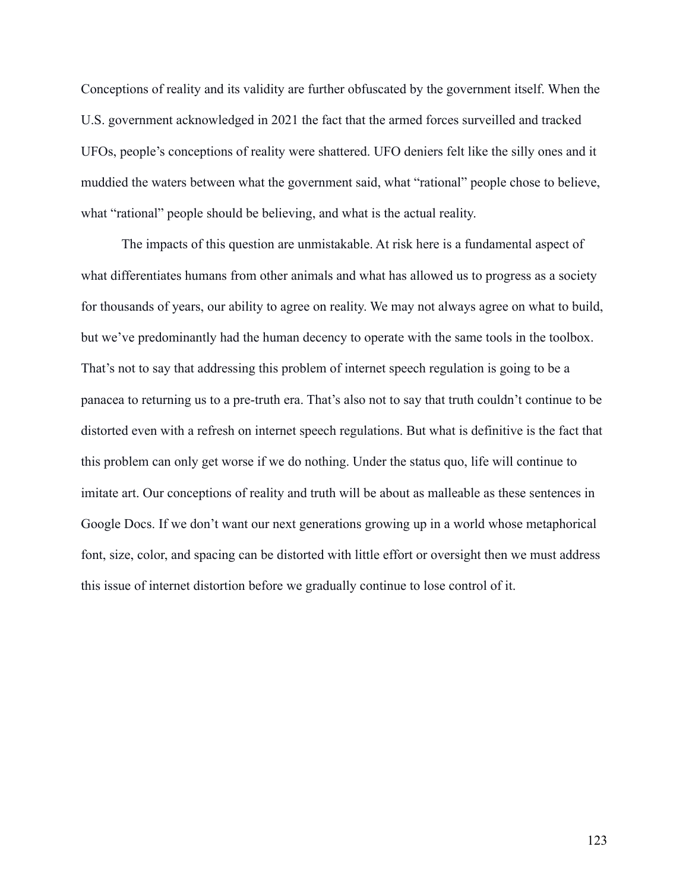Conceptions of reality and its validity are further obfuscated by the government itself. When the U.S. government acknowledged in 2021 the fact that the armed forces surveilled and tracked UFOs, people's conceptions of reality were shattered. UFO deniers felt like the silly ones and it muddied the waters between what the government said, what "rational" people chose to believe, what "rational" people should be believing, and what is the actual reality.

The impacts of this question are unmistakable. At risk here is a fundamental aspect of what differentiates humans from other animals and what has allowed us to progress as a society for thousands of years, our ability to agree on reality. We may not always agree on what to build, but we've predominantly had the human decency to operate with the same tools in the toolbox. That's not to say that addressing this problem of internet speech regulation is going to be a panacea to returning us to a pre-truth era. That's also not to say that truth couldn't continue to be distorted even with a refresh on internet speech regulations. But what is definitive is the fact that this problem can only get worse if we do nothing. Under the status quo, life will continue to imitate art. Our conceptions of reality and truth will be about as malleable as these sentences in Google Docs. If we don't want our next generations growing up in a world whose metaphorical font, size, color, and spacing can be distorted with little effort or oversight then we must address this issue of internet distortion before we gradually continue to lose control of it.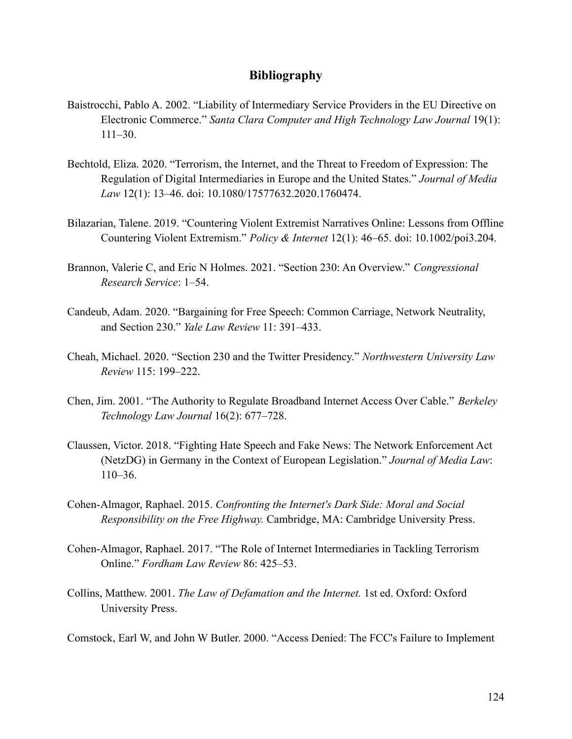# Bibliography

Baistrocchi, Pablo A. 2002. "Liability of Intermediary Service Providers in the EU Directive on Electronic Commerce." *Santa Clara Computer and High Technology Law Journal* 19(1): 111–30.

Bechtold, Eliza. 2020. "Terrorism, the Internet, and the Threat to Freedom of Expression: The Regulation of Digital Intermediaries in Europe and the United States." *Journal of Media Law* 12(1): 13–46. doi: 10.1080/17577632.2020.1760474.

Bilazarian, Talene. 2019. "Countering Violent Extremist Narratives Online: Lessons from Offline Countering Violent Extremism." *Policy & Internet* 12(1): 46–65. doi: 10.1002/poi3.204.

Brannon, Valerie C, and Eric N Holmes. 2021. "Section 230: An Overview." *Congressional Research Service*: 1–54.

Candeub, Adam. 2020. "Bargaining for Free Speech: Common Carriage, Network Neutrality, and Section 230." *Yale Law Review* 11: 391–433.

Cheah, Michael. 2020. "Section 230 and the Twitter Presidency." *Northwestern University Law Review* 115: 199–222.

Chen, Jim. 2001. "The Authority to Regulate Broadband Internet Access Over Cable." *Berkeley Technology Law Journal* 16(2): 677–728.

Claussen, Victor. 2018. "Fighting Hate Speech and Fake News: The Network Enforcement Act (NetzDG) in Germany in the Context of European Legislation." *Journal of Media Law*: 110–36.

Cohen-Almagor, Raphael. 2015. *Confronting the Internet's Dark Side: Moral and Social Responsibility on the Free Highway.* Cambridge, MA: Cambridge University Press.

Cohen-Almagor, Raphael. 2017. "The Role of Internet Intermediaries in Tackling Terrorism Online." *Fordham Law Review* 86: 425–53.

Collins, Matthew. 2001. *The Law of Defamation and the Internet.* 1st ed. Oxford: Oxford University Press.

Comstock, Earl W, and John W Butler. 2000. "Access Denied: The FCC's Failure to Implement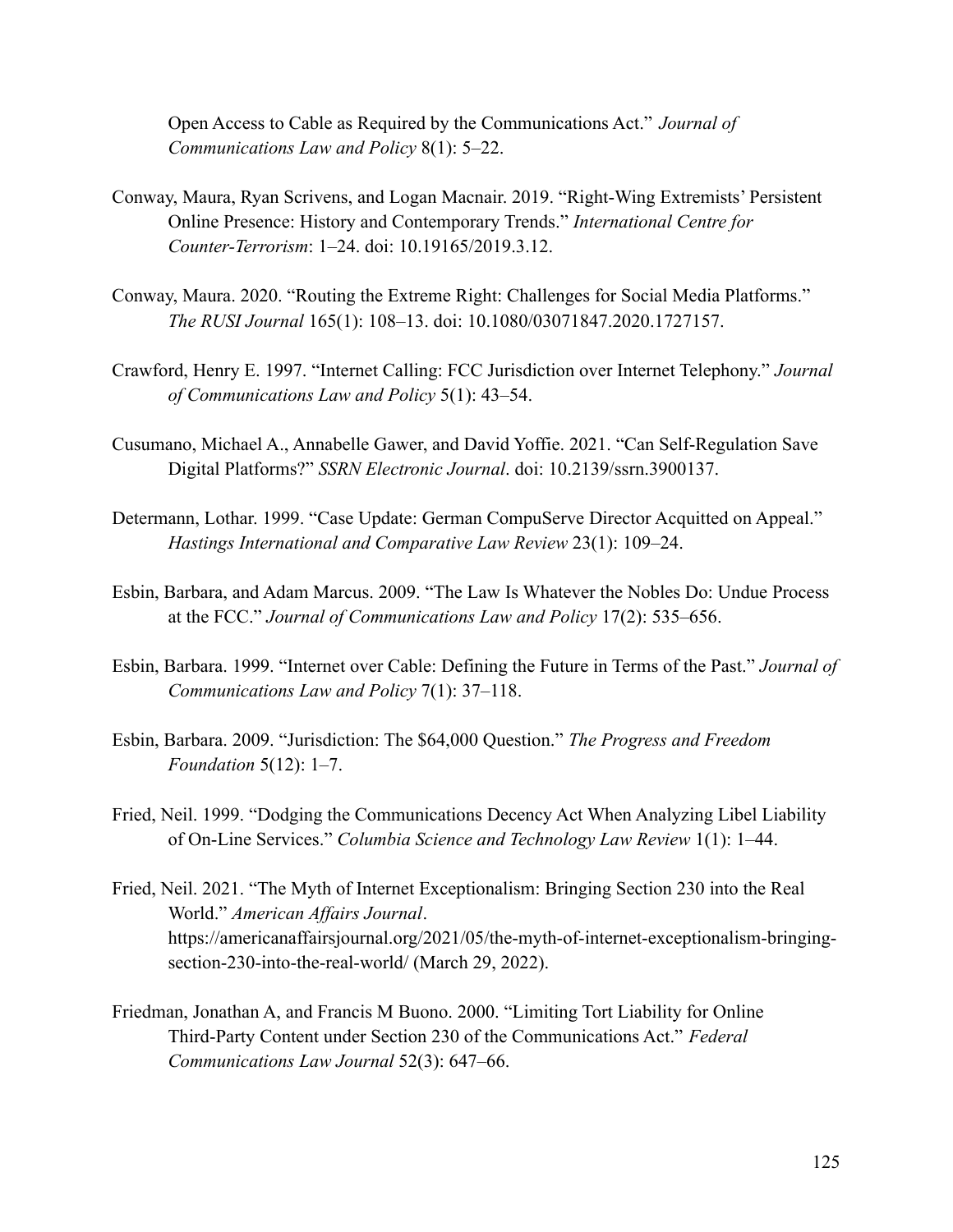Open Access to Cable as Required by the Communications Act." *Journal of Communications Law and Policy* 8(1): 5–22.

Conway, Maura, Ryan Scrivens, and Logan Macnair. 2019. "Right-Wing Extremists' Persistent Online Presence: History and Contemporary Trends." *International Centre for Counter-Terrorism*: 1–24. doi: 10.19165/2019.3.12.

Conway, Maura. 2020. "Routing the Extreme Right: Challenges for Social Media Platforms." *The RUSI Journal* 165(1): 108–13. doi: 10.1080/03071847.2020.1727157.

Crawford, Henry E. 1997. "Internet Calling: FCC Jurisdiction over Internet Telephony." *Journal of Communications Law and Policy* 5(1): 43–54.

Cusumano, Michael A., Annabelle Gawer, and David Yoffie. 2021. "Can Self-Regulation Save Digital Platforms?" *SSRN Electronic Journal*. doi: 10.2139/ssrn.3900137.

Determann, Lothar. 1999. "Case Update: German CompuServe Director Acquitted on Appeal." *Hastings International and Comparative Law Review* 23(1): 109–24.

Esbin, Barbara, and Adam Marcus. 2009. "The Law Is Whatever the Nobles Do: Undue Process at the FCC." *Journal of Communications Law and Policy* 17(2): 535–656.

Esbin, Barbara. 1999. "Internet over Cable: Defining the Future in Terms of the Past." *Journal of Communications Law and Policy* 7(1): 37–118.

Esbin, Barbara. 2009. "Jurisdiction: The $64,000 Question." *The Progress and Freedom Foundation* 5(12): 1–7.

Fried, Neil. 1999. "Dodging the Communications Decency Act When Analyzing Libel Liability of On-Line Services." *Columbia Science and Technology Law Review* 1(1): 1–44.

Fried, Neil. 2021. "The Myth of Internet Exceptionalism: Bringing Section 230 into the Real World." *American Affairs Journal*. https://americanaffairsjournal.org/2021/05/the-myth-of-internet-exceptionalism-bringing-section-230-into-the-real-world/ (March 29, 2022).

Friedman, Jonathan A, and Francis M Buono. 2000. "Limiting Tort Liability for Online Third-Party Content under Section 230 of the Communications Act." *Federal Communications Law Journal* 52(3): 647–66.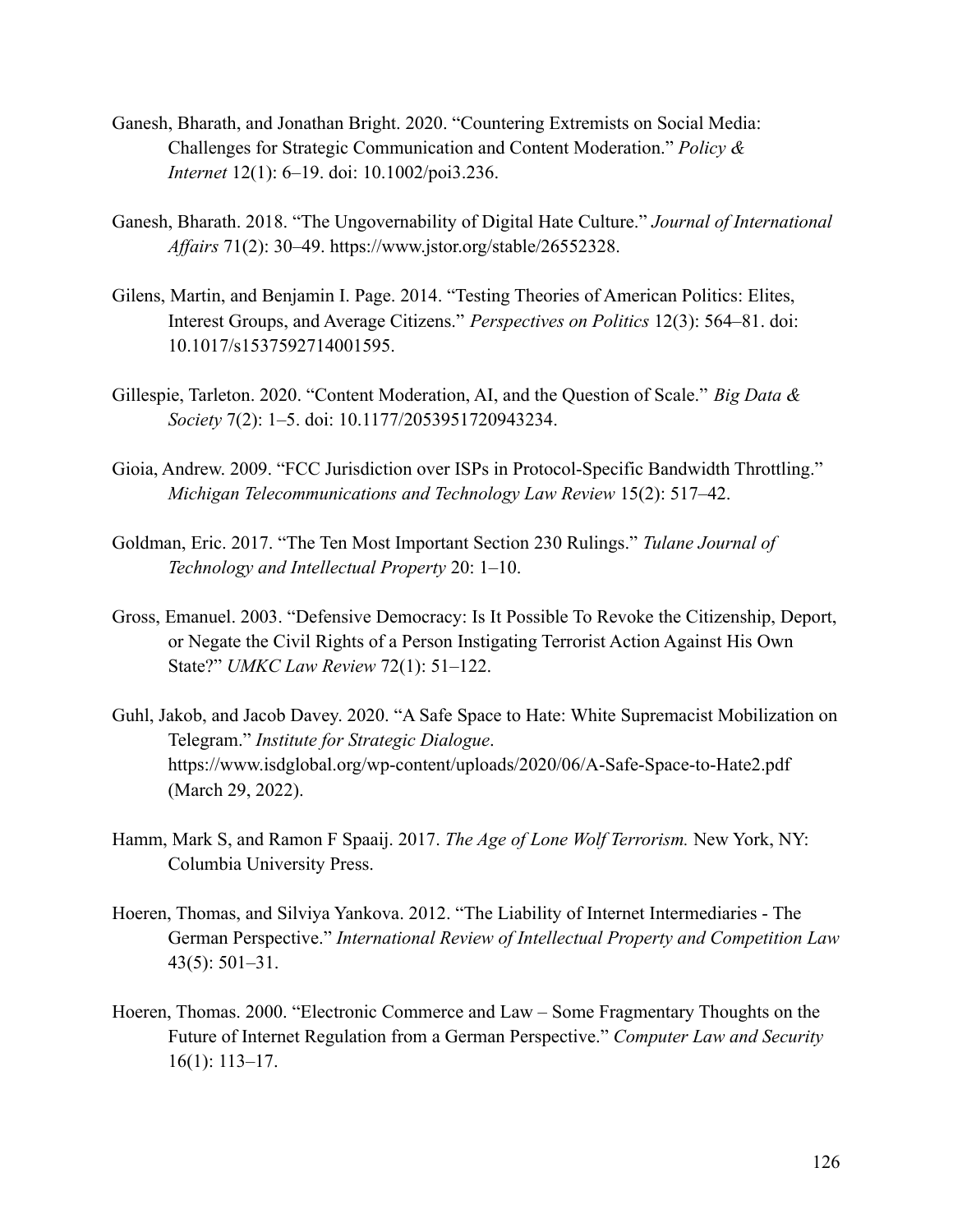Ganesh, Bharath, and Jonathan Bright. 2020. "Countering Extremists on Social Media: Challenges for Strategic Communication and Content Moderation." *Policy & Internet* 12(1): 6–19. doi: 10.1002/poi3.236.

Ganesh, Bharath. 2018. "The Ungovernability of Digital Hate Culture." *Journal of International Affairs* 71(2): 30–49. https://www.jstor.org/stable/26552328.

Gilens, Martin, and Benjamin I. Page. 2014. "Testing Theories of American Politics: Elites, Interest Groups, and Average Citizens." *Perspectives on Politics* 12(3): 564–81. doi: 10.1017/s1537592714001595.

Gillespie, Tarleton. 2020. "Content Moderation, AI, and the Question of Scale." *Big Data & Society* 7(2): 1–5. doi: 10.1177/2053951720943234.

Gioia, Andrew. 2009. "FCC Jurisdiction over ISPs in Protocol-Specific Bandwidth Throttling." *Michigan Telecommunications and Technology Law Review* 15(2): 517–42.

Goldman, Eric. 2017. "The Ten Most Important Section 230 Rulings." *Tulane Journal of Technology and Intellectual Property* 20: 1–10.

Gross, Emanuel. 2003. "Defensive Democracy: Is It Possible To Revoke the Citizenship, Deport, or Negate the Civil Rights of a Person Instigating Terrorist Action Against His Own State?" *UMKC Law Review* 72(1): 51–122.

Guhl, Jakob, and Jacob Davey. 2020. "A Safe Space to Hate: White Supremacist Mobilization on Telegram." *Institute for Strategic Dialogue*. https://www.isdglobal.org/wp-content/uploads/2020/06/A-Safe-Space-to-Hate2.pdf (March 29, 2022).

Hamm, Mark S, and Ramon F Spaaij. 2017. *The Age of Lone Wolf Terrorism.* New York, NY: Columbia University Press.

Hoeren, Thomas, and Silviya Yankova. 2012. "The Liability of Internet Intermediaries - The German Perspective." *International Review of Intellectual Property and Competition Law* 43(5): 501–31.

Hoeren, Thomas. 2000. "Electronic Commerce and Law – Some Fragmentary Thoughts on the Future of Internet Regulation from a German Perspective." *Computer Law and Security* 16(1): 113–17.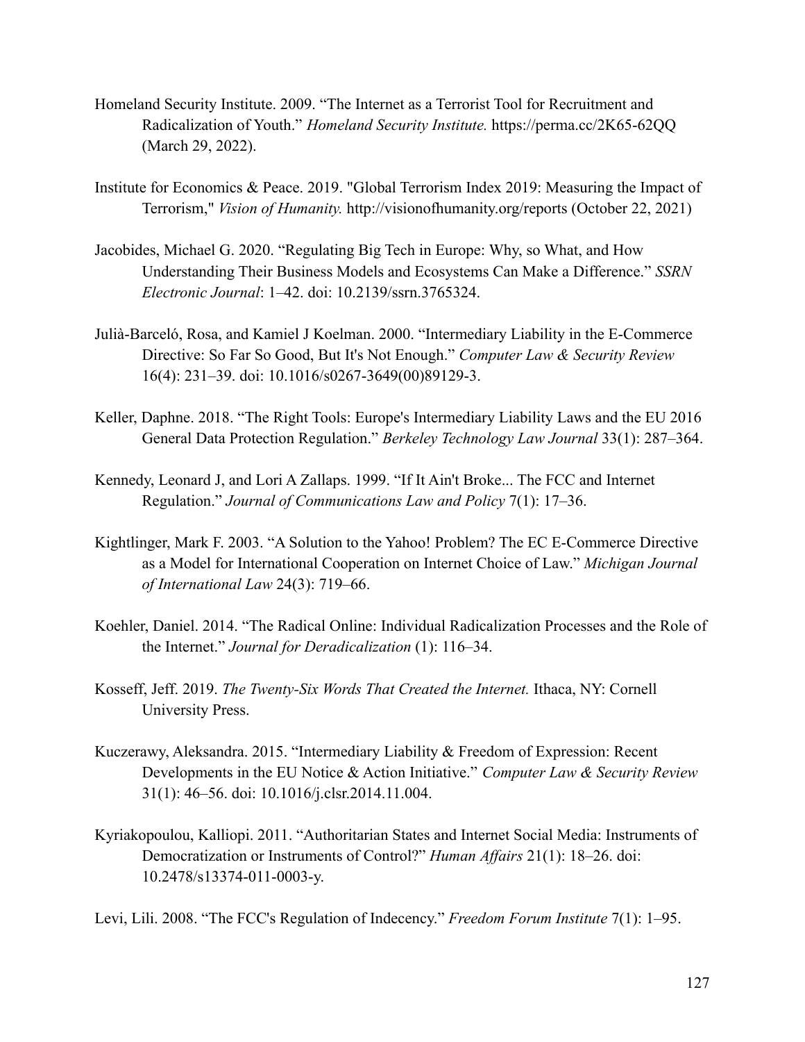Homeland Security Institute. 2009. "The Internet as a Terrorist Tool for Recruitment and Radicalization of Youth." *Homeland Security Institute.* https://perma.cc/2K65-62QQ (March 29, 2022).

Institute for Economics & Peace. 2019. "Global Terrorism Index 2019: Measuring the Impact of Terrorism," *Vision of Humanity.* http://visionofhumanity.org/reports (October 22, 2021)

Jacobides, Michael G. 2020. "Regulating Big Tech in Europe: Why, so What, and How Understanding Their Business Models and Ecosystems Can Make a Difference." *SSRN Electronic Journal*: 1–42. doi: 10.2139/ssrn.3765324.

Julià-Barceló, Rosa, and Kamiel J Koelman. 2000. "Intermediary Liability in the E-Commerce Directive: So Far So Good, But It's Not Enough." *Computer Law & Security Review* 16(4): 231–39. doi: 10.1016/s0267-3649(00)89129-3.

Keller, Daphne. 2018. "The Right Tools: Europe's Intermediary Liability Laws and the EU 2016 General Data Protection Regulation." *Berkeley Technology Law Journal* 33(1): 287–364.

Kennedy, Leonard J, and Lori A Zallaps. 1999. "If It Ain't Broke... The FCC and Internet Regulation." *Journal of Communications Law and Policy* 7(1): 17–36.

Kightlinger, Mark F. 2003. "A Solution to the Yahoo! Problem? The EC E-Commerce Directive as a Model for International Cooperation on Internet Choice of Law." *Michigan Journal of International Law* 24(3): 719–66.

Koehler, Daniel. 2014. "The Radical Online: Individual Radicalization Processes and the Role of the Internet." *Journal for Deradicalization* (1): 116–34.

Kosseff, Jeff. 2019. *The Twenty-Six Words That Created the Internet.* Ithaca, NY: Cornell University Press.

Kuczerawy, Aleksandra. 2015. "Intermediary Liability & Freedom of Expression: Recent Developments in the EU Notice & Action Initiative." *Computer Law & Security Review* 31(1): 46–56. doi: 10.1016/j.clsr.2014.11.004.

Kyriakopoulou, Kalliopi. 2011. "Authoritarian States and Internet Social Media: Instruments of Democratization or Instruments of Control?" *Human Affairs* 21(1): 18–26. doi: 10.2478/s13374-011-0003-y.

Levi, Lili. 2008. "The FCC's Regulation of Indecency." *Freedom Forum Institute* 7(1): 1–95.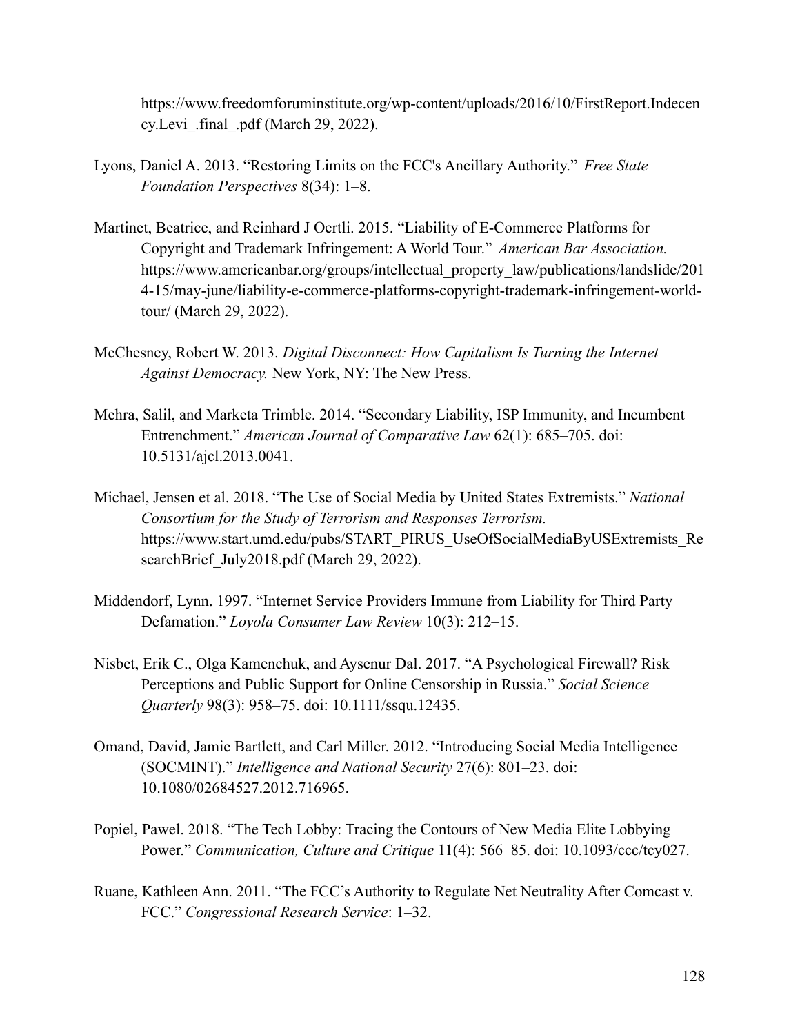https://www.freedomforuminstitute.org/wp-content/uploads/2016/10/FirstReport.Indecency.Levi_.final_.pdf (March 29, 2022).

Lyons, Daniel A. 2013. "Restoring Limits on the FCC's Ancillary Authority." *Free State Foundation Perspectives* 8(34): 1–8.

Martinet, Beatrice, and Reinhard J Oertli. 2015. "Liability of E-Commerce Platforms for Copyright and Trademark Infringement: A World Tour." *American Bar Association.* https://www.americanbar.org/groups/intellectual_property_law/publications/landslide/2014-15/may-june/liability-e-commerce-platforms-copyright-trademark-infringement-world-tour/ (March 29, 2022).

McChesney, Robert W. 2013. *Digital Disconnect: How Capitalism Is Turning the Internet Against Democracy.* New York, NY: The New Press.

Mehra, Salil, and Marketa Trimble. 2014. "Secondary Liability, ISP Immunity, and Incumbent Entrenchment." *American Journal of Comparative Law* 62(1): 685–705. doi: 10.5131/ajcl.2013.0041.

Michael, Jensen et al. 2018. "The Use of Social Media by United States Extremists." *National Consortium for the Study of Terrorism and Responses Terrorism.* https://www.start.umd.edu/pubs/START_PIRUS_UseOfSocialMediaByUSExtremists_ResearchBrief_July2018.pdf (March 29, 2022).

Middendorf, Lynn. 1997. "Internet Service Providers Immune from Liability for Third Party Defamation." *Loyola Consumer Law Review* 10(3): 212–15.

Nisbet, Erik C., Olga Kamenchuk, and Aysenur Dal. 2017. "A Psychological Firewall? Risk Perceptions and Public Support for Online Censorship in Russia." *Social Science Quarterly* 98(3): 958–75. doi: 10.1111/ssqu.12435.

Omand, David, Jamie Bartlett, and Carl Miller. 2012. "Introducing Social Media Intelligence (SOCMINT)." *Intelligence and National Security* 27(6): 801–23. doi: 10.1080/02684527.2012.716965.

Popiel, Pawel. 2018. "The Tech Lobby: Tracing the Contours of New Media Elite Lobbying Power." *Communication, Culture and Critique* 11(4): 566–85. doi: 10.1093/ccc/tcy027.

Ruane, Kathleen Ann. 2011. "The FCC's Authority to Regulate Net Neutrality After Comcast v. FCC." *Congressional Research Service*: 1–32.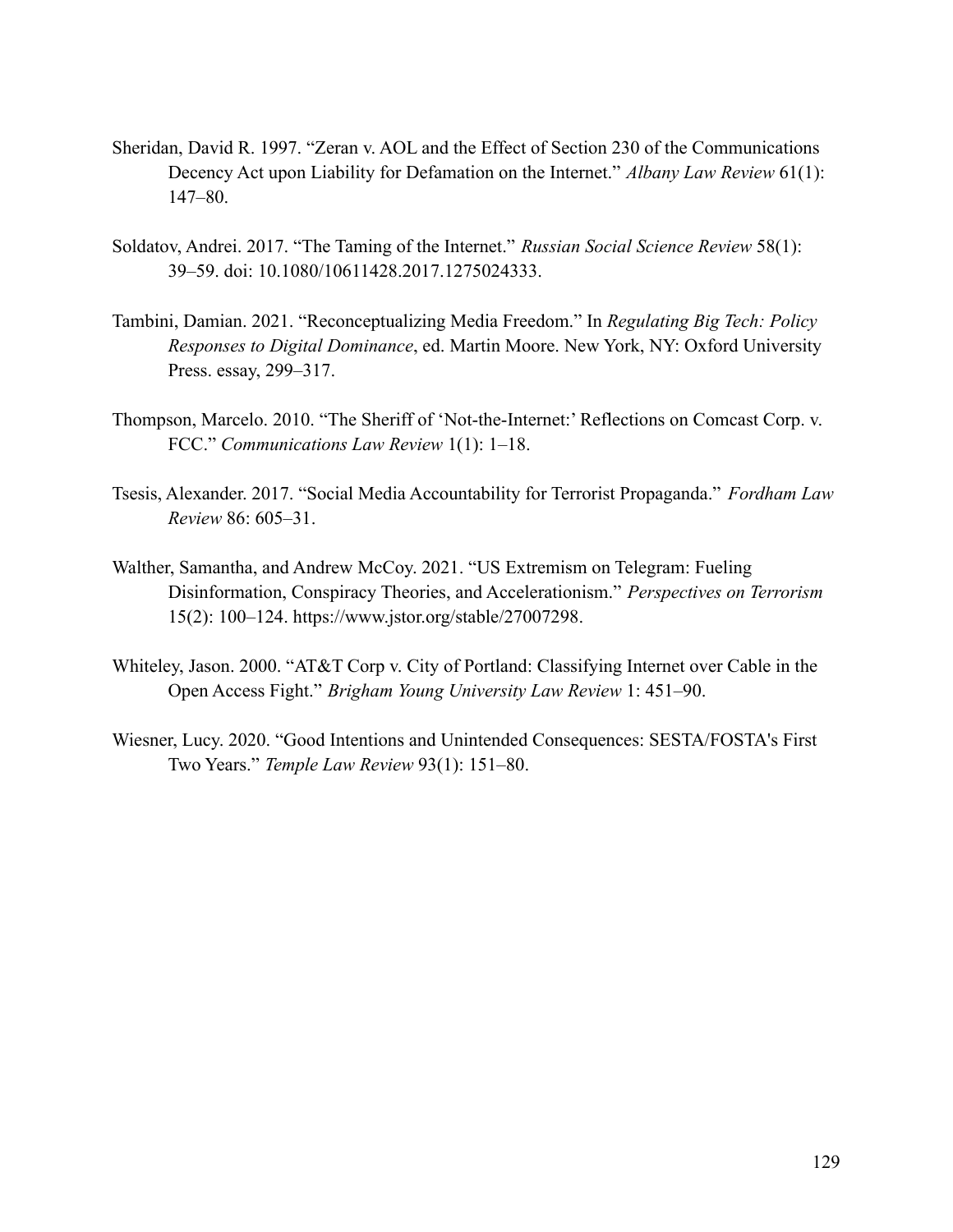Sheridan, David R. 1997. "Zeran v. AOL and the Effect of Section 230 of the Communications Decency Act upon Liability for Defamation on the Internet." *Albany Law Review* 61(1): 147–80.

Soldatov, Andrei. 2017. "The Taming of the Internet." *Russian Social Science Review* 58(1): 39–59. doi: 10.1080/10611428.2017.1275024333.

Tambini, Damian. 2021. "Reconceptualizing Media Freedom." In *Regulating Big Tech: Policy Responses to Digital Dominance*, ed. Martin Moore. New York, NY: Oxford University Press. essay, 299–317.

Thompson, Marcelo. 2010. "The Sheriff of 'Not-the-Internet:' Reflections on Comcast Corp. v. FCC." *Communications Law Review* 1(1): 1–18.

Tsesis, Alexander. 2017. "Social Media Accountability for Terrorist Propaganda." *Fordham Law Review* 86: 605–31.

Walther, Samantha, and Andrew McCoy. 2021. "US Extremism on Telegram: Fueling Disinformation, Conspiracy Theories, and Accelerationism." *Perspectives on Terrorism* 15(2): 100–124. https://www.jstor.org/stable/27007298.

Whiteley, Jason. 2000. "AT&T Corp v. City of Portland: Classifying Internet over Cable in the Open Access Fight." *Brigham Young University Law Review* 1: 451–90.

Wiesner, Lucy. 2020. "Good Intentions and Unintended Consequences: SESTA/FOSTA's First Two Years." *Temple Law Review* 93(1): 151–80.